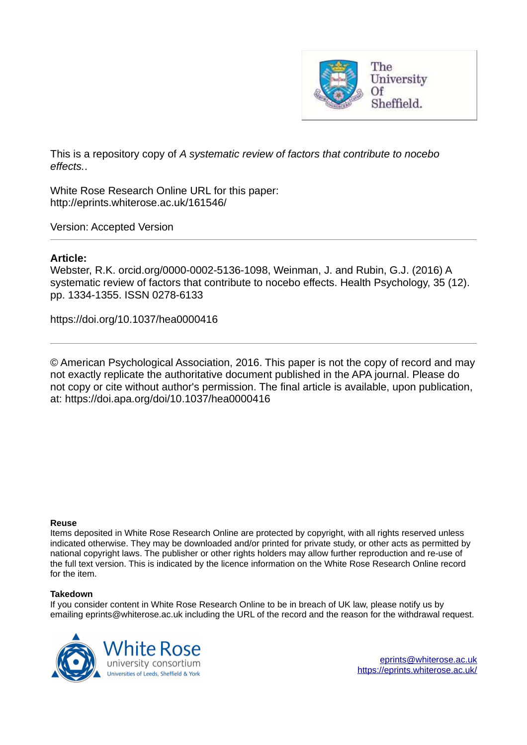This is a repository copy of *A systematic review of factors that contribute to nocebo effects.*.

White Rose Research Online URL for this paper:
http://eprints.whiterose.ac.uk/161546/

Version: Accepted Version

**Article:**

Webster, R.K. orcid.org/0000-0002-5136-1098, Weinman, J. and Rubin, G.J. (2016) A systematic review of factors that contribute to nocebo effects. Health Psychology, 35 (12). pp. 1334-1355. ISSN 0278-6133

https://doi.org/10.1037/hea0000416

© American Psychological Association, 2016. This paper is not the copy of record and may not exactly replicate the authoritative document published in the APA journal. Please do not copy or cite without author's permission. The final article is available, upon publication, at: https://doi.apa.org/doi/10.1037/hea0000416

**Reuse**

Items deposited in White Rose Research Online are protected by copyright, with all rights reserved unless indicated otherwise. They may be downloaded and/or printed for private study, or other acts as permitted by national copyright laws. The publisher or other rights holders may allow further reproduction and re-use of the full text version. This is indicated by the licence information on the White Rose Research Online record for the item.

**Takedown**

If you consider content in White Rose Research Online to be in breach of UK law, please notify us by emailing eprints@whiterose.ac.uk including the URL of the record and the reason for the withdrawal request.

eprints@whiterose.ac.uk
https://eprints.whiterose.ac.uk/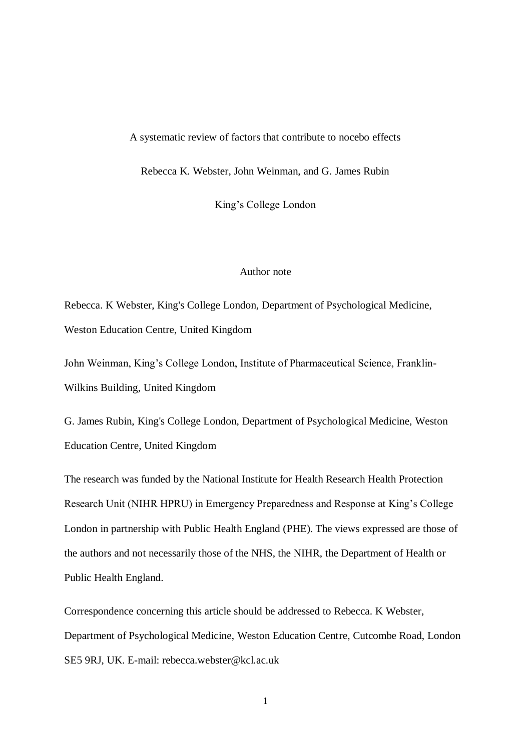# A systematic review of factors that contribute to nocebo effects

Rebecca K. Webster, John Weinman, and G. James Rubin

King's College London

## Author note

Rebecca. K Webster, King's College London, Department of Psychological Medicine, Weston Education Centre, United Kingdom

John Weinman, King's College London, Institute of Pharmaceutical Science, Franklin-Wilkins Building, United Kingdom

G. James Rubin, King's College London, Department of Psychological Medicine, Weston Education Centre, United Kingdom

The research was funded by the National Institute for Health Research Health Protection Research Unit (NIHR HPRU) in Emergency Preparedness and Response at King's College London in partnership with Public Health England (PHE). The views expressed are those of the authors and not necessarily those of the NHS, the NIHR, the Department of Health or Public Health England.

Correspondence concerning this article should be addressed to Rebecca. K Webster, Department of Psychological Medicine, Weston Education Centre, Cutcombe Road, London SE5 9RJ, UK. E-mail: rebecca.webster@kcl.ac.uk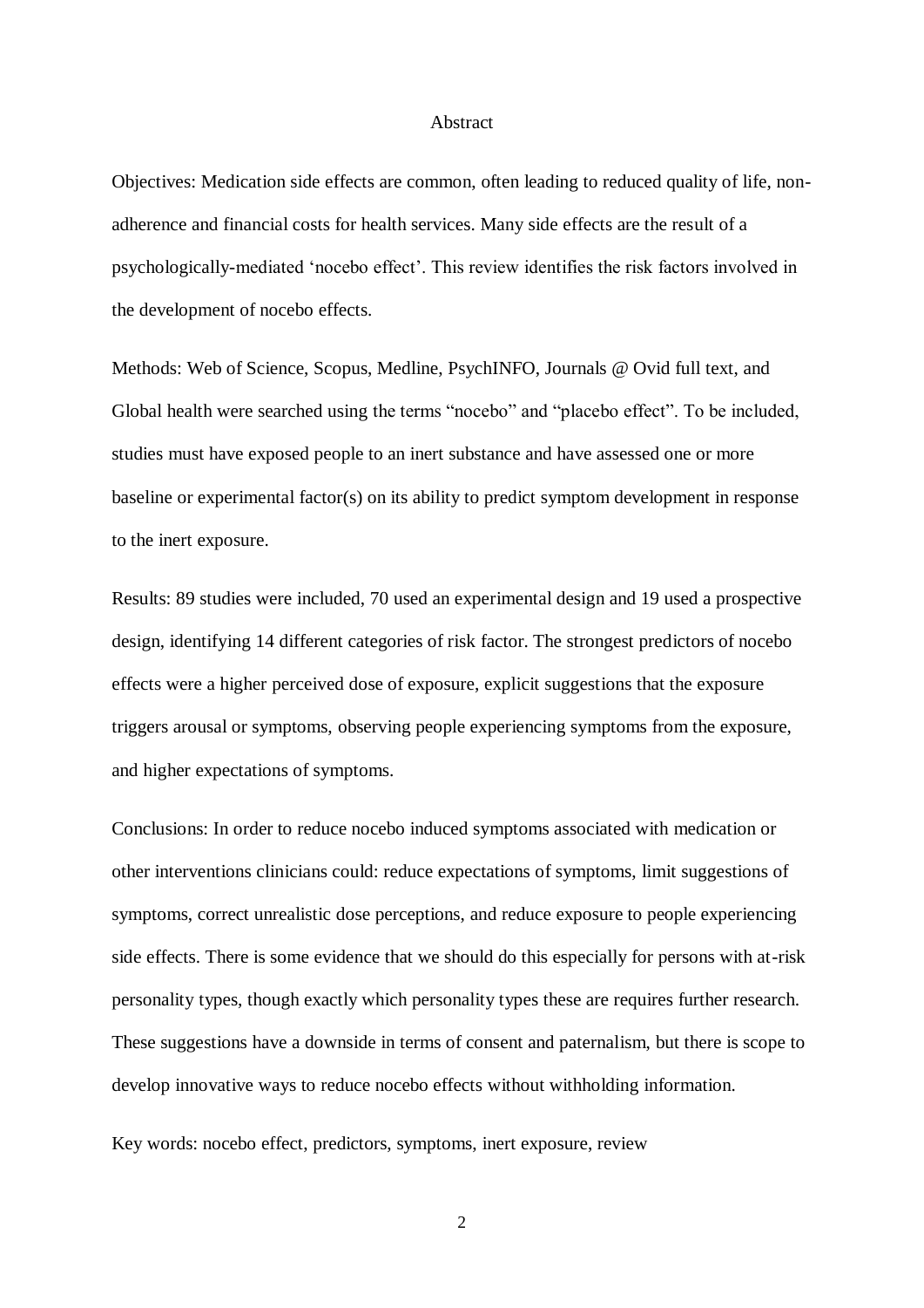## Abstract

Objectives: Medication side effects are common, often leading to reduced quality of life, non-adherence and financial costs for health services. Many side effects are the result of a psychologically-mediated 'nocebo effect'. This review identifies the risk factors involved in the development of nocebo effects.

Methods: Web of Science, Scopus, Medline, PsychINFO, Journals @ Ovid full text, and Global health were searched using the terms "nocebo" and "placebo effect". To be included, studies must have exposed people to an inert substance and have assessed one or more baseline or experimental factor(s) on its ability to predict symptom development in response to the inert exposure.

Results: 89 studies were included, 70 used an experimental design and 19 used a prospective design, identifying 14 different categories of risk factor. The strongest predictors of nocebo effects were a higher perceived dose of exposure, explicit suggestions that the exposure triggers arousal or symptoms, observing people experiencing symptoms from the exposure, and higher expectations of symptoms.

Conclusions: In order to reduce nocebo induced symptoms associated with medication or other interventions clinicians could: reduce expectations of symptoms, limit suggestions of symptoms, correct unrealistic dose perceptions, and reduce exposure to people experiencing side effects. There is some evidence that we should do this especially for persons with at-risk personality types, though exactly which personality types these are requires further research. These suggestions have a downside in terms of consent and paternalism, but there is scope to develop innovative ways to reduce nocebo effects without withholding information.

Key words: nocebo effect, predictors, symptoms, inert exposure, review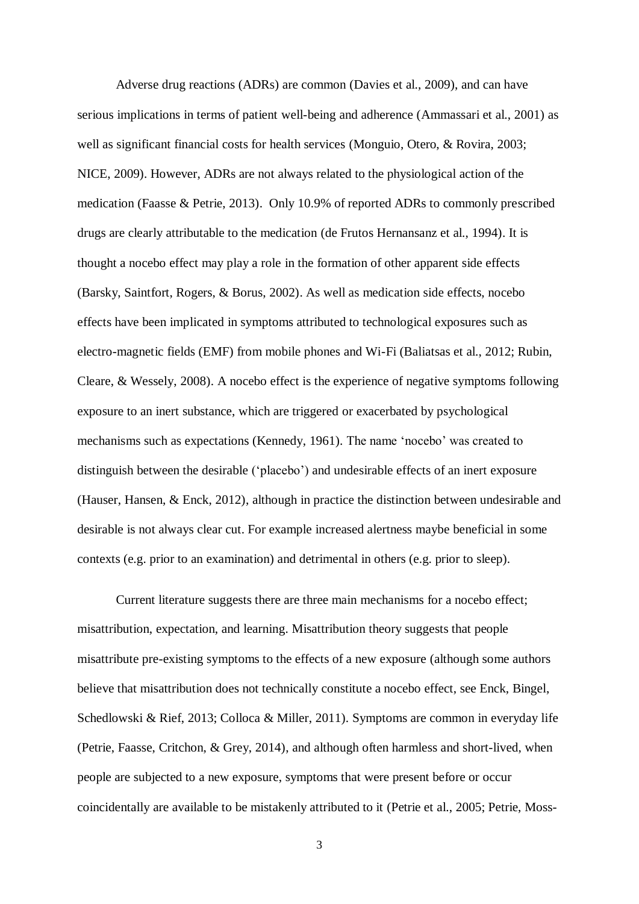Adverse drug reactions (ADRs) are common (Davies et al., 2009), and can have serious implications in terms of patient well-being and adherence (Ammassari et al., 2001) as well as significant financial costs for health services (Monguio, Otero, & Rovira, 2003; NICE, 2009). However, ADRs are not always related to the physiological action of the medication (Faasse & Petrie, 2013). Only 10.9% of reported ADRs to commonly prescribed drugs are clearly attributable to the medication (de Frutos Hernansanz et al., 1994). It is thought a nocebo effect may play a role in the formation of other apparent side effects (Barsky, Saintfort, Rogers, & Borus, 2002). As well as medication side effects, nocebo effects have been implicated in symptoms attributed to technological exposures such as electro-magnetic fields (EMF) from mobile phones and Wi-Fi (Baliatsas et al., 2012; Rubin, Cleare, & Wessely, 2008). A nocebo effect is the experience of negative symptoms following exposure to an inert substance, which are triggered or exacerbated by psychological mechanisms such as expectations (Kennedy, 1961). The name 'nocebo' was created to distinguish between the desirable ('placebo') and undesirable effects of an inert exposure (Hauser, Hansen, & Enck, 2012), although in practice the distinction between undesirable and desirable is not always clear cut. For example increased alertness maybe beneficial in some contexts (e.g. prior to an examination) and detrimental in others (e.g. prior to sleep).

Current literature suggests there are three main mechanisms for a nocebo effect; misattribution, expectation, and learning. Misattribution theory suggests that people misattribute pre-existing symptoms to the effects of a new exposure (although some authors believe that misattribution does not technically constitute a nocebo effect, see Enck, Bingel, Schedlowski & Rief, 2013; Colloca & Miller, 2011). Symptoms are common in everyday life (Petrie, Faasse, Critchon, & Grey, 2014), and although often harmless and short-lived, when people are subjected to a new exposure, symptoms that were present before or occur coincidentally are available to be mistakenly attributed to it (Petrie et al., 2005; Petrie, Moss-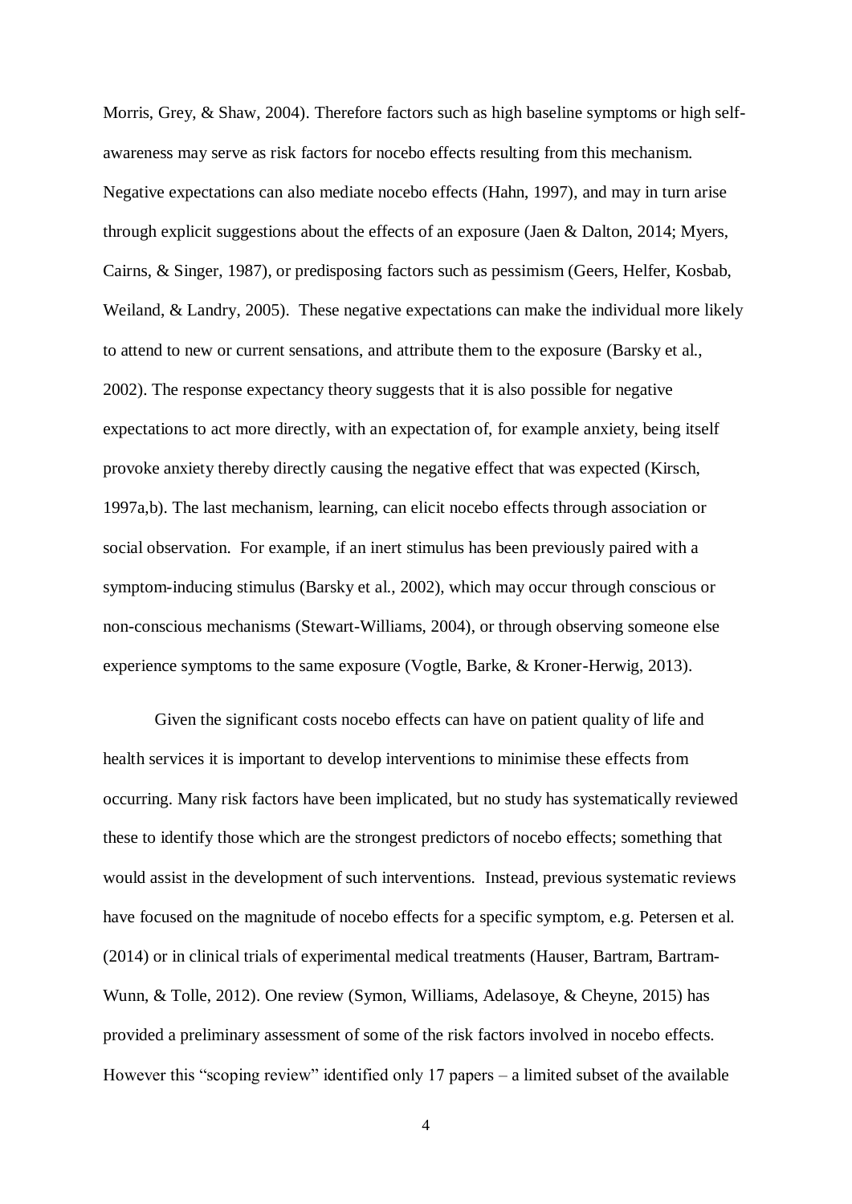Morris, Grey, & Shaw, 2004). Therefore factors such as high baseline symptoms or high self-awareness may serve as risk factors for nocebo effects resulting from this mechanism. Negative expectations can also mediate nocebo effects (Hahn, 1997), and may in turn arise through explicit suggestions about the effects of an exposure (Jaen & Dalton, 2014; Myers, Cairns, & Singer, 1987), or predisposing factors such as pessimism (Geers, Helfer, Kosbab, Weiland, & Landry, 2005). These negative expectations can make the individual more likely to attend to new or current sensations, and attribute them to the exposure (Barsky et al., 2002). The response expectancy theory suggests that it is also possible for negative expectations to act more directly, with an expectation of, for example anxiety, being itself provoke anxiety thereby directly causing the negative effect that was expected (Kirsch, 1997a,b). The last mechanism, learning, can elicit nocebo effects through association or social observation. For example, if an inert stimulus has been previously paired with a symptom-inducing stimulus (Barsky et al., 2002), which may occur through conscious or non-conscious mechanisms (Stewart-Williams, 2004), or through observing someone else experience symptoms to the same exposure (Vogtle, Barke, & Kroner-Herwig, 2013).

Given the significant costs nocebo effects can have on patient quality of life and health services it is important to develop interventions to minimise these effects from occurring. Many risk factors have been implicated, but no study has systematically reviewed these to identify those which are the strongest predictors of nocebo effects; something that would assist in the development of such interventions. Instead, previous systematic reviews have focused on the magnitude of nocebo effects for a specific symptom, e.g. Petersen et al. (2014) or in clinical trials of experimental medical treatments (Hauser, Bartram, Bartram-Wunn, & Tolle, 2012). One review (Symon, Williams, Adelasoye, & Cheyne, 2015) has provided a preliminary assessment of some of the risk factors involved in nocebo effects. However this "scoping review" identified only 17 papers – a limited subset of the available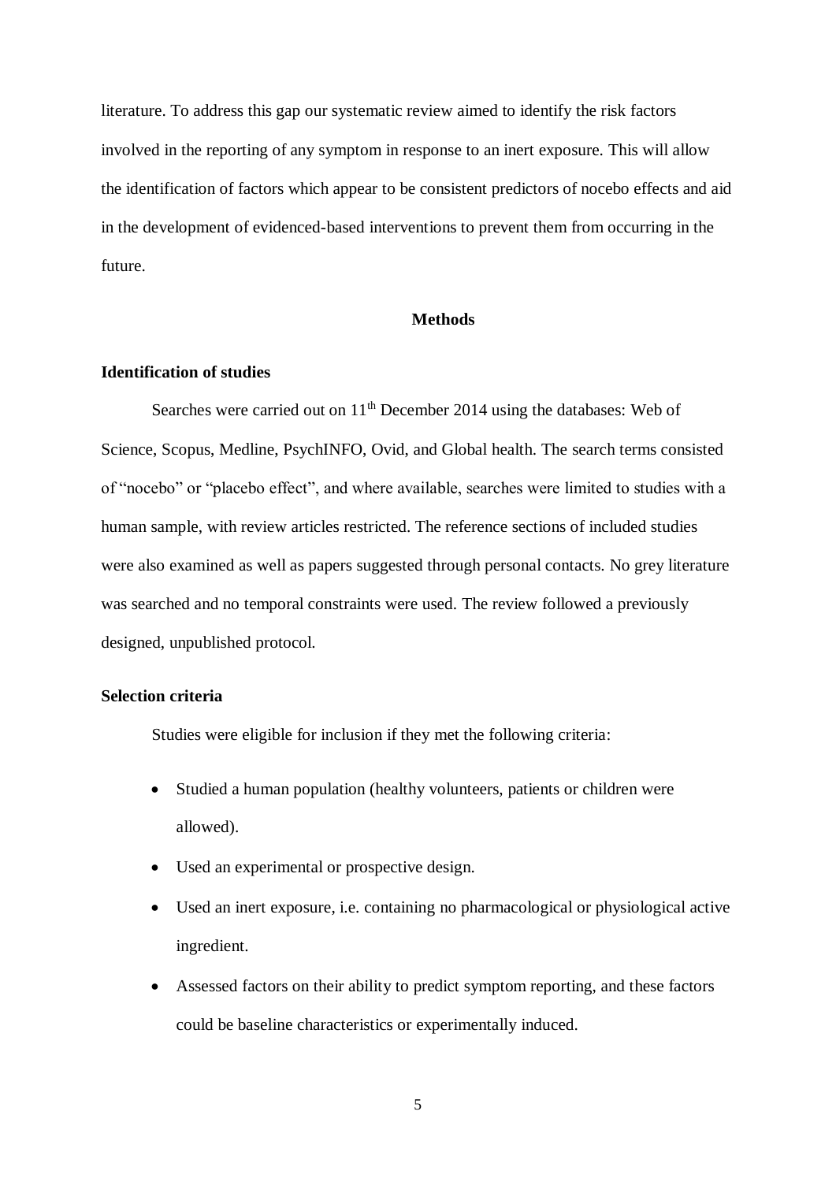literature. To address this gap our systematic review aimed to identify the risk factors involved in the reporting of any symptom in response to an inert exposure. This will allow the identification of factors which appear to be consistent predictors of nocebo effects and aid in the development of evidenced-based interventions to prevent them from occurring in the future.

## Methods

### Identification of studies

Searches were carried out on 11th December 2014 using the databases: Web of Science, Scopus, Medline, PsychINFO, Ovid, and Global health. The search terms consisted of "nocebo" or "placebo effect", and where available, searches were limited to studies with a human sample, with review articles restricted. The reference sections of included studies were also examined as well as papers suggested through personal contacts. No grey literature was searched and no temporal constraints were used. The review followed a previously designed, unpublished protocol.

### Selection criteria

Studies were eligible for inclusion if they met the following criteria:

- Studied a human population (healthy volunteers, patients or children were allowed).
- Used an experimental or prospective design.
- Used an inert exposure, i.e. containing no pharmacological or physiological active ingredient.
- Assessed factors on their ability to predict symptom reporting, and these factors could be baseline characteristics or experimentally induced.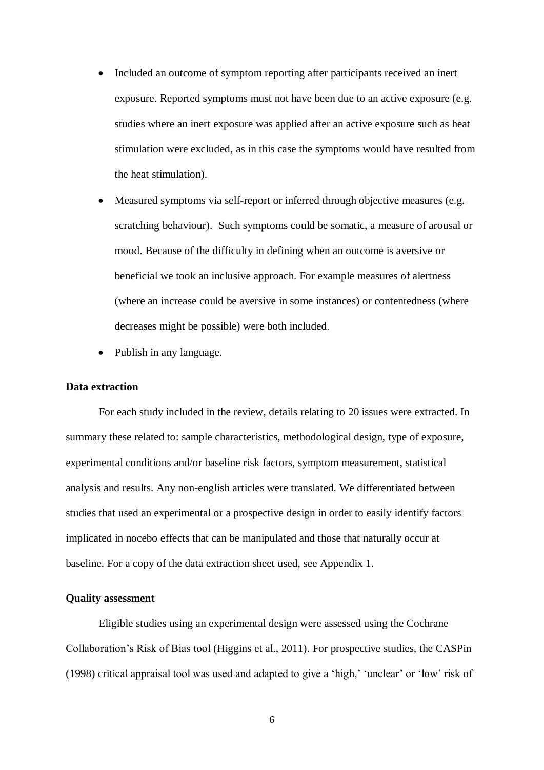- Included an outcome of symptom reporting after participants received an inert exposure. Reported symptoms must not have been due to an active exposure (e.g. studies where an inert exposure was applied after an active exposure such as heat stimulation were excluded, as in this case the symptoms would have resulted from the heat stimulation).
- Measured symptoms via self-report or inferred through objective measures (e.g. scratching behaviour). Such symptoms could be somatic, a measure of arousal or mood. Because of the difficulty in defining when an outcome is aversive or beneficial we took an inclusive approach. For example measures of alertness (where an increase could be aversive in some instances) or contentedness (where decreases might be possible) were both included.
- Publish in any language.

**Data extraction**

For each study included in the review, details relating to 20 issues were extracted. In summary these related to: sample characteristics, methodological design, type of exposure, experimental conditions and/or baseline risk factors, symptom measurement, statistical analysis and results. Any non-english articles were translated. We differentiated between studies that used an experimental or a prospective design in order to easily identify factors implicated in nocebo effects that can be manipulated and those that naturally occur at baseline. For a copy of the data extraction sheet used, see Appendix 1.

**Quality assessment**

Eligible studies using an experimental design were assessed using the Cochrane Collaboration's Risk of Bias tool (Higgins et al., 2011). For prospective studies, the CASPin (1998) critical appraisal tool was used and adapted to give a 'high,' 'unclear' or 'low' risk of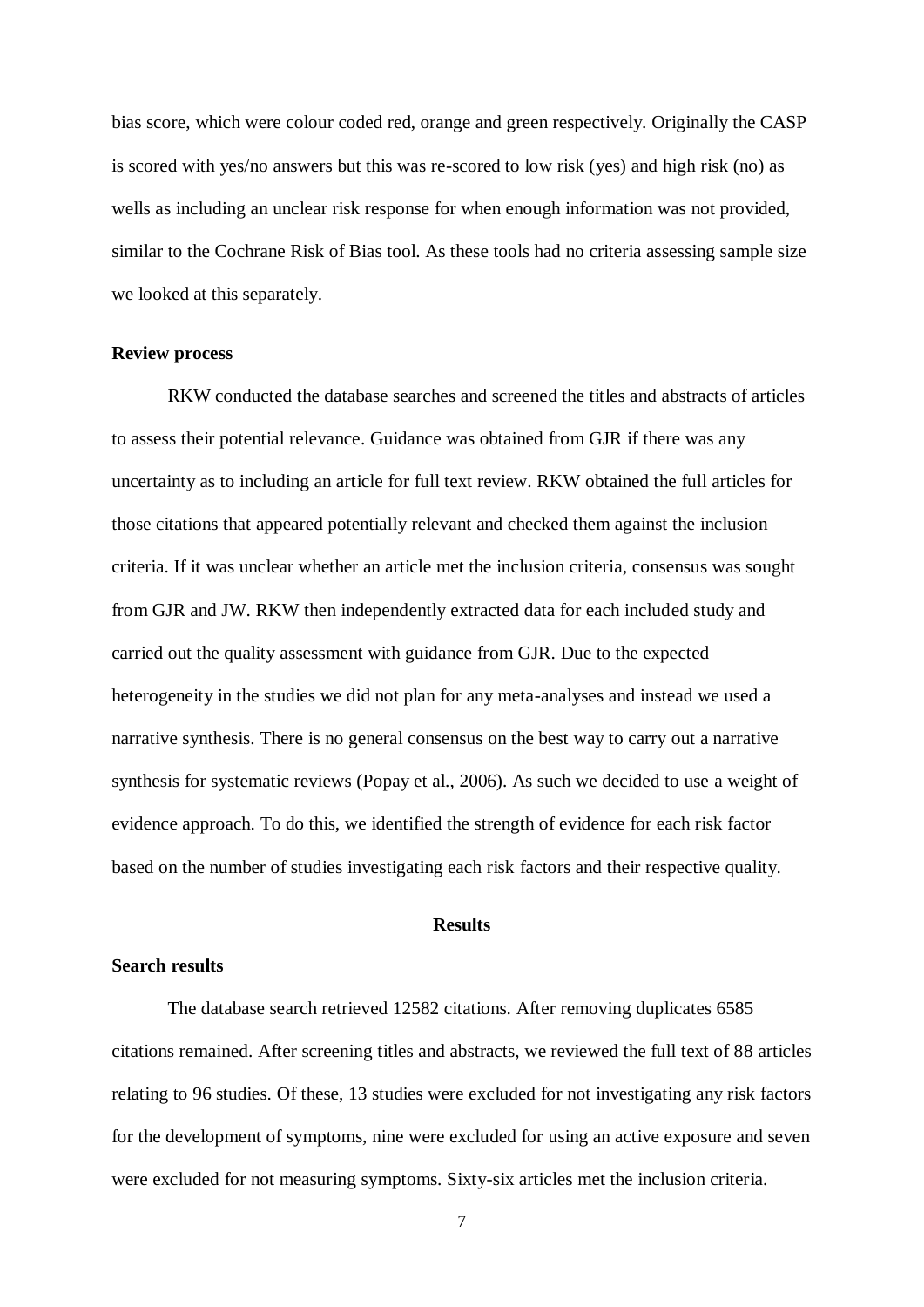bias score, which were colour coded red, orange and green respectively. Originally the CASP is scored with yes/no answers but this was re-scored to low risk (yes) and high risk (no) as wells as including an unclear risk response for when enough information was not provided, similar to the Cochrane Risk of Bias tool. As these tools had no criteria assessing sample size we looked at this separately.

### Review process

RKW conducted the database searches and screened the titles and abstracts of articles to assess their potential relevance. Guidance was obtained from GJR if there was any uncertainty as to including an article for full text review. RKW obtained the full articles for those citations that appeared potentially relevant and checked them against the inclusion criteria. If it was unclear whether an article met the inclusion criteria, consensus was sought from GJR and JW. RKW then independently extracted data for each included study and carried out the quality assessment with guidance from GJR. Due to the expected heterogeneity in the studies we did not plan for any meta-analyses and instead we used a narrative synthesis. There is no general consensus on the best way to carry out a narrative synthesis for systematic reviews (Popay et al., 2006). As such we decided to use a weight of evidence approach. To do this, we identified the strength of evidence for each risk factor based on the number of studies investigating each risk factors and their respective quality.

## Results

### Search results

The database search retrieved 12582 citations. After removing duplicates 6585 citations remained. After screening titles and abstracts, we reviewed the full text of 88 articles relating to 96 studies. Of these, 13 studies were excluded for not investigating any risk factors for the development of symptoms, nine were excluded for using an active exposure and seven were excluded for not measuring symptoms. Sixty-six articles met the inclusion criteria.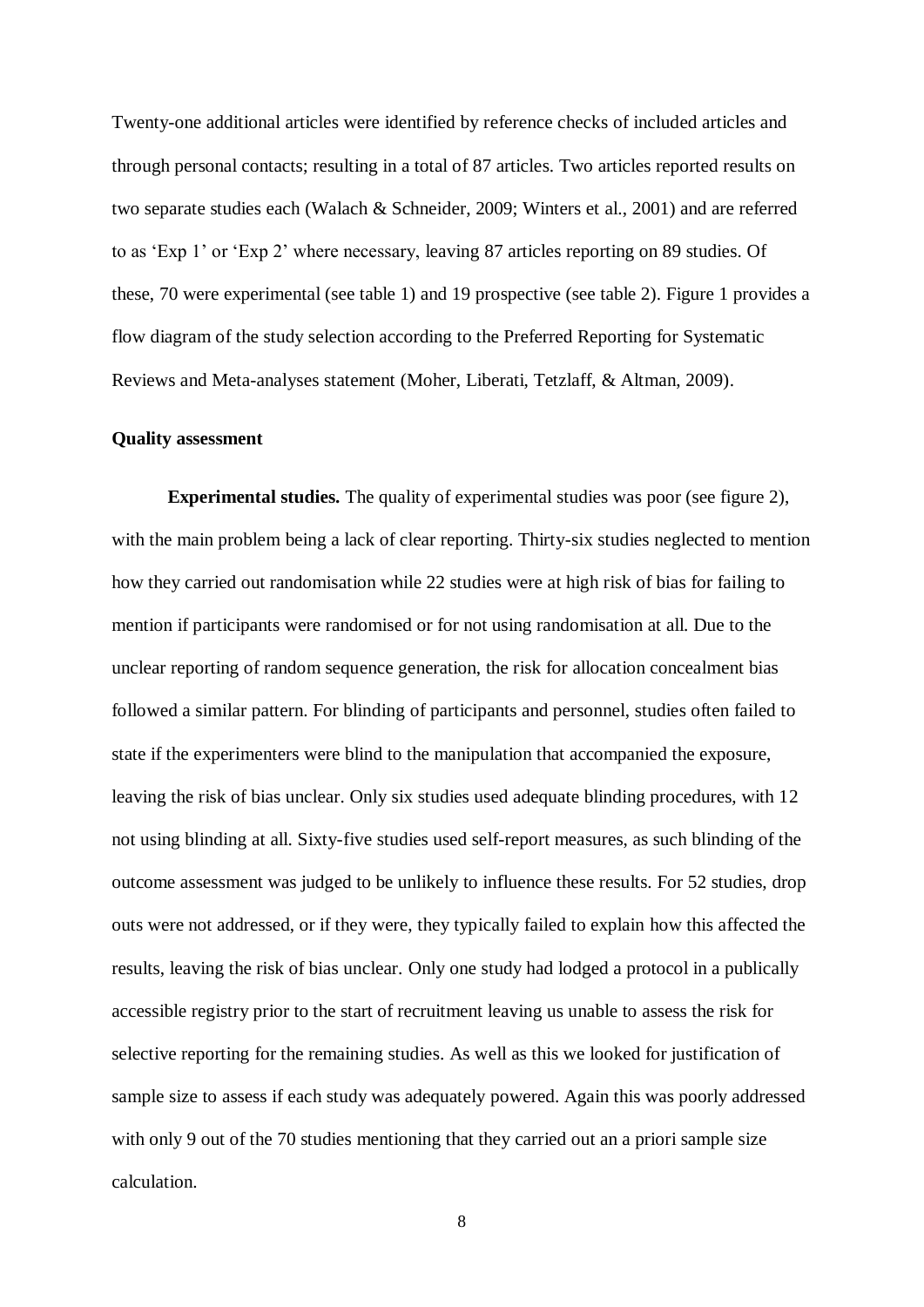Twenty-one additional articles were identified by reference checks of included articles and through personal contacts; resulting in a total of 87 articles. Two articles reported results on two separate studies each (Walach & Schneider, 2009; Winters et al., 2001) and are referred to as 'Exp 1' or 'Exp 2' where necessary, leaving 87 articles reporting on 89 studies. Of these, 70 were experimental (see table 1) and 19 prospective (see table 2). Figure 1 provides a flow diagram of the study selection according to the Preferred Reporting for Systematic Reviews and Meta-analyses statement (Moher, Liberati, Tetzlaff, & Altman, 2009).

### Quality assessment

**Experimental studies.** The quality of experimental studies was poor (see figure 2), with the main problem being a lack of clear reporting. Thirty-six studies neglected to mention how they carried out randomisation while 22 studies were at high risk of bias for failing to mention if participants were randomised or for not using randomisation at all. Due to the unclear reporting of random sequence generation, the risk for allocation concealment bias followed a similar pattern. For blinding of participants and personnel, studies often failed to state if the experimenters were blind to the manipulation that accompanied the exposure, leaving the risk of bias unclear. Only six studies used adequate blinding procedures, with 12 not using blinding at all. Sixty-five studies used self-report measures, as such blinding of the outcome assessment was judged to be unlikely to influence these results. For 52 studies, drop outs were not addressed, or if they were, they typically failed to explain how this affected the results, leaving the risk of bias unclear. Only one study had lodged a protocol in a publically accessible registry prior to the start of recruitment leaving us unable to assess the risk for selective reporting for the remaining studies. As well as this we looked for justification of sample size to assess if each study was adequately powered. Again this was poorly addressed with only 9 out of the 70 studies mentioning that they carried out an a priori sample size calculation.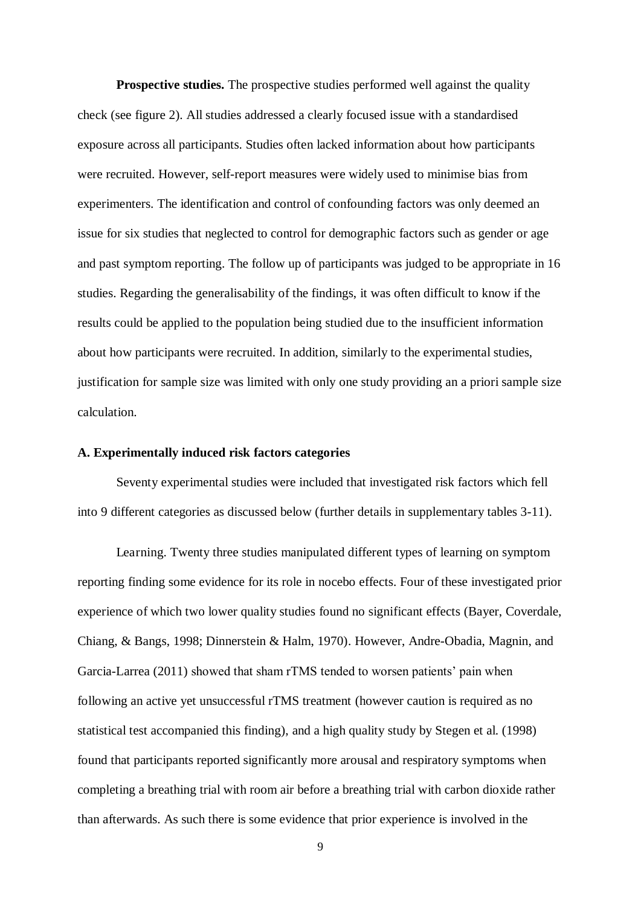**Prospective studies.** The prospective studies performed well against the quality check (see figure 2). All studies addressed a clearly focused issue with a standardised exposure across all participants. Studies often lacked information about how participants were recruited. However, self-report measures were widely used to minimise bias from experimenters. The identification and control of confounding factors was only deemed an issue for six studies that neglected to control for demographic factors such as gender or age and past symptom reporting. The follow up of participants was judged to be appropriate in 16 studies. Regarding the generalisability of the findings, it was often difficult to know if the results could be applied to the population being studied due to the insufficient information about how participants were recruited. In addition, similarly to the experimental studies, justification for sample size was limited with only one study providing an a priori sample size calculation.

### A. Experimentally induced risk factors categories

Seventy experimental studies were included that investigated risk factors which fell into 9 different categories as discussed below (further details in supplementary tables 3-11).

Learning. Twenty three studies manipulated different types of learning on symptom reporting finding some evidence for its role in nocebo effects. Four of these investigated prior experience of which two lower quality studies found no significant effects (Bayer, Coverdale, Chiang, & Bangs, 1998; Dinnerstein & Halm, 1970). However, Andre-Obadia, Magnin, and Garcia-Larrea (2011) showed that sham rTMS tended to worsen patients' pain when following an active yet unsuccessful rTMS treatment (however caution is required as no statistical test accompanied this finding), and a high quality study by Stegen et al. (1998) found that participants reported significantly more arousal and respiratory symptoms when completing a breathing trial with room air before a breathing trial with carbon dioxide rather than afterwards. As such there is some evidence that prior experience is involved in the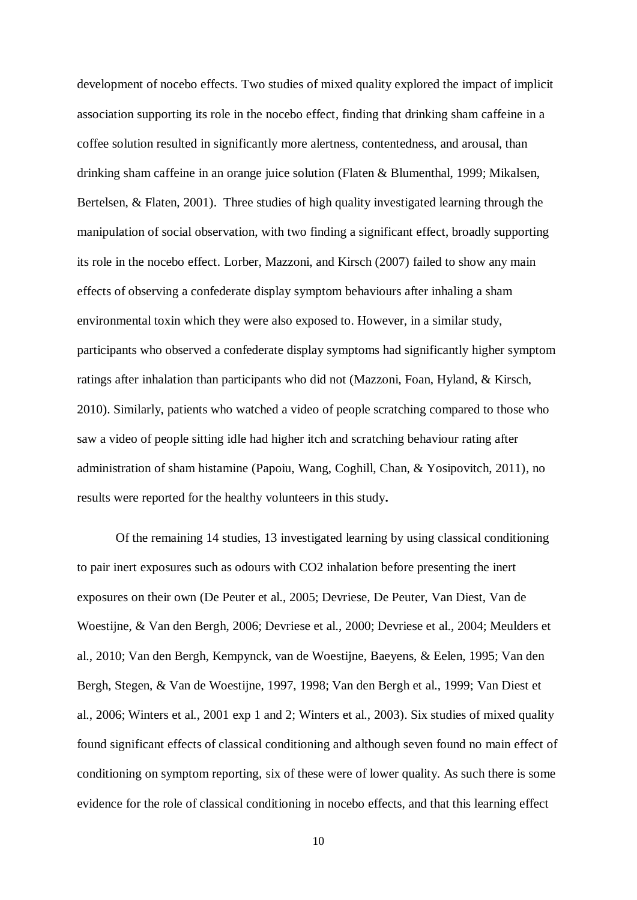development of nocebo effects. Two studies of mixed quality explored the impact of implicit association supporting its role in the nocebo effect, finding that drinking sham caffeine in a coffee solution resulted in significantly more alertness, contentedness, and arousal, than drinking sham caffeine in an orange juice solution (Flaten & Blumenthal, 1999; Mikalsen, Bertelsen, & Flaten, 2001). Three studies of high quality investigated learning through the manipulation of social observation, with two finding a significant effect, broadly supporting its role in the nocebo effect. Lorber, Mazzoni, and Kirsch (2007) failed to show any main effects of observing a confederate display symptom behaviours after inhaling a sham environmental toxin which they were also exposed to. However, in a similar study, participants who observed a confederate display symptoms had significantly higher symptom ratings after inhalation than participants who did not (Mazzoni, Foan, Hyland, & Kirsch, 2010). Similarly, patients who watched a video of people scratching compared to those who saw a video of people sitting idle had higher itch and scratching behaviour rating after administration of sham histamine (Papoiu, Wang, Coghill, Chan, & Yosipovitch, 2011), no results were reported for the healthy volunteers in this study**.**

Of the remaining 14 studies, 13 investigated learning by using classical conditioning to pair inert exposures such as odours with $CO_2$ inhalation before presenting the inert exposures on their own (De Peuter et al., 2005; Devriese, De Peuter, Van Diest, Van de Woestijne, & Van den Bergh, 2006; Devriese et al., 2000; Devriese et al., 2004; Meulders et al., 2010; Van den Bergh, Kempynck, van de Woestijne, Baeyens, & Eelen, 1995; Van den Bergh, Stegen, & Van de Woestijne, 1997, 1998; Van den Bergh et al., 1999; Van Diest et al., 2006; Winters et al., 2001 exp 1 and 2; Winters et al., 2003). Six studies of mixed quality found significant effects of classical conditioning and although seven found no main effect of conditioning on symptom reporting, six of these were of lower quality. As such there is some evidence for the role of classical conditioning in nocebo effects, and that this learning effect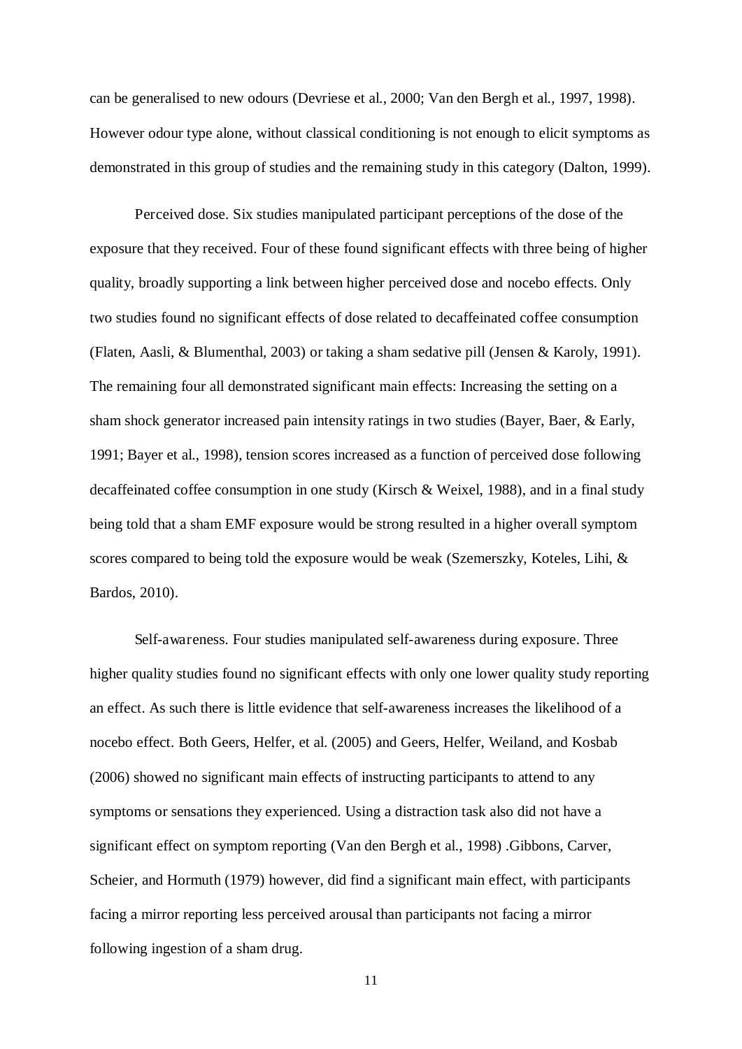can be generalised to new odours (Devriese et al., 2000; Van den Bergh et al., 1997, 1998). However odour type alone, without classical conditioning is not enough to elicit symptoms as demonstrated in this group of studies and the remaining study in this category (Dalton, 1999).

Perceived dose. Six studies manipulated participant perceptions of the dose of the exposure that they received. Four of these found significant effects with three being of higher quality, broadly supporting a link between higher perceived dose and nocebo effects. Only two studies found no significant effects of dose related to decaffeinated coffee consumption (Flaten, Aasli, & Blumenthal, 2003) or taking a sham sedative pill (Jensen & Karoly, 1991). The remaining four all demonstrated significant main effects: Increasing the setting on a sham shock generator increased pain intensity ratings in two studies (Bayer, Baer, & Early, 1991; Bayer et al., 1998), tension scores increased as a function of perceived dose following decaffeinated coffee consumption in one study (Kirsch & Weixel, 1988), and in a final study being told that a sham EMF exposure would be strong resulted in a higher overall symptom scores compared to being told the exposure would be weak (Szemerszky, Koteles, Lihi, & Bardos, 2010).

Self-awareness. Four studies manipulated self-awareness during exposure. Three higher quality studies found no significant effects with only one lower quality study reporting an effect. As such there is little evidence that self-awareness increases the likelihood of a nocebo effect. Both Geers, Helfer, et al. (2005) and Geers, Helfer, Weiland, and Kosbab (2006) showed no significant main effects of instructing participants to attend to any symptoms or sensations they experienced. Using a distraction task also did not have a significant effect on symptom reporting (Van den Bergh et al., 1998) .Gibbons, Carver, Scheier, and Hormuth (1979) however, did find a significant main effect, with participants facing a mirror reporting less perceived arousal than participants not facing a mirror following ingestion of a sham drug.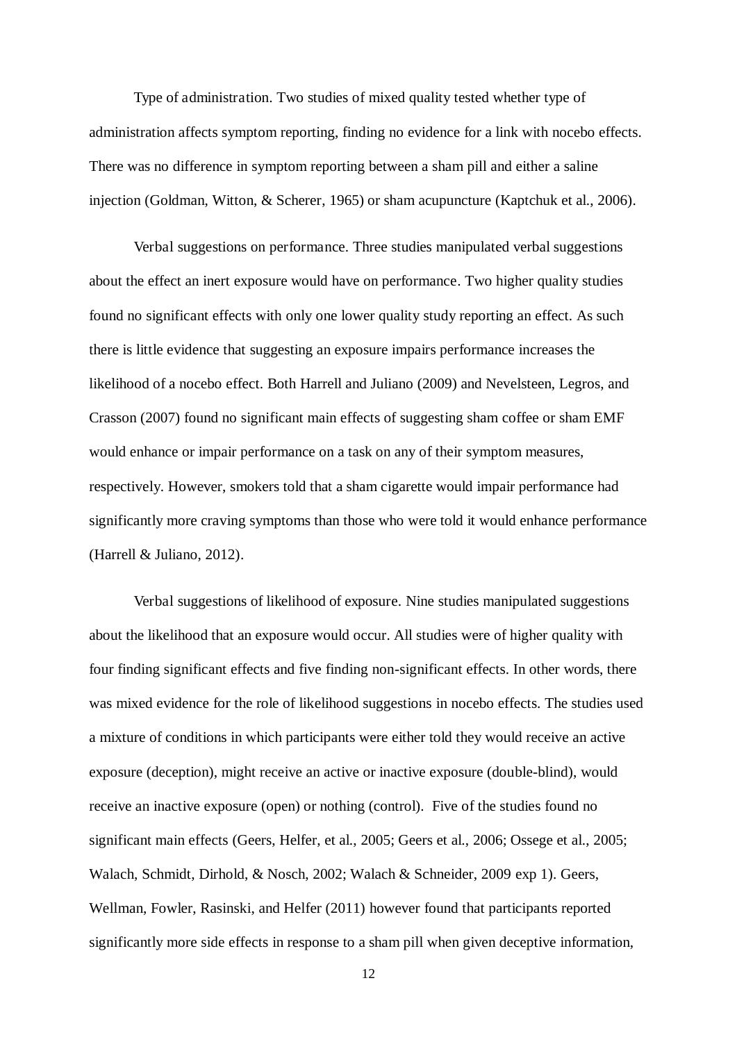Type of administration. Two studies of mixed quality tested whether type of administration affects symptom reporting, finding no evidence for a link with nocebo effects. There was no difference in symptom reporting between a sham pill and either a saline injection (Goldman, Witton, & Scherer, 1965) or sham acupuncture (Kaptchuk et al., 2006).

Verbal suggestions on performance. Three studies manipulated verbal suggestions about the effect an inert exposure would have on performance. Two higher quality studies found no significant effects with only one lower quality study reporting an effect. As such there is little evidence that suggesting an exposure impairs performance increases the likelihood of a nocebo effect. Both Harrell and Juliano (2009) and Nevelsteen, Legros, and Crasson (2007) found no significant main effects of suggesting sham coffee or sham EMF would enhance or impair performance on a task on any of their symptom measures, respectively. However, smokers told that a sham cigarette would impair performance had significantly more craving symptoms than those who were told it would enhance performance (Harrell & Juliano, 2012).

Verbal suggestions of likelihood of exposure. Nine studies manipulated suggestions about the likelihood that an exposure would occur. All studies were of higher quality with four finding significant effects and five finding non-significant effects. In other words, there was mixed evidence for the role of likelihood suggestions in nocebo effects. The studies used a mixture of conditions in which participants were either told they would receive an active exposure (deception), might receive an active or inactive exposure (double-blind), would receive an inactive exposure (open) or nothing (control). Five of the studies found no significant main effects (Geers, Helfer, et al., 2005; Geers et al., 2006; Ossege et al., 2005; Walach, Schmidt, Dirhold, & Nosch, 2002; Walach & Schneider, 2009 exp 1). Geers, Wellman, Fowler, Rasinski, and Helfer (2011) however found that participants reported significantly more side effects in response to a sham pill when given deceptive information,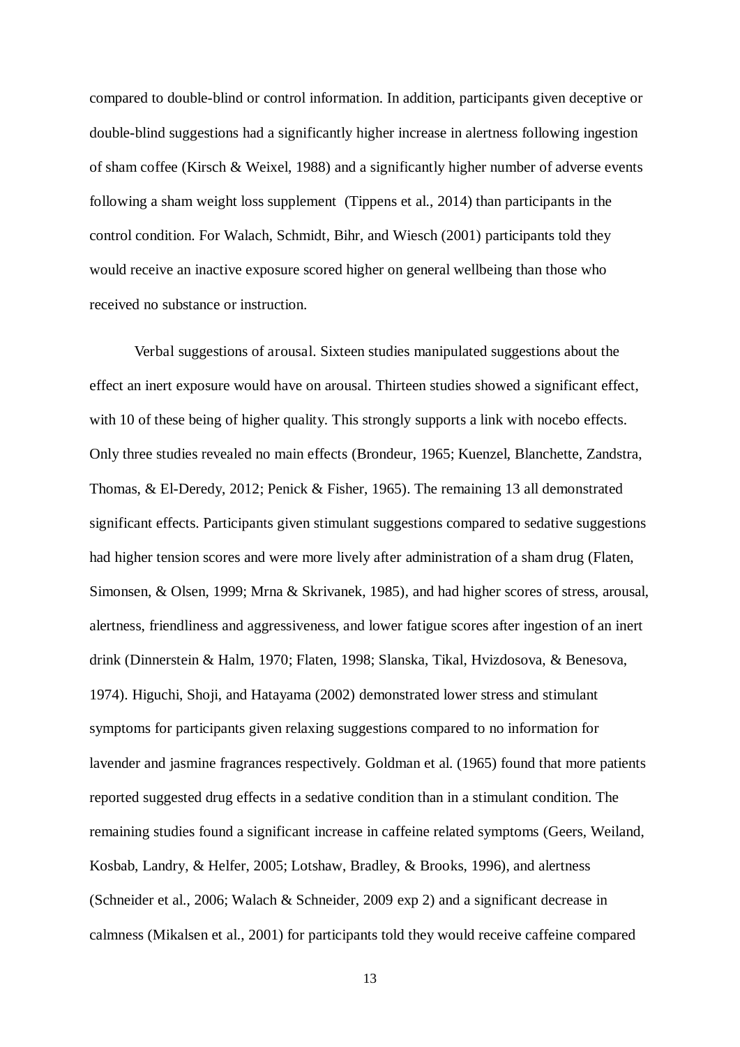compared to double-blind or control information. In addition, participants given deceptive or double-blind suggestions had a significantly higher increase in alertness following ingestion of sham coffee (Kirsch & Weixel, 1988) and a significantly higher number of adverse events following a sham weight loss supplement (Tippens et al., 2014) than participants in the control condition. For Walach, Schmidt, Bihr, and Wiesch (2001) participants told they would receive an inactive exposure scored higher on general wellbeing than those who received no substance or instruction.

*Verbal suggestions of arousal.* Sixteen studies manipulated suggestions about the effect an inert exposure would have on arousal. Thirteen studies showed a significant effect, with 10 of these being of higher quality. This strongly supports a link with nocebo effects. Only three studies revealed no main effects (Brondeur, 1965; Kuenzel, Blanchette, Zandstra, Thomas, & El-Deredy, 2012; Penick & Fisher, 1965). The remaining 13 all demonstrated significant effects. Participants given stimulant suggestions compared to sedative suggestions had higher tension scores and were more lively after administration of a sham drug (Flaten, Simonsen, & Olsen, 1999; Mrna & Skrivanek, 1985), and had higher scores of stress, arousal, alertness, friendliness and aggressiveness, and lower fatigue scores after ingestion of an inert drink (Dinnerstein & Halm, 1970; Flaten, 1998; Slanska, Tikal, Hvizdosova, & Benesova, 1974). Higuchi, Shoji, and Hatayama (2002) demonstrated lower stress and stimulant symptoms for participants given relaxing suggestions compared to no information for lavender and jasmine fragrances respectively. Goldman et al. (1965) found that more patients reported suggested drug effects in a sedative condition than in a stimulant condition. The remaining studies found a significant increase in caffeine related symptoms (Geers, Weiland, Kosbab, Landry, & Helfer, 2005; Lotshaw, Bradley, & Brooks, 1996), and alertness (Schneider et al., 2006; Walach & Schneider, 2009 exp 2) and a significant decrease in calmness (Mikalsen et al., 2001) for participants told they would receive caffeine compared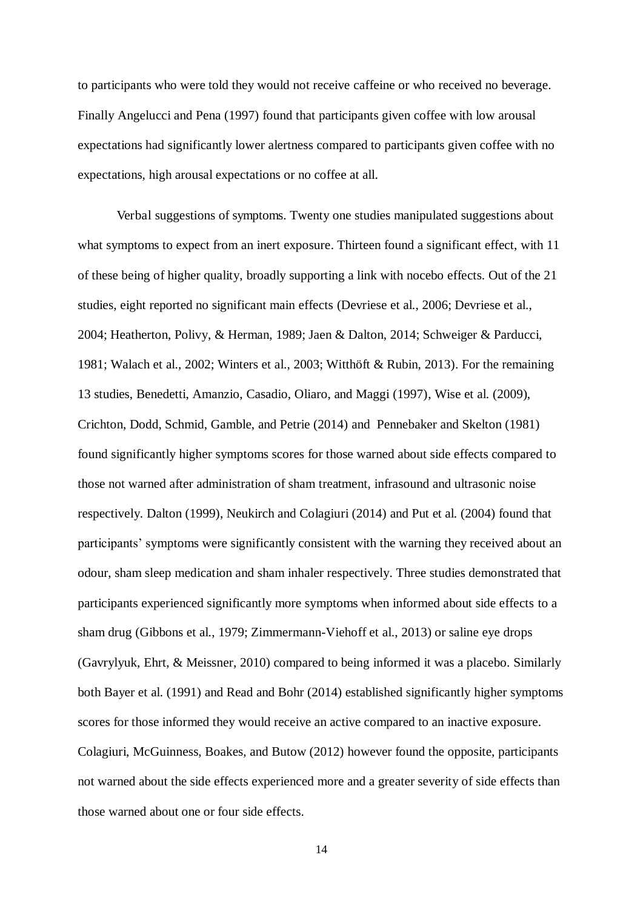to participants who were told they would not receive caffeine or who received no beverage. Finally Angelucci and Pena (1997) found that participants given coffee with low arousal expectations had significantly lower alertness compared to participants given coffee with no expectations, high arousal expectations or no coffee at all.

Verbal suggestions of symptoms. Twenty one studies manipulated suggestions about what symptoms to expect from an inert exposure. Thirteen found a significant effect, with 11 of these being of higher quality, broadly supporting a link with nocebo effects. Out of the 21 studies, eight reported no significant main effects (Devriese et al., 2006; Devriese et al., 2004; Heatherton, Polivy, & Herman, 1989; Jaen & Dalton, 2014; Schweiger & Parducci, 1981; Walach et al., 2002; Winters et al., 2003; Witthöft & Rubin, 2013). For the remaining 13 studies, Benedetti, Amanzio, Casadio, Oliaro, and Maggi (1997), Wise et al. (2009), Crichton, Dodd, Schmid, Gamble, and Petrie (2014) and Pennebaker and Skelton (1981) found significantly higher symptoms scores for those warned about side effects compared to those not warned after administration of sham treatment, infrasound and ultrasonic noise respectively. Dalton (1999), Neukirch and Colagiuri (2014) and Put et al. (2004) found that participants' symptoms were significantly consistent with the warning they received about an odour, sham sleep medication and sham inhaler respectively. Three studies demonstrated that participants experienced significantly more symptoms when informed about side effects to a sham drug (Gibbons et al., 1979; Zimmermann-Viehoff et al., 2013) or saline eye drops (Gavrylyuk, Ehrt, & Meissner, 2010) compared to being informed it was a placebo. Similarly both Bayer et al. (1991) and Read and Bohr (2014) established significantly higher symptoms scores for those informed they would receive an active compared to an inactive exposure. Colagiuri, McGuinness, Boakes, and Butow (2012) however found the opposite, participants not warned about the side effects experienced more and a greater severity of side effects than those warned about one or four side effects.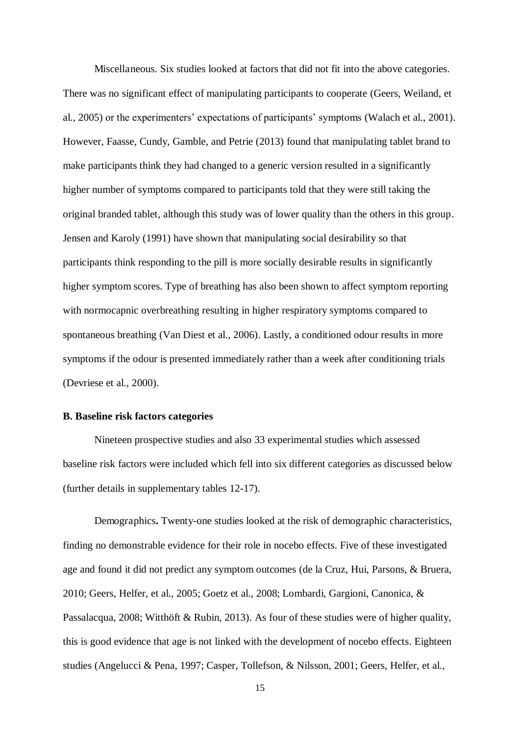Miscellaneous. Six studies looked at factors that did not fit into the above categories. There was no significant effect of manipulating participants to cooperate (Geers, Weiland, et al., 2005) or the experimenters' expectations of participants' symptoms (Walach et al., 2001). However, Faasse, Cundy, Gamble, and Petrie (2013) found that manipulating tablet brand to make participants think they had changed to a generic version resulted in a significantly higher number of symptoms compared to participants told that they were still taking the original branded tablet, although this study was of lower quality than the others in this group. Jensen and Karoly (1991) have shown that manipulating social desirability so that participants think responding to the pill is more socially desirable results in significantly higher symptom scores. Type of breathing has also been shown to affect symptom reporting with normocapnic overbreathing resulting in higher respiratory symptoms compared to spontaneous breathing (Van Diest et al., 2006). Lastly, a conditioned odour results in more symptoms if the odour is presented immediately rather than a week after conditioning trials (Devriese et al., 2000).

**B. Baseline risk factors categories**

Nineteen prospective studies and also 33 experimental studies which assessed baseline risk factors were included which fell into six different categories as discussed below (further details in supplementary tables 12-17).

Demographics**.** Twenty-one studies looked at the risk of demographic characteristics, finding no demonstrable evidence for their role in nocebo effects. Five of these investigated age and found it did not predict any symptom outcomes (de la Cruz, Hui, Parsons, & Bruera, 2010; Geers, Helfer, et al., 2005; Goetz et al., 2008; Lombardi, Gargioni, Canonica, & Passalacqua, 2008; Witthöft & Rubin, 2013). As four of these studies were of higher quality, this is good evidence that age is not linked with the development of nocebo effects. Eighteen studies (Angelucci & Pena, 1997; Casper, Tollefson, & Nilsson, 2001; Geers, Helfer, et al.,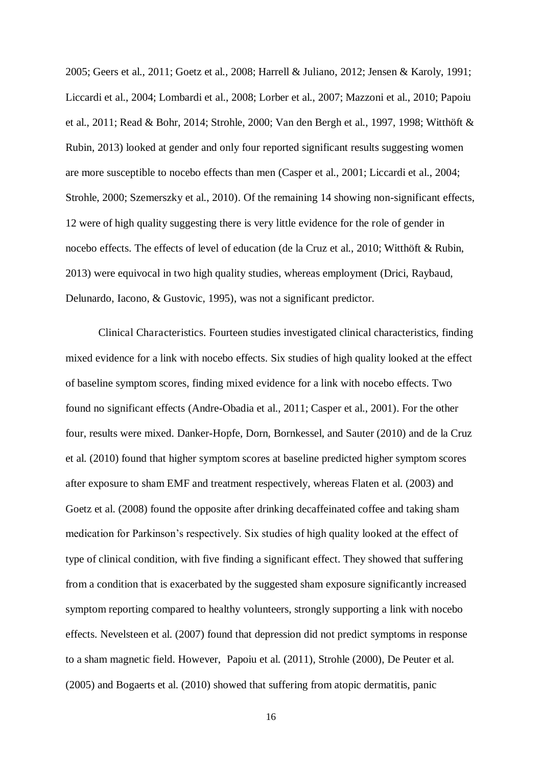2005; Geers et al., 2011; Goetz et al., 2008; Harrell & Juliano, 2012; Jensen & Karoly, 1991; Liccardi et al., 2004; Lombardi et al., 2008; Lorber et al., 2007; Mazzoni et al., 2010; Papoiu et al., 2011; Read & Bohr, 2014; Strohle, 2000; Van den Bergh et al., 1997, 1998; Witthöft & Rubin, 2013) looked at gender and only four reported significant results suggesting women are more susceptible to nocebo effects than men (Casper et al., 2001; Liccardi et al., 2004; Strohle, 2000; Szemerszky et al., 2010). Of the remaining 14 showing non-significant effects, 12 were of high quality suggesting there is very little evidence for the role of gender in nocebo effects. The effects of level of education (de la Cruz et al., 2010; Witthöft & Rubin, 2013) were equivocal in two high quality studies, whereas employment (Drici, Raybaud, Delunardo, Iacono, & Gustovic, 1995), was not a significant predictor.

Clinical Characteristics. Fourteen studies investigated clinical characteristics, finding mixed evidence for a link with nocebo effects. Six studies of high quality looked at the effect of baseline symptom scores, finding mixed evidence for a link with nocebo effects. Two found no significant effects (Andre-Obadia et al., 2011; Casper et al., 2001). For the other four, results were mixed. Danker-Hopfe, Dorn, Bornkessel, and Sauter (2010) and de la Cruz et al. (2010) found that higher symptom scores at baseline predicted higher symptom scores after exposure to sham EMF and treatment respectively, whereas Flaten et al. (2003) and Goetz et al. (2008) found the opposite after drinking decaffeinated coffee and taking sham medication for Parkinson's respectively. Six studies of high quality looked at the effect of type of clinical condition, with five finding a significant effect. They showed that suffering from a condition that is exacerbated by the suggested sham exposure significantly increased symptom reporting compared to healthy volunteers, strongly supporting a link with nocebo effects. Nevelsteen et al. (2007) found that depression did not predict symptoms in response to a sham magnetic field. However, Papoiu et al. (2011), Strohle (2000), De Peuter et al. (2005) and Bogaerts et al. (2010) showed that suffering from atopic dermatitis, panic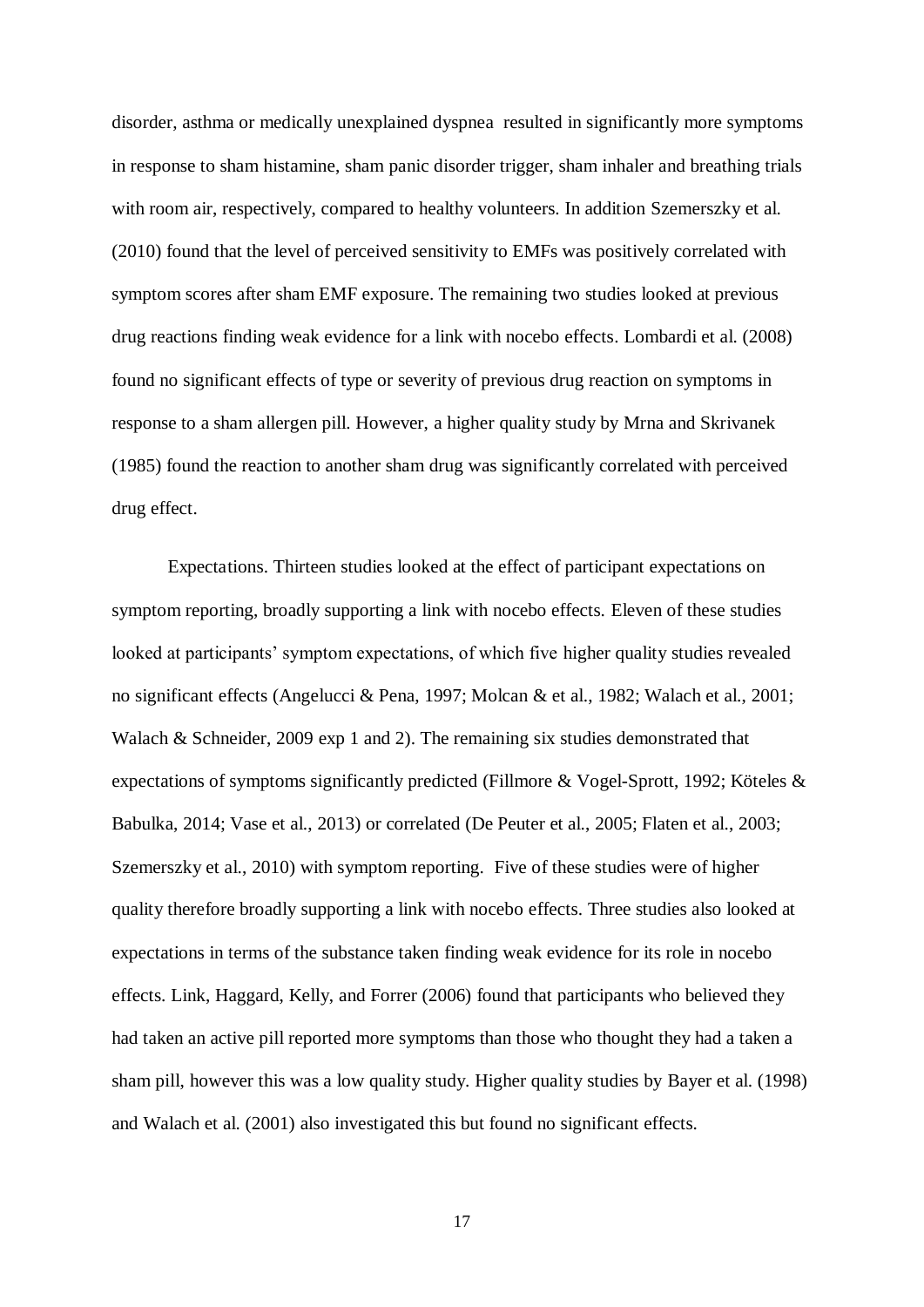disorder, asthma or medically unexplained dyspnea resulted in significantly more symptoms in response to sham histamine, sham panic disorder trigger, sham inhaler and breathing trials with room air, respectively, compared to healthy volunteers. In addition Szemerszky et al. (2010) found that the level of perceived sensitivity to EMFs was positively correlated with symptom scores after sham EMF exposure. The remaining two studies looked at previous drug reactions finding weak evidence for a link with nocebo effects. Lombardi et al. (2008) found no significant effects of type or severity of previous drug reaction on symptoms in response to a sham allergen pill. However, a higher quality study by Mrna and Skrivanek (1985) found the reaction to another sham drug was significantly correlated with perceived drug effect.

Expectations. Thirteen studies looked at the effect of participant expectations on symptom reporting, broadly supporting a link with nocebo effects. Eleven of these studies looked at participants' symptom expectations, of which five higher quality studies revealed no significant effects (Angelucci & Pena, 1997; Molcan & et al., 1982; Walach et al., 2001; Walach & Schneider, 2009 exp 1 and 2). The remaining six studies demonstrated that expectations of symptoms significantly predicted (Fillmore & Vogel-Sprott, 1992; Köteles & Babulka, 2014; Vase et al., 2013) or correlated (De Peuter et al., 2005; Flaten et al., 2003; Szemerszky et al., 2010) with symptom reporting. Five of these studies were of higher quality therefore broadly supporting a link with nocebo effects. Three studies also looked at expectations in terms of the substance taken finding weak evidence for its role in nocebo effects. Link, Haggard, Kelly, and Forrer (2006) found that participants who believed they had taken an active pill reported more symptoms than those who thought they had a taken a sham pill, however this was a low quality study. Higher quality studies by Bayer et al. (1998) and Walach et al. (2001) also investigated this but found no significant effects.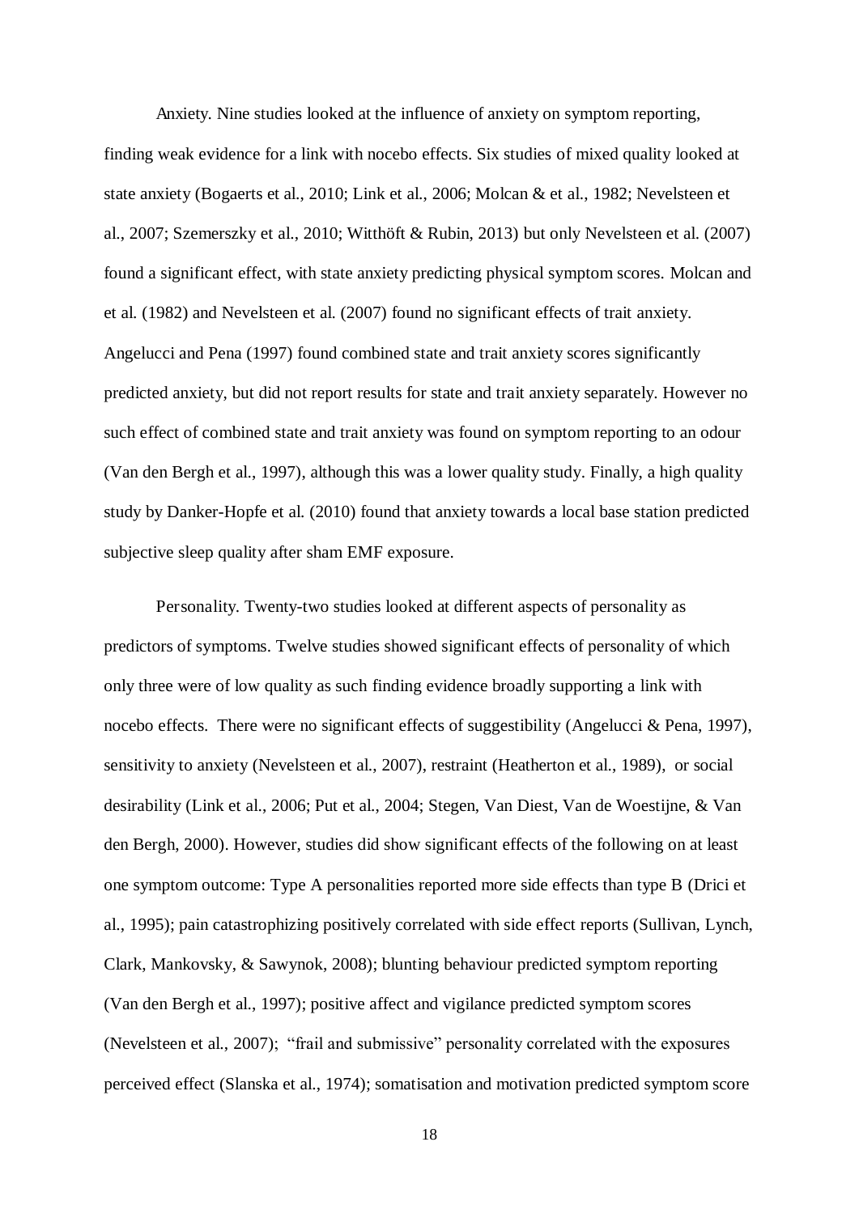Anxiety. Nine studies looked at the influence of anxiety on symptom reporting, finding weak evidence for a link with nocebo effects. Six studies of mixed quality looked at state anxiety (Bogaerts et al., 2010; Link et al., 2006; Molcan & et al., 1982; Nevelsteen et al., 2007; Szemerszky et al., 2010; Witthöft & Rubin, 2013) but only Nevelsteen et al. (2007) found a significant effect, with state anxiety predicting physical symptom scores. Molcan and et al. (1982) and Nevelsteen et al. (2007) found no significant effects of trait anxiety. Angelucci and Pena (1997) found combined state and trait anxiety scores significantly predicted anxiety, but did not report results for state and trait anxiety separately. However no such effect of combined state and trait anxiety was found on symptom reporting to an odour (Van den Bergh et al., 1997), although this was a lower quality study. Finally, a high quality study by Danker-Hopfe et al. (2010) found that anxiety towards a local base station predicted subjective sleep quality after sham EMF exposure.

Personality. Twenty-two studies looked at different aspects of personality as predictors of symptoms. Twelve studies showed significant effects of personality of which only three were of low quality as such finding evidence broadly supporting a link with nocebo effects. There were no significant effects of suggestibility (Angelucci & Pena, 1997), sensitivity to anxiety (Nevelsteen et al., 2007), restraint (Heatherton et al., 1989), or social desirability (Link et al., 2006; Put et al., 2004; Stegen, Van Diest, Van de Woestijne, & Van den Bergh, 2000). However, studies did show significant effects of the following on at least one symptom outcome: Type A personalities reported more side effects than type B (Drici et al., 1995); pain catastrophizing positively correlated with side effect reports (Sullivan, Lynch, Clark, Mankovsky, & Sawynok, 2008); blunting behaviour predicted symptom reporting (Van den Bergh et al., 1997); positive affect and vigilance predicted symptom scores (Nevelsteen et al., 2007); "frail and submissive" personality correlated with the exposures perceived effect (Slanska et al., 1974); somatisation and motivation predicted symptom score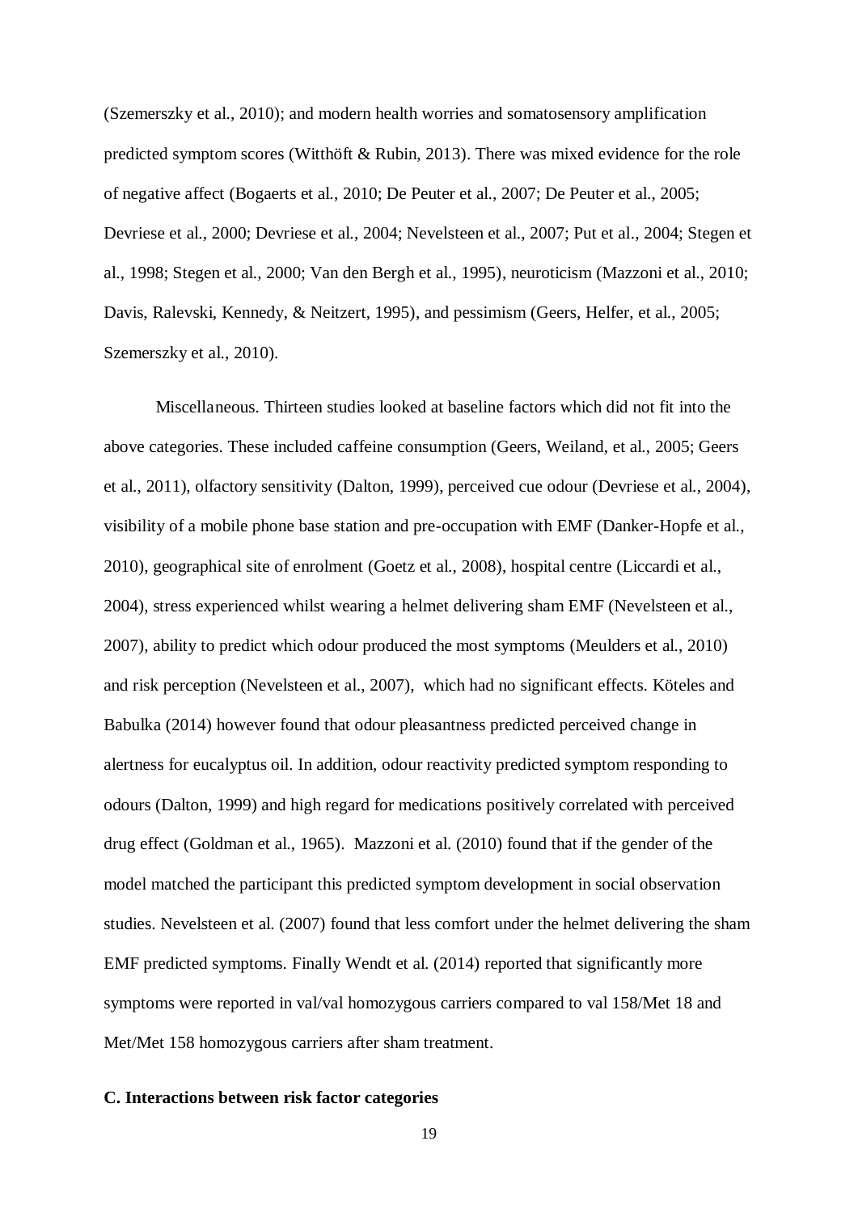(Szemerszky et al., 2010); and modern health worries and somatosensory amplification predicted symptom scores (Witthöft & Rubin, 2013). There was mixed evidence for the role of negative affect (Bogaerts et al., 2010; De Peuter et al., 2007; De Peuter et al., 2005; Devriese et al., 2000; Devriese et al., 2004; Nevelsteen et al., 2007; Put et al., 2004; Stegen et al., 1998; Stegen et al., 2000; Van den Bergh et al., 1995), neuroticism (Mazzoni et al., 2010; Davis, Ralevski, Kennedy, & Neitzert, 1995), and pessimism (Geers, Helfer, et al., 2005; Szemerszky et al., 2010).

Miscellaneous. Thirteen studies looked at baseline factors which did not fit into the above categories. These included caffeine consumption (Geers, Weiland, et al., 2005; Geers et al., 2011), olfactory sensitivity (Dalton, 1999), perceived cue odour (Devriese et al., 2004), visibility of a mobile phone base station and pre-occupation with EMF (Danker-Hopfe et al., 2010), geographical site of enrolment (Goetz et al., 2008), hospital centre (Liccardi et al., 2004), stress experienced whilst wearing a helmet delivering sham EMF (Nevelsteen et al., 2007), ability to predict which odour produced the most symptoms (Meulders et al., 2010) and risk perception (Nevelsteen et al., 2007), which had no significant effects. Köteles and Babulka (2014) however found that odour pleasantness predicted perceived change in alertness for eucalyptus oil. In addition, odour reactivity predicted symptom responding to odours (Dalton, 1999) and high regard for medications positively correlated with perceived drug effect (Goldman et al., 1965). Mazzoni et al. (2010) found that if the gender of the model matched the participant this predicted symptom development in social observation studies. Nevelsteen et al. (2007) found that less comfort under the helmet delivering the sham EMF predicted symptoms. Finally Wendt et al. (2014) reported that significantly more symptoms were reported in val/val homozygous carriers compared to val 158/Met 18 and Met/Met 158 homozygous carriers after sham treatment.

**C. Interactions between risk factor categories**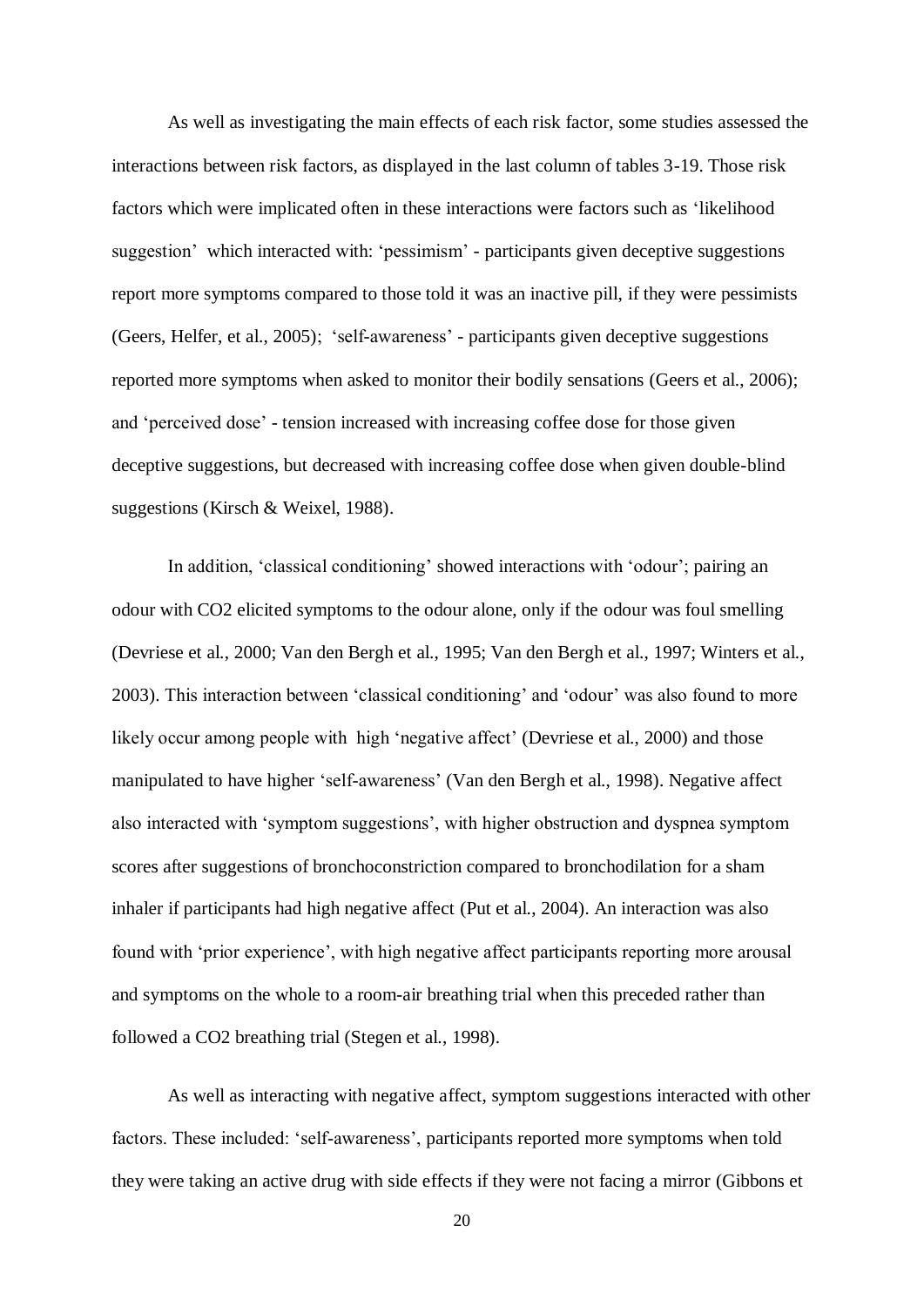As well as investigating the main effects of each risk factor, some studies assessed the interactions between risk factors, as displayed in the last column of tables 3-19. Those risk factors which were implicated often in these interactions were factors such as 'likelihood suggestion' which interacted with: 'pessimism' - participants given deceptive suggestions report more symptoms compared to those told it was an inactive pill, if they were pessimists (Geers, Helfer, et al., 2005); 'self-awareness' - participants given deceptive suggestions reported more symptoms when asked to monitor their bodily sensations (Geers et al., 2006); and 'perceived dose' - tension increased with increasing coffee dose for those given deceptive suggestions, but decreased with increasing coffee dose when given double-blind suggestions (Kirsch & Weixel, 1988).

In addition, 'classical conditioning' showed interactions with 'odour'; pairing an odour with $CO_2$ elicited symptoms to the odour alone, only if the odour was foul smelling (Devriese et al., 2000; Van den Bergh et al., 1995; Van den Bergh et al., 1997; Winters et al., 2003). This interaction between 'classical conditioning' and 'odour' was also found to more likely occur among people with high 'negative affect' (Devriese et al., 2000) and those manipulated to have higher 'self-awareness' (Van den Bergh et al., 1998). Negative affect also interacted with 'symptom suggestions', with higher obstruction and dyspnea symptom scores after suggestions of bronchoconstriction compared to bronchodilation for a sham inhaler if participants had high negative affect (Put et al., 2004). An interaction was also found with 'prior experience', with high negative affect participants reporting more arousal and symptoms on the whole to a room-air breathing trial when this preceded rather than followed a $CO_2$ breathing trial (Stegen et al., 1998).

As well as interacting with negative affect, symptom suggestions interacted with other factors. These included: 'self-awareness', participants reported more symptoms when told they were taking an active drug with side effects if they were not facing a mirror (Gibbons et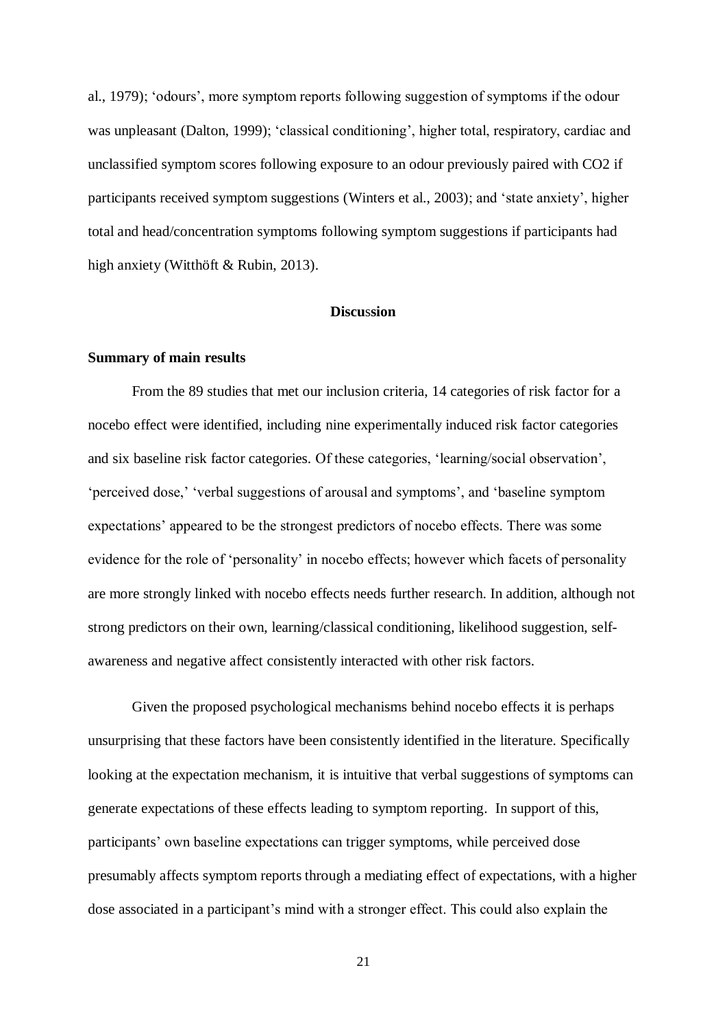al., 1979); ‘odours’, more symptom reports following suggestion of symptoms if the odour was unpleasant (Dalton, 1999); ‘classical conditioning’, higher total, respiratory, cardiac and unclassified symptom scores following exposure to an odour previously paired with $CO_2$ if participants received symptom suggestions (Winters et al., 2003); and ‘state anxiety’, higher total and head/concentration symptoms following symptom suggestions if participants had high anxiety (Witthöft & Rubin, 2013).

## Discussion

### Summary of main results

From the 89 studies that met our inclusion criteria, 14 categories of risk factor for a nocebo effect were identified, including nine experimentally induced risk factor categories and six baseline risk factor categories. Of these categories, ‘learning/social observation’, ‘perceived dose,’ ‘verbal suggestions of arousal and symptoms’, and ‘baseline symptom expectations’ appeared to be the strongest predictors of nocebo effects. There was some evidence for the role of ‘personality’ in nocebo effects; however which facets of personality are more strongly linked with nocebo effects needs further research. In addition, although not strong predictors on their own, learning/classical conditioning, likelihood suggestion, self-awareness and negative affect consistently interacted with other risk factors.

Given the proposed psychological mechanisms behind nocebo effects it is perhaps unsurprising that these factors have been consistently identified in the literature. Specifically looking at the expectation mechanism, it is intuitive that verbal suggestions of symptoms can generate expectations of these effects leading to symptom reporting. In support of this, participants’ own baseline expectations can trigger symptoms, while perceived dose presumably affects symptom reports through a mediating effect of expectations, with a higher dose associated in a participant’s mind with a stronger effect. This could also explain the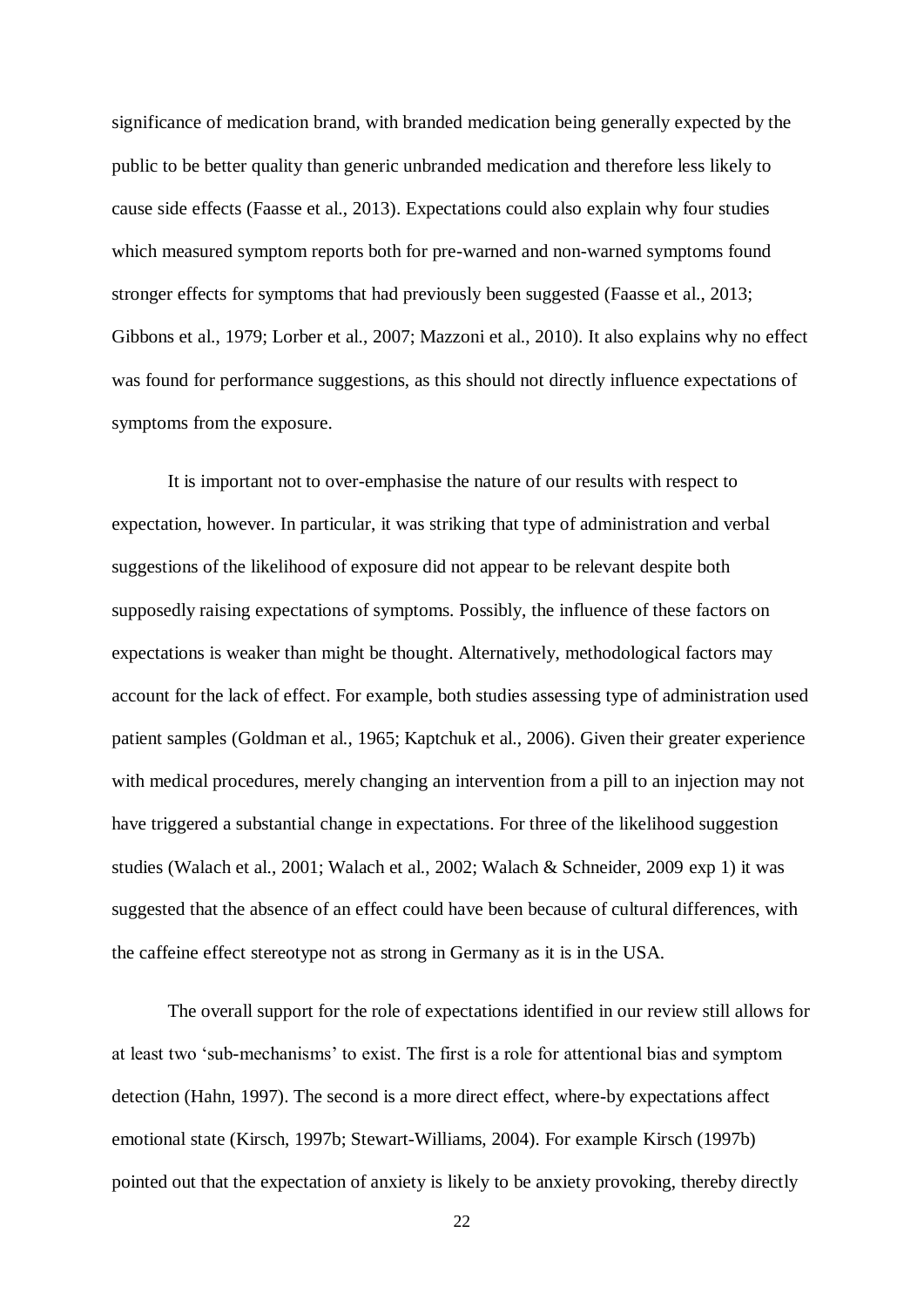significance of medication brand, with branded medication being generally expected by the public to be better quality than generic unbranded medication and therefore less likely to cause side effects (Faasse et al., 2013). Expectations could also explain why four studies which measured symptom reports both for pre-warned and non-warned symptoms found stronger effects for symptoms that had previously been suggested (Faasse et al., 2013; Gibbons et al., 1979; Lorber et al., 2007; Mazzoni et al., 2010). It also explains why no effect was found for performance suggestions, as this should not directly influence expectations of symptoms from the exposure.

It is important not to over-emphasise the nature of our results with respect to expectation, however. In particular, it was striking that type of administration and verbal suggestions of the likelihood of exposure did not appear to be relevant despite both supposedly raising expectations of symptoms. Possibly, the influence of these factors on expectations is weaker than might be thought. Alternatively, methodological factors may account for the lack of effect. For example, both studies assessing type of administration used patient samples (Goldman et al., 1965; Kaptchuk et al., 2006). Given their greater experience with medical procedures, merely changing an intervention from a pill to an injection may not have triggered a substantial change in expectations. For three of the likelihood suggestion studies (Walach et al., 2001; Walach et al., 2002; Walach & Schneider, 2009 exp 1) it was suggested that the absence of an effect could have been because of cultural differences, with the caffeine effect stereotype not as strong in Germany as it is in the USA.

The overall support for the role of expectations identified in our review still allows for at least two 'sub-mechanisms' to exist. The first is a role for attentional bias and symptom detection (Hahn, 1997). The second is a more direct effect, where-by expectations affect emotional state (Kirsch, 1997b; Stewart-Williams, 2004). For example Kirsch (1997b) pointed out that the expectation of anxiety is likely to be anxiety provoking, thereby directly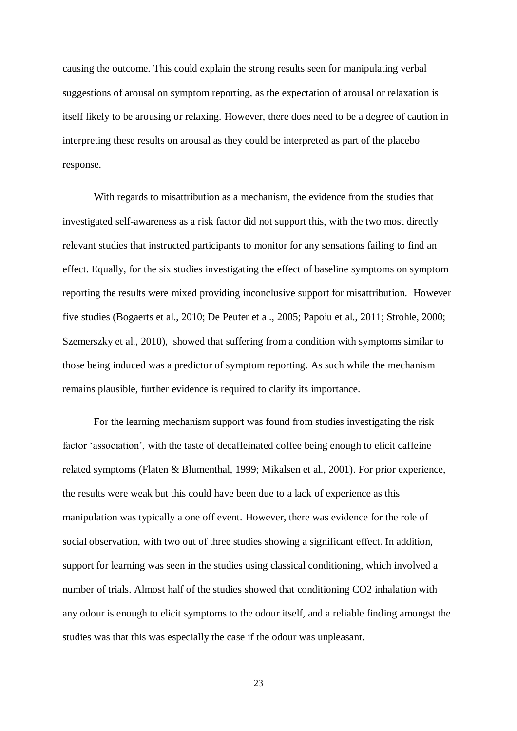causing the outcome. This could explain the strong results seen for manipulating verbal suggestions of arousal on symptom reporting, as the expectation of arousal or relaxation is itself likely to be arousing or relaxing. However, there does need to be a degree of caution in interpreting these results on arousal as they could be interpreted as part of the placebo response.

With regards to misattribution as a mechanism, the evidence from the studies that investigated self-awareness as a risk factor did not support this, with the two most directly relevant studies that instructed participants to monitor for any sensations failing to find an effect. Equally, for the six studies investigating the effect of baseline symptoms on symptom reporting the results were mixed providing inconclusive support for misattribution. However five studies (Bogaerts et al., 2010; De Peuter et al., 2005; Papoiu et al., 2011; Strohle, 2000; Szemerszky et al., 2010), showed that suffering from a condition with symptoms similar to those being induced was a predictor of symptom reporting. As such while the mechanism remains plausible, further evidence is required to clarify its importance.

For the learning mechanism support was found from studies investigating the risk factor 'association', with the taste of decaffeinated coffee being enough to elicit caffeine related symptoms (Flaten & Blumenthal, 1999; Mikalsen et al., 2001). For prior experience, the results were weak but this could have been due to a lack of experience as this manipulation was typically a one off event. However, there was evidence for the role of social observation, with two out of three studies showing a significant effect. In addition, support for learning was seen in the studies using classical conditioning, which involved a number of trials. Almost half of the studies showed that conditioning $CO_2$ inhalation with any odour is enough to elicit symptoms to the odour itself, and a reliable finding amongst the studies was that this was especially the case if the odour was unpleasant.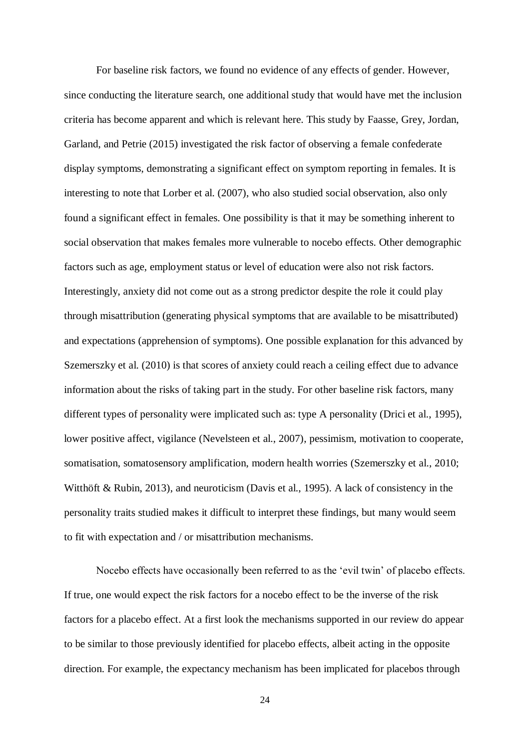For baseline risk factors, we found no evidence of any effects of gender. However, since conducting the literature search, one additional study that would have met the inclusion criteria has become apparent and which is relevant here. This study by Faasse, Grey, Jordan, Garland, and Petrie (2015) investigated the risk factor of observing a female confederate display symptoms, demonstrating a significant effect on symptom reporting in females. It is interesting to note that Lorber et al. (2007), who also studied social observation, also only found a significant effect in females. One possibility is that it may be something inherent to social observation that makes females more vulnerable to nocebo effects. Other demographic factors such as age, employment status or level of education were also not risk factors. Interestingly, anxiety did not come out as a strong predictor despite the role it could play through misattribution (generating physical symptoms that are available to be misattributed) and expectations (apprehension of symptoms). One possible explanation for this advanced by Szemerszky et al. (2010) is that scores of anxiety could reach a ceiling effect due to advance information about the risks of taking part in the study. For other baseline risk factors, many different types of personality were implicated such as: type A personality (Drici et al., 1995), lower positive affect, vigilance (Nevelsteen et al., 2007), pessimism, motivation to cooperate, somatisation, somatosensory amplification, modern health worries (Szemerszky et al., 2010; Witthöft & Rubin, 2013), and neuroticism (Davis et al., 1995). A lack of consistency in the personality traits studied makes it difficult to interpret these findings, but many would seem to fit with expectation and / or misattribution mechanisms.

Nocebo effects have occasionally been referred to as the 'evil twin' of placebo effects. If true, one would expect the risk factors for a nocebo effect to be the inverse of the risk factors for a placebo effect. At a first look the mechanisms supported in our review do appear to be similar to those previously identified for placebo effects, albeit acting in the opposite direction. For example, the expectancy mechanism has been implicated for placebos through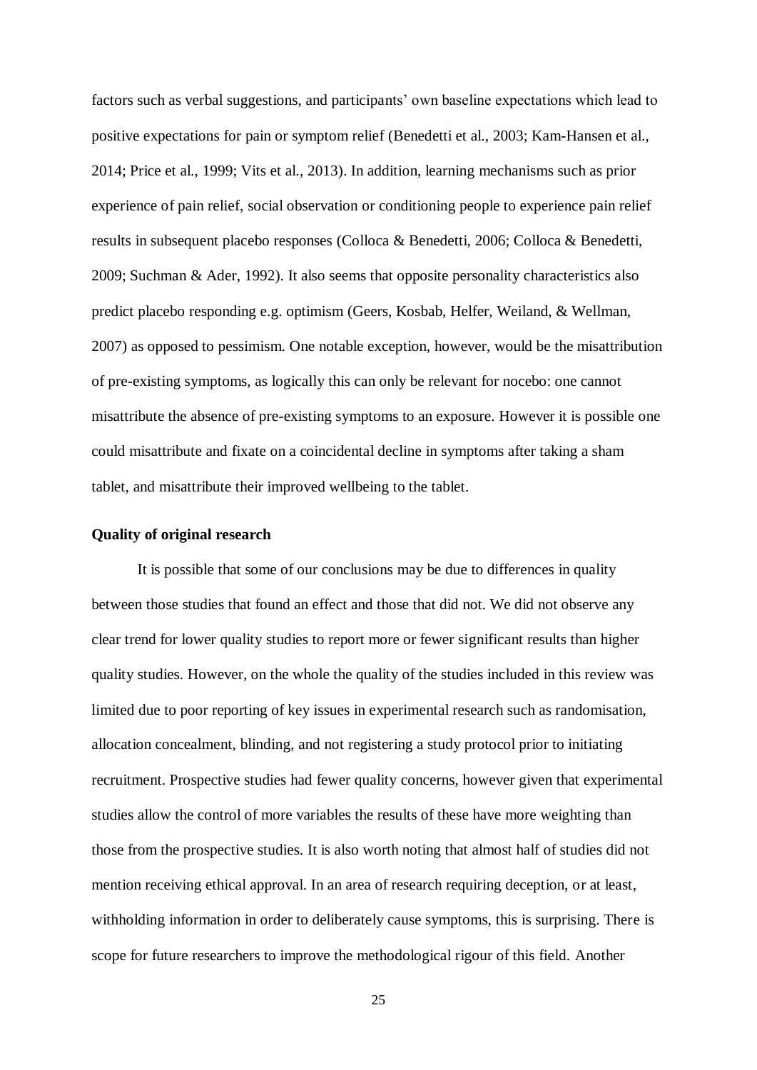factors such as verbal suggestions, and participants' own baseline expectations which lead to positive expectations for pain or symptom relief (Benedetti et al., 2003; Kam-Hansen et al., 2014; Price et al., 1999; Vits et al., 2013). In addition, learning mechanisms such as prior experience of pain relief, social observation or conditioning people to experience pain relief results in subsequent placebo responses (Colloca & Benedetti, 2006; Colloca & Benedetti, 2009; Suchman & Ader, 1992). It also seems that opposite personality characteristics also predict placebo responding e.g. optimism (Geers, Kosbab, Helfer, Weiland, & Wellman, 2007) as opposed to pessimism. One notable exception, however, would be the misattribution of pre-existing symptoms, as logically this can only be relevant for nocebo: one cannot misattribute the absence of pre-existing symptoms to an exposure. However it is possible one could misattribute and fixate on a coincidental decline in symptoms after taking a sham tablet, and misattribute their improved wellbeing to the tablet.

**Quality of original research**

It is possible that some of our conclusions may be due to differences in quality between those studies that found an effect and those that did not. We did not observe any clear trend for lower quality studies to report more or fewer significant results than higher quality studies. However, on the whole the quality of the studies included in this review was limited due to poor reporting of key issues in experimental research such as randomisation, allocation concealment, blinding, and not registering a study protocol prior to initiating recruitment. Prospective studies had fewer quality concerns, however given that experimental studies allow the control of more variables the results of these have more weighting than those from the prospective studies. It is also worth noting that almost half of studies did not mention receiving ethical approval. In an area of research requiring deception, or at least, withholding information in order to deliberately cause symptoms, this is surprising. There is scope for future researchers to improve the methodological rigour of this field. Another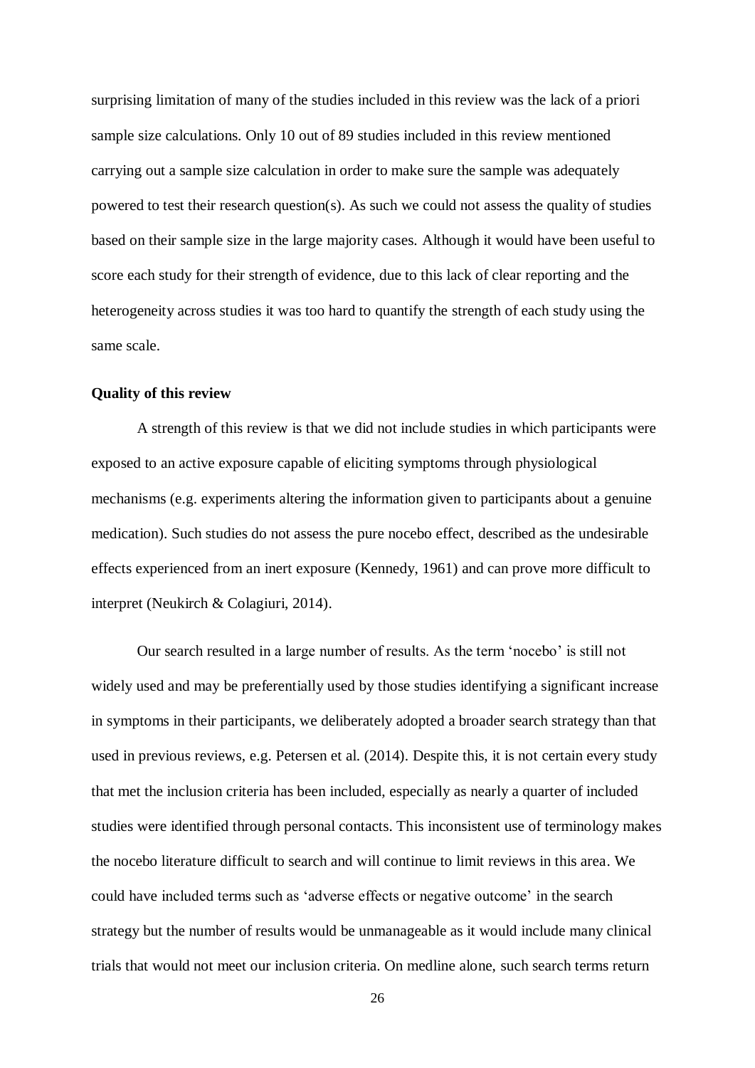surprising limitation of many of the studies included in this review was the lack of a priori sample size calculations. Only 10 out of 89 studies included in this review mentioned carrying out a sample size calculation in order to make sure the sample was adequately powered to test their research question(s). As such we could not assess the quality of studies based on their sample size in the large majority cases. Although it would have been useful to score each study for their strength of evidence, due to this lack of clear reporting and the heterogeneity across studies it was too hard to quantify the strength of each study using the same scale.

**Quality of this review**

A strength of this review is that we did not include studies in which participants were exposed to an active exposure capable of eliciting symptoms through physiological mechanisms (e.g. experiments altering the information given to participants about a genuine medication). Such studies do not assess the pure nocebo effect, described as the undesirable effects experienced from an inert exposure (Kennedy, 1961) and can prove more difficult to interpret (Neukirch & Colagiuri, 2014).

Our search resulted in a large number of results. As the term 'nocebo' is still not widely used and may be preferentially used by those studies identifying a significant increase in symptoms in their participants, we deliberately adopted a broader search strategy than that used in previous reviews, e.g. Petersen et al. (2014). Despite this, it is not certain every study that met the inclusion criteria has been included, especially as nearly a quarter of included studies were identified through personal contacts. This inconsistent use of terminology makes the nocebo literature difficult to search and will continue to limit reviews in this area. We could have included terms such as 'adverse effects or negative outcome' in the search strategy but the number of results would be unmanageable as it would include many clinical trials that would not meet our inclusion criteria. On medline alone, such search terms return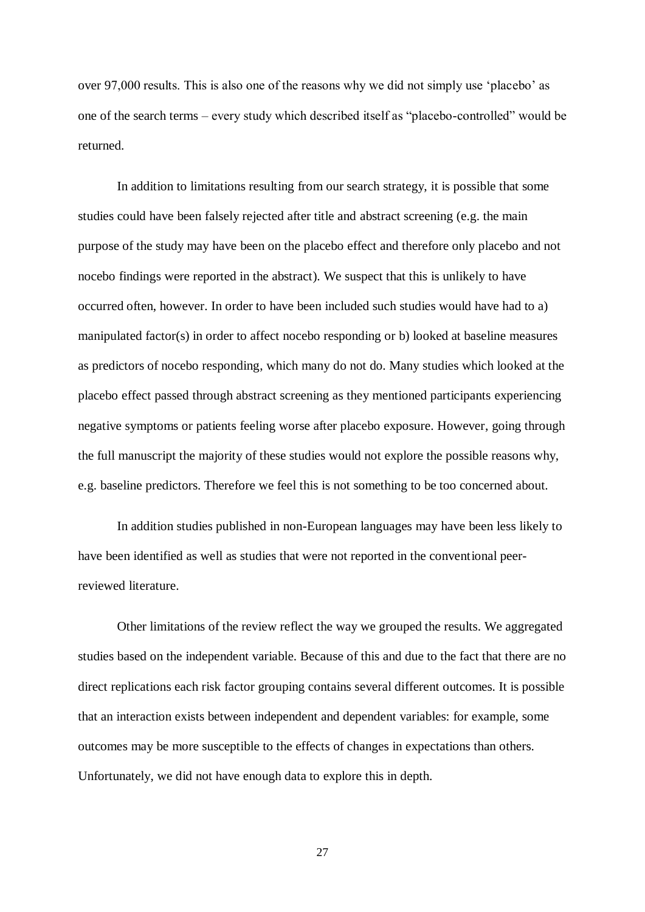over 97,000 results. This is also one of the reasons why we did not simply use 'placebo' as one of the search terms – every study which described itself as "placebo-controlled" would be returned.

In addition to limitations resulting from our search strategy, it is possible that some studies could have been falsely rejected after title and abstract screening (e.g. the main purpose of the study may have been on the placebo effect and therefore only placebo and not nocebo findings were reported in the abstract). We suspect that this is unlikely to have occurred often, however. In order to have been included such studies would have had to a) manipulated factor(s) in order to affect nocebo responding or b) looked at baseline measures as predictors of nocebo responding, which many do not do. Many studies which looked at the placebo effect passed through abstract screening as they mentioned participants experiencing negative symptoms or patients feeling worse after placebo exposure. However, going through the full manuscript the majority of these studies would not explore the possible reasons why, e.g. baseline predictors. Therefore we feel this is not something to be too concerned about.

In addition studies published in non-European languages may have been less likely to have been identified as well as studies that were not reported in the conventional peer-reviewed literature.

Other limitations of the review reflect the way we grouped the results. We aggregated studies based on the independent variable. Because of this and due to the fact that there are no direct replications each risk factor grouping contains several different outcomes. It is possible that an interaction exists between independent and dependent variables: for example, some outcomes may be more susceptible to the effects of changes in expectations than others. Unfortunately, we did not have enough data to explore this in depth.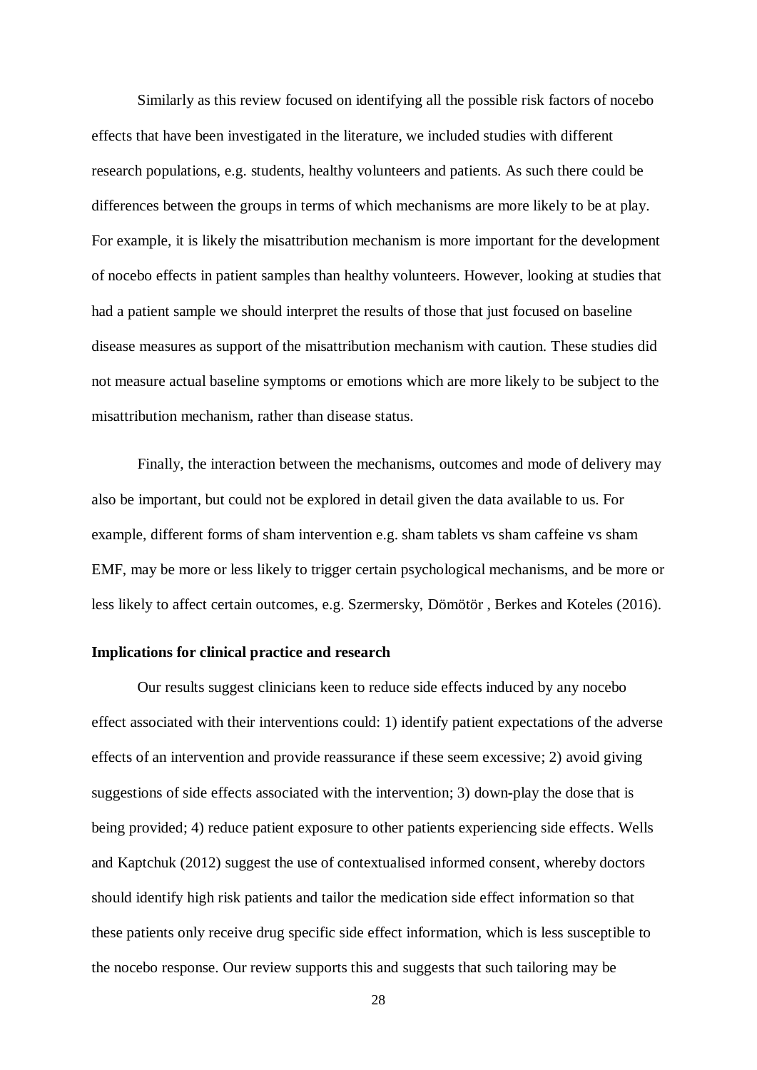Similarly as this review focused on identifying all the possible risk factors of nocebo effects that have been investigated in the literature, we included studies with different research populations, e.g. students, healthy volunteers and patients. As such there could be differences between the groups in terms of which mechanisms are more likely to be at play. For example, it is likely the misattribution mechanism is more important for the development of nocebo effects in patient samples than healthy volunteers. However, looking at studies that had a patient sample we should interpret the results of those that just focused on baseline disease measures as support of the misattribution mechanism with caution. These studies did not measure actual baseline symptoms or emotions which are more likely to be subject to the misattribution mechanism, rather than disease status.

Finally, the interaction between the mechanisms, outcomes and mode of delivery may also be important, but could not be explored in detail given the data available to us. For example, different forms of sham intervention e.g. sham tablets vs sham caffeine vs sham EMF, may be more or less likely to trigger certain psychological mechanisms, and be more or less likely to affect certain outcomes, e.g. Szermersky, Dömötör , Berkes and Koteles (2016).

**Implications for clinical practice and research**

Our results suggest clinicians keen to reduce side effects induced by any nocebo effect associated with their interventions could: 1) identify patient expectations of the adverse effects of an intervention and provide reassurance if these seem excessive; 2) avoid giving suggestions of side effects associated with the intervention; 3) down-play the dose that is being provided; 4) reduce patient exposure to other patients experiencing side effects. Wells and Kaptchuk (2012) suggest the use of contextualised informed consent, whereby doctors should identify high risk patients and tailor the medication side effect information so that these patients only receive drug specific side effect information, which is less susceptible to the nocebo response. Our review supports this and suggests that such tailoring may be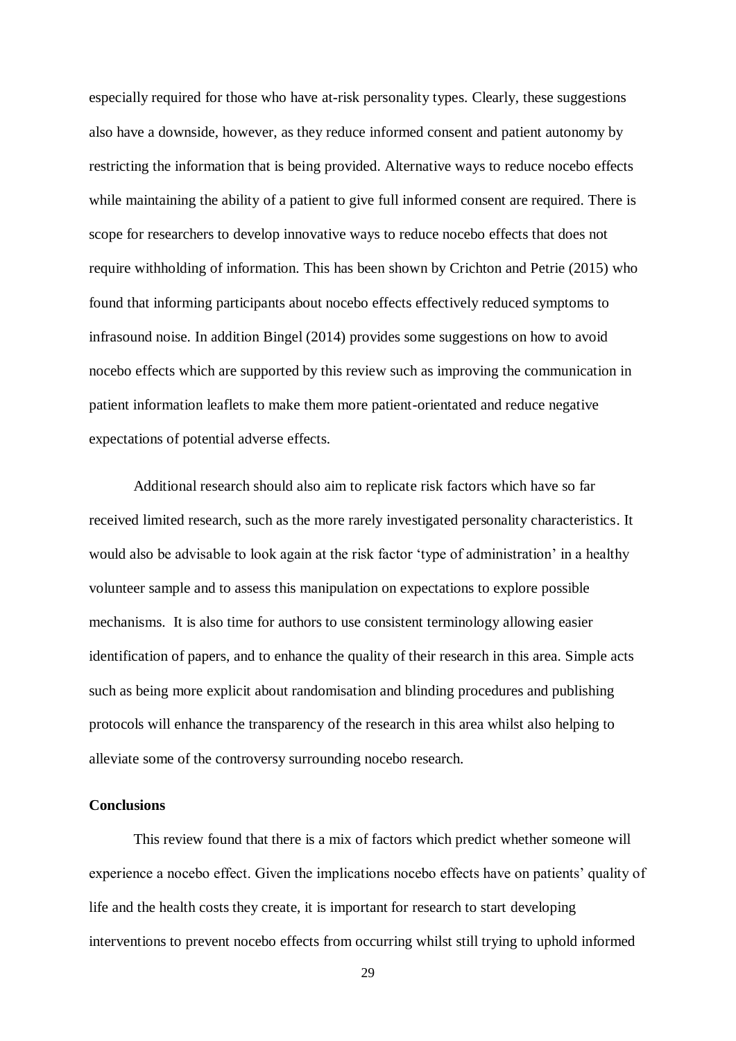especially required for those who have at-risk personality types. Clearly, these suggestions also have a downside, however, as they reduce informed consent and patient autonomy by restricting the information that is being provided. Alternative ways to reduce nocebo effects while maintaining the ability of a patient to give full informed consent are required. There is scope for researchers to develop innovative ways to reduce nocebo effects that does not require withholding of information. This has been shown by Crichton and Petrie (2015) who found that informing participants about nocebo effects effectively reduced symptoms to infrasound noise. In addition Bingel (2014) provides some suggestions on how to avoid nocebo effects which are supported by this review such as improving the communication in patient information leaflets to make them more patient-orientated and reduce negative expectations of potential adverse effects.

Additional research should also aim to replicate risk factors which have so far received limited research, such as the more rarely investigated personality characteristics. It would also be advisable to look again at the risk factor 'type of administration' in a healthy volunteer sample and to assess this manipulation on expectations to explore possible mechanisms. It is also time for authors to use consistent terminology allowing easier identification of papers, and to enhance the quality of their research in this area. Simple acts such as being more explicit about randomisation and blinding procedures and publishing protocols will enhance the transparency of the research in this area whilst also helping to alleviate some of the controversy surrounding nocebo research.

**Conclusions**

This review found that there is a mix of factors which predict whether someone will experience a nocebo effect. Given the implications nocebo effects have on patients' quality of life and the health costs they create, it is important for research to start developing interventions to prevent nocebo effects from occurring whilst still trying to uphold informed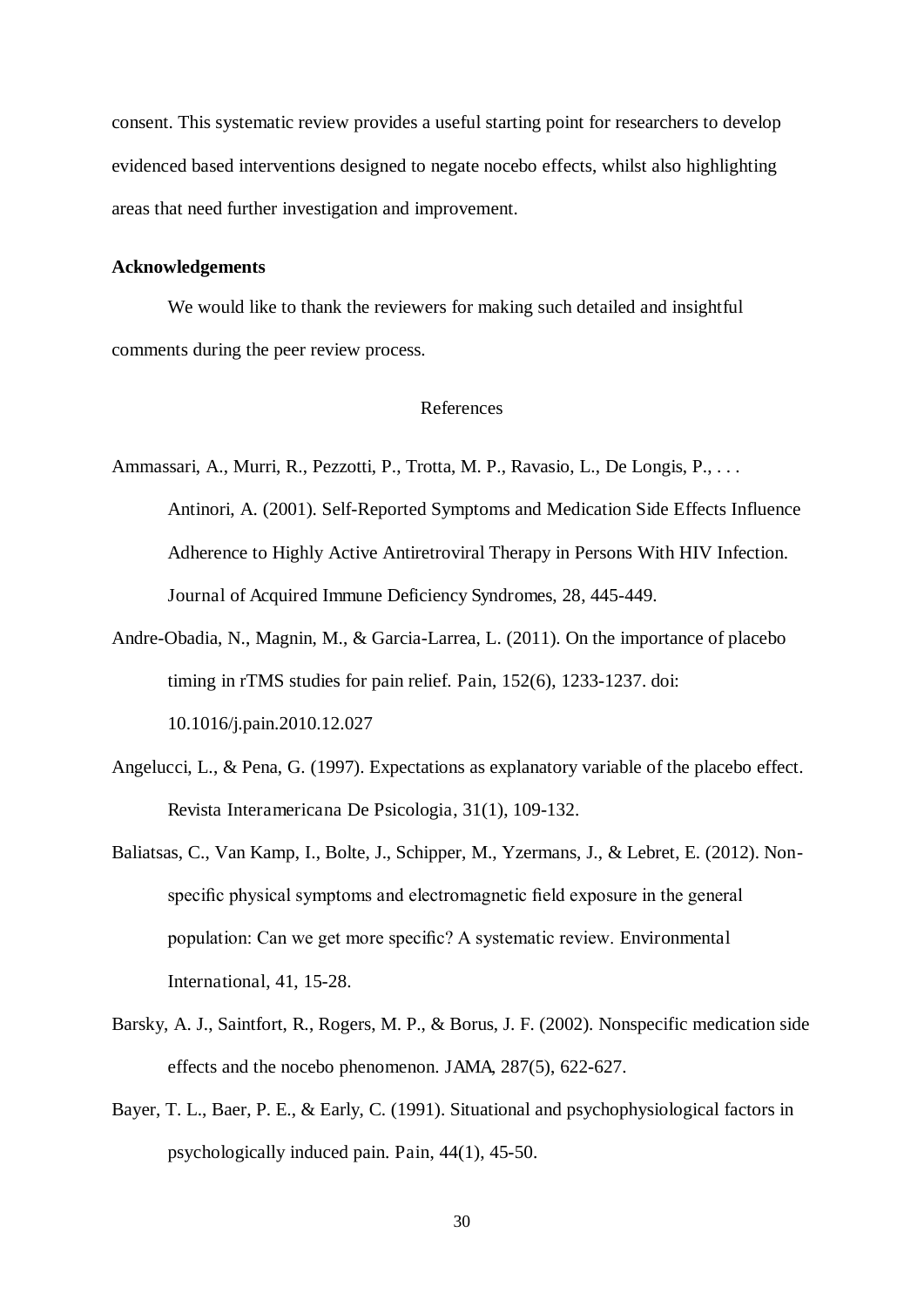consent. This systematic review provides a useful starting point for researchers to develop evidenced based interventions designed to negate nocebo effects, whilst also highlighting areas that need further investigation and improvement.

**Acknowledgements**

We would like to thank the reviewers for making such detailed and insightful comments during the peer review process.

## References

Ammassari, A., Murri, R., Pezzotti, P., Trotta, M. P., Ravasio, L., De Longis, P., . . . Antinori, A. (2001). Self-Reported Symptoms and Medication Side Effects Influence Adherence to Highly Active Antiretroviral Therapy in Persons With HIV Infection. Journal of Acquired Immune Deficiency Syndromes, 28, 445-449.

Andre-Obadia, N., Magnin, M., & Garcia-Larrea, L. (2011). On the importance of placebo timing in rTMS studies for pain relief. Pain, 152(6), 1233-1237. doi: 10.1016/j.pain.2010.12.027

Angelucci, L., & Pena, G. (1997). Expectations as explanatory variable of the placebo effect. Revista Interamericana De Psicologia, 31(1), 109-132.

Baliatsas, C., Van Kamp, I., Bolte, J., Schipper, M., Yzermans, J., & Lebret, E. (2012). Non-specific physical symptoms and electromagnetic field exposure in the general population: Can we get more specific? A systematic review. Environmental International, 41, 15-28.

Barsky, A. J., Saintfort, R., Rogers, M. P., & Borus, J. F. (2002). Nonspecific medication side effects and the nocebo phenomenon. JAMA, 287(5), 622-627.

Bayer, T. L., Baer, P. E., & Early, C. (1991). Situational and psychophysiological factors in psychologically induced pain. Pain, 44(1), 45-50.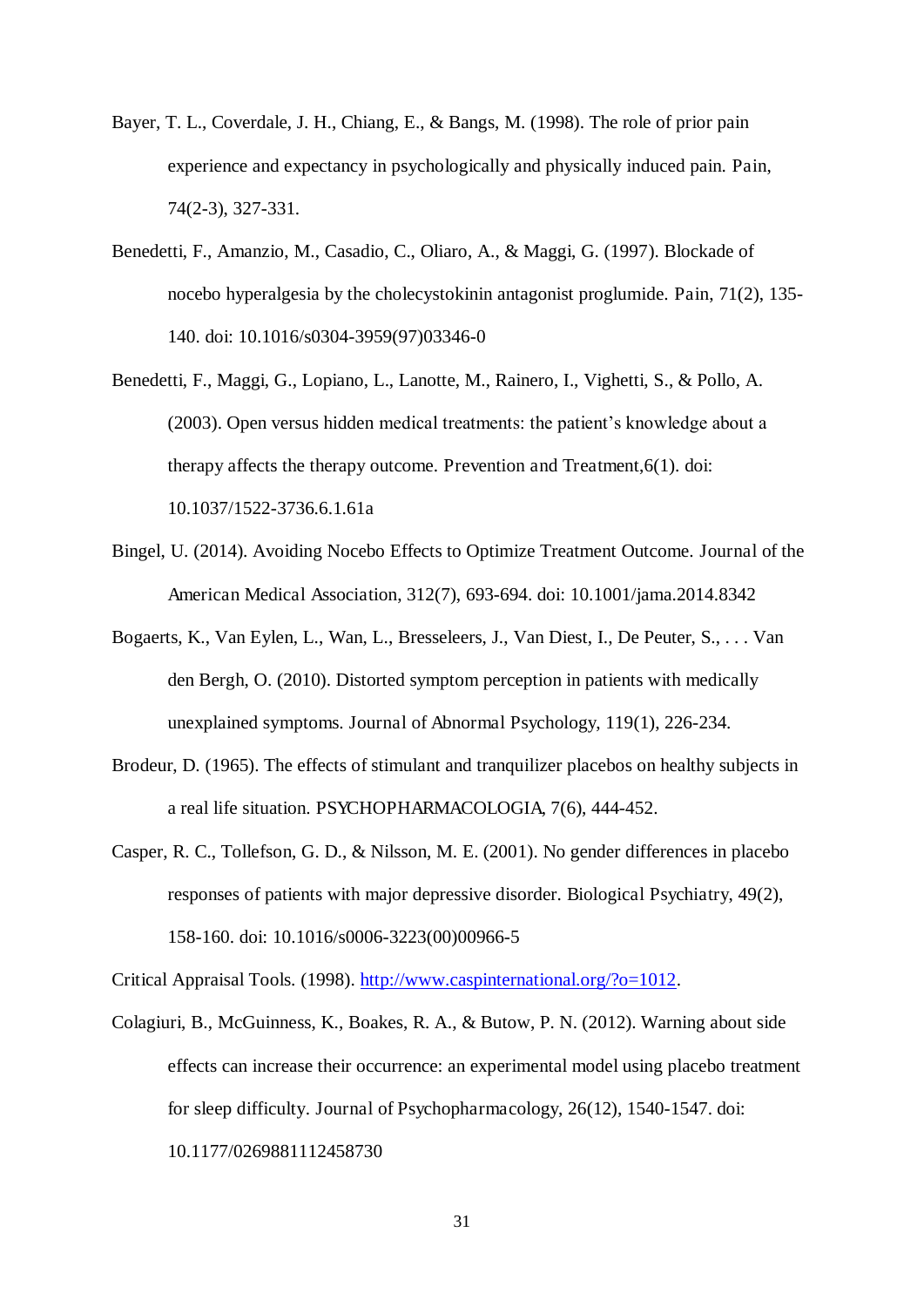Bayer, T. L., Coverdale, J. H., Chiang, E., & Bangs, M. (1998). The role of prior pain experience and expectancy in psychologically and physically induced pain. Pain, 74(2-3), 327-331.

Benedetti, F., Amanzio, M., Casadio, C., Oliaro, A., & Maggi, G. (1997). Blockade of nocebo hyperalgesia by the cholecystokinin antagonist proglumide. Pain, 71(2), 135-140. doi: 10.1016/s0304-3959(97)03346-0

Benedetti, F., Maggi, G., Lopiano, L., Lanotte, M., Rainero, I., Vighetti, S., & Pollo, A. (2003). Open versus hidden medical treatments: the patient's knowledge about a therapy affects the therapy outcome. Prevention and Treatment,6(1). doi: 10.1037/1522-3736.6.1.61a

Bingel, U. (2014). Avoiding Nocebo Effects to Optimize Treatment Outcome. Journal of the American Medical Association, 312(7), 693-694. doi: 10.1001/jama.2014.8342

Bogaerts, K., Van Eylen, L., Wan, L., Bresseleers, J., Van Diest, I., De Peuter, S., . . . Van den Bergh, O. (2010). Distorted symptom perception in patients with medically unexplained symptoms. Journal of Abnormal Psychology, 119(1), 226-234.

Brodeur, D. (1965). The effects of stimulant and tranquilizer placebos on healthy subjects in a real life situation. PSYCHOPHARMACOLOGIA, 7(6), 444-452.

Casper, R. C., Tollefson, G. D., & Nilsson, M. E. (2001). No gender differences in placebo responses of patients with major depressive disorder. Biological Psychiatry, 49(2), 158-160. doi: 10.1016/s0006-3223(00)00966-5

Critical Appraisal Tools. (1998). http://www.caspinternational.org/?o=1012.

Colagiuri, B., McGuinness, K., Boakes, R. A., & Butow, P. N. (2012). Warning about side effects can increase their occurrence: an experimental model using placebo treatment for sleep difficulty. Journal of Psychopharmacology, 26(12), 1540-1547. doi: 10.1177/0269881112458730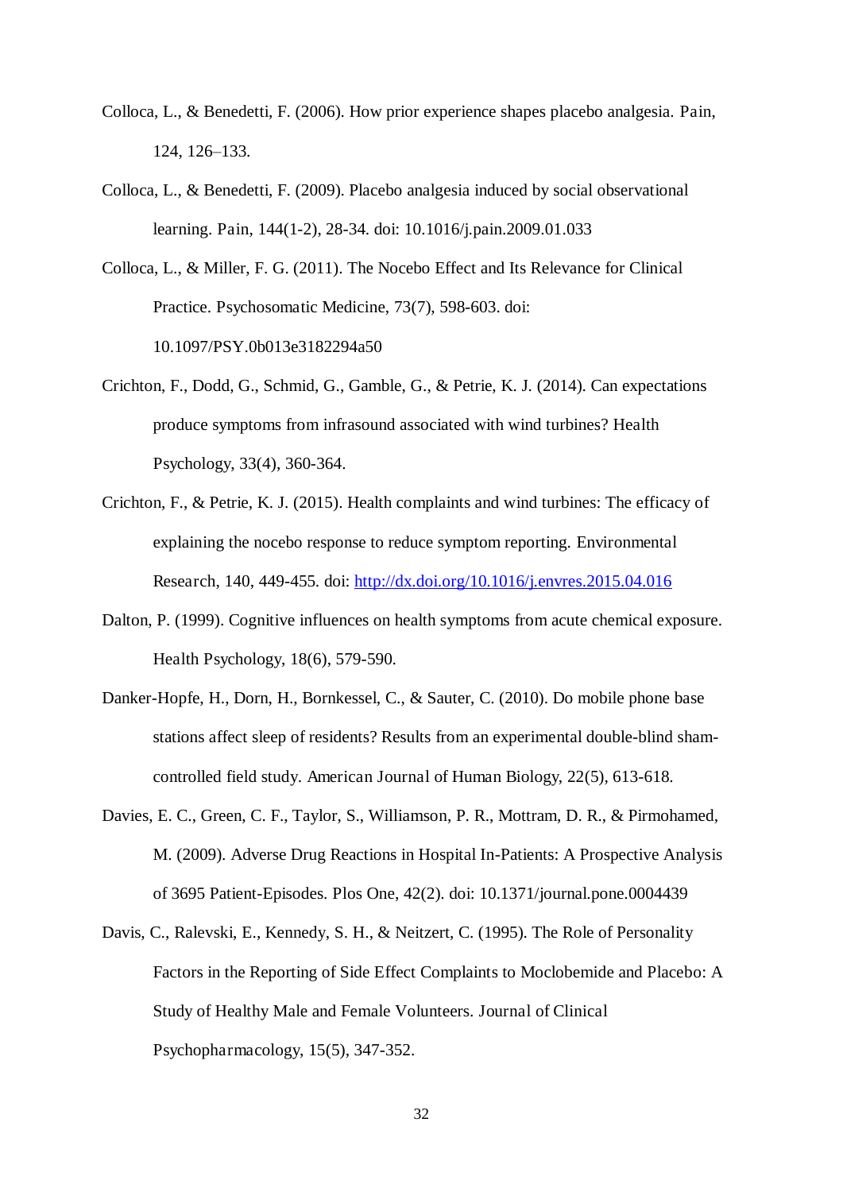Colloca, L., & Benedetti, F. (2006). How prior experience shapes placebo analgesia. Pain, 124, 126–133.

Colloca, L., & Benedetti, F. (2009). Placebo analgesia induced by social observational learning. Pain, 144(1-2), 28-34. doi: 10.1016/j.pain.2009.01.033

Colloca, L., & Miller, F. G. (2011). The Nocebo Effect and Its Relevance for Clinical Practice. Psychosomatic Medicine, 73(7), 598-603. doi: 10.1097/PSY.0b013e3182294a50

Crichton, F., Dodd, G., Schmid, G., Gamble, G., & Petrie, K. J. (2014). Can expectations produce symptoms from infrasound associated with wind turbines? Health Psychology, 33(4), 360-364.

Crichton, F., & Petrie, K. J. (2015). Health complaints and wind turbines: The efficacy of explaining the nocebo response to reduce symptom reporting. Environmental Research, 140, 449-455. doi: http://dx.doi.org/10.1016/j.envres.2015.04.016

Dalton, P. (1999). Cognitive influences on health symptoms from acute chemical exposure. Health Psychology, 18(6), 579-590.

Danker-Hopfe, H., Dorn, H., Bornkessel, C., & Sauter, C. (2010). Do mobile phone base stations affect sleep of residents? Results from an experimental double-blind sham-controlled field study. American Journal of Human Biology, 22(5), 613-618.

Davies, E. C., Green, C. F., Taylor, S., Williamson, P. R., Mottram, D. R., & Pirmohamed, M. (2009). Adverse Drug Reactions in Hospital In-Patients: A Prospective Analysis of 3695 Patient-Episodes. Plos One, 42(2). doi: 10.1371/journal.pone.0004439

Davis, C., Ralevski, E., Kennedy, S. H., & Neitzert, C. (1995). The Role of Personality Factors in the Reporting of Side Effect Complaints to Moclobemide and Placebo: A Study of Healthy Male and Female Volunteers. Journal of Clinical Psychopharmacology, 15(5), 347-352.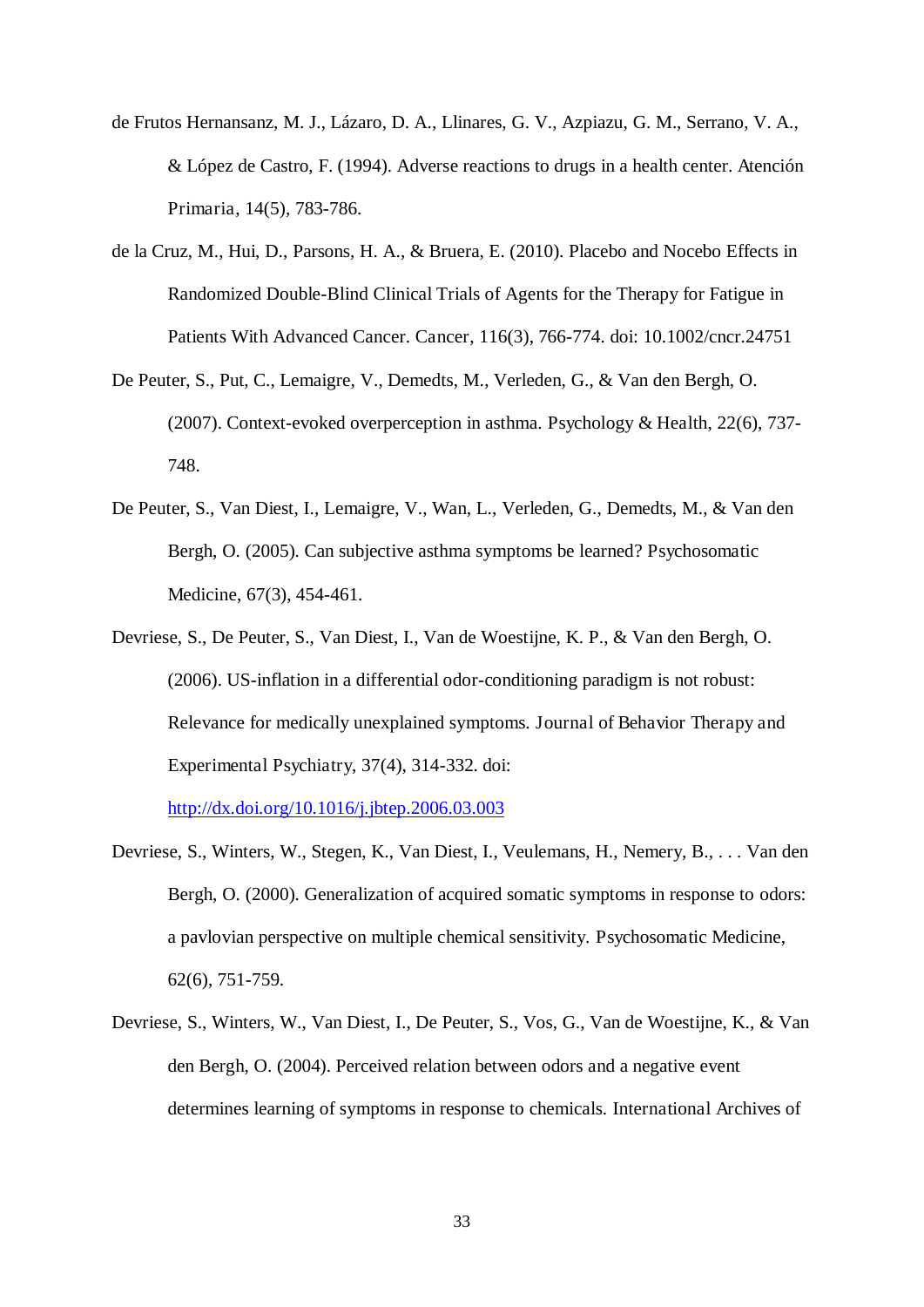de Frutos Hernansanz, M. J., Lázaro, D. A., Llinares, G. V., Azpiazu, G. M., Serrano, V. A., & López de Castro, F. (1994). Adverse reactions to drugs in a health center. *Atención Primaria, 14*(5), 783-786.

de la Cruz, M., Hui, D., Parsons, H. A., & Bruera, E. (2010). Placebo and Nocebo Effects in Randomized Double-Blind Clinical Trials of Agents for the Therapy for Fatigue in Patients With Advanced Cancer. *Cancer, 116*(3), 766-774. doi: 10.1002/cncr.24751

De Peuter, S., Put, C., Lemaigre, V., Demedts, M., Verleden, G., & Van den Bergh, O. (2007). Context-evoked overperception in asthma. *Psychology & Health, 22*(6), 737-748.

De Peuter, S., Van Diest, I., Lemaigre, V., Wan, L., Verleden, G., Demedts, M., & Van den Bergh, O. (2005). Can subjective asthma symptoms be learned? *Psychosomatic Medicine, 67*(3), 454-461.

Devriese, S., De Peuter, S., Van Diest, I., Van de Woestijne, K. P., & Van den Bergh, O. (2006). US-inflation in a differential odor-conditioning paradigm is not robust: Relevance for medically unexplained symptoms. *Journal of Behavior Therapy and Experimental Psychiatry, 37*(4), 314-332. doi: http://dx.doi.org/10.1016/j.jbtep.2006.03.003

Devriese, S., Winters, W., Stegen, K., Van Diest, I., Veulemans, H., Nemery, B., . . . Van den Bergh, O. (2000). Generalization of acquired somatic symptoms in response to odors: a pavlovian perspective on multiple chemical sensitivity. *Psychosomatic Medicine, 62*(6), 751-759.

Devriese, S., Winters, W., Van Diest, I., De Peuter, S., Vos, G., Van de Woestijne, K., & Van den Bergh, O. (2004). Perceived relation between odors and a negative event determines learning of symptoms in response to chemicals. *International Archives of*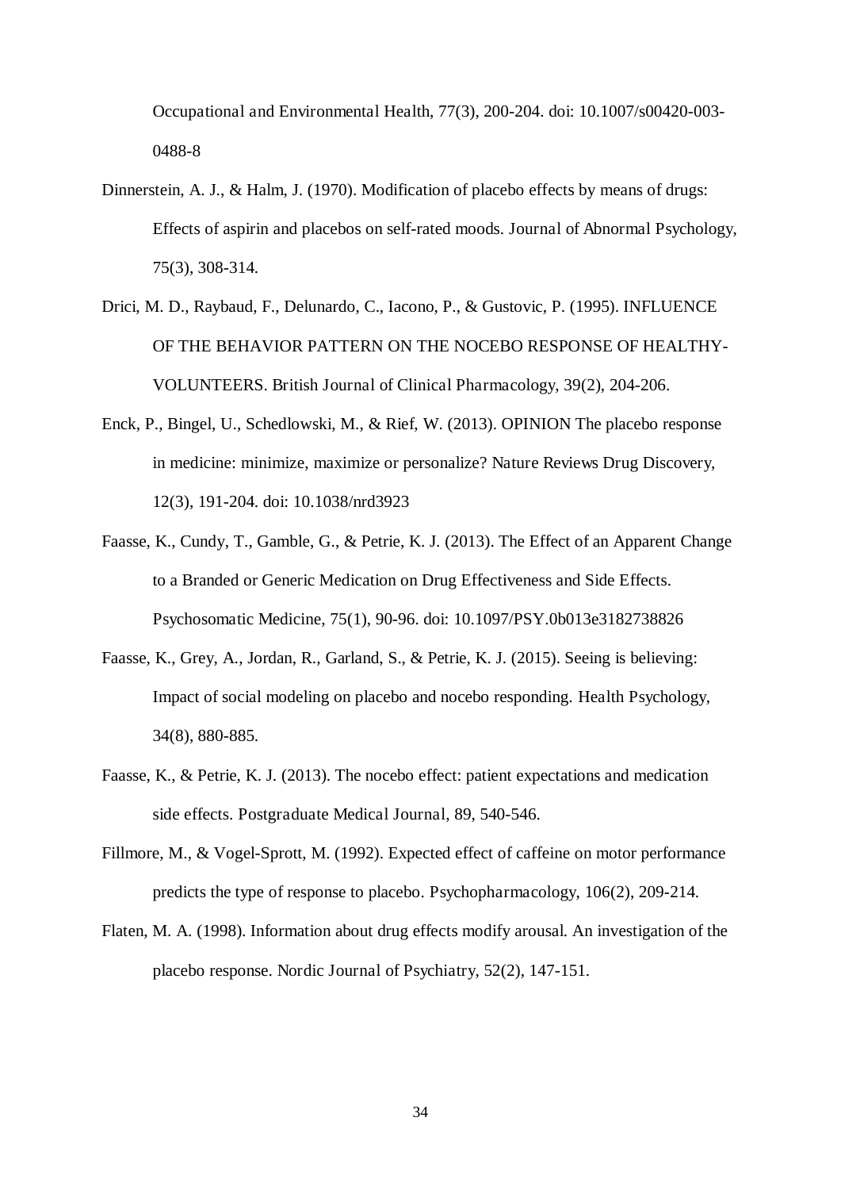Occupational and Environmental Health, 77(3), 200-204. doi: 10.1007/s00420-003-0488-8

Dinnerstein, A. J., & Halm, J. (1970). Modification of placebo effects by means of drugs: Effects of aspirin and placebos on self-rated moods. Journal of Abnormal Psychology, 75(3), 308-314.

Drici, M. D., Raybaud, F., Delunardo, C., Iacono, P., & Gustovic, P. (1995). INFLUENCE OF THE BEHAVIOR PATTERN ON THE NOCEBO RESPONSE OF HEALTHY-VOLUNTEERS. British Journal of Clinical Pharmacology, 39(2), 204-206.

Enck, P., Bingel, U., Schedlowski, M., & Rief, W. (2013). OPINION The placebo response in medicine: minimize, maximize or personalize? Nature Reviews Drug Discovery, 12(3), 191-204. doi: 10.1038/nrd3923

Faasse, K., Cundy, T., Gamble, G., & Petrie, K. J. (2013). The Effect of an Apparent Change to a Branded or Generic Medication on Drug Effectiveness and Side Effects. Psychosomatic Medicine, 75(1), 90-96. doi: 10.1097/PSY.0b013e3182738826

Faasse, K., Grey, A., Jordan, R., Garland, S., & Petrie, K. J. (2015). Seeing is believing: Impact of social modeling on placebo and nocebo responding. Health Psychology, 34(8), 880-885.

Faasse, K., & Petrie, K. J. (2013). The nocebo effect: patient expectations and medication side effects. Postgraduate Medical Journal, 89, 540-546.

Fillmore, M., & Vogel-Sprott, M. (1992). Expected effect of caffeine on motor performance predicts the type of response to placebo. Psychopharmacology, 106(2), 209-214.

Flaten, M. A. (1998). Information about drug effects modify arousal. An investigation of the placebo response. Nordic Journal of Psychiatry, 52(2), 147-151.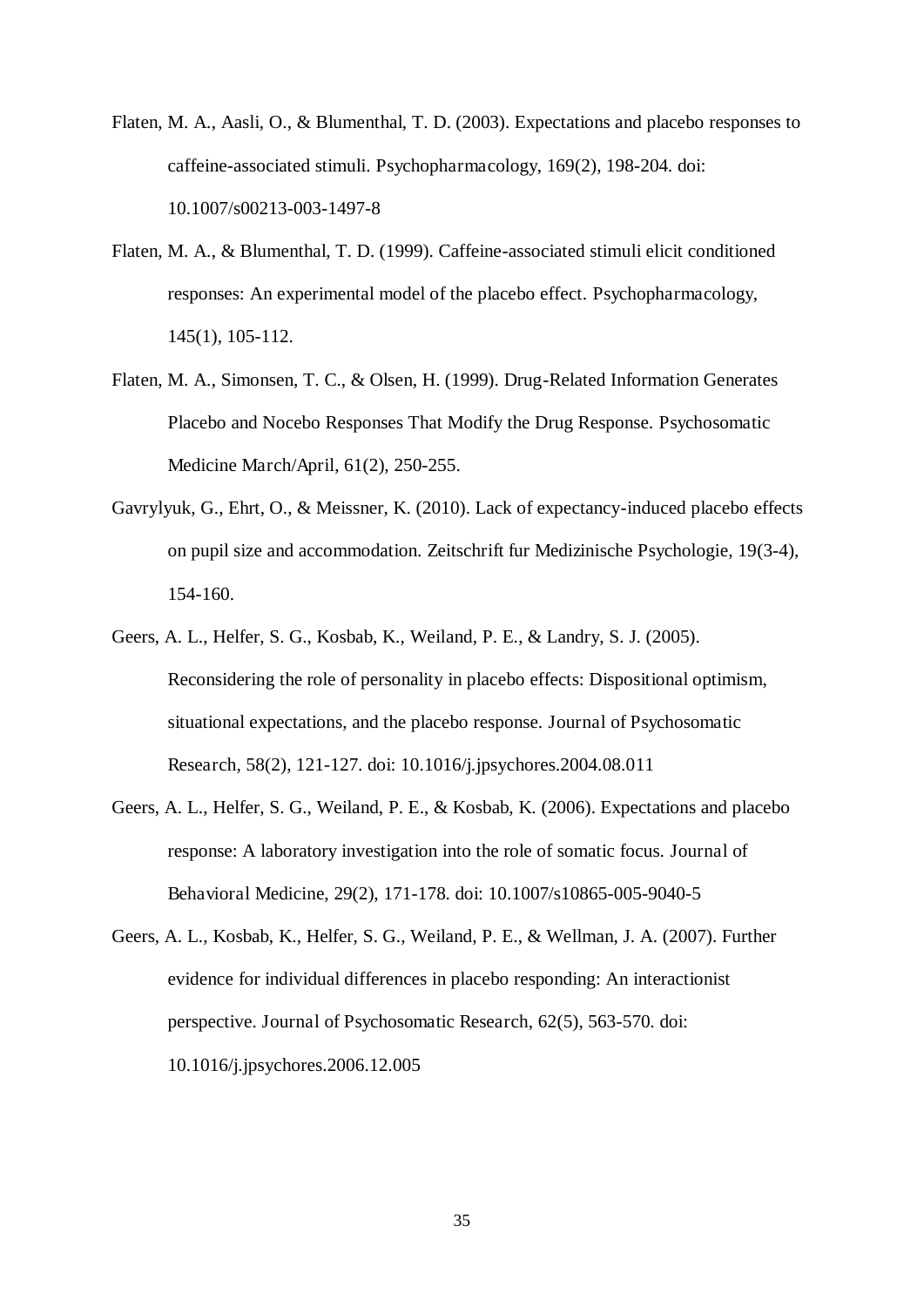Flaten, M. A., Aasli, O., & Blumenthal, T. D. (2003). Expectations and placebo responses to caffeine-associated stimuli. Psychopharmacology, 169(2), 198-204. doi: 10.1007/s00213-003-1497-8

Flaten, M. A., & Blumenthal, T. D. (1999). Caffeine-associated stimuli elicit conditioned responses: An experimental model of the placebo effect. Psychopharmacology, 145(1), 105-112.

Flaten, M. A., Simonsen, T. C., & Olsen, H. (1999). Drug-Related Information Generates Placebo and Nocebo Responses That Modify the Drug Response. Psychosomatic Medicine March/April, 61(2), 250-255.

Gavrylyuk, G., Ehrt, O., & Meissner, K. (2010). Lack of expectancy-induced placebo effects on pupil size and accommodation. Zeitschrift fur Medizinische Psychologie, 19(3-4), 154-160.

Geers, A. L., Helfer, S. G., Kosbab, K., Weiland, P. E., & Landry, S. J. (2005). Reconsidering the role of personality in placebo effects: Dispositional optimism, situational expectations, and the placebo response. Journal of Psychosomatic Research, 58(2), 121-127. doi: 10.1016/j.jpsychores.2004.08.011

Geers, A. L., Helfer, S. G., Weiland, P. E., & Kosbab, K. (2006). Expectations and placebo response: A laboratory investigation into the role of somatic focus. Journal of Behavioral Medicine, 29(2), 171-178. doi: 10.1007/s10865-005-9040-5

Geers, A. L., Kosbab, K., Helfer, S. G., Weiland, P. E., & Wellman, J. A. (2007). Further evidence for individual differences in placebo responding: An interactionist perspective. Journal of Psychosomatic Research, 62(5), 563-570. doi: 10.1016/j.jpsychores.2006.12.005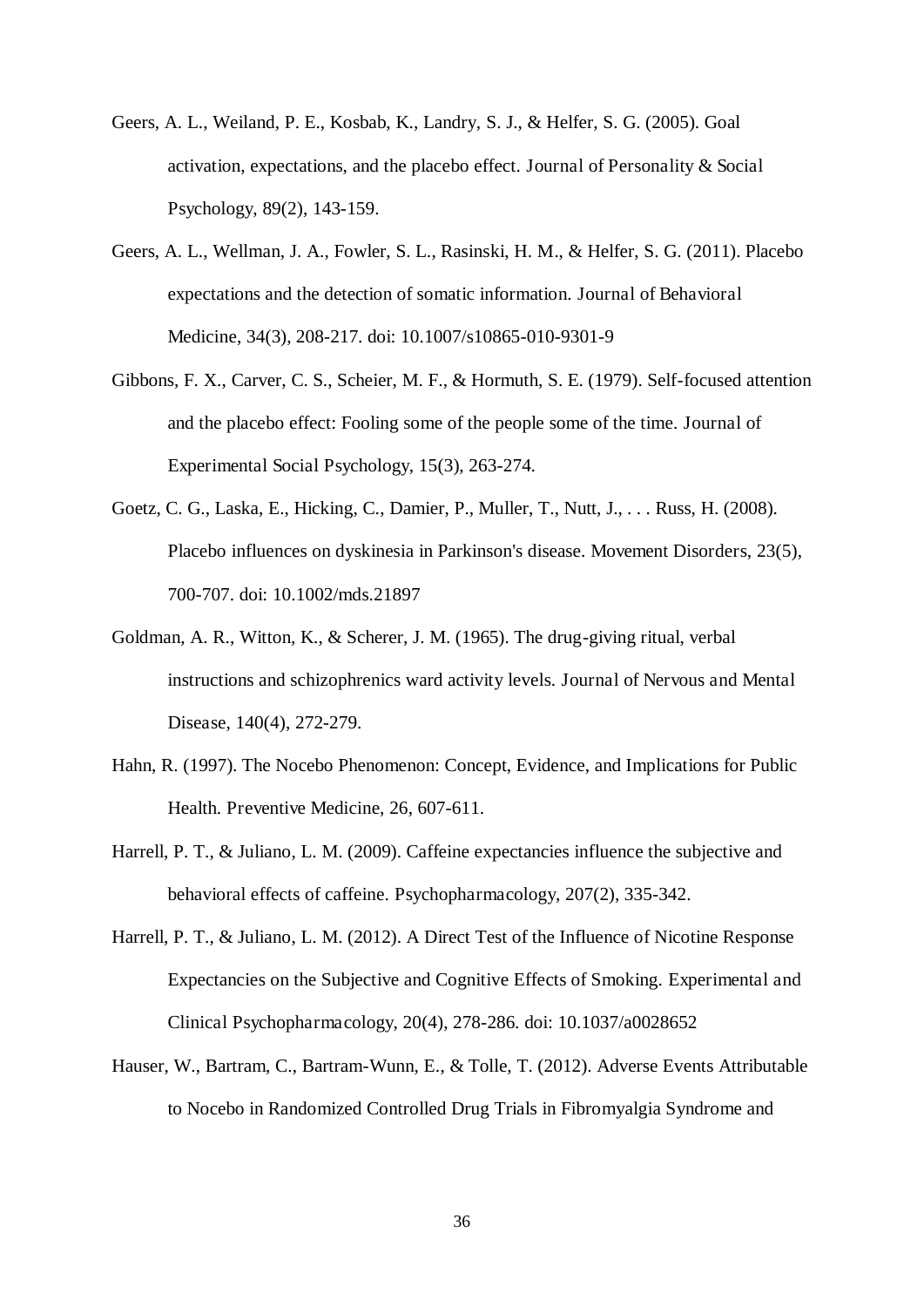Geers, A. L., Weiland, P. E., Kosbab, K., Landry, S. J., & Helfer, S. G. (2005). Goal activation, expectations, and the placebo effect. Journal of Personality & Social Psychology, 89(2), 143-159.

Geers, A. L., Wellman, J. A., Fowler, S. L., Rasinski, H. M., & Helfer, S. G. (2011). Placebo expectations and the detection of somatic information. Journal of Behavioral Medicine, 34(3), 208-217. doi: 10.1007/s10865-010-9301-9

Gibbons, F. X., Carver, C. S., Scheier, M. F., & Hormuth, S. E. (1979). Self-focused attention and the placebo effect: Fooling some of the people some of the time. Journal of Experimental Social Psychology, 15(3), 263-274.

Goetz, C. G., Laska, E., Hicking, C., Damier, P., Muller, T., Nutt, J., . . . Russ, H. (2008). Placebo influences on dyskinesia in Parkinson's disease. Movement Disorders, 23(5), 700-707. doi: 10.1002/mds.21897

Goldman, A. R., Witton, K., & Scherer, J. M. (1965). The drug-giving ritual, verbal instructions and schizophrenics ward activity levels. Journal of Nervous and Mental Disease, 140(4), 272-279.

Hahn, R. (1997). The Nocebo Phenomenon: Concept, Evidence, and Implications for Public Health. Preventive Medicine, 26, 607-611.

Harrell, P. T., & Juliano, L. M. (2009). Caffeine expectancies influence the subjective and behavioral effects of caffeine. Psychopharmacology, 207(2), 335-342.

Harrell, P. T., & Juliano, L. M. (2012). A Direct Test of the Influence of Nicotine Response Expectancies on the Subjective and Cognitive Effects of Smoking. Experimental and Clinical Psychopharmacology, 20(4), 278-286. doi: 10.1037/a0028652

Hauser, W., Bartram, C., Bartram-Wunn, E., & Tolle, T. (2012). Adverse Events Attributable to Nocebo in Randomized Controlled Drug Trials in Fibromyalgia Syndrome and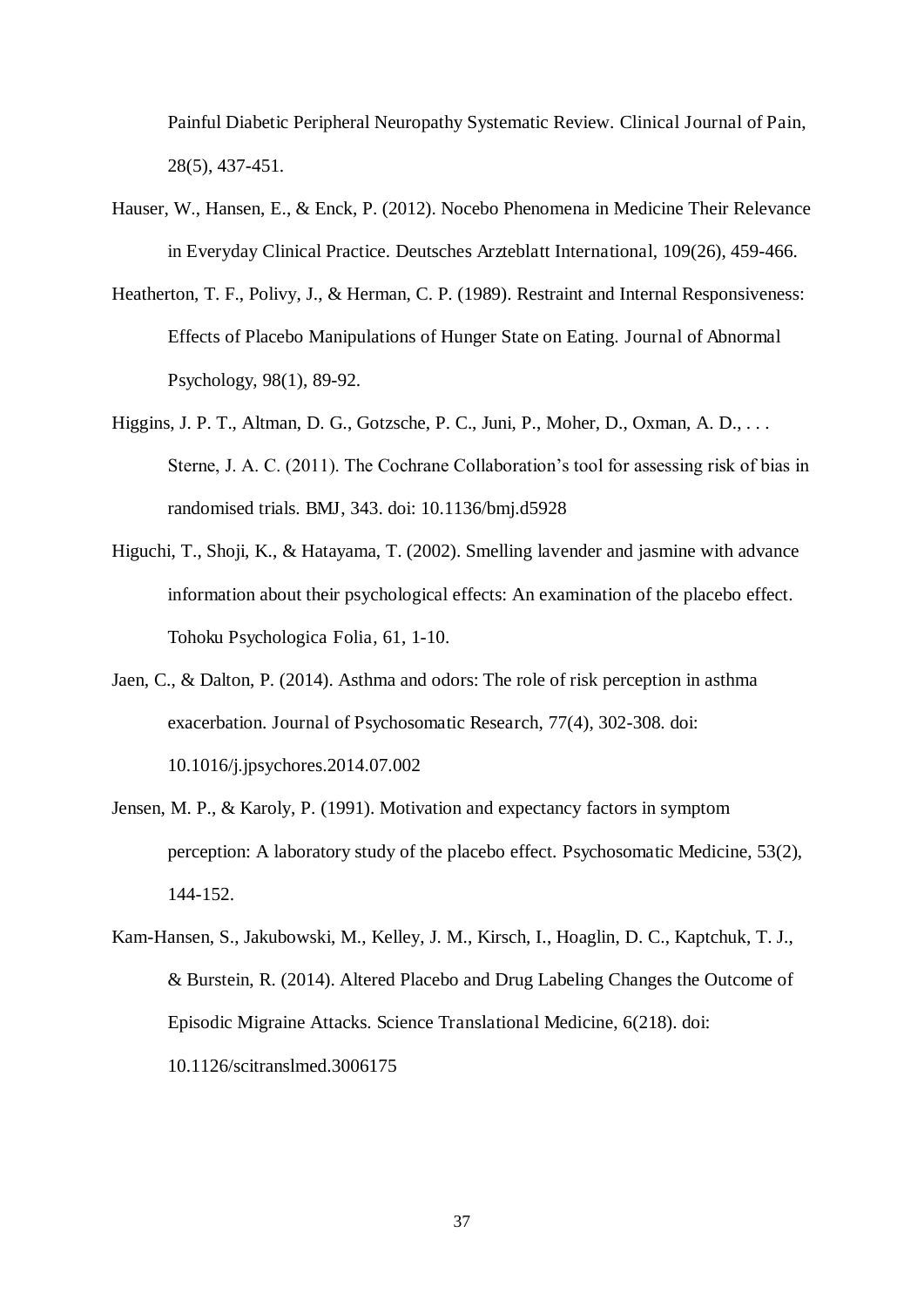Painful Diabetic Peripheral Neuropathy Systematic Review. Clinical Journal of Pain, 28(5), 437-451.

Hauser, W., Hansen, E., & Enck, P. (2012). Nocebo Phenomena in Medicine Their Relevance in Everyday Clinical Practice. Deutsches Arzteblatt International, 109(26), 459-466.

Heatherton, T. F., Polivy, J., & Herman, C. P. (1989). Restraint and Internal Responsiveness: Effects of Placebo Manipulations of Hunger State on Eating. Journal of Abnormal Psychology, 98(1), 89-92.

Higgins, J. P. T., Altman, D. G., Gotzsche, P. C., Juni, P., Moher, D., Oxman, A. D., . . . Sterne, J. A. C. (2011). The Cochrane Collaboration's tool for assessing risk of bias in randomised trials. BMJ, 343. doi: 10.1136/bmj.d5928

Higuchi, T., Shoji, K., & Hatayama, T. (2002). Smelling lavender and jasmine with advance information about their psychological effects: An examination of the placebo effect. Tohoku Psychologica Folia, 61, 1-10.

Jaen, C., & Dalton, P. (2014). Asthma and odors: The role of risk perception in asthma exacerbation. Journal of Psychosomatic Research, 77(4), 302-308. doi: 10.1016/j.jpsychores.2014.07.002

Jensen, M. P., & Karoly, P. (1991). Motivation and expectancy factors in symptom perception: A laboratory study of the placebo effect. Psychosomatic Medicine, 53(2), 144-152.

Kam-Hansen, S., Jakubowski, M., Kelley, J. M., Kirsch, I., Hoaglin, D. C., Kaptchuk, T. J., & Burstein, R. (2014). Altered Placebo and Drug Labeling Changes the Outcome of Episodic Migraine Attacks. Science Translational Medicine, 6(218). doi: 10.1126/scitranslmed.3006175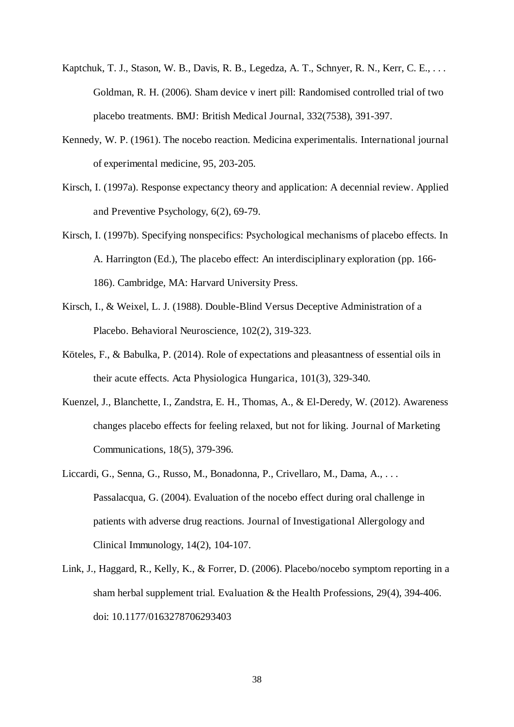Kaptchuk, T. J., Stason, W. B., Davis, R. B., Legedza, A. T., Schnyer, R. N., Kerr, C. E., . . . Goldman, R. H. (2006). Sham device v inert pill: Randomised controlled trial of two placebo treatments. BMJ: British Medical Journal, 332(7538), 391-397.

Kennedy, W. P. (1961). The nocebo reaction. Medicina experimentalis. International journal of experimental medicine, 95, 203-205.

Kirsch, I. (1997a). Response expectancy theory and application: A decennial review. Applied and Preventive Psychology, 6(2), 69-79.

Kirsch, I. (1997b). Specifying nonspecifics: Psychological mechanisms of placebo effects. In A. Harrington (Ed.), The placebo effect: An interdisciplinary exploration (pp. 166-186). Cambridge, MA: Harvard University Press.

Kirsch, I., & Weixel, L. J. (1988). Double-Blind Versus Deceptive Administration of a Placebo. Behavioral Neuroscience, 102(2), 319-323.

Köteles, F., & Babulka, P. (2014). Role of expectations and pleasantness of essential oils in their acute effects. Acta Physiologica Hungarica, 101(3), 329-340.

Kuenzel, J., Blanchette, I., Zandstra, E. H., Thomas, A., & El-Deredy, W. (2012). Awareness changes placebo effects for feeling relaxed, but not for liking. Journal of Marketing Communications, 18(5), 379-396.

Liccardi, G., Senna, G., Russo, M., Bonadonna, P., Crivellaro, M., Dama, A., . . . Passalacqua, G. (2004). Evaluation of the nocebo effect during oral challenge in patients with adverse drug reactions. Journal of Investigational Allergology and Clinical Immunology, 14(2), 104-107.

Link, J., Haggard, R., Kelly, K., & Forrer, D. (2006). Placebo/nocebo symptom reporting in a sham herbal supplement trial. Evaluation & the Health Professions, 29(4), 394-406. doi: 10.1177/0163278706293403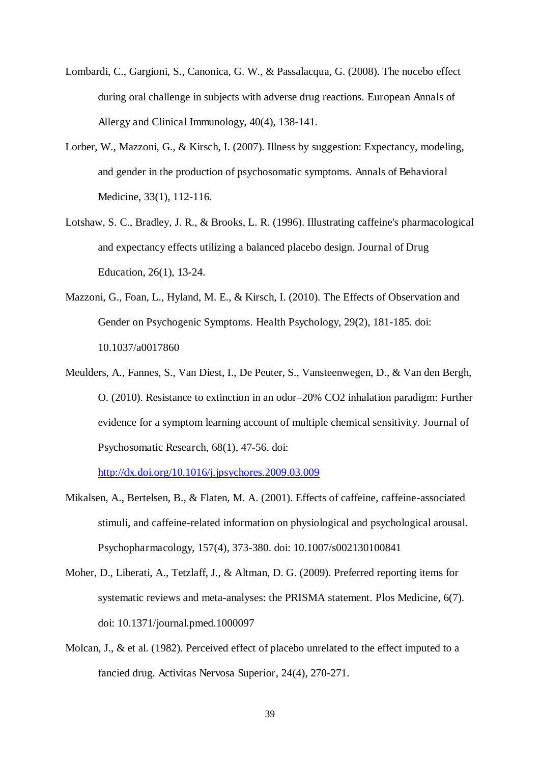Lombardi, C., Gargioni, S., Canonica, G. W., & Passalacqua, G. (2008). The nocebo effect during oral challenge in subjects with adverse drug reactions. European Annals of Allergy and Clinical Immunology, 40(4), 138-141.

Lorber, W., Mazzoni, G., & Kirsch, I. (2007). Illness by suggestion: Expectancy, modeling, and gender in the production of psychosomatic symptoms. Annals of Behavioral Medicine, 33(1), 112-116.

Lotshaw, S. C., Bradley, J. R., & Brooks, L. R. (1996). Illustrating caffeine's pharmacological and expectancy effects utilizing a balanced placebo design. Journal of Drug Education, 26(1), 13-24.

Mazzoni, G., Foan, L., Hyland, M. E., & Kirsch, I. (2010). The Effects of Observation and Gender on Psychogenic Symptoms. Health Psychology, 29(2), 181-185. doi: 10.1037/a0017860

Meulders, A., Fannes, S., Van Diest, I., De Peuter, S., Vansteenwegen, D., & Van den Bergh, O. (2010). Resistance to extinction in an odor–20% $CO_2$ inhalation paradigm: Further evidence for a symptom learning account of multiple chemical sensitivity. Journal of Psychosomatic Research, 68(1), 47-56. doi: http://dx.doi.org/10.1016/j.jpsychores.2009.03.009

Mikalsen, A., Bertelsen, B., & Flaten, M. A. (2001). Effects of caffeine, caffeine-associated stimuli, and caffeine-related information on physiological and psychological arousal. Psychopharmacology, 157(4), 373-380. doi: 10.1007/s002130100841

Moher, D., Liberati, A., Tetzlaff, J., & Altman, D. G. (2009). Preferred reporting items for systematic reviews and meta-analyses: the PRISMA statement. Plos Medicine, 6(7). doi: 10.1371/journal.pmed.1000097

Molcan, J., & et al. (1982). Perceived effect of placebo unrelated to the effect imputed to a fancied drug. Activitas Nervosa Superior, 24(4), 270-271.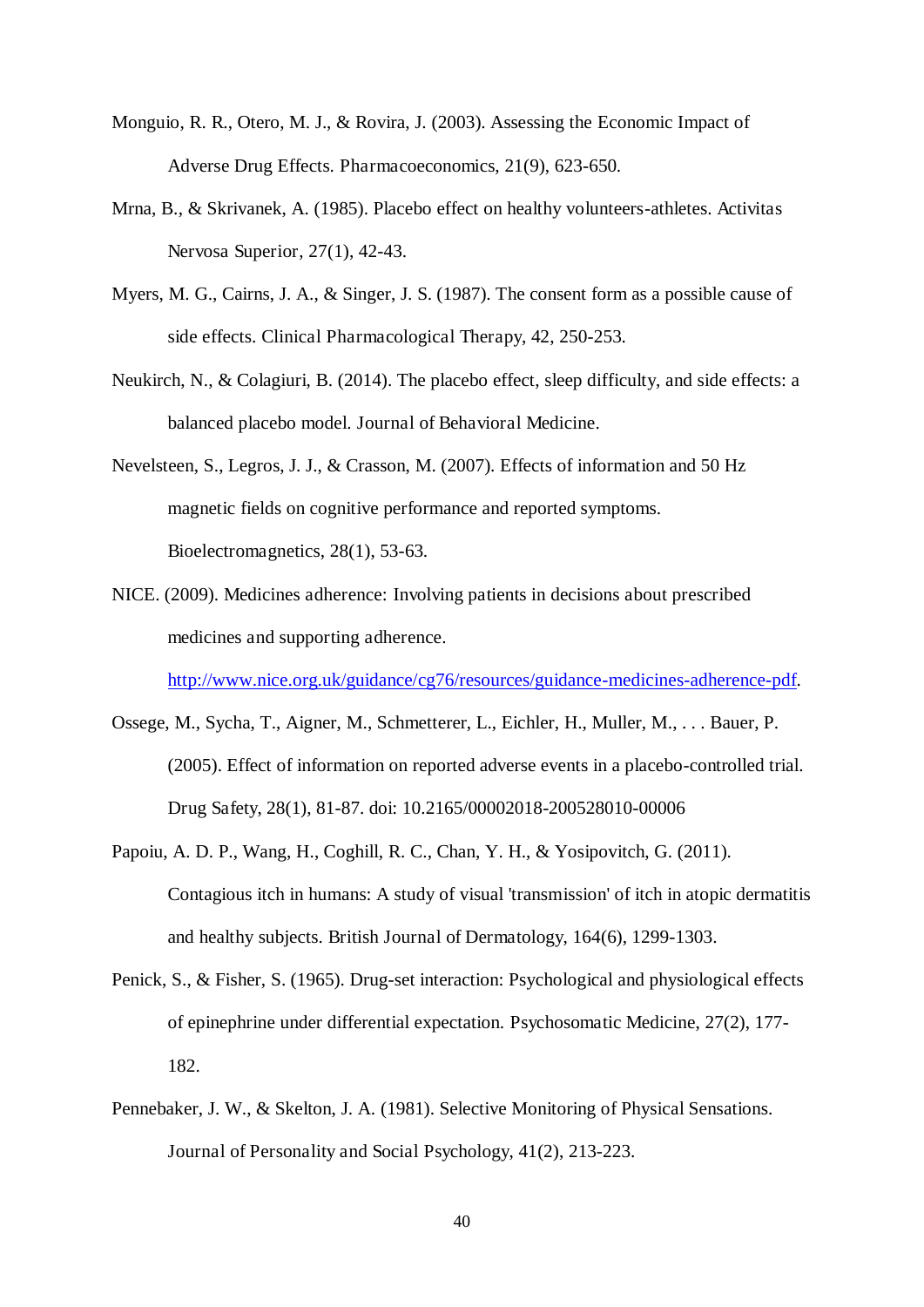Monguio, R. R., Otero, M. J., & Rovira, J. (2003). Assessing the Economic Impact of Adverse Drug Effects. Pharmacoeconomics, 21(9), 623-650.

Mrna, B., & Skrivanek, A. (1985). Placebo effect on healthy volunteers-athletes. Activitas Nervosa Superior, 27(1), 42-43.

Myers, M. G., Cairns, J. A., & Singer, J. S. (1987). The consent form as a possible cause of side effects. Clinical Pharmacological Therapy, 42, 250-253.

Neukirch, N., & Colagiuri, B. (2014). The placebo effect, sleep difficulty, and side effects: a balanced placebo model. Journal of Behavioral Medicine.

Nevelsteen, S., Legros, J. J., & Crasson, M. (2007). Effects of information and 50 Hz magnetic fields on cognitive performance and reported symptoms. Bioelectromagnetics, 28(1), 53-63.

NICE. (2009). Medicines adherence: Involving patients in decisions about prescribed medicines and supporting adherence. http://www.nice.org.uk/guidance/cg76/resources/guidance-medicines-adherence-pdf.

Ossege, M., Sycha, T., Aigner, M., Schmetterer, L., Eichler, H., Muller, M., . . . Bauer, P. (2005). Effect of information on reported adverse events in a placebo-controlled trial. Drug Safety, 28(1), 81-87. doi: 10.2165/00002018-200528010-00006

Papoiu, A. D. P., Wang, H., Coghill, R. C., Chan, Y. H., & Yosipovitch, G. (2011). Contagious itch in humans: A study of visual 'transmission' of itch in atopic dermatitis and healthy subjects. British Journal of Dermatology, 164(6), 1299-1303.

Penick, S., & Fisher, S. (1965). Drug-set interaction: Psychological and physiological effects of epinephrine under differential expectation. Psychosomatic Medicine, 27(2), 177-182.

Pennebaker, J. W., & Skelton, J. A. (1981). Selective Monitoring of Physical Sensations. Journal of Personality and Social Psychology, 41(2), 213-223.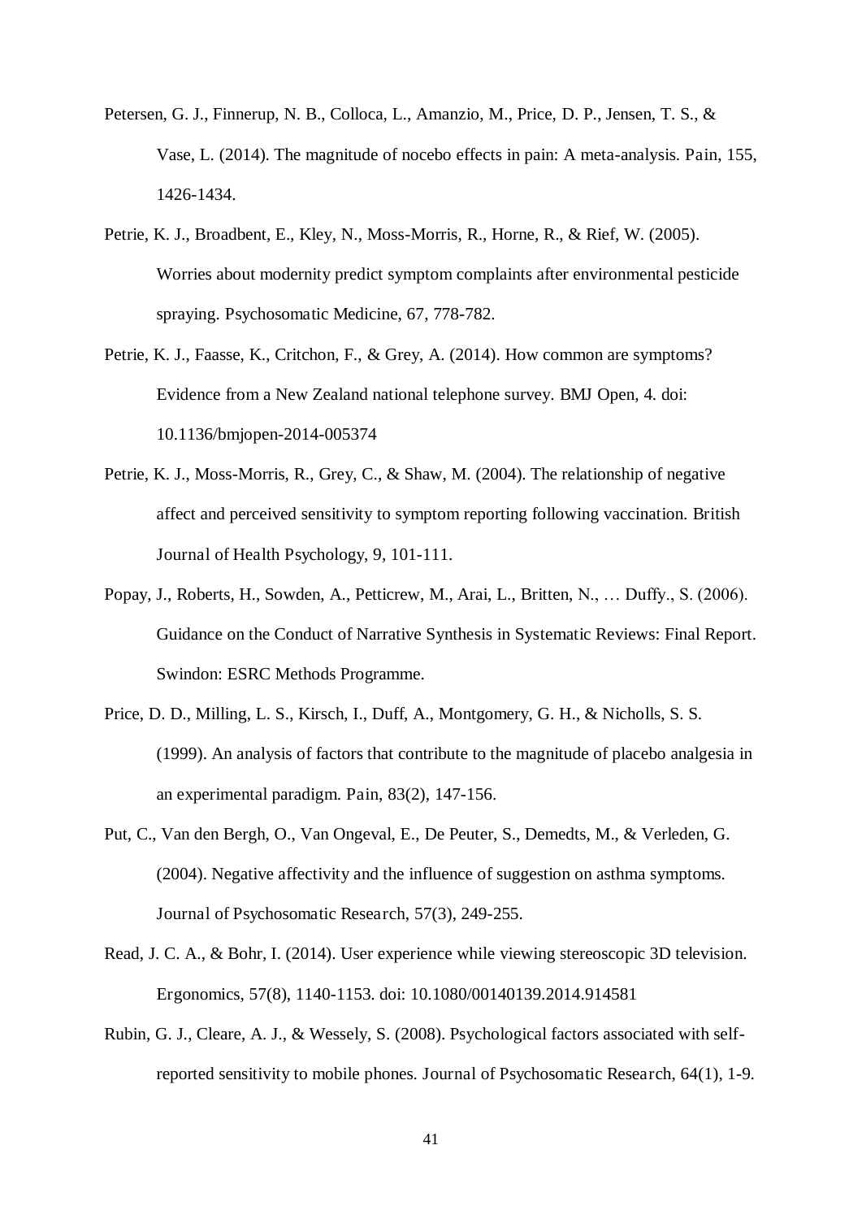Petersen, G. J., Finnerup, N. B., Colloca, L., Amanzio, M., Price, D. P., Jensen, T. S., & Vase, L. (2014). The magnitude of nocebo effects in pain: A meta-analysis. Pain, 155, 1426-1434.

Petrie, K. J., Broadbent, E., Kley, N., Moss-Morris, R., Horne, R., & Rief, W. (2005). Worries about modernity predict symptom complaints after environmental pesticide spraying. Psychosomatic Medicine, 67, 778-782.

Petrie, K. J., Faasse, K., Critchon, F., & Grey, A. (2014). How common are symptoms? Evidence from a New Zealand national telephone survey. BMJ Open, 4. doi: 10.1136/bmjopen-2014-005374

Petrie, K. J., Moss-Morris, R., Grey, C., & Shaw, M. (2004). The relationship of negative affect and perceived sensitivity to symptom reporting following vaccination. British Journal of Health Psychology, 9, 101-111.

Popay, J., Roberts, H., Sowden, A., Petticrew, M., Arai, L., Britten, N., … Duffy., S. (2006). Guidance on the Conduct of Narrative Synthesis in Systematic Reviews: Final Report. Swindon: ESRC Methods Programme.

Price, D. D., Milling, L. S., Kirsch, I., Duff, A., Montgomery, G. H., & Nicholls, S. S. (1999). An analysis of factors that contribute to the magnitude of placebo analgesia in an experimental paradigm. Pain, 83(2), 147-156.

Put, C., Van den Bergh, O., Van Ongeval, E., De Peuter, S., Demedts, M., & Verleden, G. (2004). Negative affectivity and the influence of suggestion on asthma symptoms. Journal of Psychosomatic Research, 57(3), 249-255.

Read, J. C. A., & Bohr, I. (2014). User experience while viewing stereoscopic 3D television. Ergonomics, 57(8), 1140-1153. doi: 10.1080/00140139.2014.914581

Rubin, G. J., Cleare, A. J., & Wessely, S. (2008). Psychological factors associated with self-reported sensitivity to mobile phones. Journal of Psychosomatic Research, 64(1), 1-9.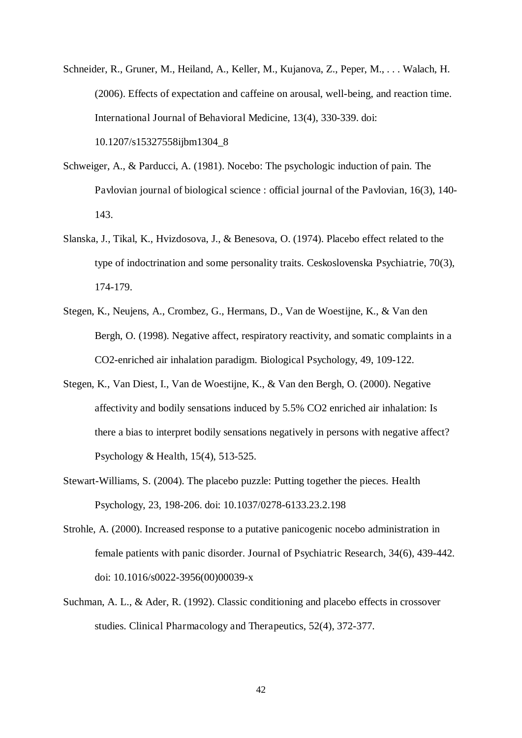Schneider, R., Gruner, M., Heiland, A., Keller, M., Kujanova, Z., Peper, M., . . . Walach, H. (2006). Effects of expectation and caffeine on arousal, well-being, and reaction time. International Journal of Behavioral Medicine, 13(4), 330-339. doi: 10.1207/s15327558ijbm1304_8

Schweiger, A., & Parducci, A. (1981). Nocebo: The psychologic induction of pain. The Pavlovian journal of biological science : official journal of the Pavlovian, 16(3), 140-143.

Slanska, J., Tikal, K., Hvizdosova, J., & Benesova, O. (1974). Placebo effect related to the type of indoctrination and some personality traits. Ceskoslovenska Psychiatrie, 70(3), 174-179.

Stegen, K., Neujens, A., Crombez, G., Hermans, D., Van de Woestijne, K., & Van den Bergh, O. (1998). Negative affect, respiratory reactivity, and somatic complaints in a CO2-enriched air inhalation paradigm. Biological Psychology, 49, 109-122.

Stegen, K., Van Diest, I., Van de Woestijne, K., & Van den Bergh, O. (2000). Negative affectivity and bodily sensations induced by 5.5% CO2 enriched air inhalation: Is there a bias to interpret bodily sensations negatively in persons with negative affect? Psychology & Health, 15(4), 513-525.

Stewart-Williams, S. (2004). The placebo puzzle: Putting together the pieces. Health Psychology, 23, 198-206. doi: 10.1037/0278-6133.23.2.198

Strohle, A. (2000). Increased response to a putative panicogenic nocebo administration in female patients with panic disorder. Journal of Psychiatric Research, 34(6), 439-442. doi: 10.1016/s0022-3956(00)00039-x

Suchman, A. L., & Ader, R. (1992). Classic conditioning and placebo effects in crossover studies. Clinical Pharmacology and Therapeutics, 52(4), 372-377.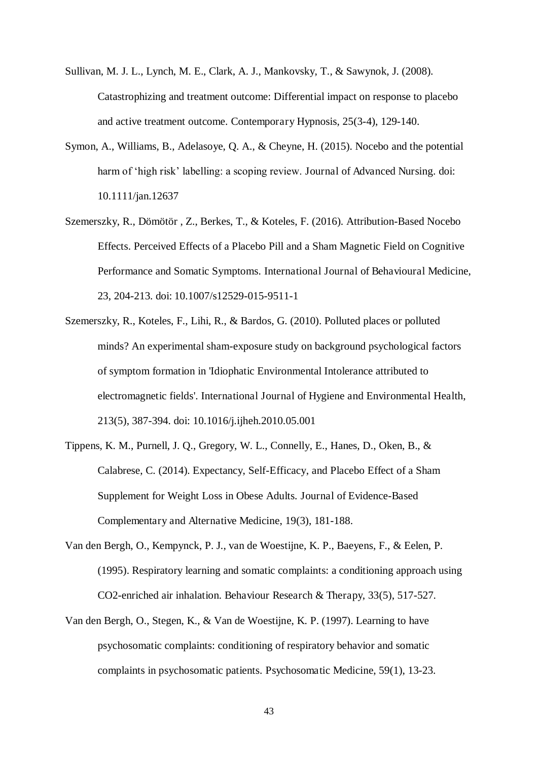Sullivan, M. J. L., Lynch, M. E., Clark, A. J., Mankovsky, T., & Sawynok, J. (2008). Catastrophizing and treatment outcome: Differential impact on response to placebo and active treatment outcome. Contemporary Hypnosis, 25(3-4), 129-140.

Symon, A., Williams, B., Adelasoye, Q. A., & Cheyne, H. (2015). Nocebo and the potential harm of 'high risk' labelling: a scoping review. Journal of Advanced Nursing. doi: 10.1111/jan.12637

Szemerszky, R., Dömötör , Z., Berkes, T., & Koteles, F. (2016). Attribution-Based Nocebo Effects. Perceived Effects of a Placebo Pill and a Sham Magnetic Field on Cognitive Performance and Somatic Symptoms. International Journal of Behavioural Medicine, 23, 204-213. doi: 10.1007/s12529-015-9511-1

Szemerszky, R., Koteles, F., Lihi, R., & Bardos, G. (2010). Polluted places or polluted minds? An experimental sham-exposure study on background psychological factors of symptom formation in 'Idiophatic Environmental Intolerance attributed to electromagnetic fields'. International Journal of Hygiene and Environmental Health, 213(5), 387-394. doi: 10.1016/j.ijheh.2010.05.001

Tippens, K. M., Purnell, J. Q., Gregory, W. L., Connelly, E., Hanes, D., Oken, B., & Calabrese, C. (2014). Expectancy, Self-Efficacy, and Placebo Effect of a Sham Supplement for Weight Loss in Obese Adults. Journal of Evidence-Based Complementary and Alternative Medicine, 19(3), 181-188.

Van den Bergh, O., Kempynck, P. J., van de Woestijne, K. P., Baeyens, F., & Eelen, P. (1995). Respiratory learning and somatic complaints: a conditioning approach using $CO_2$-enriched air inhalation. Behaviour Research & Therapy, 33(5), 517-527.

Van den Bergh, O., Stegen, K., & Van de Woestijne, K. P. (1997). Learning to have psychosomatic complaints: conditioning of respiratory behavior and somatic complaints in psychosomatic patients. Psychosomatic Medicine, 59(1), 13-23.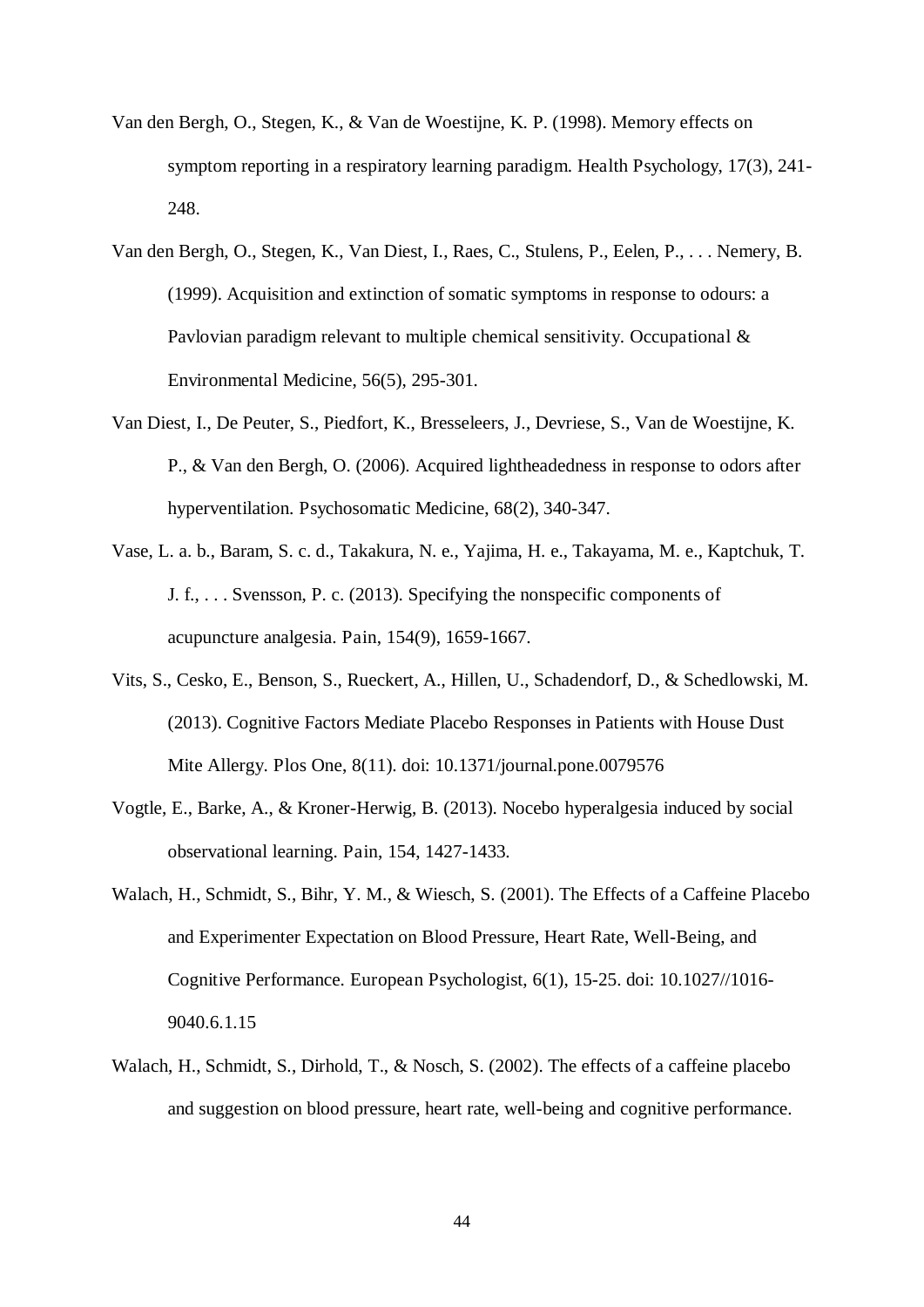Van den Bergh, O., Stegen, K., & Van de Woestijne, K. P. (1998). Memory effects on symptom reporting in a respiratory learning paradigm. Health Psychology, 17(3), 241-248.

Van den Bergh, O., Stegen, K., Van Diest, I., Raes, C., Stulens, P., Eelen, P., . . . Nemery, B. (1999). Acquisition and extinction of somatic symptoms in response to odours: a Pavlovian paradigm relevant to multiple chemical sensitivity. Occupational & Environmental Medicine, 56(5), 295-301.

Van Diest, I., De Peuter, S., Piedfort, K., Bresseleers, J., Devriese, S., Van de Woestijne, K. P., & Van den Bergh, O. (2006). Acquired lightheadedness in response to odors after hyperventilation. Psychosomatic Medicine, 68(2), 340-347.

Vase, L. a. b., Baram, S. c. d., Takakura, N. e., Yajima, H. e., Takayama, M. e., Kaptchuk, T. J. f., . . . Svensson, P. c. (2013). Specifying the nonspecific components of acupuncture analgesia. Pain, 154(9), 1659-1667.

Vits, S., Cesko, E., Benson, S., Rueckert, A., Hillen, U., Schadendorf, D., & Schedlowski, M. (2013). Cognitive Factors Mediate Placebo Responses in Patients with House Dust Mite Allergy. Plos One, 8(11). doi: 10.1371/journal.pone.0079576

Vogtle, E., Barke, A., & Kroner-Herwig, B. (2013). Nocebo hyperalgesia induced by social observational learning. Pain, 154, 1427-1433.

Walach, H., Schmidt, S., Bihr, Y. M., & Wiesch, S. (2001). The Effects of a Caffeine Placebo and Experimenter Expectation on Blood Pressure, Heart Rate, Well-Being, and Cognitive Performance. European Psychologist, 6(1), 15-25. doi: 10.1027//1016-9040.6.1.15

Walach, H., Schmidt, S., Dirhold, T., & Nosch, S. (2002). The effects of a caffeine placebo and suggestion on blood pressure, heart rate, well-being and cognitive performance.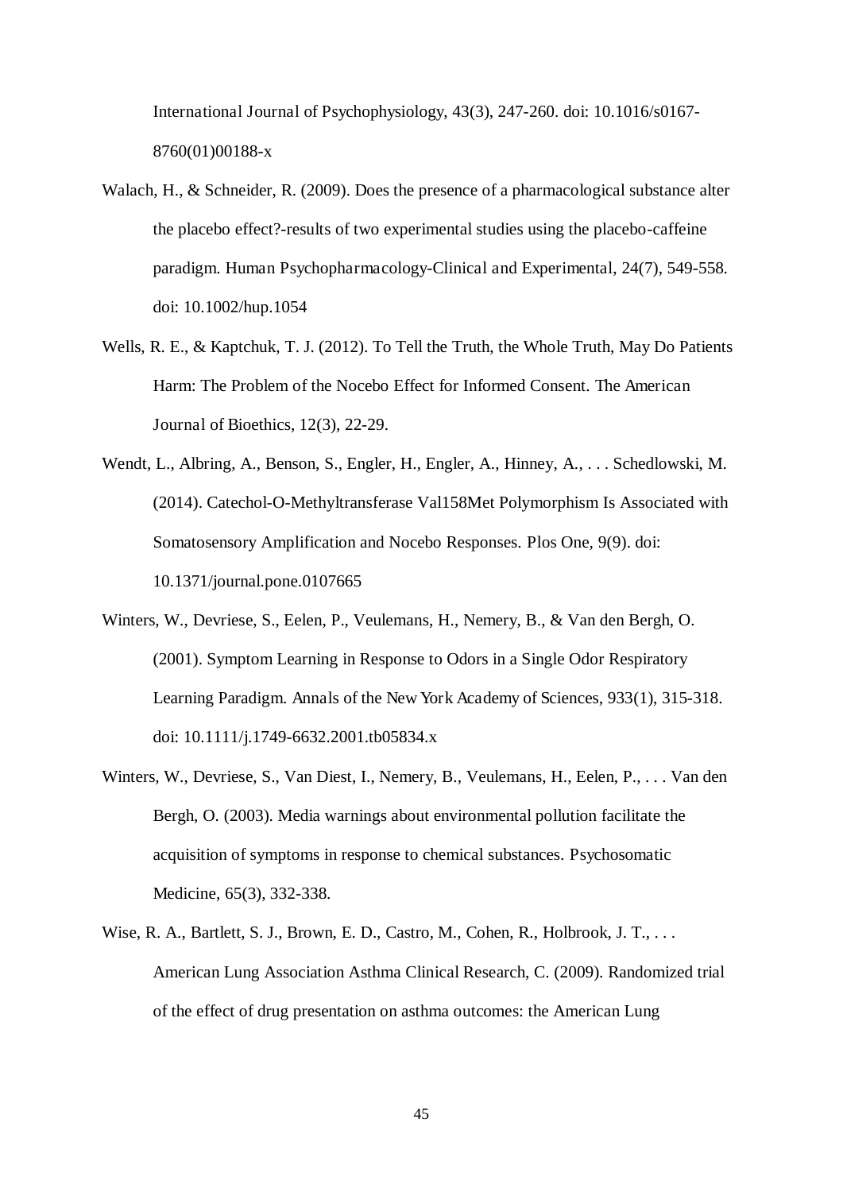International Journal of Psychophysiology, 43(3), 247-260. doi: 10.1016/s0167-8760(01)00188-x

Walach, H., & Schneider, R. (2009). Does the presence of a pharmacological substance alter the placebo effect?-results of two experimental studies using the placebo-caffeine paradigm. Human Psychopharmacology-Clinical and Experimental, 24(7), 549-558. doi: 10.1002/hup.1054

Wells, R. E., & Kaptchuk, T. J. (2012). To Tell the Truth, the Whole Truth, May Do Patients Harm: The Problem of the Nocebo Effect for Informed Consent. The American Journal of Bioethics, 12(3), 22-29.

Wendt, L., Albring, A., Benson, S., Engler, H., Engler, A., Hinney, A., . . . Schedlowski, M. (2014). Catechol-O-Methyltransferase Val158Met Polymorphism Is Associated with Somatosensory Amplification and Nocebo Responses. Plos One, 9(9). doi: 10.1371/journal.pone.0107665

Winters, W., Devriese, S., Eelen, P., Veulemans, H., Nemery, B., & Van den Bergh, O. (2001). Symptom Learning in Response to Odors in a Single Odor Respiratory Learning Paradigm. Annals of the New York Academy of Sciences, 933(1), 315-318. doi: 10.1111/j.1749-6632.2001.tb05834.x

Winters, W., Devriese, S., Van Diest, I., Nemery, B., Veulemans, H., Eelen, P., . . . Van den Bergh, O. (2003). Media warnings about environmental pollution facilitate the acquisition of symptoms in response to chemical substances. Psychosomatic Medicine, 65(3), 332-338.

Wise, R. A., Bartlett, S. J., Brown, E. D., Castro, M., Cohen, R., Holbrook, J. T., . . . American Lung Association Asthma Clinical Research, C. (2009). Randomized trial of the effect of drug presentation on asthma outcomes: the American Lung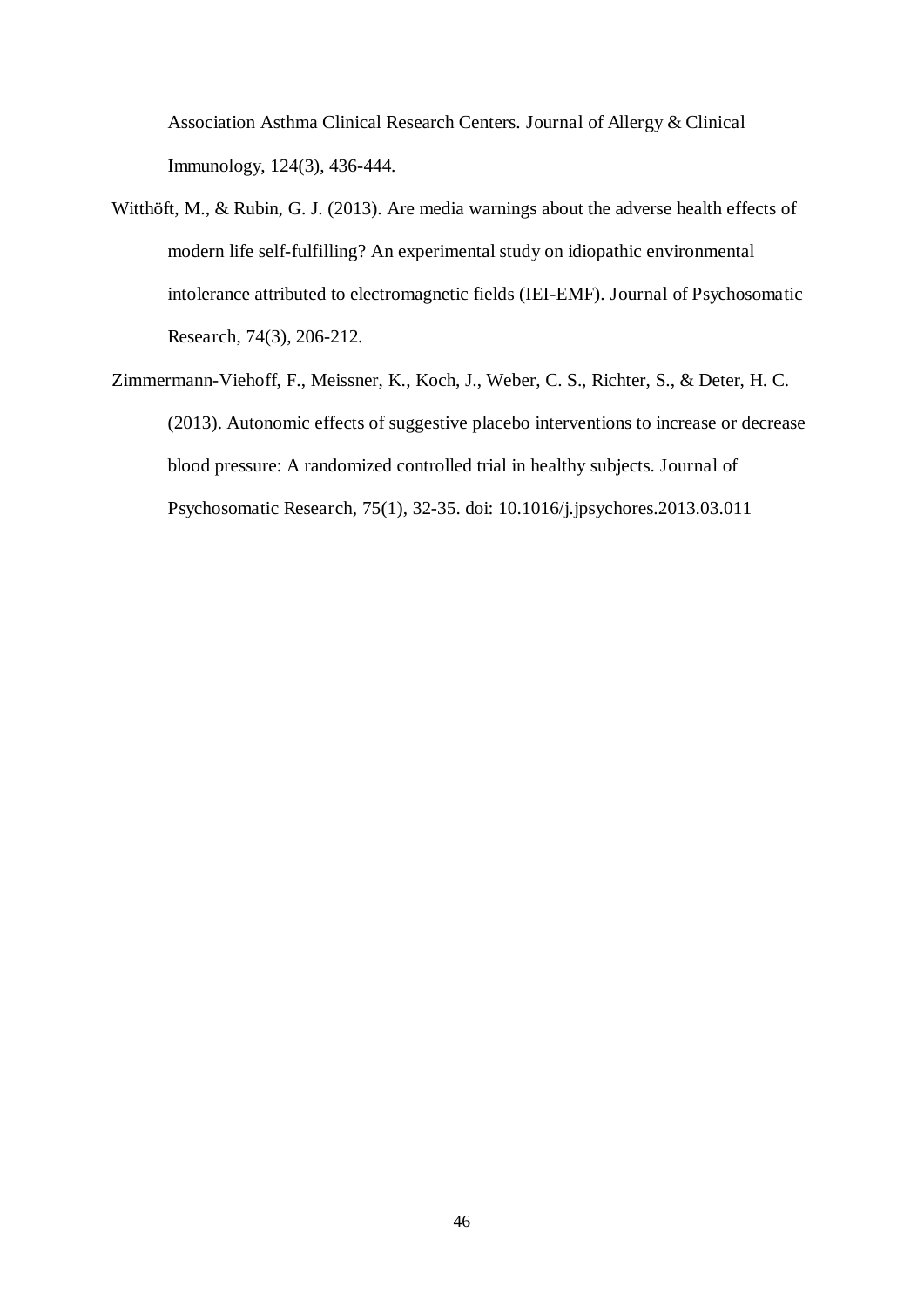Association Asthma Clinical Research Centers. Journal of Allergy & Clinical Immunology, 124(3), 436-444.

Witthöft, M., & Rubin, G. J. (2013). Are media warnings about the adverse health effects of modern life self-fulfilling? An experimental study on idiopathic environmental intolerance attributed to electromagnetic fields (IEI-EMF). Journal of Psychosomatic Research, 74(3), 206-212.

Zimmermann-Viehoff, F., Meissner, K., Koch, J., Weber, C. S., Richter, S., & Deter, H. C. (2013). Autonomic effects of suggestive placebo interventions to increase or decrease blood pressure: A randomized controlled trial in healthy subjects. Journal of Psychosomatic Research, 75(1), 32-35. doi: 10.1016/j.jpsychores.2013.03.011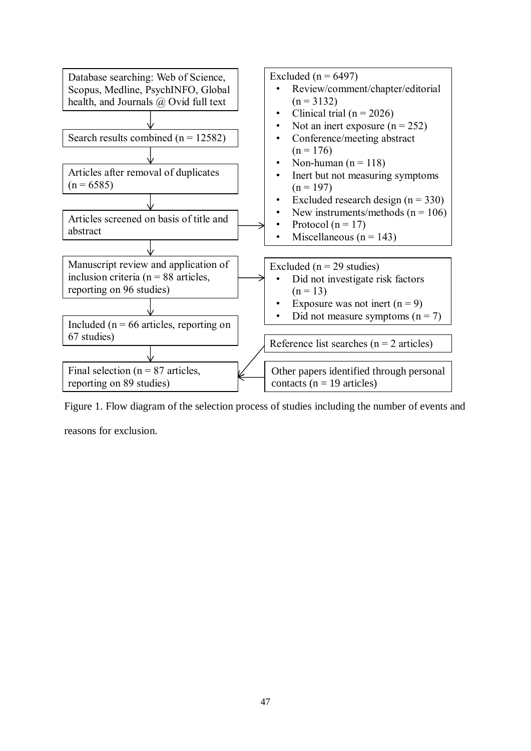Database searching: Web of Science, Scopus, Medline, PsychINFO, Global health, and Journals @ Ovid full text

↓

Search results combined (n = 12582)

↓

Articles after removal of duplicates (n = 6585)

↓

Articles screened on basis of title and abstract → Excluded (n = 6497)
- Review/comment/chapter/editorial (n = 3132)
- Clinical trial (n = 2026)
- Not an inert exposure (n = 252)
- Conference/meeting abstract (n = 176)
- Non-human (n = 118)
- Inert but not measuring symptoms (n = 197)
- Excluded research design (n = 330)
- New instruments/methods (n = 106)
- Protocol (n = 17)
- Miscellaneous (n = 143)

↓

Manuscript review and application of inclusion criteria (n = 88 articles, reporting on 96 studies) → Excluded (n = 29 studies)
- Did not investigate risk factors (n = 13)
- Exposure was not inert (n = 9)
- Did not measure symptoms (n = 7)

↓

Included (n = 66 articles, reporting on 67 studies)

↓

Final selection (n = 87 articles, reporting on 89 studies) ← Reference list searches (n = 2 articles); Other papers identified through personal contacts (n = 19 articles)

Figure 1. Flow diagram of the selection process of studies including the number of events and reasons for exclusion.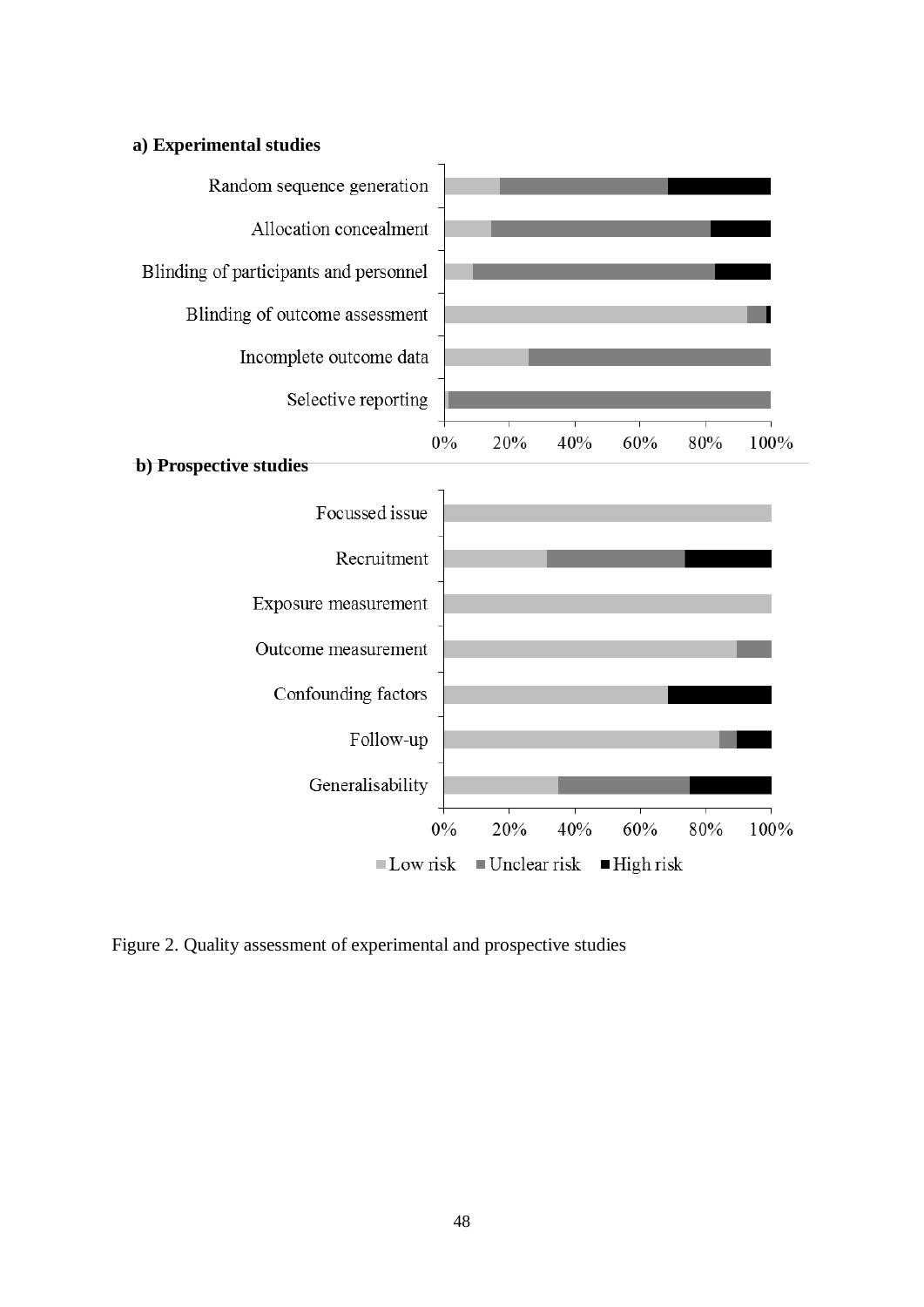**a) Experimental studies**

Random sequence generation

Allocation concealment

Blinding of participants and personnel

Blinding of outcome assessment

Incomplete outcome data

Selective reporting

0% 20% 40% 60% 80% 100%

**b) Prospective studies**

Focussed issue

Recruitment

Exposure measurement

Outcome measurement

Confounding factors

Follow-up

Generalisability

0% 20% 40% 60% 80% 100%

Low risk  Unclear risk  High risk

Figure 2. Quality assessment of experimental and prospective studies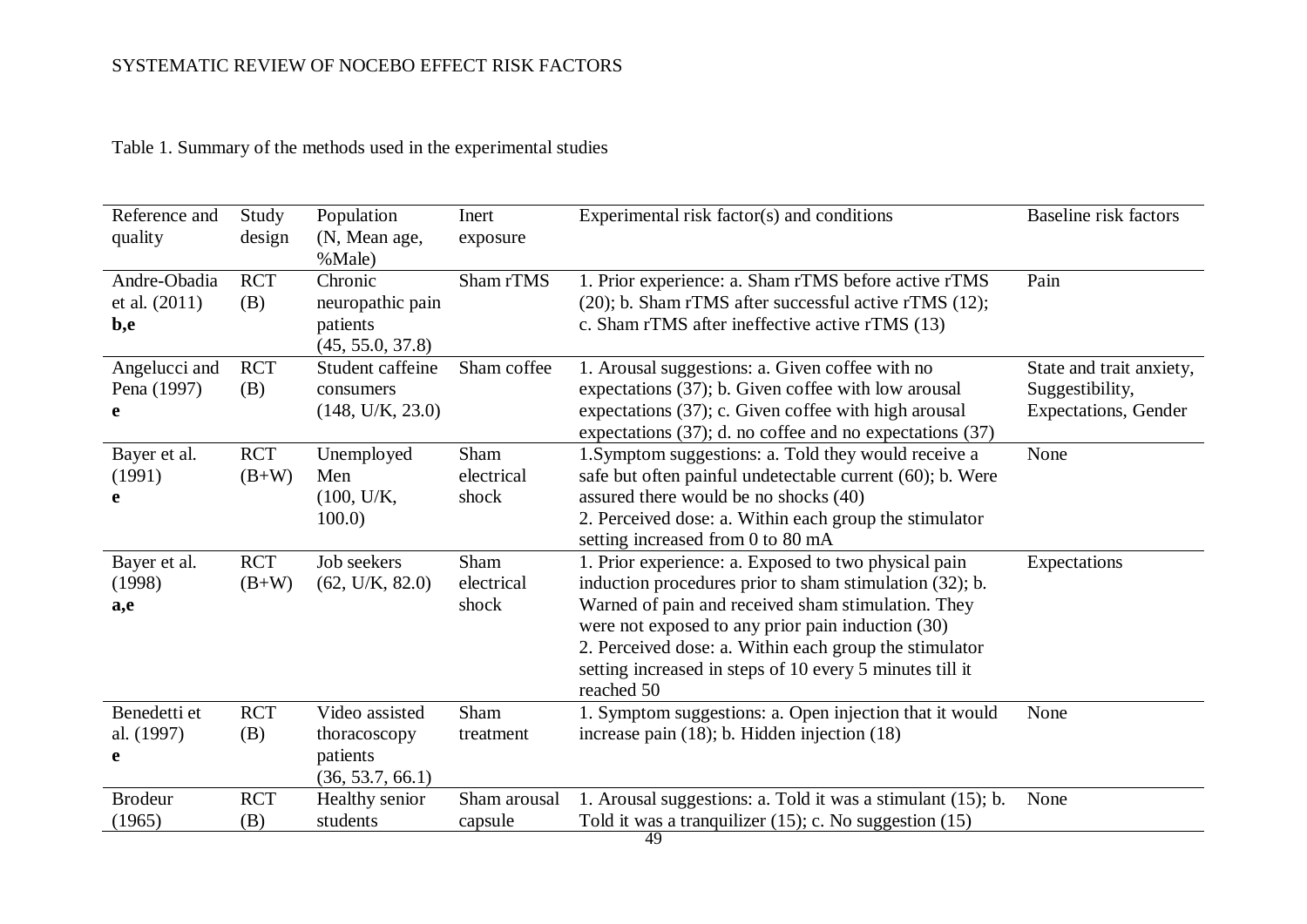Table 1. Summary of the methods used in the experimental studies

| Reference and quality | Study design | Population (N, Mean age, %Male) | Inert exposure | Experimental risk factor(s) and conditions | Baseline risk factors |
|---|---|---|---|---|---|
| Andre-Obadia et al. (2011) **b,e** | RCT (B) | Chronic neuropathic pain patients (45, 55.0, 37.8) | Sham rTMS | 1. Prior experience: a. Sham rTMS before active rTMS (20); b. Sham rTMS after successful active rTMS (12); c. Sham rTMS after ineffective active rTMS (13) | Pain |
| Angelucci and Pena (1997) **e** | RCT (B) | Student caffeine consumers (148, U/K, 23.0) | Sham coffee | 1. Arousal suggestions: a. Given coffee with no expectations (37); b. Given coffee with low arousal expectations (37); c. Given coffee with high arousal expectations (37); d. no coffee and no expectations (37) | State and trait anxiety, Suggestibility, Expectations, Gender |
| Bayer et al. (1991) **e** | RCT (B+W) | Unemployed Men (100, U/K, 100.0) | Sham electrical shock | 1.Symptom suggestions: a. Told they would receive a safe but often painful undetectable current (60); b. Were assured there would be no shocks (40) 2. Perceived dose: a. Within each group the stimulator setting increased from 0 to 80 mA | None |
| Bayer et al. (1998) **a,e** | RCT (B+W) | Job seekers (62, U/K, 82.0) | Sham electrical shock | 1. Prior experience: a. Exposed to two physical pain induction procedures prior to sham stimulation (32); b. Warned of pain and received sham stimulation. They were not exposed to any prior pain induction (30) 2. Perceived dose: a. Within each group the stimulator setting increased in steps of 10 every 5 minutes till it reached 50 | Expectations |
| Benedetti et al. (1997) **e** | RCT (B) | Video assisted thoracoscopy patients (36, 53.7, 66.1) | Sham treatment | 1. Symptom suggestions: a. Open injection that it would increase pain (18); b. Hidden injection (18) | None |
| Brodeur (1965) | RCT (B) | Healthy senior students | Sham arousal capsule | 1. Arousal suggestions: a. Told it was a stimulant (15); b. Told it was a tranquilizer (15); c. No suggestion (15) | None |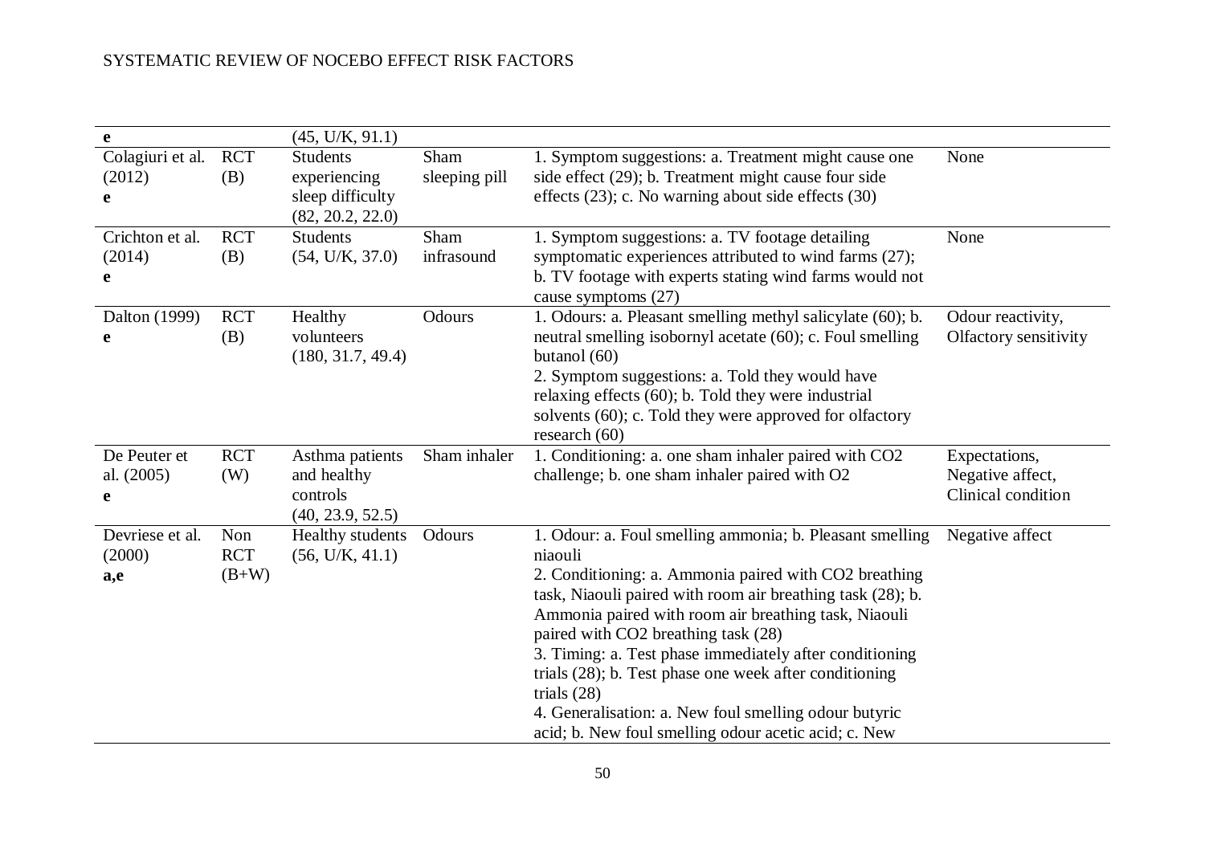| | | | | | |
|---|---|---|---|---|---|
| **e** | | (45, U/K, 91.1) | | | |
| Colagiuri et al. (2012) **e** | RCT (B) | Students experiencing sleep difficulty (82, 20.2, 22.0) | Sham sleeping pill | 1. Symptom suggestions: a. Treatment might cause one side effect (29); b. Treatment might cause four side effects (23); c. No warning about side effects (30) | None |
| Crichton et al. (2014) **e** | RCT (B) | Students (54, U/K, 37.0) | Sham infrasound | 1. Symptom suggestions: a. TV footage detailing symptomatic experiences attributed to wind farms (27); b. TV footage with experts stating wind farms would not cause symptoms (27) | None |
| Dalton (1999) **e** | RCT (B) | Healthy volunteers (180, 31.7, 49.4) | Odours | 1. Odours: a. Pleasant smelling methyl salicylate (60); b. neutral smelling isobornyl acetate (60); c. Foul smelling butanol (60) 2. Symptom suggestions: a. Told they would have relaxing effects (60); b. Told they were industrial solvents (60); c. Told they were approved for olfactory research (60) | Odour reactivity, Olfactory sensitivity |
| De Peuter et al. (2005) **e** | RCT (W) | Asthma patients and healthy controls (40, 23.9, 52.5) | Sham inhaler | 1. Conditioning: a. one sham inhaler paired with $CO_2$ challenge; b. one sham inhaler paired with $O_2$ | Expectations, Negative affect, Clinical condition |
| Devriese et al. (2000) **a,e** | Non RCT (B+W) | Healthy students (56, U/K, 41.1) | Odours | 1. Odour: a. Foul smelling ammonia; b. Pleasant smelling niaouli 2. Conditioning: a. Ammonia paired with $CO_2$ breathing task, Niaouli paired with room air breathing task (28); b. Ammonia paired with room air breathing task, Niaouli paired with $CO_2$ breathing task (28) 3. Timing: a. Test phase immediately after conditioning trials (28); b. Test phase one week after conditioning trials (28) 4. Generalisation: a. New foul smelling odour butyric acid; b. New foul smelling odour acetic acid; c. New | Negative affect |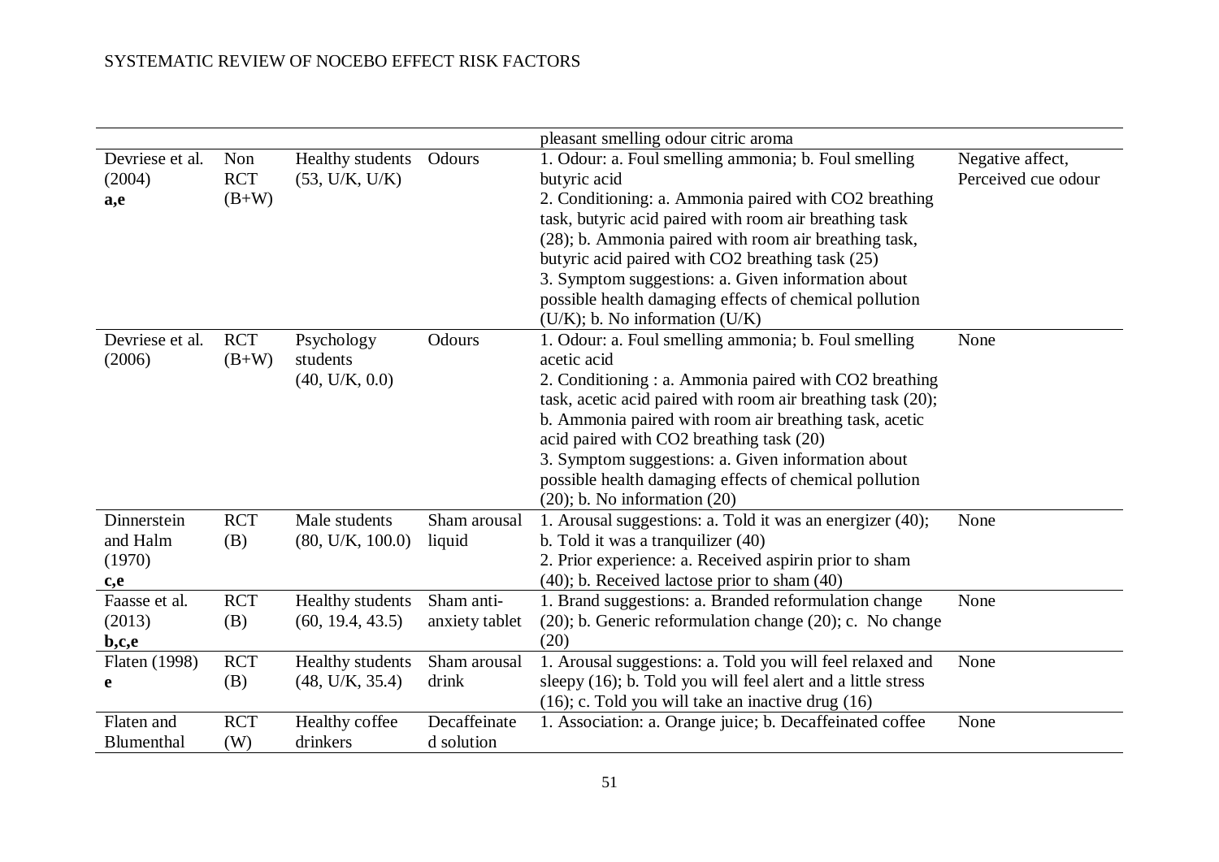| | | | | | |
|---|---|---|---|---|---|
| | | | | pleasant smelling odour citric aroma | |
| Devriese et al. (2004) **a,e** | Non RCT (B+W) | Healthy students (53, U/K, U/K) | Odours | 1. Odour: a. Foul smelling ammonia; b. Foul smelling butyric acid<br>2. Conditioning: a. Ammonia paired with $CO_2$ breathing task, butyric acid paired with room air breathing task (28); b. Ammonia paired with room air breathing task, butyric acid paired with $CO_2$ breathing task (25)<br>3. Symptom suggestions: a. Given information about possible health damaging effects of chemical pollution (U/K); b. No information (U/K) | Negative affect, Perceived cue odour |
| Devriese et al. (2006) | RCT (B+W) | Psychology students (40, U/K, 0.0) | Odours | 1. Odour: a. Foul smelling ammonia; b. Foul smelling acetic acid<br>2. Conditioning : a. Ammonia paired with $CO_2$ breathing task, acetic acid paired with room air breathing task (20); b. Ammonia paired with room air breathing task, acetic acid paired with $CO_2$ breathing task (20)<br>3. Symptom suggestions: a. Given information about possible health damaging effects of chemical pollution (20); b. No information (20) | None |
| Dinnerstein and Halm (1970) **c,e** | RCT (B) | Male students (80, U/K, 100.0) | Sham arousal liquid | 1. Arousal suggestions: a. Told it was an energizer (40); b. Told it was a tranquilizer (40)<br>2. Prior experience: a. Received aspirin prior to sham (40); b. Received lactose prior to sham (40) | None |
| Faasse et al. (2013) **b,c,e** | RCT (B) | Healthy students (60, 19.4, 43.5) | Sham anti-anxiety tablet | 1. Brand suggestions: a. Branded reformulation change (20); b. Generic reformulation change (20); c. No change (20) | None |
| Flaten (1998) **e** | RCT (B) | Healthy students (48, U/K, 35.4) | Sham arousal drink | 1. Arousal suggestions: a. Told you will feel relaxed and sleepy (16); b. Told you will feel alert and a little stress (16); c. Told you will take an inactive drug (16) | None |
| Flaten and Blumenthal | RCT (W) | Healthy coffee drinkers | Decaffeinated solution | 1. Association: a. Orange juice; b. Decaffeinated coffee | None |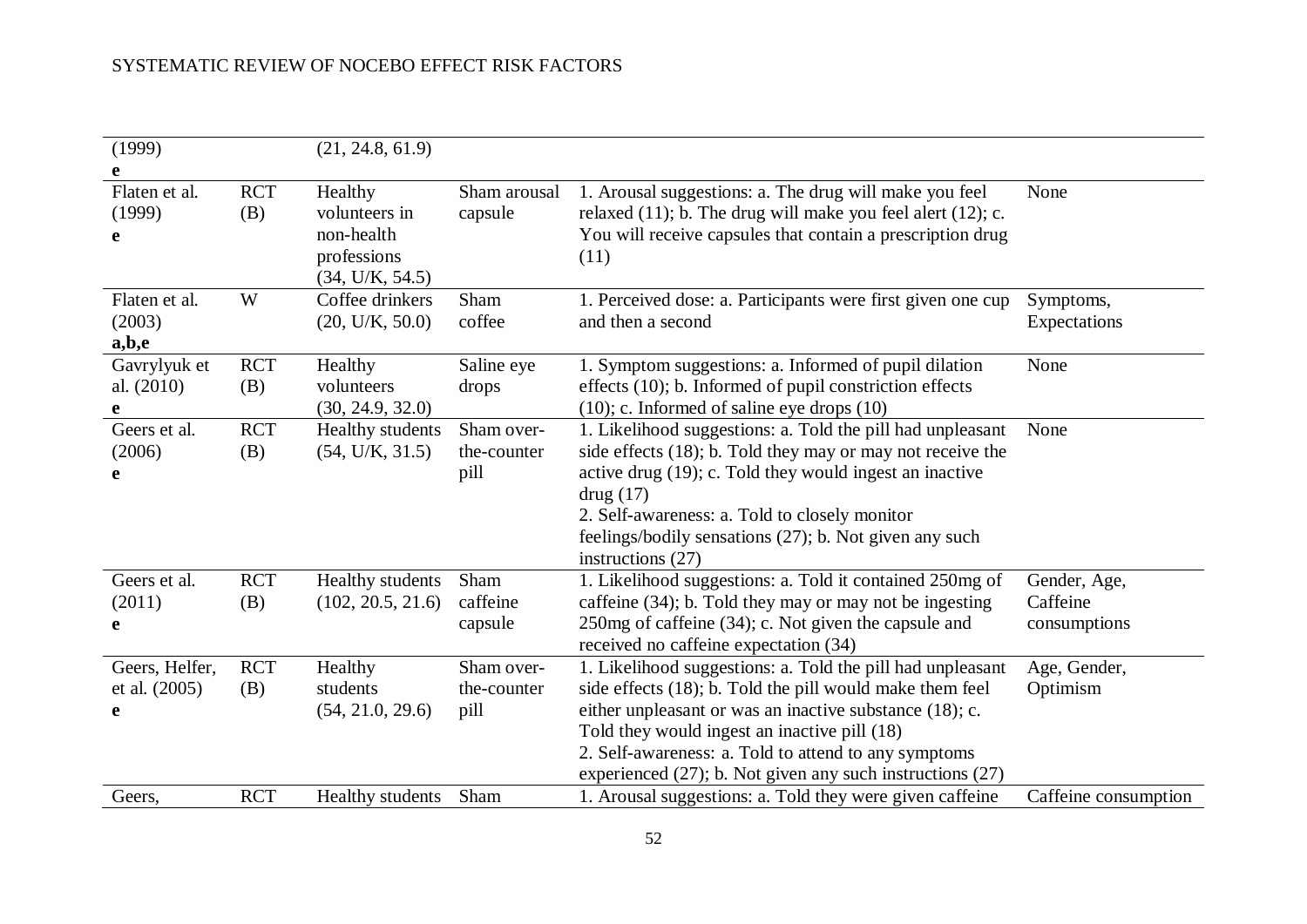| | | | | | |
|---|---|---|---|---|---|
| (1999) **e** | | (21, 24.8, 61.9) | | | |
| Flaten et al. (1999) **e** | RCT (B) | Healthy volunteers in non-health professions (34, U/K, 54.5) | Sham arousal capsule | 1. Arousal suggestions: a. The drug will make you feel relaxed (11); b. The drug will make you feel alert (12); c. You will receive capsules that contain a prescription drug (11) | None |
| Flaten et al. (2003) **a,b,e** | W | Coffee drinkers (20, U/K, 50.0) | Sham coffee | 1. Perceived dose: a. Participants were first given one cup and then a second | Symptoms, Expectations |
| Gavrylyuk et al. (2010) **e** | RCT (B) | Healthy volunteers (30, 24.9, 32.0) | Saline eye drops | 1. Symptom suggestions: a. Informed of pupil dilation effects (10); b. Informed of pupil constriction effects (10); c. Informed of saline eye drops (10) | None |
| Geers et al. (2006) **e** | RCT (B) | Healthy students (54, U/K, 31.5) | Sham over-the-counter pill | 1. Likelihood suggestions: a. Told the pill had unpleasant side effects (18); b. Told they may or may not receive the active drug (19); c. Told they would ingest an inactive drug (17)<br>2. Self-awareness: a. Told to closely monitor feelings/bodily sensations (27); b. Not given any such instructions (27) | None |
| Geers et al. (2011) **e** | RCT (B) | Healthy students (102, 20.5, 21.6) | Sham caffeine capsule | 1. Likelihood suggestions: a. Told it contained 250mg of caffeine (34); b. Told they may or may not be ingesting 250mg of caffeine (34); c. Not given the capsule and received no caffeine expectation (34) | Gender, Age, Caffeine consumptions |
| Geers, Helfer, et al. (2005) **e** | RCT (B) | Healthy students (54, 21.0, 29.6) | Sham over-the-counter pill | 1. Likelihood suggestions: a. Told the pill had unpleasant side effects (18); b. Told the pill would make them feel either unpleasant or was an inactive substance (18); c. Told they would ingest an inactive pill (18)<br>2. Self-awareness: a. Told to attend to any symptoms experienced (27); b. Not given any such instructions (27) | Age, Gender, Optimism |
| Geers, | RCT | Healthy students | Sham | 1. Arousal suggestions: a. Told they were given caffeine | Caffeine consumption |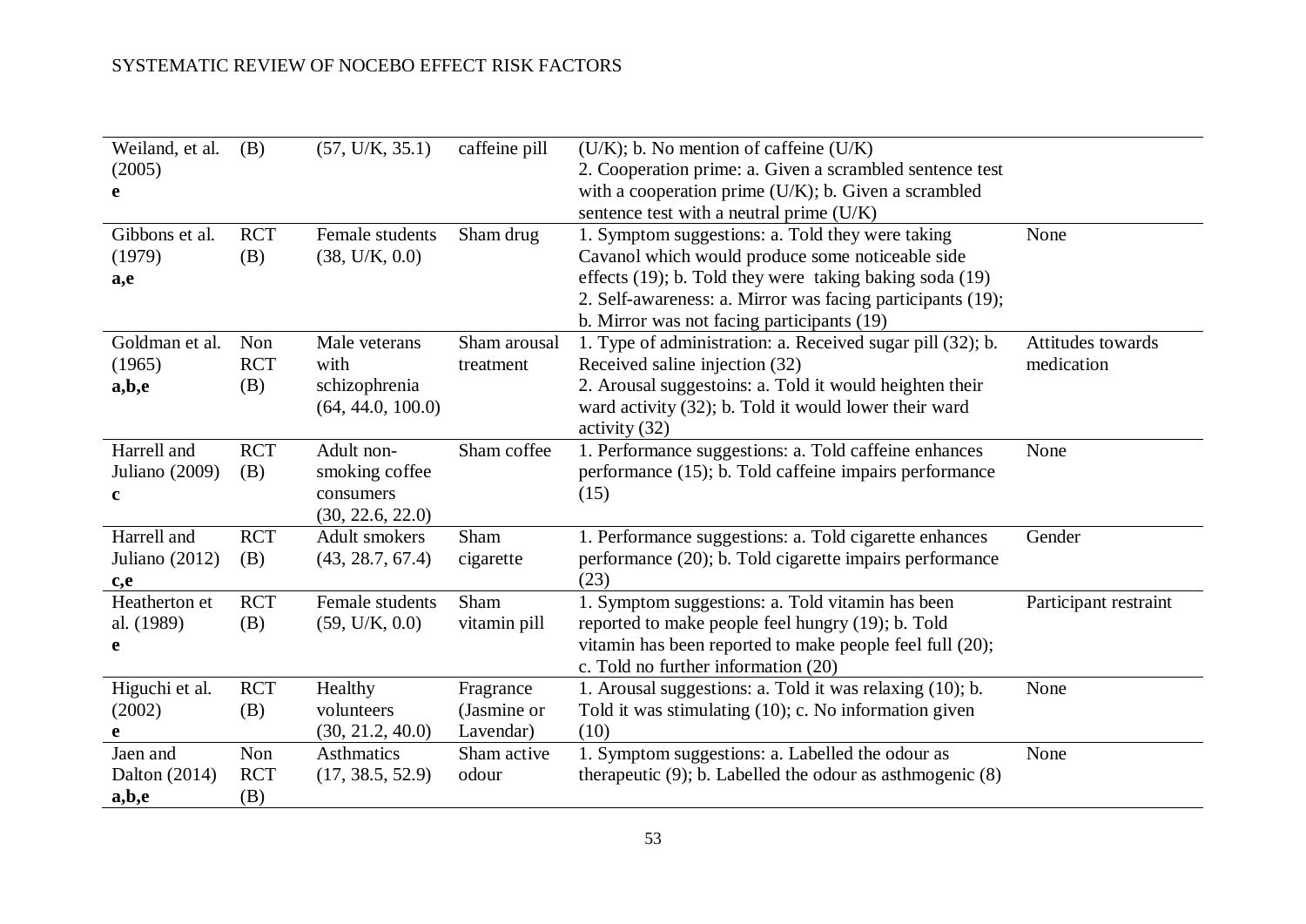| | | | | | |
|---|---|---|---|---|---|
| Weiland, et al. (2005) **e** | (B) | (57, U/K, 35.1) | caffeine pill | (U/K); b. No mention of caffeine (U/K) 2. Cooperation prime: a. Given a scrambled sentence test with a cooperation prime (U/K); b. Given a scrambled sentence test with a neutral prime (U/K) | |
| Gibbons et al. (1979) **a,e** | RCT (B) | Female students (38, U/K, 0.0) | Sham drug | 1. Symptom suggestions: a. Told they were taking Cavanol which would produce some noticeable side effects (19); b. Told they were taking baking soda (19) 2. Self-awareness: a. Mirror was facing participants (19); b. Mirror was not facing participants (19) | None |
| Goldman et al. (1965) **a,b,e** | Non RCT (B) | Male veterans with schizophrenia (64, 44.0, 100.0) | Sham arousal treatment | 1. Type of administration: a. Received sugar pill (32); b. Received saline injection (32) 2. Arousal suggestoins: a. Told it would heighten their ward activity (32); b. Told it would lower their ward activity (32) | Attitudes towards medication |
| Harrell and Juliano (2009) **c** | RCT (B) | Adult non-smoking coffee consumers (30, 22.6, 22.0) | Sham coffee | 1. Performance suggestions: a. Told caffeine enhances performance (15); b. Told caffeine impairs performance (15) | None |
| Harrell and Juliano (2012) **c,e** | RCT (B) | Adult smokers (43, 28.7, 67.4) | Sham cigarette | 1. Performance suggestions: a. Told cigarette enhances performance (20); b. Told cigarette impairs performance (23) | Gender |
| Heatherton et al. (1989) **e** | RCT (B) | Female students (59, U/K, 0.0) | Sham vitamin pill | 1. Symptom suggestions: a. Told vitamin has been reported to make people feel hungry (19); b. Told vitamin has been reported to make people feel full (20); c. Told no further information (20) | Participant restraint |
| Higuchi et al. (2002) **e** | RCT (B) | Healthy volunteers (30, 21.2, 40.0) | Fragrance (Jasmine or Lavendar) | 1. Arousal suggestions: a. Told it was relaxing (10); b. Told it was stimulating (10); c. No information given (10) | None |
| Jaen and Dalton (2014) **a,b,e** | Non RCT (B) | Asthmatics (17, 38.5, 52.9) | Sham active odour | 1. Symptom suggestions: a. Labelled the odour as therapeutic (9); b. Labelled the odour as asthmogenic (8) | None |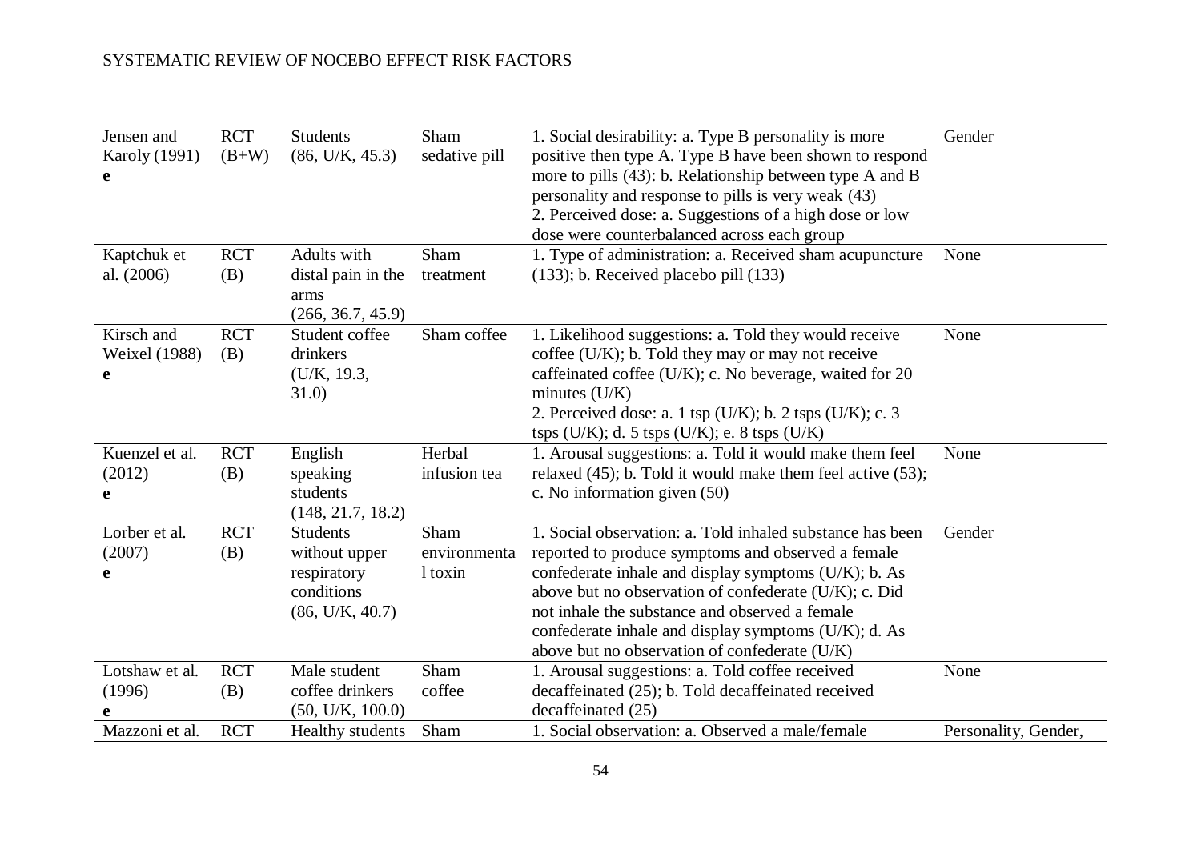| | | | | | |
|---|---|---|---|---|---|
| Jensen and Karoly (1991) **e** | RCT (B+W) | Students (86, U/K, 45.3) | Sham sedative pill | 1. Social desirability: a. Type B personality is more positive then type A. Type B have been shown to respond more to pills (43): b. Relationship between type A and B personality and response to pills is very weak (43) 2. Perceived dose: a. Suggestions of a high dose or low dose were counterbalanced across each group | Gender |
| Kaptchuk et al. (2006) | RCT (B) | Adults with distal pain in the arms (266, 36.7, 45.9) | Sham treatment | 1. Type of administration: a. Received sham acupuncture (133); b. Received placebo pill (133) | None |
| Kirsch and Weixel (1988) **e** | RCT (B) | Student coffee drinkers (U/K, 19.3, 31.0) | Sham coffee | 1. Likelihood suggestions: a. Told they would receive coffee (U/K); b. Told they may or may not receive caffeinated coffee (U/K); c. No beverage, waited for 20 minutes (U/K) 2. Perceived dose: a. 1 tsp (U/K); b. 2 tsps (U/K); c. 3 tsps (U/K); d. 5 tsps (U/K); e. 8 tsps (U/K) | None |
| Kuenzel et al. (2012) **e** | RCT (B) | English speaking students (148, 21.7, 18.2) | Herbal infusion tea | 1. Arousal suggestions: a. Told it would make them feel relaxed (45); b. Told it would make them feel active (53); c. No information given (50) | None |
| Lorber et al. (2007) **e** | RCT (B) | Students without upper respiratory conditions (86, U/K, 40.7) | Sham environmental toxin | 1. Social observation: a. Told inhaled substance has been reported to produce symptoms and observed a female confederate inhale and display symptoms (U/K); b. As above but no observation of confederate (U/K); c. Did not inhale the substance and observed a female confederate inhale and display symptoms (U/K); d. As above but no observation of confederate (U/K) | Gender |
| Lotshaw et al. (1996) **e** | RCT (B) | Male student coffee drinkers (50, U/K, 100.0) | Sham coffee | 1. Arousal suggestions: a. Told coffee received decaffeinated (25); b. Told decaffeinated received decaffeinated (25) | None |
| Mazzoni et al. | RCT | Healthy students | Sham | 1. Social observation: a. Observed a male/female | Personality, Gender, |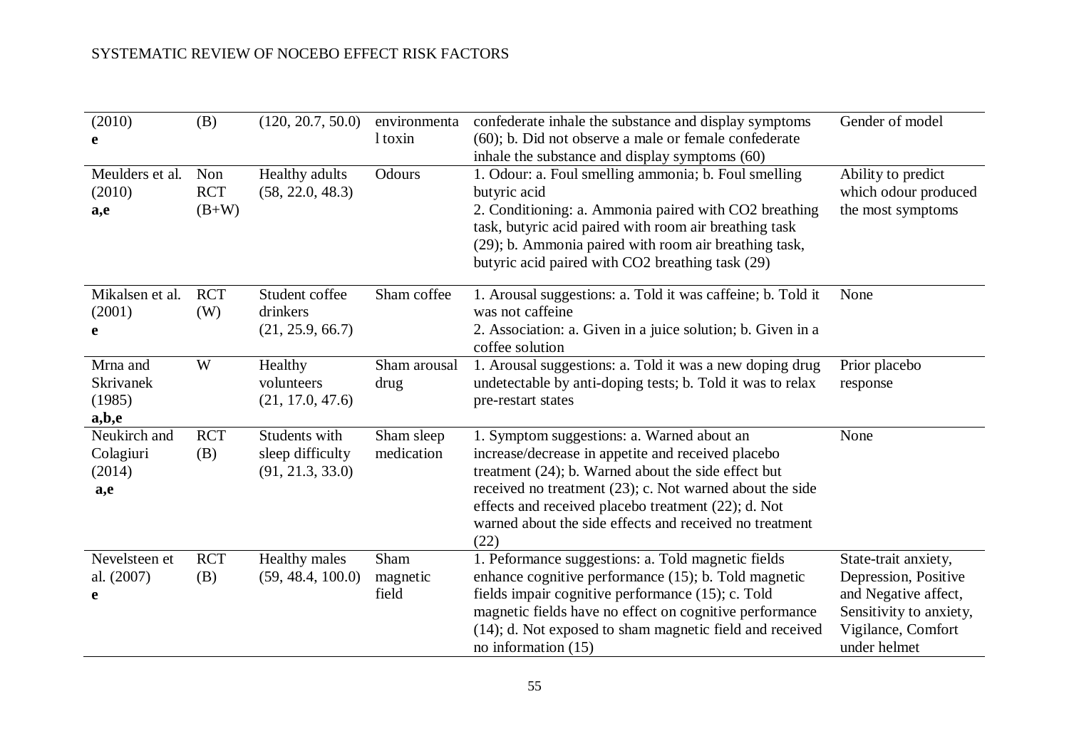| | | | | | |
|---|---|---|---|---|---|
| (2010)<br>**e** | (B) | (120, 20.7, 50.0) | environmental toxin | confederate inhale the substance and display symptoms (60); b. Did not observe a male or female confederate inhale the substance and display symptoms (60) | Gender of model |
| Meulders et al. (2010)<br>**a,e** | Non RCT (B+W) | Healthy adults (58, 22.0, 48.3) | Odours | 1. Odour: a. Foul smelling ammonia; b. Foul smelling butyric acid<br>2. Conditioning: a. Ammonia paired with CO2 breathing task, butyric acid paired with room air breathing task (29); b. Ammonia paired with room air breathing task, butyric acid paired with CO2 breathing task (29) | Ability to predict which odour produced the most symptoms |
| Mikalsen et al. (2001)<br>**e** | RCT (W) | Student coffee drinkers (21, 25.9, 66.7) | Sham coffee | 1. Arousal suggestions: a. Told it was caffeine; b. Told it was not caffeine<br>2. Association: a. Given in a juice solution; b. Given in a coffee solution | None |
| Mrna and Skrivanek (1985)<br>**a,b,e** | W | Healthy volunteers (21, 17.0, 47.6) | Sham arousal drug | 1. Arousal suggestions: a. Told it was a new doping drug undetectable by anti-doping tests; b. Told it was to relax pre-restart states | Prior placebo response |
| Neukirch and Colagiuri (2014)<br>**a,e** | RCT (B) | Students with sleep difficulty (91, 21.3, 33.0) | Sham sleep medication | 1. Symptom suggestions: a. Warned about an increase/decrease in appetite and received placebo treatment (24); b. Warned about the side effect but received no treatment (23); c. Not warned about the side effects and received placebo treatment (22); d. Not warned about the side effects and received no treatment (22) | None |
| Nevelsteen et al. (2007)<br>**e** | RCT (B) | Healthy males (59, 48.4, 100.0) | Sham magnetic field | 1. Peformance suggestions: a. Told magnetic fields enhance cognitive performance (15); b. Told magnetic fields impair cognitive performance (15); c. Told magnetic fields have no effect on cognitive performance (14); d. Not exposed to sham magnetic field and received no information (15) | State-trait anxiety, Depression, Positive and Negative affect, Sensitivity to anxiety, Vigilance, Comfort under helmet |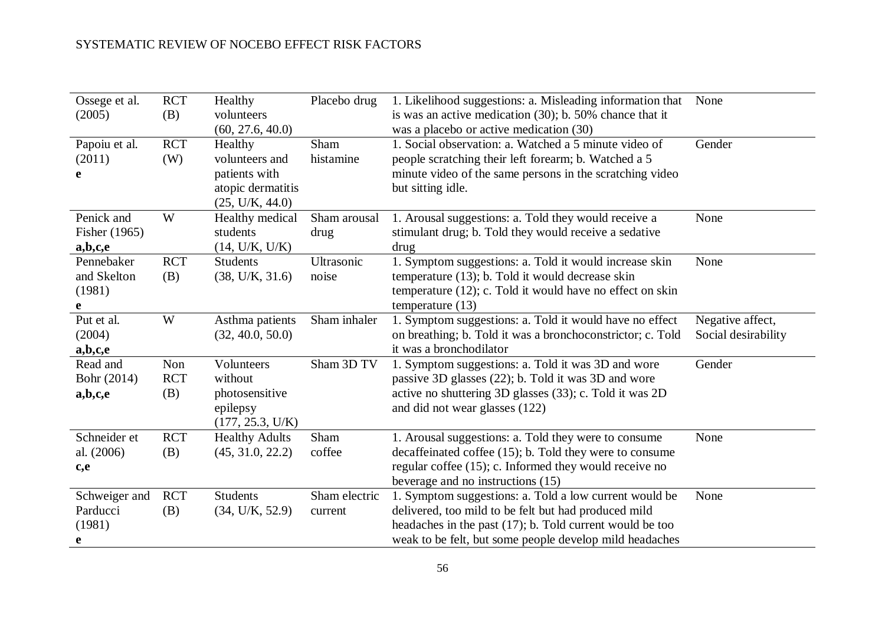| | | | | | |
|---|---|---|---|---|---|
| Ossege et al. (2005) | RCT (B) | Healthy volunteers (60, 27.6, 40.0) | Placebo drug | 1. Likelihood suggestions: a. Misleading information that is was an active medication (30); b. 50% chance that it was a placebo or active medication (30) | None |
| Papoiu et al. (2011) **e** | RCT (W) | Healthy volunteers and patients with atopic dermatitis (25, U/K, 44.0) | Sham histamine | 1. Social observation: a. Watched a 5 minute video of people scratching their left forearm; b. Watched a 5 minute video of the same persons in the scratching video but sitting idle. | Gender |
| Penick and Fisher (1965) **a,b,c,e** | W | Healthy medical students (14, U/K, U/K) | Sham arousal drug | 1. Arousal suggestions: a. Told they would receive a stimulant drug; b. Told they would receive a sedative drug | None |
| Pennebaker and Skelton (1981) **e** | RCT (B) | Students (38, U/K, 31.6) | Ultrasonic noise | 1. Symptom suggestions: a. Told it would increase skin temperature (13); b. Told it would decrease skin temperature (12); c. Told it would have no effect on skin temperature (13) | None |
| Put et al. (2004) **a,b,c,e** | W | Asthma patients (32, 40.0, 50.0) | Sham inhaler | 1. Symptom suggestions: a. Told it would have no effect on breathing; b. Told it was a bronchoconstrictor; c. Told it was a bronchodilator | Negative affect, Social desirability |
| Read and Bohr (2014) **a,b,c,e** | Non RCT (B) | Volunteers without photosensitive epilepsy (177, 25.3, U/K) | Sham 3D TV | 1. Symptom suggestions: a. Told it was 3D and wore passive 3D glasses (22); b. Told it was 3D and wore active no shuttering 3D glasses (33); c. Told it was 2D and did not wear glasses (122) | Gender |
| Schneider et al. (2006) **c,e** | RCT (B) | Healthy Adults (45, 31.0, 22.2) | Sham coffee | 1. Arousal suggestions: a. Told they were to consume decaffeinated coffee (15); b. Told they were to consume regular coffee (15); c. Informed they would receive no beverage and no instructions (15) | None |
| Schweiger and Parducci (1981) **e** | RCT (B) | Students (34, U/K, 52.9) | Sham electric current | 1. Symptom suggestions: a. Told a low current would be delivered, too mild to be felt but had produced mild headaches in the past (17); b. Told current would be too weak to be felt, but some people develop mild headaches | None |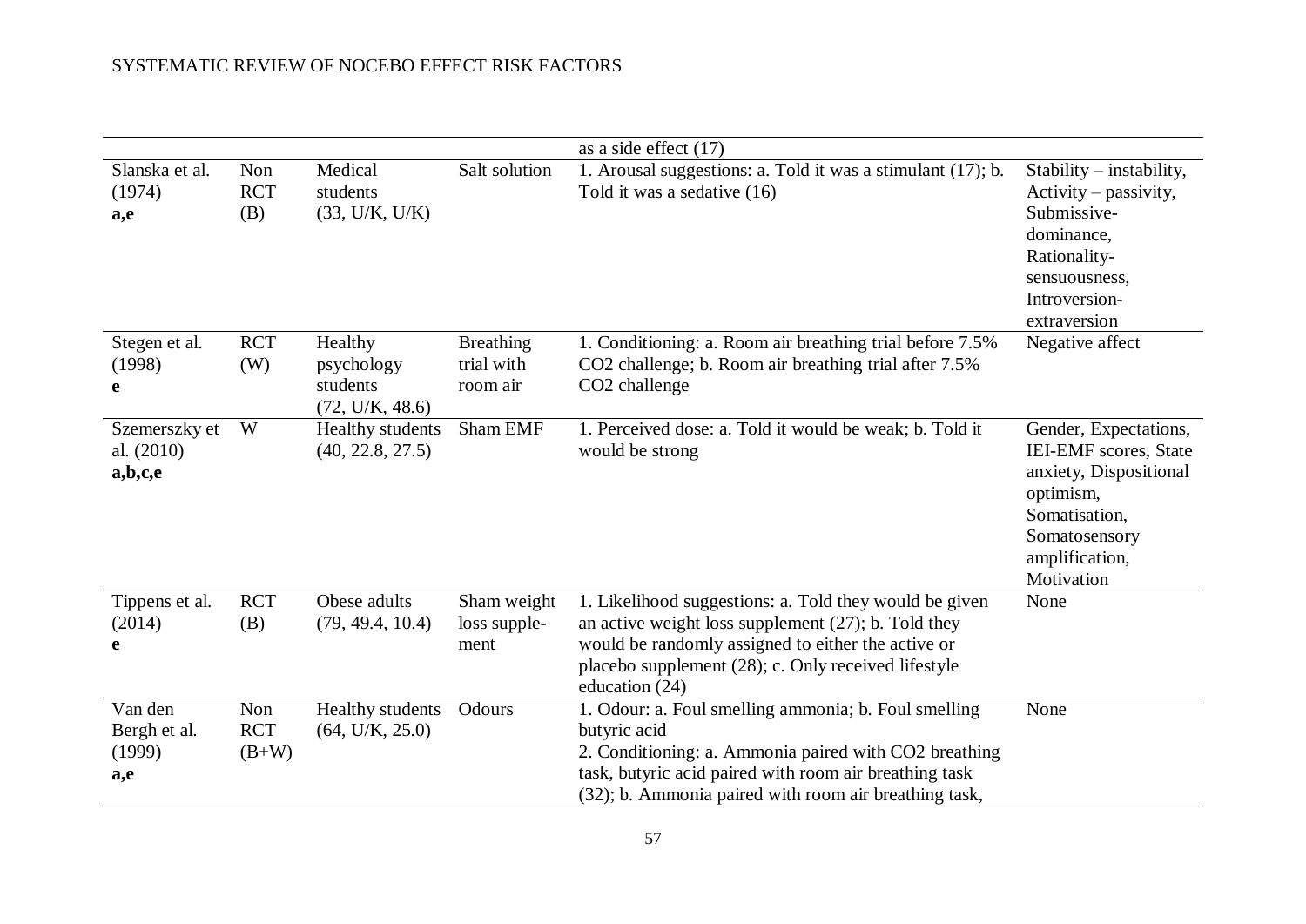| | | | | | |
|---|---|---|---|---|---|
| | | | | as a side effect (17) | |
| Slanska et al. (1974) **a,e** | Non RCT (B) | Medical students (33, U/K, U/K) | Salt solution | 1. Arousal suggestions: a. Told it was a stimulant (17); b. Told it was a sedative (16) | Stability – instability, Activity – passivity, Submissive-dominance, Rationality-sensuousness, Introversion-extraversion |
| Stegen et al. (1998) **e** | RCT (W) | Healthy psychology students (72, U/K, 48.6) | Breathing trial with room air | 1. Conditioning: a. Room air breathing trial before 7.5% $CO_2$ challenge; b. Room air breathing trial after 7.5% $CO_2$ challenge | Negative affect |
| Szemerszky et al. (2010) **a,b,c,e** | W | Healthy students (40, 22.8, 27.5) | Sham EMF | 1. Perceived dose: a. Told it would be weak; b. Told it would be strong | Gender, Expectations, IEI-EMF scores, State anxiety, Dispositional optimism, Somatisation, Somatosensory amplification, Motivation |
| Tippens et al. (2014) **e** | RCT (B) | Obese adults (79, 49.4, 10.4) | Sham weight loss supplement | 1. Likelihood suggestions: a. Told they would be given an active weight loss supplement (27); b. Told they would be randomly assigned to either the active or placebo supplement (28); c. Only received lifestyle education (24) | None |
| Van den Bergh et al. (1999) **a,e** | Non RCT (B+W) | Healthy students (64, U/K, 25.0) | Odours | 1. Odour: a. Foul smelling ammonia; b. Foul smelling butyric acid<br>2. Conditioning: a. Ammonia paired with $CO_2$ breathing task, butyric acid paired with room air breathing task (32); b. Ammonia paired with room air breathing task, | None |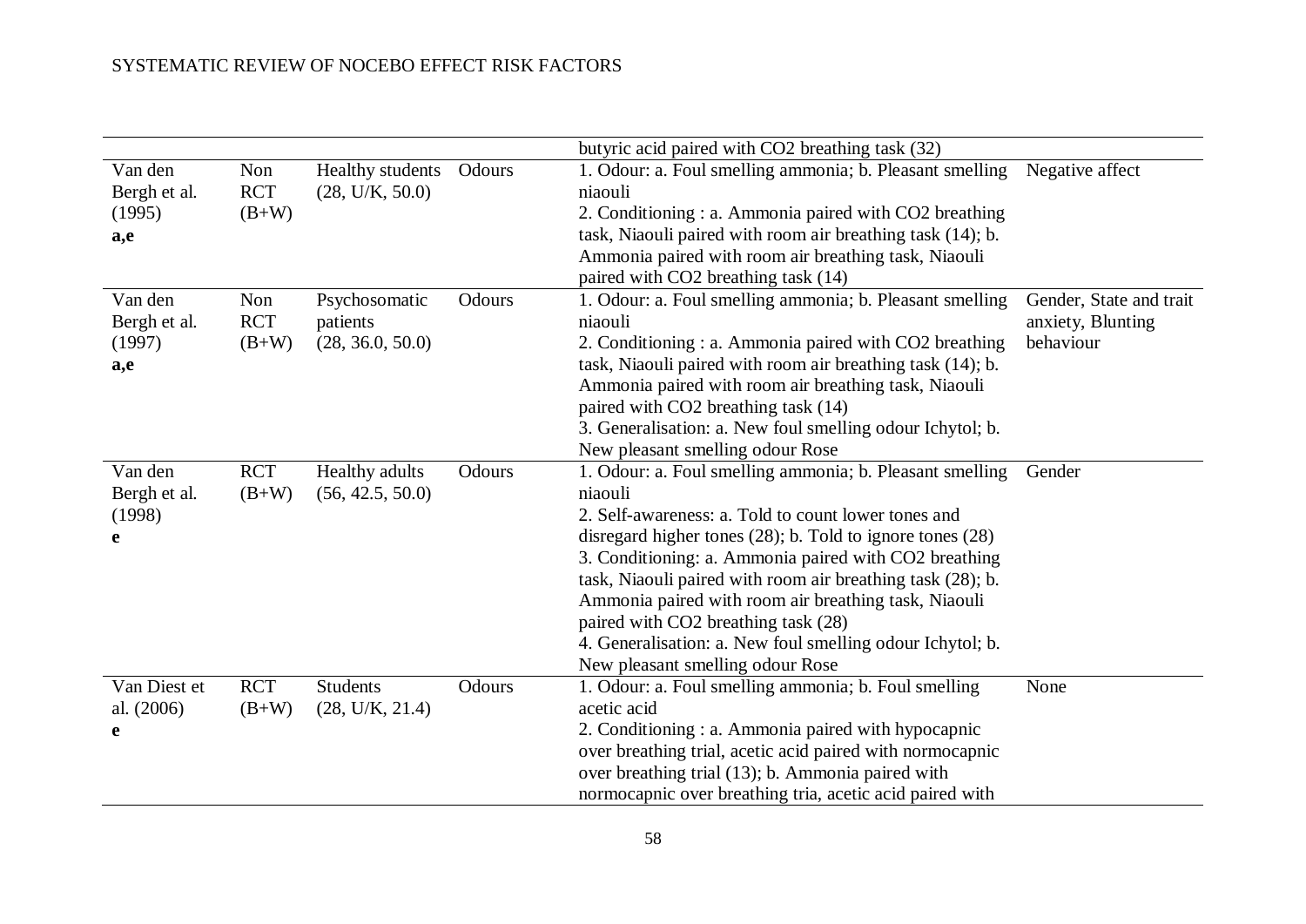| | | | | | |
|---|---|---|---|---|---|
| | | | | butyric acid paired with $CO_2$ breathing task (32) | |
| Van den Bergh et al. (1995) **a,e** | Non RCT (B+W) | Healthy students (28, U/K, 50.0) | Odours | 1. Odour: a. Foul smelling ammonia; b. Pleasant smelling niaouli<br>2. Conditioning : a. Ammonia paired with $CO_2$ breathing task, Niaouli paired with room air breathing task (14); b. Ammonia paired with room air breathing task, Niaouli paired with $CO_2$ breathing task (14) | Negative affect |
| Van den Bergh et al. (1997) **a,e** | Non RCT (B+W) | Psychosomatic patients (28, 36.0, 50.0) | Odours | 1. Odour: a. Foul smelling ammonia; b. Pleasant smelling niaouli<br>2. Conditioning : a. Ammonia paired with $CO_2$ breathing task, Niaouli paired with room air breathing task (14); b. Ammonia paired with room air breathing task, Niaouli paired with $CO_2$ breathing task (14)<br>3. Generalisation: a. New foul smelling odour Ichytol; b. New pleasant smelling odour Rose | Gender, State and trait anxiety, Blunting behaviour |
| Van den Bergh et al. (1998) **e** | RCT (B+W) | Healthy adults (56, 42.5, 50.0) | Odours | 1. Odour: a. Foul smelling ammonia; b. Pleasant smelling niaouli<br>2. Self-awareness: a. Told to count lower tones and disregard higher tones (28); b. Told to ignore tones (28)<br>3. Conditioning: a. Ammonia paired with $CO_2$ breathing task, Niaouli paired with room air breathing task (28); b. Ammonia paired with room air breathing task, Niaouli paired with $CO_2$ breathing task (28)<br>4. Generalisation: a. New foul smelling odour Ichytol; b. New pleasant smelling odour Rose | Gender |
| Van Diest et al. (2006) **e** | RCT (B+W) | Students (28, U/K, 21.4) | Odours | 1. Odour: a. Foul smelling ammonia; b. Foul smelling acetic acid<br>2. Conditioning : a. Ammonia paired with hypocapnic over breathing trial, acetic acid paired with normocapnic over breathing trial (13); b. Ammonia paired with normocapnic over breathing tria, acetic acid paired with | None |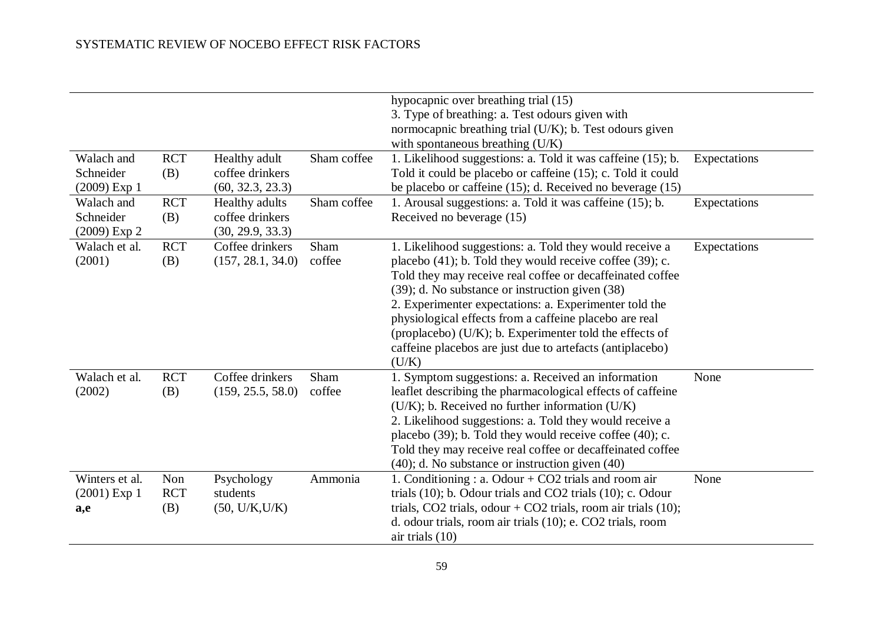| | | | | | |
|---|---|---|---|---|---|
| | | | | hypocapnic over breathing trial (15)<br>3. Type of breathing: a. Test odours given with normocapnic breathing trial (U/K); b. Test odours given with spontaneous breathing (U/K) | |
| Walach and Schneider (2009) Exp 1 | RCT (B) | Healthy adult coffee drinkers (60, 32.3, 23.3) | Sham coffee | 1. Likelihood suggestions: a. Told it was caffeine (15); b. Told it could be placebo or caffeine (15); c. Told it could be placebo or caffeine (15); d. Received no beverage (15) | Expectations |
| Walach and Schneider (2009) Exp 2 | RCT (B) | Healthy adults coffee drinkers (30, 29.9, 33.3) | Sham coffee | 1. Arousal suggestions: a. Told it was caffeine (15); b. Received no beverage (15) | Expectations |
| Walach et al. (2001) | RCT (B) | Coffee drinkers (157, 28.1, 34.0) | Sham coffee | 1. Likelihood suggestions: a. Told they would receive a placebo (41); b. Told they would receive coffee (39); c. Told they may receive real coffee or decaffeinated coffee (39); d. No substance or instruction given (38)<br>2. Experimenter expectations: a. Experimenter told the physiological effects from a caffeine placebo are real (proplacebo) (U/K); b. Experimenter told the effects of caffeine placebos are just due to artefacts (antiplacebo) (U/K) | Expectations |
| Walach et al. (2002) | RCT (B) | Coffee drinkers (159, 25.5, 58.0) | Sham coffee | 1. Symptom suggestions: a. Received an information leaflet describing the pharmacological effects of caffeine (U/K); b. Received no further information (U/K)<br>2. Likelihood suggestions: a. Told they would receive a placebo (39); b. Told they would receive coffee (40); c. Told they may receive real coffee or decaffeinated coffee (40); d. No substance or instruction given (40) | None |
| Winters et al. (2001) Exp 1 **a,e** | Non RCT (B) | Psychology students (50, U/K,U/K) | Ammonia | 1. Conditioning : a. Odour + $CO_2$ trials and room air trials (10); b. Odour trials and $CO_2$ trials (10); c. Odour trials, $CO_2$ trials, odour + $CO_2$ trials, room air trials (10); d. odour trials, room air trials (10); e. $CO_2$ trials, room air trials (10) | None |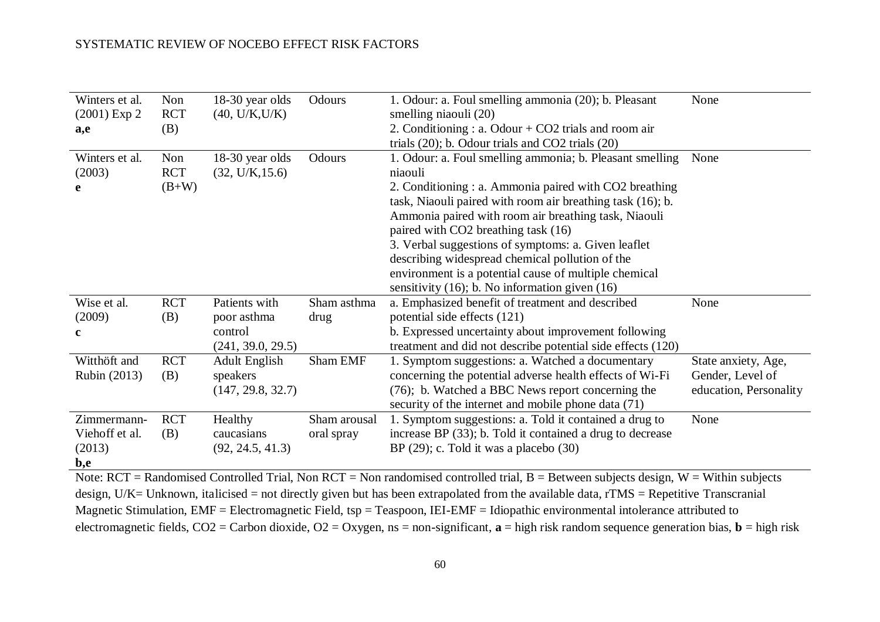| | | | | | |
|---|---|---|---|---|---|
| Winters et al. (2001) Exp 2 **a,e** | Non RCT (B) | 18-30 year olds (40, U/K,U/K) | Odours | 1. Odour: a. Foul smelling ammonia (20); b. Pleasant smelling niaouli (20)<br>2. Conditioning : a. Odour + $CO_2$ trials and room air trials (20); b. Odour trials and $CO_2$ trials (20) | None |
| Winters et al. (2003)<br>**e** | Non RCT (B+W) | 18-30 year olds (32, U/K,15.6) | Odours | 1. Odour: a. Foul smelling ammonia; b. Pleasant smelling niaouli<br>2. Conditioning : a. Ammonia paired with $CO_2$ breathing task, Niaouli paired with room air breathing task (16); b. Ammonia paired with room air breathing task, Niaouli paired with $CO_2$ breathing task (16)<br>3. Verbal suggestions of symptoms: a. Given leaflet describing widespread chemical pollution of the environment is a potential cause of multiple chemical sensitivity (16); b. No information given (16) | None |
| Wise et al. (2009)<br>**c** | RCT (B) | Patients with poor asthma control (241, 39.0, 29.5) | Sham asthma drug | a. Emphasized benefit of treatment and described potential side effects (121)<br>b. Expressed uncertainty about improvement following treatment and did not describe potential side effects (120) | None |
| Witthöft and Rubin (2013) | RCT (B) | Adult English speakers (147, 29.8, 32.7) | Sham EMF | 1. Symptom suggestions: a. Watched a documentary concerning the potential adverse health effects of Wi-Fi (76); b. Watched a BBC News report concerning the security of the internet and mobile phone data (71) | State anxiety, Age, Gender, Level of education, Personality |
| Zimmermann-Viehoff et al. (2013)<br>**b,e** | RCT (B) | Healthy caucasians (92, 24.5, 41.3) | Sham arousal oral spray | 1. Symptom suggestions: a. Told it contained a drug to increase BP (33); b. Told it contained a drug to decrease BP (29); c. Told it was a placebo (30) | None |

Note: RCT = Randomised Controlled Trial, Non RCT = Non randomised controlled trial, B = Between subjects design, W = Within subjects design, U/K= Unknown, italicised = not directly given but has been extrapolated from the available data, rTMS = Repetitive Transcranial Magnetic Stimulation, EMF = Electromagnetic Field, tsp = Teaspoon, IEI-EMF = Idiopathic environmental intolerance attributed to electromagnetic fields, $CO_2$ = Carbon dioxide, $O_2$ = Oxygen, ns = non-significant, **a** = high risk random sequence generation bias, **b** = high risk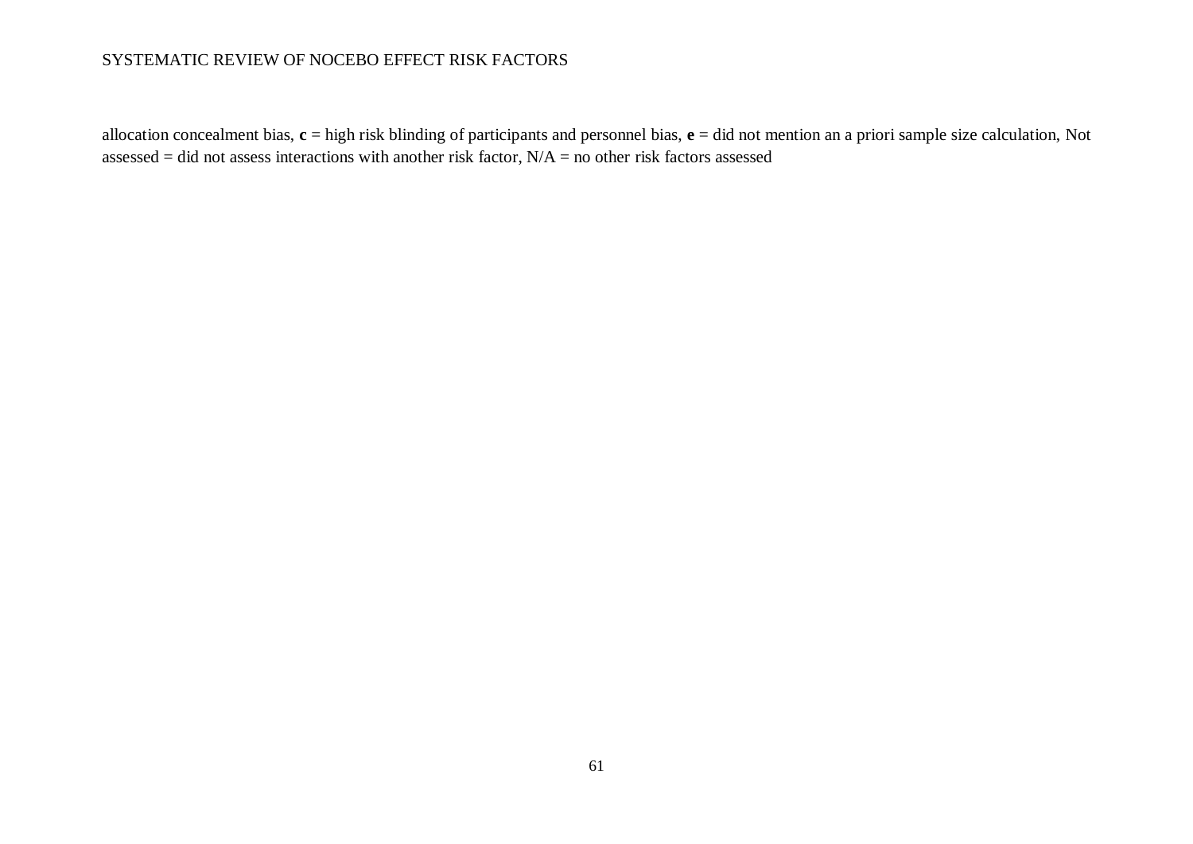allocation concealment bias, **c** = high risk blinding of participants and personnel bias, **e** = did not mention an a priori sample size calculation, Not assessed = did not assess interactions with another risk factor, N/A = no other risk factors assessed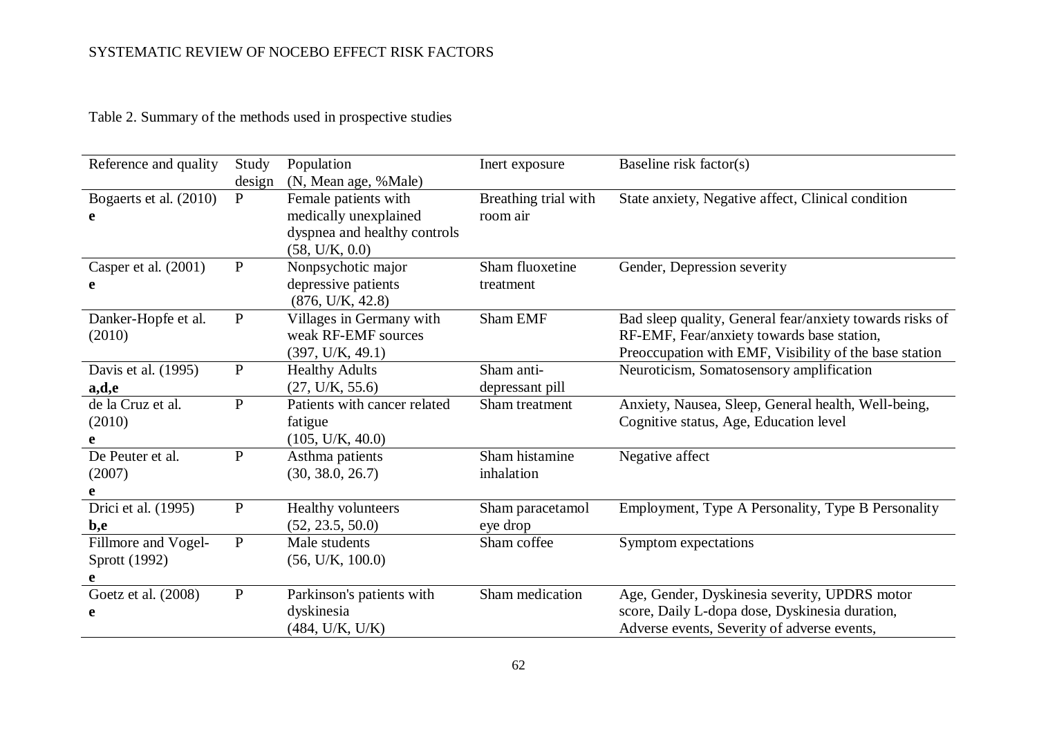Table 2. Summary of the methods used in prospective studies

| Reference and quality | Study design | Population (N, Mean age, %Male) | Inert exposure | Baseline risk factor(s) |
|---|---|---|---|---|
| Bogaerts et al. (2010) **e** | P | Female patients with medically unexplained dyspnea and healthy controls (58, U/K, 0.0) | Breathing trial with room air | State anxiety, Negative affect, Clinical condition |
| Casper et al. (2001) **e** | P | Nonpsychotic major depressive patients (876, U/K, 42.8) | Sham fluoxetine treatment | Gender, Depression severity |
| Danker-Hopfe et al. (2010) | P | Villages in Germany with weak RF-EMF sources (397, U/K, 49.1) | Sham EMF | Bad sleep quality, General fear/anxiety towards risks of RF-EMF, Fear/anxiety towards base station, Preoccupation with EMF, Visibility of the base station |
| Davis et al. (1995) **a,d,e** | P | Healthy Adults (27, U/K, 55.6) | Sham anti-depressant pill | Neuroticism, Somatosensory amplification |
| de la Cruz et al. (2010) **e** | P | Patients with cancer related fatigue (105, U/K, 40.0) | Sham treatment | Anxiety, Nausea, Sleep, General health, Well-being, Cognitive status, Age, Education level |
| De Peuter et al. (2007) **e** | P | Asthma patients (30, 38.0, 26.7) | Sham histamine inhalation | Negative affect |
| Drici et al. (1995) **b,e** | P | Healthy volunteers (52, 23.5, 50.0) | Sham paracetamol eye drop | Employment, Type A Personality, Type B Personality |
| Fillmore and Vogel-Sprott (1992) **e** | P | Male students (56, U/K, 100.0) | Sham coffee | Symptom expectations |
| Goetz et al. (2008) **e** | P | Parkinson's patients with dyskinesia (484, U/K, U/K) | Sham medication | Age, Gender, Dyskinesia severity, UPDRS motor score, Daily L-dopa dose, Dyskinesia duration, Adverse events, Severity of adverse events, |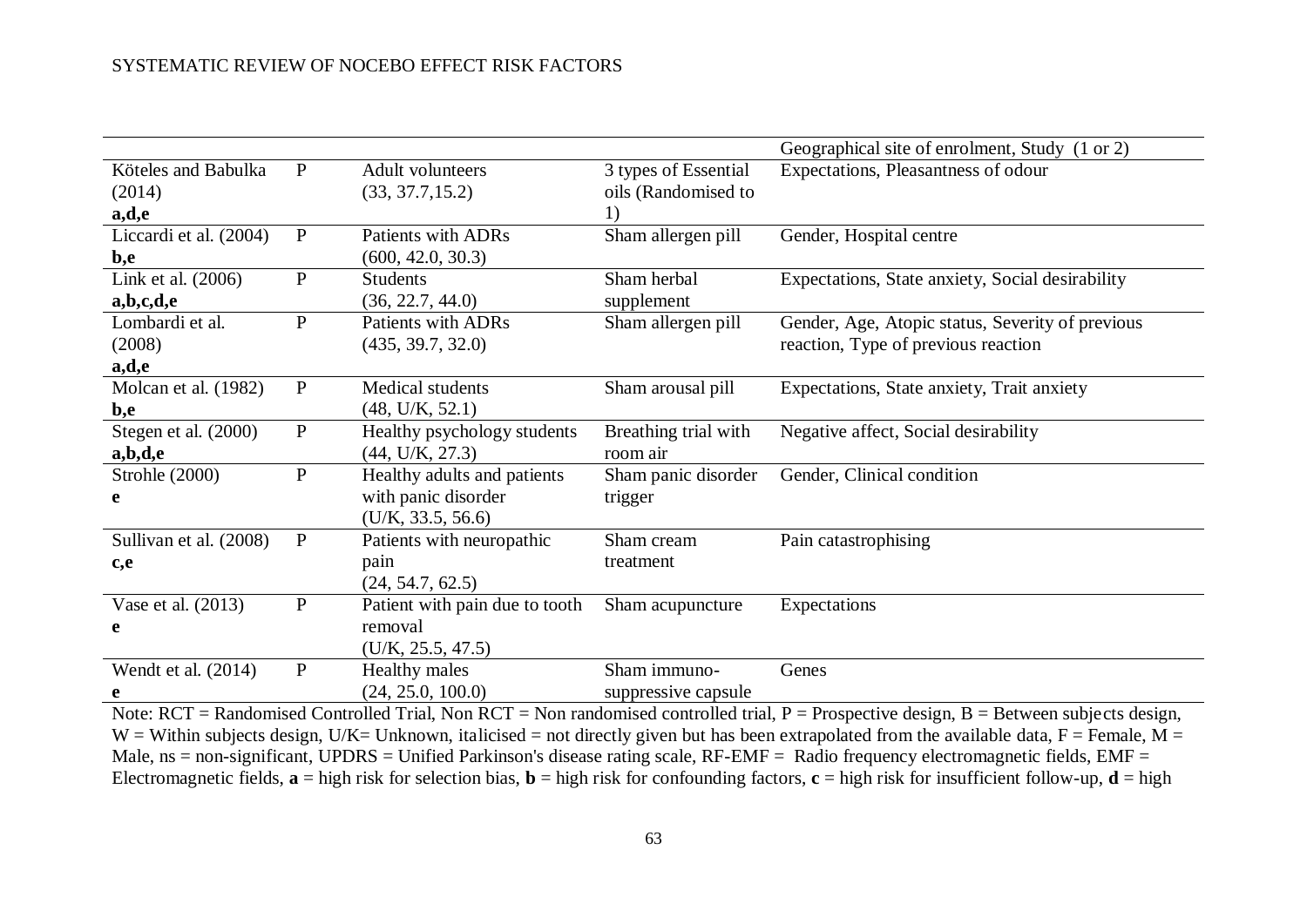| | | | | Geographical site of enrolment, Study (1 or 2) |
|---|---|---|---|---|
| Köteles and Babulka (2014) **a,d,e** | P | Adult volunteers (33, 37.7,15.2) | 3 types of Essential oils (Randomised to 1) | Expectations, Pleasantness of odour |
| Liccardi et al. (2004) **b,e** | P | Patients with ADRs (600, 42.0, 30.3) | Sham allergen pill | Gender, Hospital centre |
| Link et al. (2006) **a,b,c,d,e** | P | Students (36, 22.7, 44.0) | Sham herbal supplement | Expectations, State anxiety, Social desirability |
| Lombardi et al. (2008) **a,d,e** | P | Patients with ADRs (435, 39.7, 32.0) | Sham allergen pill | Gender, Age, Atopic status, Severity of previous reaction, Type of previous reaction |
| Molcan et al. (1982) **b,e** | P | Medical students (48, U/K, 52.1) | Sham arousal pill | Expectations, State anxiety, Trait anxiety |
| Stegen et al. (2000) **a,b,d,e** | P | Healthy psychology students (44, U/K, 27.3) | Breathing trial with room air | Negative affect, Social desirability |
| Strohle (2000) **e** | P | Healthy adults and patients with panic disorder (U/K, 33.5, 56.6) | Sham panic disorder trigger | Gender, Clinical condition |
| Sullivan et al. (2008) **c,e** | P | Patients with neuropathic pain (24, 54.7, 62.5) | Sham cream treatment | Pain catastrophising |
| Vase et al. (2013) **e** | P | Patient with pain due to tooth removal (U/K, 25.5, 47.5) | Sham acupuncture | Expectations |
| Wendt et al. (2014) **e** | P | Healthy males (24, 25.0, 100.0) | Sham immuno-suppressive capsule | Genes |

Note: RCT = Randomised Controlled Trial, Non RCT = Non randomised controlled trial, P = Prospective design, B = Between subjects design, W = Within subjects design, U/K= Unknown, italicised = not directly given but has been extrapolated from the available data, F = Female, M = Male, ns = non-significant, UPDRS = Unified Parkinson's disease rating scale, RF-EMF = Radio frequency electromagnetic fields, EMF = Electromagnetic fields, **a** = high risk for selection bias, **b** = high risk for confounding factors, **c** = high risk for insufficient follow-up, **d** = high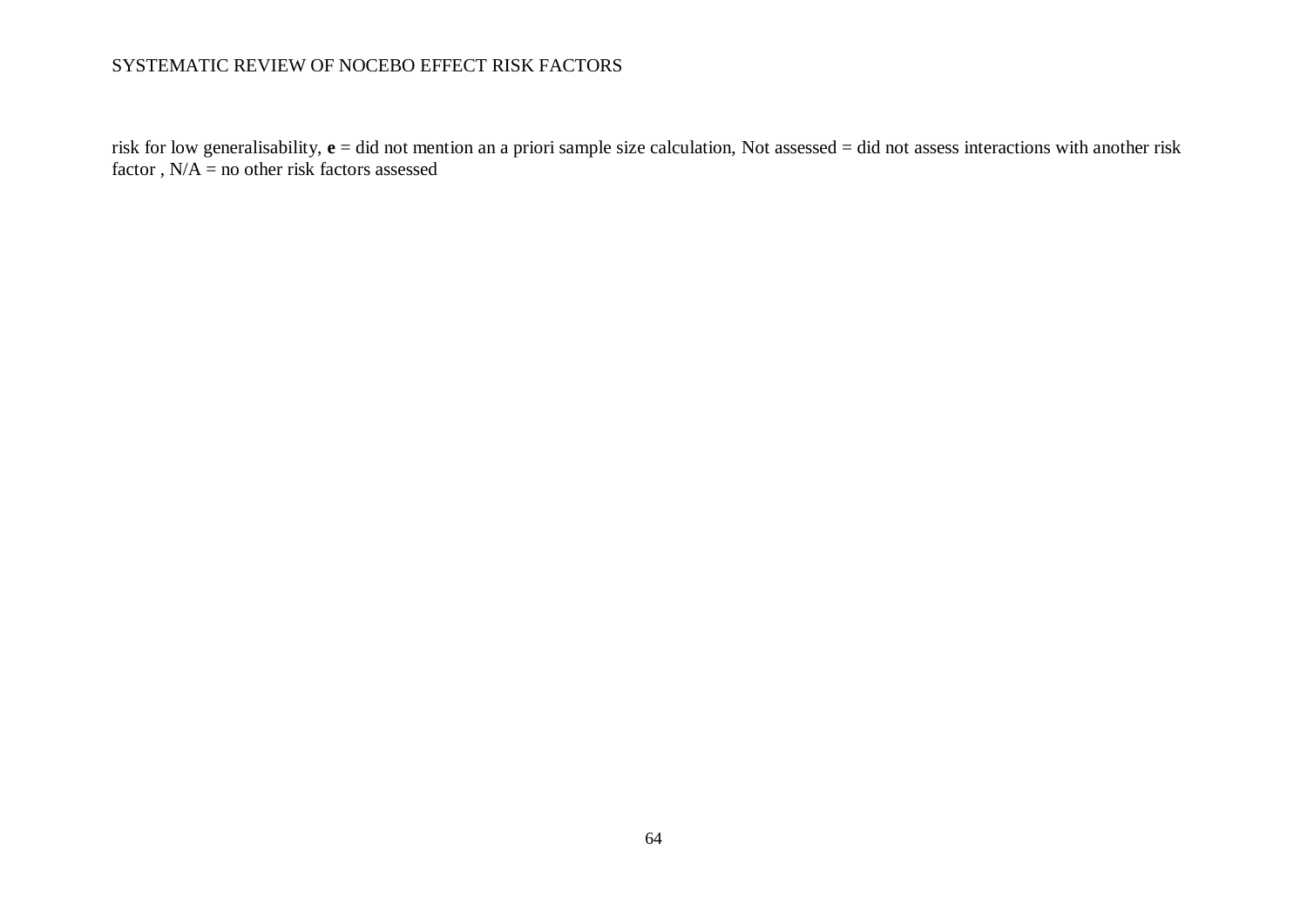risk for low generalisability, **e** = did not mention an a priori sample size calculation, Not assessed = did not assess interactions with another risk factor , N/A = no other risk factors assessed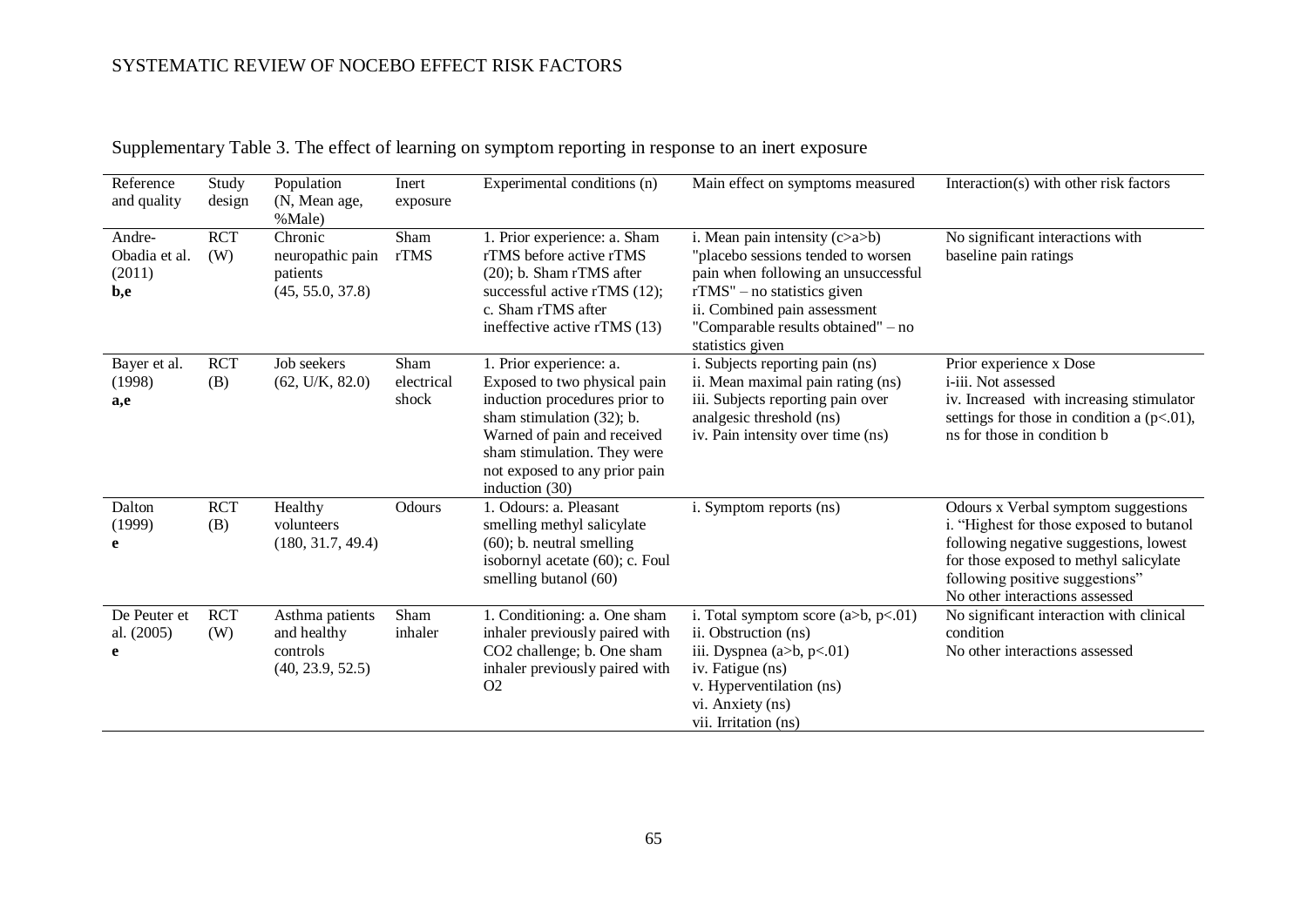Supplementary Table 3. The effect of learning on symptom reporting in response to an inert exposure

| Reference and quality | Study design | Population (N, Mean age, %Male) | Inert exposure | Experimental conditions (n) | Main effect on symptoms measured | Interaction(s) with other risk factors |
|---|---|---|---|---|---|---|
| Andre-Obadia et al. (2011) **b,e** | RCT (W) | Chronic neuropathic pain patients (45, 55.0, 37.8) | Sham rTMS | 1. Prior experience: a. Sham rTMS before active rTMS (20); b. Sham rTMS after successful active rTMS (12); c. Sham rTMS after ineffective active rTMS (13) | i. Mean pain intensity (c>a>b) "placebo sessions tended to worsen pain when following an unsuccessful rTMS" – no statistics given<br>ii. Combined pain assessment "Comparable results obtained" – no statistics given | No significant interactions with baseline pain ratings |
| Bayer et al. (1998) **a,e** | RCT (B) | Job seekers (62, U/K, 82.0) | Sham electrical shock | 1. Prior experience: a. Exposed to two physical pain induction procedures prior to sham stimulation (32); b. Warned of pain and received sham stimulation. They were not exposed to any prior pain induction (30) | i. Subjects reporting pain (ns)<br>ii. Mean maximal pain rating (ns)<br>iii. Subjects reporting pain over analgesic threshold (ns)<br>iv. Pain intensity over time (ns) | Prior experience x Dose<br>i-iii. Not assessed<br>iv. Increased with increasing stimulator settings for those in condition a ($p<.01$), ns for those in condition b |
| Dalton (1999) **e** | RCT (B) | Healthy volunteers (180, 31.7, 49.4) | Odours | 1. Odours: a. Pleasant smelling methyl salicylate (60); b. neutral smelling isobornyl acetate (60); c. Foul smelling butanol (60) | i. Symptom reports (ns) | Odours x Verbal symptom suggestions<br>i. "Highest for those exposed to butanol following negative suggestions, lowest for those exposed to methyl salicylate following positive suggestions"<br>No other interactions assessed |
| De Peuter et al. (2005) **e** | RCT (W) | Asthma patients and healthy controls (40, 23.9, 52.5) | Sham inhaler | 1. Conditioning: a. One sham inhaler previously paired with $CO_2$ challenge; b. One sham inhaler previously paired with $O_2$ | i. Total symptom score (a>b, $p<.01$)<br>ii. Obstruction (ns)<br>iii. Dyspnea (a>b, $p<.01$)<br>iv. Fatigue (ns)<br>v. Hyperventilation (ns)<br>vi. Anxiety (ns)<br>vii. Irritation (ns) | No significant interaction with clinical condition<br>No other interactions assessed |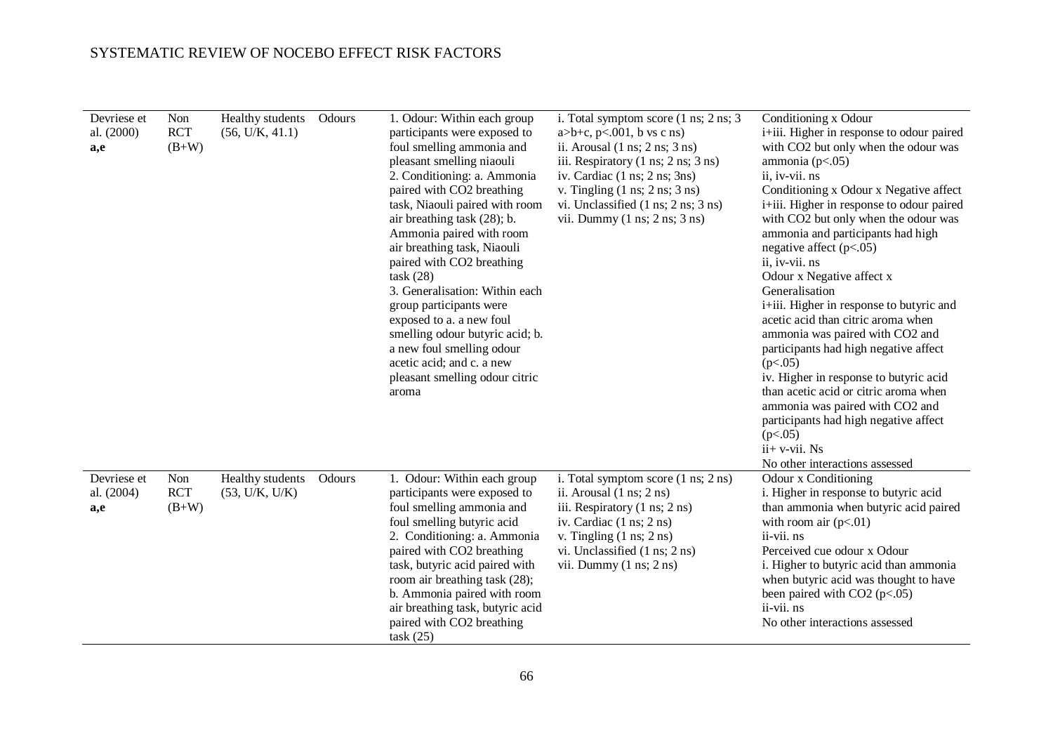| | | | | | | |
|---|---|---|---|---|---|---|
| Devriese et al. (2000) **a,e** | Non RCT (B+W) | Healthy students (56, U/K, 41.1) | Odours | 1. Odour: Within each group participants were exposed to foul smelling ammonia and pleasant smelling niaouli<br>2. Conditioning: a. Ammonia paired with $CO_2$ breathing task, Niaouli paired with room air breathing task (28); b. Ammonia paired with room air breathing task, Niaouli paired with $CO_2$ breathing task (28)<br>3. Generalisation: Within each group participants were exposed to a. a new foul smelling odour butyric acid; b. a new foul smelling odour acetic acid; and c. a new pleasant smelling odour citric aroma | i. Total symptom score (1 ns; 2 ns; 3 a>b+c, $p<.001$, b vs c ns)<br>ii. Arousal (1 ns; 2 ns; 3 ns)<br>iii. Respiratory (1 ns; 2 ns; 3 ns)<br>iv. Cardiac (1 ns; 2 ns; 3ns)<br>v. Tingling (1 ns; 2 ns; 3 ns)<br>vi. Unclassified (1 ns; 2 ns; 3 ns)<br>vii. Dummy (1 ns; 2 ns; 3 ns) | Conditioning x Odour<br>i+iii. Higher in response to odour paired with $CO_2$ but only when the odour was ammonia ($p<.05$)<br>ii, iv-vii. ns<br>Conditioning x Odour x Negative affect<br>i+iii. Higher in response to odour paired with $CO_2$ but only when the odour was ammonia and participants had high negative affect ($p<.05$)<br>ii, iv-vii. ns<br>Odour x Negative affect x Generalisation<br>i+iii. Higher in response to butyric and acetic acid than citric aroma when ammonia was paired with $CO_2$ and participants had high negative affect ($p<.05$)<br>iv. Higher in response to butyric acid than acetic acid or citric aroma when ammonia was paired with $CO_2$ and participants had high negative affect ($p<.05$)<br>ii+ v-vii. Ns<br>No other interactions assessed |
| Devriese et al. (2004) **a,e** | Non RCT (B+W) | Healthy students (53, U/K, U/K) | Odours | 1. Odour: Within each group participants were exposed to foul smelling ammonia and foul smelling butyric acid<br>2. Conditioning: a. Ammonia paired with $CO_2$ breathing task, butyric acid paired with room air breathing task (28); b. Ammonia paired with room air breathing task, butyric acid paired with $CO_2$ breathing task (25) | i. Total symptom score (1 ns; 2 ns)<br>ii. Arousal (1 ns; 2 ns)<br>iii. Respiratory (1 ns; 2 ns)<br>iv. Cardiac (1 ns; 2 ns)<br>v. Tingling (1 ns; 2 ns)<br>vi. Unclassified (1 ns; 2 ns)<br>vii. Dummy (1 ns; 2 ns) | Odour x Conditioning<br>i. Higher in response to butyric acid than ammonia when butyric acid paired with room air ($p<.01$)<br>ii-vii. ns<br>Perceived cue odour x Odour<br>i. Higher to butyric acid than ammonia when butyric acid was thought to have been paired with $CO_2$ ($p<.05$)<br>ii-vii. ns<br>No other interactions assessed |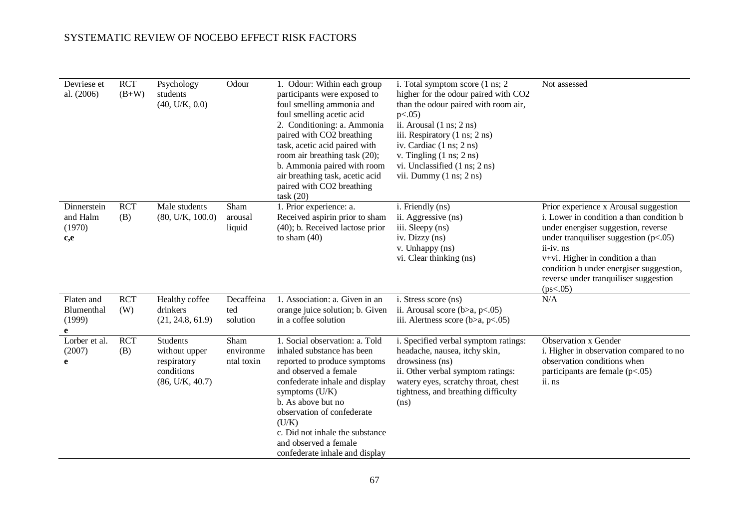| | | | | | | |
|---|---|---|---|---|---|---|
| Devriese et al. (2006) | RCT (B+W) | Psychology students (40, U/K, 0.0) | Odour | 1. Odour: Within each group participants were exposed to foul smelling ammonia and foul smelling acetic acid<br>2. Conditioning: a. Ammonia paired with $CO_2$ breathing task, acetic acid paired with room air breathing task (20); b. Ammonia paired with room air breathing task, acetic acid paired with $CO_2$ breathing task (20) | i. Total symptom score (1 ns; 2 higher for the odour paired with $CO_2$ than the odour paired with room air, $p<.05$)<br>ii. Arousal (1 ns; 2 ns)<br>iii. Respiratory (1 ns; 2 ns)<br>iv. Cardiac (1 ns; 2 ns)<br>v. Tingling (1 ns; 2 ns)<br>vi. Unclassified (1 ns; 2 ns)<br>vii. Dummy (1 ns; 2 ns) | Not assessed |
| Dinnerstein and Halm (1970) **c,e** | RCT (B) | Male students (80, U/K, 100.0) | Sham arousal liquid | 1. Prior experience: a. Received aspirin prior to sham (40); b. Received lactose prior to sham (40) | i. Friendly (ns)<br>ii. Aggressive (ns)<br>iii. Sleepy (ns)<br>iv. Dizzy (ns)<br>v. Unhappy (ns)<br>vi. Clear thinking (ns) | Prior experience x Arousal suggestion<br>i. Lower in condition a than condition b under energiser suggestion, reverse under tranquiliser suggestion ($p<.05$)<br>ii-iv. ns<br>v+vi. Higher in condition a than condition b under energiser suggestion, reverse under tranquiliser suggestion ($ps<.05$) |
| Flaten and Blumenthal (1999) **e** | RCT (W) | Healthy coffee drinkers (21, 24.8, 61.9) | Decaffeinated solution | 1. Association: a. Given in an orange juice solution; b. Given in a coffee solution | i. Stress score (ns)<br>ii. Arousal score (b>a, $p<.05$)<br>iii. Alertness score (b>a, $p<.05$) | N/A |
| Lorber et al. (2007) **e** | RCT (B) | Students without upper respiratory conditions (86, U/K, 40.7) | Sham environmental toxin | 1. Social observation: a. Told inhaled substance has been reported to produce symptoms and observed a female confederate inhale and display symptoms (U/K)<br>b. As above but no observation of confederate (U/K)<br>c. Did not inhale the substance and observed a female confederate inhale and display | i. Specified verbal symptom ratings: headache, nausea, itchy skin, drowsiness (ns)<br>ii. Other verbal symptom ratings: watery eyes, scratchy throat, chest tightness, and breathing difficulty (ns) | Observation x Gender<br>i. Higher in observation compared to no observation conditions when participants are female ($p<.05$)<br>ii. ns |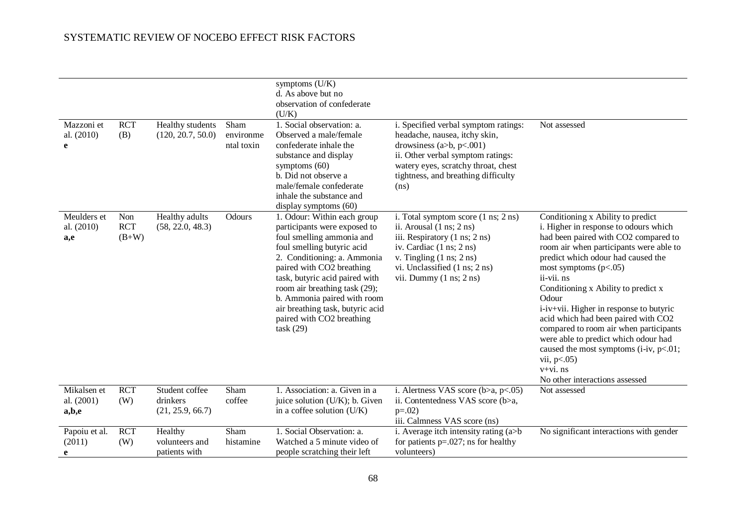| | | | | | | |
|---|---|---|---|---|---|---|
| | | | | symptoms (U/K)<br>d. As above but no observation of confederate (U/K) | | |
| Mazzoni et al. (2010)<br>**e** | RCT (B) | Healthy students (120, 20.7, 50.0) | Sham environmental toxin | 1. Social observation: a. Observed a male/female confederate inhale the substance and display symptoms (60)<br>b. Did not observe a male/female confederate inhale the substance and display symptoms (60) | i. Specified verbal symptom ratings: headache, nausea, itchy skin, drowsiness (a>b, p<.001)<br>ii. Other verbal symptom ratings: watery eyes, scratchy throat, chest tightness, and breathing difficulty (ns) | Not assessed |
| Meulders et al. (2010)<br>**a,e** | Non RCT (B+W) | Healthy adults (58, 22.0, 48.3) | Odours | 1. Odour: Within each group participants were exposed to foul smelling ammonia and foul smelling butyric acid<br>2. Conditioning: a. Ammonia paired with $CO_2$ breathing task, butyric acid paired with room air breathing task (29); b. Ammonia paired with room air breathing task, butyric acid paired with $CO_2$ breathing task (29) | i. Total symptom score (1 ns; 2 ns)<br>ii. Arousal (1 ns; 2 ns)<br>iii. Respiratory (1 ns; 2 ns)<br>iv. Cardiac (1 ns; 2 ns)<br>v. Tingling (1 ns; 2 ns)<br>vi. Unclassified (1 ns; 2 ns)<br>vii. Dummy (1 ns; 2 ns) | Conditioning x Ability to predict<br>i. Higher in response to odours which had been paired with $CO_2$ compared to room air when participants were able to predict which odour had caused the most symptoms (p<.05)<br>ii-vii. ns<br>Conditioning x Ability to predict x Odour<br>i-iv+vii. Higher in response to butyric acid which had been paired with $CO_2$ compared to room air when participants were able to predict which odour had caused the most symptoms (i-iv, p<.01; vii, p<.05)<br>v+vi. ns<br>No other interactions assessed |
| Mikalsen et al. (2001)<br>**a,b,e** | RCT (W) | Student coffee drinkers (21, 25.9, 66.7) | Sham coffee | 1. Association: a. Given in a juice solution (U/K); b. Given in a coffee solution (U/K) | i. Alertness VAS score (b>a, p<.05)<br>ii. Contentedness VAS score (b>a, p=.02)<br>iii. Calmness VAS score (ns) | Not assessed |
| Papoiu et al. (2011)<br>**e** | RCT (W) | Healthy volunteers and patients with | Sham histamine | 1. Social Observation: a. Watched a 5 minute video of people scratching their left | i. Average itch intensity rating (a>b for patients p=.027; ns for healthy volunteers) | No significant interactions with gender |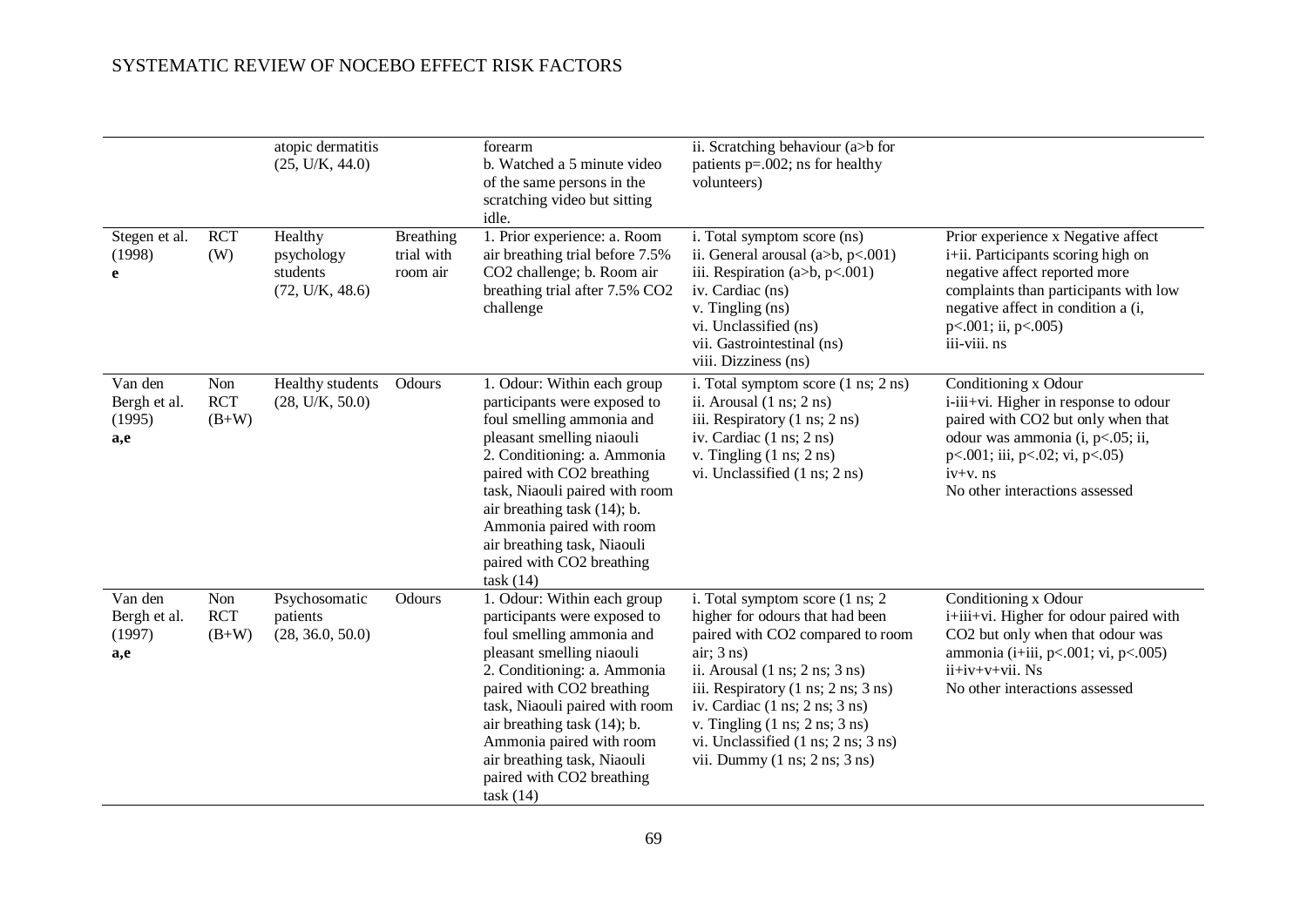| | | | | | | |
|---|---|---|---|---|---|---|
| | | atopic dermatitis (25, U/K, 44.0) | | forearm<br>b. Watched a 5 minute video of the same persons in the scratching video but sitting idle. | ii. Scratching behaviour (a>b for patients p=.002; ns for healthy volunteers) | |
| Stegen et al. (1998)<br>**e** | RCT (W) | Healthy psychology students (72, U/K, 48.6) | Breathing trial with room air | 1. Prior experience: a. Room air breathing trial before 7.5% $CO_2$ challenge; b. Room air breathing trial after 7.5% $CO_2$ challenge | i. Total symptom score (ns)<br>ii. General arousal (a>b, p<.001)<br>iii. Respiration (a>b, p<.001)<br>iv. Cardiac (ns)<br>v. Tingling (ns)<br>vi. Unclassified (ns)<br>vii. Gastrointestinal (ns)<br>viii. Dizziness (ns) | Prior experience x Negative affect<br>i+ii. Participants scoring high on negative affect reported more complaints than participants with low negative affect in condition a (i, p<.001; ii, p<.005)<br>iii-viii. ns |
| Van den Bergh et al. (1995)<br>**a,e** | Non RCT (B+W) | Healthy students (28, U/K, 50.0) | Odours | 1. Odour: Within each group participants were exposed to foul smelling ammonia and pleasant smelling niaouli<br>2. Conditioning: a. Ammonia paired with $CO_2$ breathing task, Niaouli paired with room air breathing task (14); b. Ammonia paired with room air breathing task, Niaouli paired with $CO_2$ breathing task (14) | i. Total symptom score (1 ns; 2 ns)<br>ii. Arousal (1 ns; 2 ns)<br>iii. Respiratory (1 ns; 2 ns)<br>iv. Cardiac (1 ns; 2 ns)<br>v. Tingling (1 ns; 2 ns)<br>vi. Unclassified (1 ns; 2 ns) | Conditioning x Odour<br>i-iii+vi. Higher in response to odour paired with $CO_2$ but only when that odour was ammonia (i, p<.05; ii, p<.001; iii, p<.02; vi, p<.05)<br>iv+v. ns<br>No other interactions assessed |
| Van den Bergh et al. (1997)<br>**a,e** | Non RCT (B+W) | Psychosomatic patients (28, 36.0, 50.0) | Odours | 1. Odour: Within each group participants were exposed to foul smelling ammonia and pleasant smelling niaouli<br>2. Conditioning: a. Ammonia paired with $CO_2$ breathing task, Niaouli paired with room air breathing task (14); b. Ammonia paired with room air breathing task, Niaouli paired with $CO_2$ breathing task (14) | i. Total symptom score (1 ns; 2 higher for odours that had been paired with $CO_2$ compared to room air; 3 ns)<br>ii. Arousal (1 ns; 2 ns; 3 ns)<br>iii. Respiratory (1 ns; 2 ns; 3 ns)<br>iv. Cardiac (1 ns; 2 ns; 3 ns)<br>v. Tingling (1 ns; 2 ns; 3 ns)<br>vi. Unclassified (1 ns; 2 ns; 3 ns)<br>vii. Dummy (1 ns; 2 ns; 3 ns) | Conditioning x Odour<br>i+iii+vi. Higher for odour paired with $CO_2$ but only when that odour was ammonia (i+iii, p<.001; vi, p<.005)<br>ii+iv+v+vii. Ns<br>No other interactions assessed |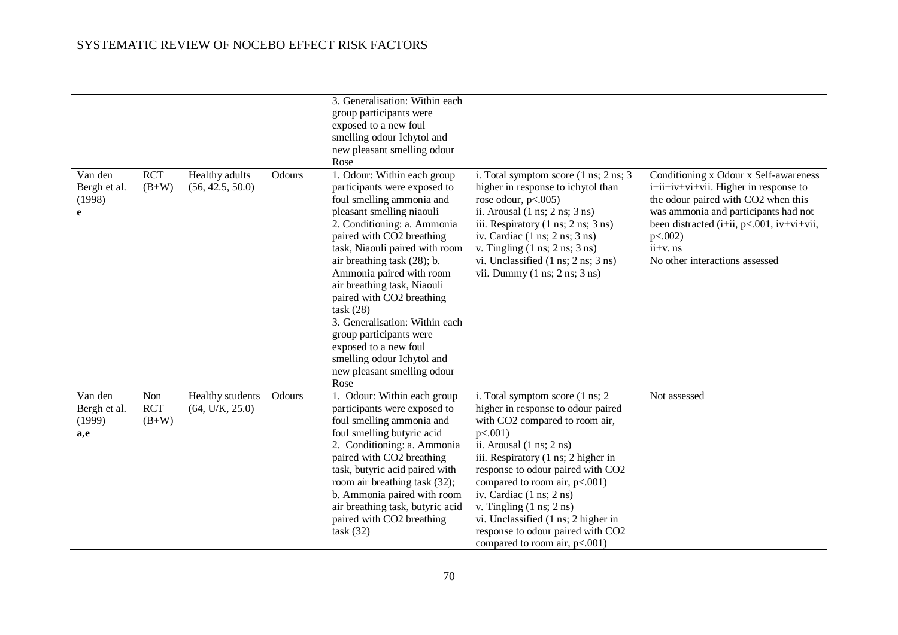| | | | | | | |
|---|---|---|---|---|---|---|
| | | | | 3. Generalisation: Within each group participants were exposed to a new foul smelling odour Ichytol and new pleasant smelling odour Rose | | |
| Van den Bergh et al. (1998) **e** | RCT (B+W) | Healthy adults (56, 42.5, 50.0) | Odours | 1. Odour: Within each group participants were exposed to foul smelling ammonia and pleasant smelling niaouli 2. Conditioning: a. Ammonia paired with $CO_2$ breathing task, Niaouli paired with room air breathing task (28); b. Ammonia paired with room air breathing task, Niaouli paired with $CO_2$ breathing task (28) 3. Generalisation: Within each group participants were exposed to a new foul smelling odour Ichytol and new pleasant smelling odour Rose | i. Total symptom score (1 ns; 2 ns; 3 higher in response to ichytol than rose odour, $p<.005$) ii. Arousal (1 ns; 2 ns; 3 ns) iii. Respiratory (1 ns; 2 ns; 3 ns) iv. Cardiac (1 ns; 2 ns; 3 ns) v. Tingling (1 ns; 2 ns; 3 ns) vi. Unclassified (1 ns; 2 ns; 3 ns) vii. Dummy (1 ns; 2 ns; 3 ns) | Conditioning x Odour x Self-awareness i+ii+iv+vi+vii. Higher in response to the odour paired with $CO_2$ when this was ammonia and participants had not been distracted (i+ii, $p<.001$, iv+vi+vii, $p<.002$) ii+v. ns No other interactions assessed |
| Van den Bergh et al. (1999) **a,e** | Non RCT (B+W) | Healthy students (64, U/K, 25.0) | Odours | 1. Odour: Within each group participants were exposed to foul smelling ammonia and foul smelling butyric acid 2. Conditioning: a. Ammonia paired with $CO_2$ breathing task, butyric acid paired with room air breathing task (32); b. Ammonia paired with room air breathing task, butyric acid paired with $CO_2$ breathing task (32) | i. Total symptom score (1 ns; 2 higher in response to odour paired with $CO_2$ compared to room air, $p<.001$) ii. Arousal (1 ns; 2 ns) iii. Respiratory (1 ns; 2 higher in response to odour paired with $CO_2$ compared to room air, $p<.001$) iv. Cardiac (1 ns; 2 ns) v. Tingling (1 ns; 2 ns) vi. Unclassified (1 ns; 2 higher in response to odour paired with $CO_2$ compared to room air, $p<.001$) | Not assessed |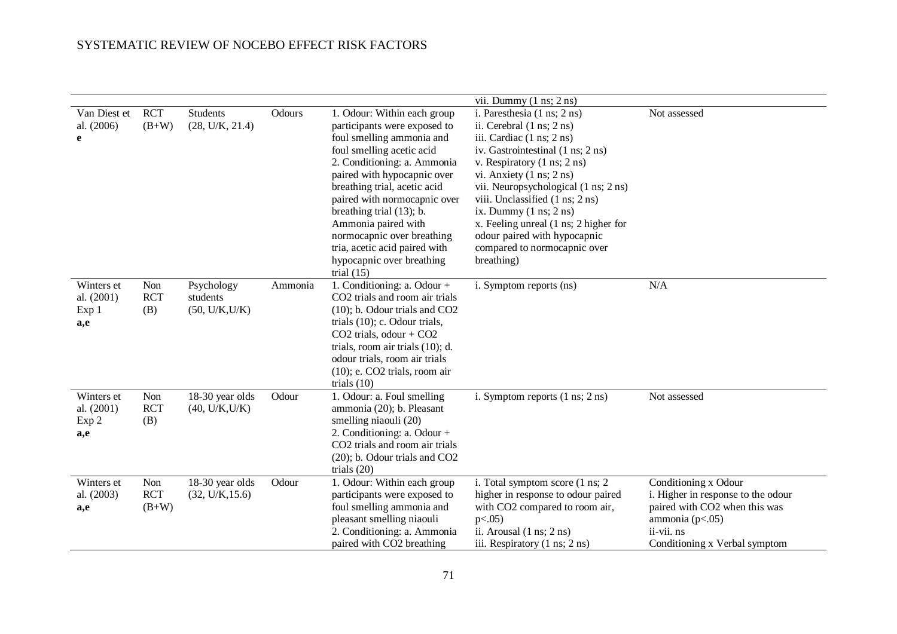| | | | | | vii. Dummy (1 ns; 2 ns) | |
|---|---|---|---|---|---|---|
| Van Diest et al. (2006) **e** | RCT (B+W) | Students (28, U/K, 21.4) | Odours | 1. Odour: Within each group participants were exposed to foul smelling ammonia and foul smelling acetic acid 2. Conditioning: a. Ammonia paired with hypocapnic over breathing trial, acetic acid paired with normocapnic over breathing trial (13); b. Ammonia paired with normocapnic over breathing tria, acetic acid paired with hypocapnic over breathing trial (15) | i. Paresthesia (1 ns; 2 ns) ii. Cerebral (1 ns; 2 ns) iii. Cardiac (1 ns; 2 ns) iv. Gastrointestinal (1 ns; 2 ns) v. Respiratory (1 ns; 2 ns) vi. Anxiety (1 ns; 2 ns) vii. Neuropsychological (1 ns; 2 ns) viii. Unclassified (1 ns; 2 ns) ix. Dummy (1 ns; 2 ns) x. Feeling unreal (1 ns; 2 higher for odour paired with hypocapnic compared to normocapnic over breathing) | Not assessed |
| Winters et al. (2001) Exp 1 **a,e** | Non RCT (B) | Psychology students (50, U/K,U/K) | Ammonia | 1. Conditioning: a. Odour + $CO_2$ trials and room air trials (10); b. Odour trials and $CO_2$ trials (10); c. Odour trials, $CO_2$ trials, odour + $CO_2$ trials, room air trials (10); d. odour trials, room air trials (10); e. $CO_2$ trials, room air trials (10) | i. Symptom reports (ns) | N/A |
| Winters et al. (2001) Exp 2 **a,e** | Non RCT (B) | 18-30 year olds (40, U/K,U/K) | Odour | 1. Odour: a. Foul smelling ammonia (20); b. Pleasant smelling niaouli (20) 2. Conditioning: a. Odour + $CO_2$ trials and room air trials (20); b. Odour trials and $CO_2$ trials (20) | i. Symptom reports (1 ns; 2 ns) | Not assessed |
| Winters et al. (2003) **a,e** | Non RCT (B+W) | 18-30 year olds (32, U/K,15.6) | Odour | 1. Odour: Within each group participants were exposed to foul smelling ammonia and pleasant smelling niaouli 2. Conditioning: a. Ammonia paired with $CO_2$ breathing | i. Total symptom score (1 ns; 2 higher in response to odour paired with $CO_2$ compared to room air, $p<.05$) ii. Arousal (1 ns; 2 ns) iii. Respiratory (1 ns; 2 ns) | Conditioning x Odour i. Higher in response to the odour paired with $CO_2$ when this was ammonia ($p<.05$) ii-vii. ns Conditioning x Verbal symptom |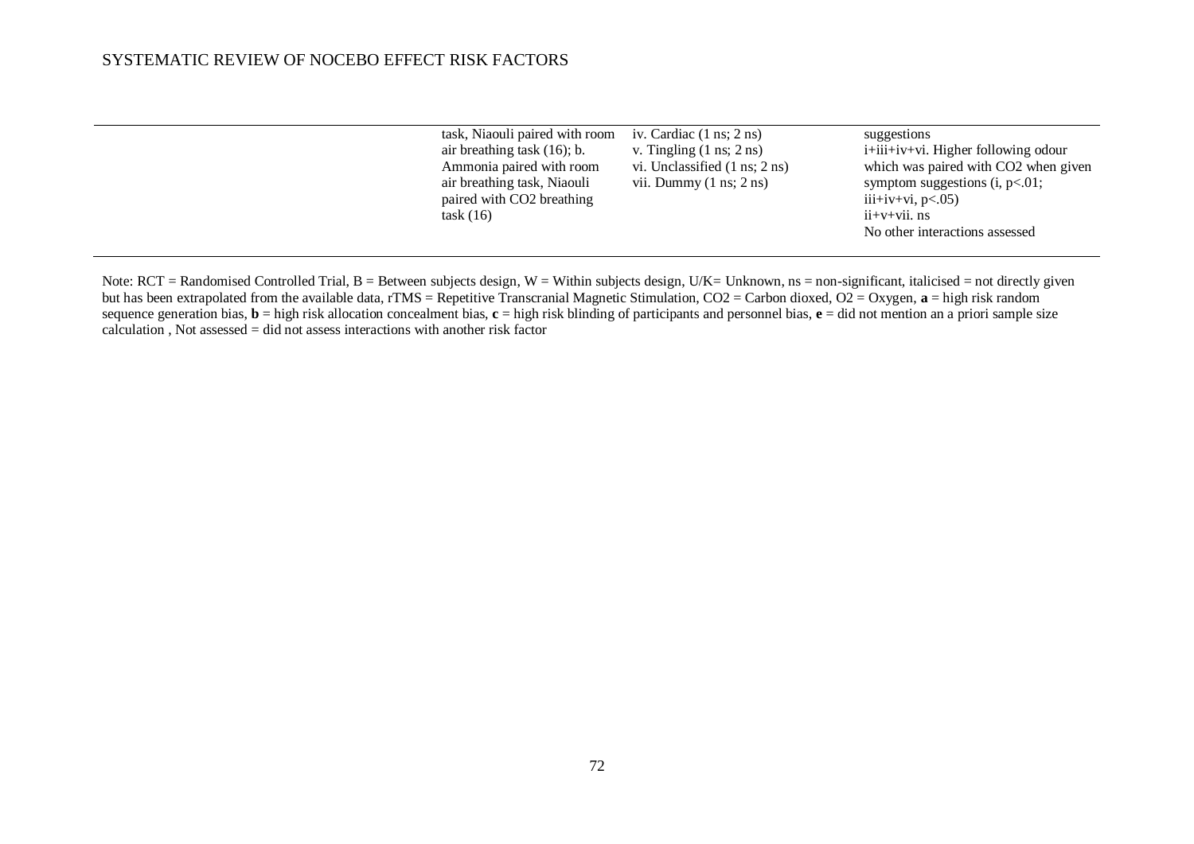| | | | |
|---|---|---|---|
| | task, Niaouli paired with room air breathing task (16); b. Ammonia paired with room air breathing task, Niaouli paired with $CO_2$ breathing task (16) | iv. Cardiac (1 ns; 2 ns)<br>v. Tingling (1 ns; 2 ns)<br>vi. Unclassified (1 ns; 2 ns)<br>vii. Dummy (1 ns; 2 ns) | suggestions<br>i+iii+iv+vi. Higher following odour which was paired with $CO_2$ when given symptom suggestions (i, $p<.01$; iii+iv+vi, $p<.05$)<br>ii+v+vii. ns<br>No other interactions assessed |

Note: RCT = Randomised Controlled Trial, B = Between subjects design, W = Within subjects design, U/K= Unknown, ns = non-significant, italicised = not directly given but has been extrapolated from the available data, rTMS = Repetitive Transcranial Magnetic Stimulation, $CO_2$ = Carbon dioxed, $O_2$ = Oxygen, **a** = high risk random sequence generation bias, **b** = high risk allocation concealment bias, **c** = high risk blinding of participants and personnel bias, **e** = did not mention an a priori sample size calculation , Not assessed = did not assess interactions with another risk factor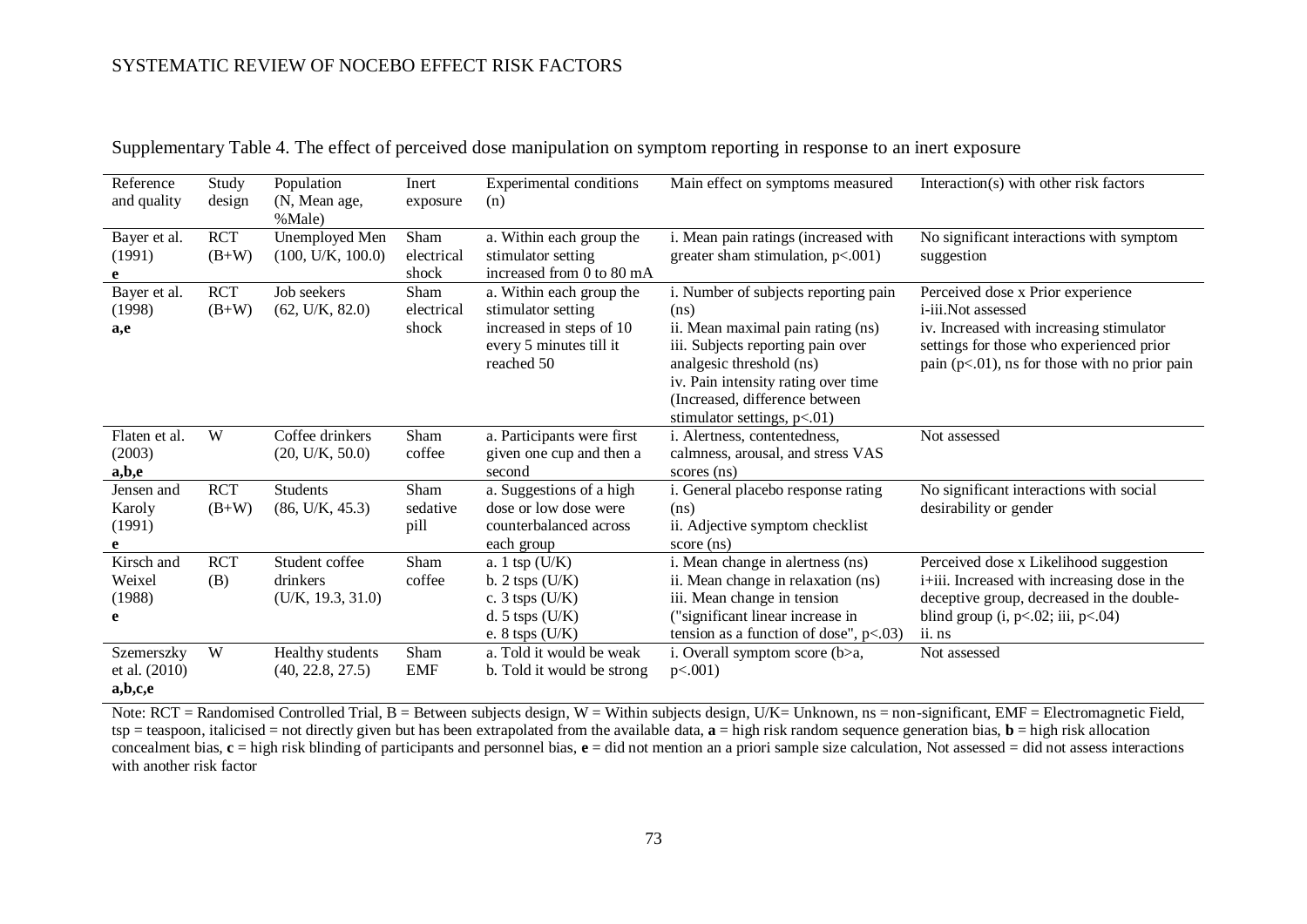Supplementary Table 4. The effect of perceived dose manipulation on symptom reporting in response to an inert exposure

| Reference and quality | Study design | Population (N, Mean age, %Male) | Inert exposure | Experimental conditions (n) | Main effect on symptoms measured | Interaction(s) with other risk factors |
|---|---|---|---|---|---|---|
| Bayer et al. (1991) **e** | RCT (B+W) | Unemployed Men (100, U/K, 100.0) | Sham electrical shock | a. Within each group the stimulator setting increased from 0 to 80 mA | i. Mean pain ratings (increased with greater sham stimulation, p<.001) | No significant interactions with symptom suggestion |
| Bayer et al. (1998) **a,e** | RCT (B+W) | Job seekers (62, U/K, 82.0) | Sham electrical shock | a. Within each group the stimulator setting increased in steps of 10 every 5 minutes till it reached 50 | i. Number of subjects reporting pain (ns)<br>ii. Mean maximal pain rating (ns)<br>iii. Subjects reporting pain over analgesic threshold (ns)<br>iv. Pain intensity rating over time (Increased, difference between stimulator settings, p<.01) | Perceived dose x Prior experience<br>i-iii.Not assessed<br>iv. Increased with increasing stimulator settings for those who experienced prior pain (p<.01), ns for those with no prior pain |
| Flaten et al. (2003) **a,b,e** | W | Coffee drinkers (20, U/K, 50.0) | Sham coffee | a. Participants were first given one cup and then a second | i. Alertness, contentedness, calmness, arousal, and stress VAS scores (ns) | Not assessed |
| Jensen and Karoly (1991) **e** | RCT (B+W) | Students (86, U/K, 45.3) | Sham sedative pill | a. Suggestions of a high dose or low dose were counterbalanced across each group | i. General placebo response rating (ns)<br>ii. Adjective symptom checklist score (ns) | No significant interactions with social desirability or gender |
| Kirsch and Weixel (1988) **e** | RCT (B) | Student coffee drinkers (U/K, 19.3, 31.0) | Sham coffee | a. 1 tsp (U/K)<br>b. 2 tsps (U/K)<br>c. 3 tsps (U/K)<br>d. 5 tsps (U/K)<br>e. 8 tsps (U/K) | i. Mean change in alertness (ns)<br>ii. Mean change in relaxation (ns)<br>iii. Mean change in tension ("significant linear increase in tension as a function of dose", p<.03) | Perceived dose x Likelihood suggestion<br>i+iii. Increased with increasing dose in the deceptive group, decreased in the double-blind group (i, p<.02; iii, p<.04)<br>ii. ns |
| Szemerszky et al. (2010) **a,b,c,e** | W | Healthy students (40, 22.8, 27.5) | Sham EMF | a. Told it would be weak<br>b. Told it would be strong | i. Overall symptom score (b>a, p<.001) | Not assessed |

Note: RCT = Randomised Controlled Trial, B = Between subjects design, W = Within subjects design, U/K= Unknown, ns = non-significant, EMF = Electromagnetic Field, tsp = teaspoon, italicised = not directly given but has been extrapolated from the available data, **a** = high risk random sequence generation bias, **b** = high risk allocation concealment bias, **c** = high risk blinding of participants and personnel bias, **e** = did not mention an a priori sample size calculation, Not assessed = did not assess interactions with another risk factor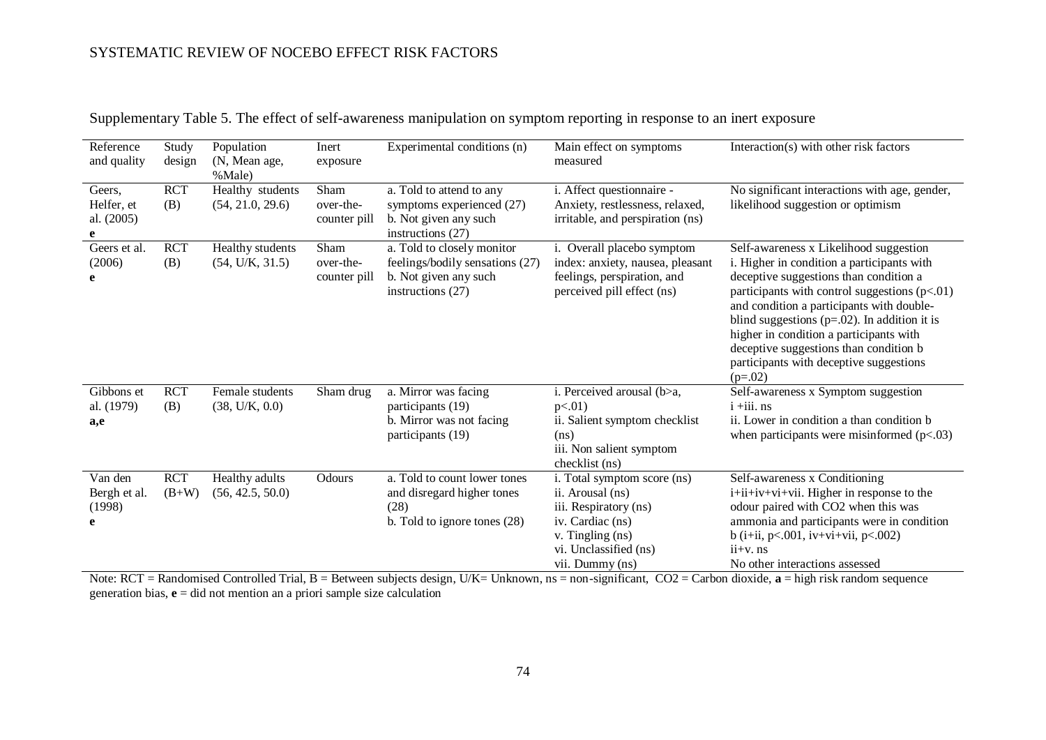Supplementary Table 5. The effect of self-awareness manipulation on symptom reporting in response to an inert exposure

| Reference and quality | Study design | Population (N, Mean age, %Male) | Inert exposure | Experimental conditions (n) | Main effect on symptoms measured | Interaction(s) with other risk factors |
|---|---|---|---|---|---|---|
| Geers, Helfer, et al. (2005) **e** | RCT (B) | Healthy students (54, 21.0, 29.6) | Sham over-the-counter pill | a. Told to attend to any symptoms experienced (27) b. Not given any such instructions (27) | i. Affect questionnaire - Anxiety, restlessness, relaxed, irritable, and perspiration (ns) | No significant interactions with age, gender, likelihood suggestion or optimism |
| Geers et al. (2006) **e** | RCT (B) | Healthy students (54, U/K, 31.5) | Sham over-the-counter pill | a. Told to closely monitor feelings/bodily sensations (27) b. Not given any such instructions (27) | i. Overall placebo symptom index: anxiety, nausea, pleasant feelings, perspiration, and perceived pill effect (ns) | Self-awareness x Likelihood suggestion i. Higher in condition a participants with deceptive suggestions than condition a participants with control suggestions ($p<.01$) and condition a participants with double-blind suggestions ($p=.02$). In addition it is higher in condition a participants with deceptive suggestions than condition b participants with deceptive suggestions ($p=.02$) |
| Gibbons et al. (1979) **a,e** | RCT (B) | Female students (38, U/K, 0.0) | Sham drug | a. Mirror was facing participants (19) b. Mirror was not facing participants (19) | i. Perceived arousal (b>a, $p<.01$) ii. Salient symptom checklist (ns) iii. Non salient symptom checklist (ns) | Self-awareness x Symptom suggestion i +iii. ns ii. Lower in condition a than condition b when participants were misinformed ($p<.03$) |
| Van den Bergh et al. (1998) **e** | RCT (B+W) | Healthy adults (56, 42.5, 50.0) | Odours | a. Told to count lower tones and disregard higher tones (28) b. Told to ignore tones (28) | i. Total symptom score (ns) ii. Arousal (ns) iii. Respiratory (ns) iv. Cardiac (ns) v. Tingling (ns) vi. Unclassified (ns) vii. Dummy (ns) | Self-awareness x Conditioning i+ii+iv+vi+vii. Higher in response to the odour paired with $CO_2$ when this was ammonia and participants were in condition b (i+ii, $p<.001$, iv+vi+vii, $p<.002$) ii+v. ns No other interactions assessed |

Note: RCT = Randomised Controlled Trial, B = Between subjects design, U/K= Unknown, ns = non-significant, $CO_2$ = Carbon dioxide, **a** = high risk random sequence generation bias, **e** = did not mention an a priori sample size calculation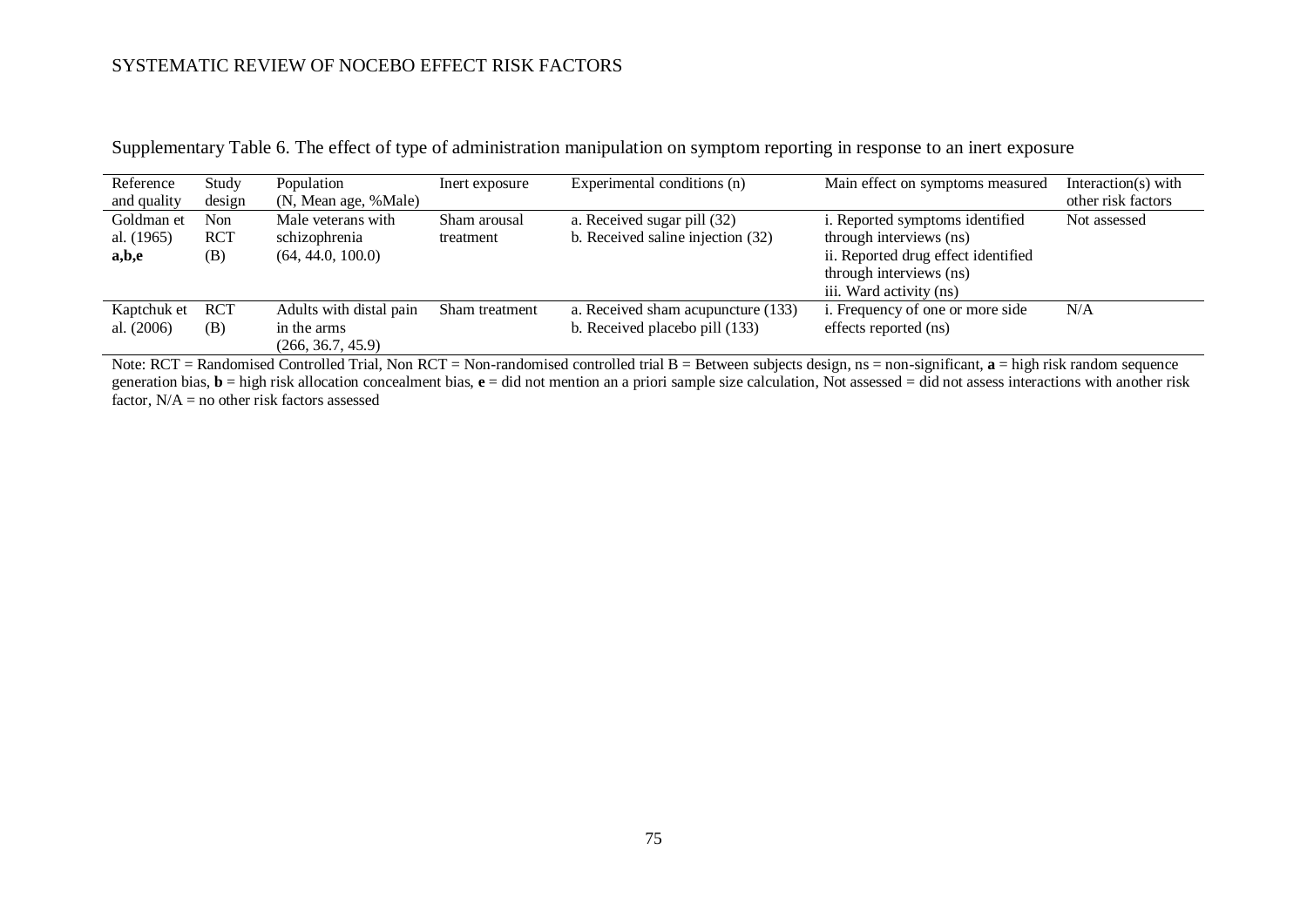Supplementary Table 6. The effect of type of administration manipulation on symptom reporting in response to an inert exposure

| Reference and quality | Study design | Population (N, Mean age, %Male) | Inert exposure | Experimental conditions (n) | Main effect on symptoms measured | Interaction(s) with other risk factors |
|---|---|---|---|---|---|---|
| Goldman et al. (1965) **a,b,e** | Non RCT (B) | Male veterans with schizophrenia (64, 44.0, 100.0) | Sham arousal treatment | a. Received sugar pill (32)<br>b. Received saline injection (32) | i. Reported symptoms identified through interviews (ns)<br>ii. Reported drug effect identified through interviews (ns)<br>iii. Ward activity (ns) | Not assessed |
| Kaptchuk et al. (2006) | RCT (B) | Adults with distal pain in the arms (266, 36.7, 45.9) | Sham treatment | a. Received sham acupuncture (133)<br>b. Received placebo pill (133) | i. Frequency of one or more side effects reported (ns) | N/A |

Note: RCT = Randomised Controlled Trial, Non RCT = Non-randomised controlled trial B = Between subjects design, ns = non-significant, **a** = high risk random sequence generation bias, **b** = high risk allocation concealment bias, **e** = did not mention an a priori sample size calculation, Not assessed = did not assess interactions with another risk factor, N/A = no other risk factors assessed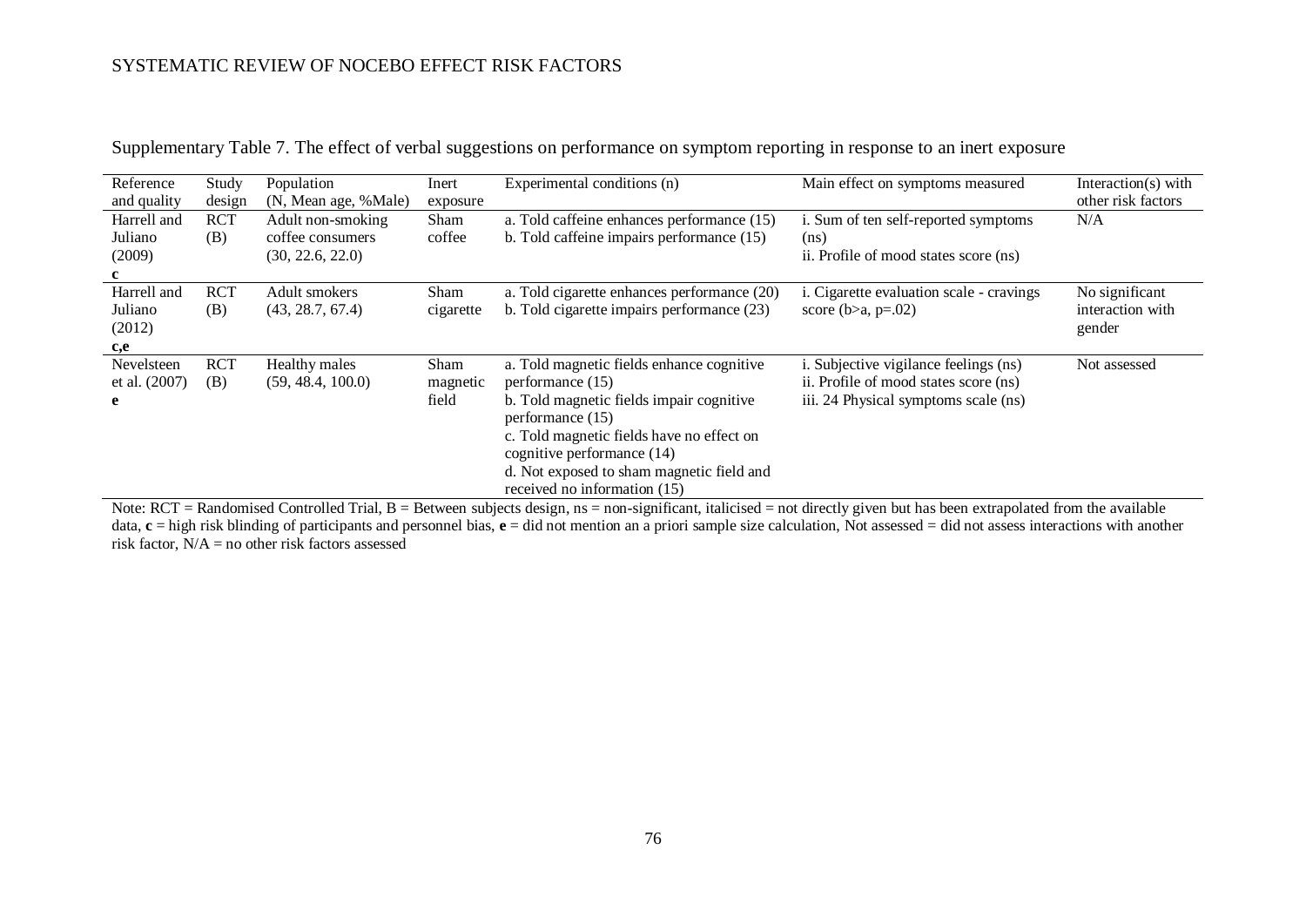Supplementary Table 7. The effect of verbal suggestions on performance on symptom reporting in response to an inert exposure

| Reference and quality | Study design | Population (N, Mean age, %Male) | Inert exposure | Experimental conditions (n) | Main effect on symptoms measured | Interaction(s) with other risk factors |
|---|---|---|---|---|---|---|
| Harrell and Juliano (2009) **c** | RCT (B) | Adult non-smoking coffee consumers (30, 22.6, 22.0) | Sham coffee | a. Told caffeine enhances performance (15)<br>b. Told caffeine impairs performance (15) | i. Sum of ten self-reported symptoms (ns)<br>ii. Profile of mood states score (ns) | N/A |
| Harrell and Juliano (2012) **c,e** | RCT (B) | Adult smokers (43, 28.7, 67.4) | Sham cigarette | a. Told cigarette enhances performance (20)<br>b. Told cigarette impairs performance (23) | i. Cigarette evaluation scale - cravings score (b>a, p=.02) | No significant interaction with gender |
| Nevelsteen et al. (2007) **e** | RCT (B) | Healthy males (59, 48.4, 100.0) | Sham magnetic field | a. Told magnetic fields enhance cognitive performance (15)<br>b. Told magnetic fields impair cognitive performance (15)<br>c. Told magnetic fields have no effect on cognitive performance (14)<br>d. Not exposed to sham magnetic field and received no information (15) | i. Subjective vigilance feelings (ns)<br>ii. Profile of mood states score (ns)<br>iii. 24 Physical symptoms scale (ns) | Not assessed |

Note: RCT = Randomised Controlled Trial, B = Between subjects design, ns = non-significant, italicised = not directly given but has been extrapolated from the available data, **c** = high risk blinding of participants and personnel bias, **e** = did not mention an a priori sample size calculation, Not assessed = did not assess interactions with another risk factor, N/A = no other risk factors assessed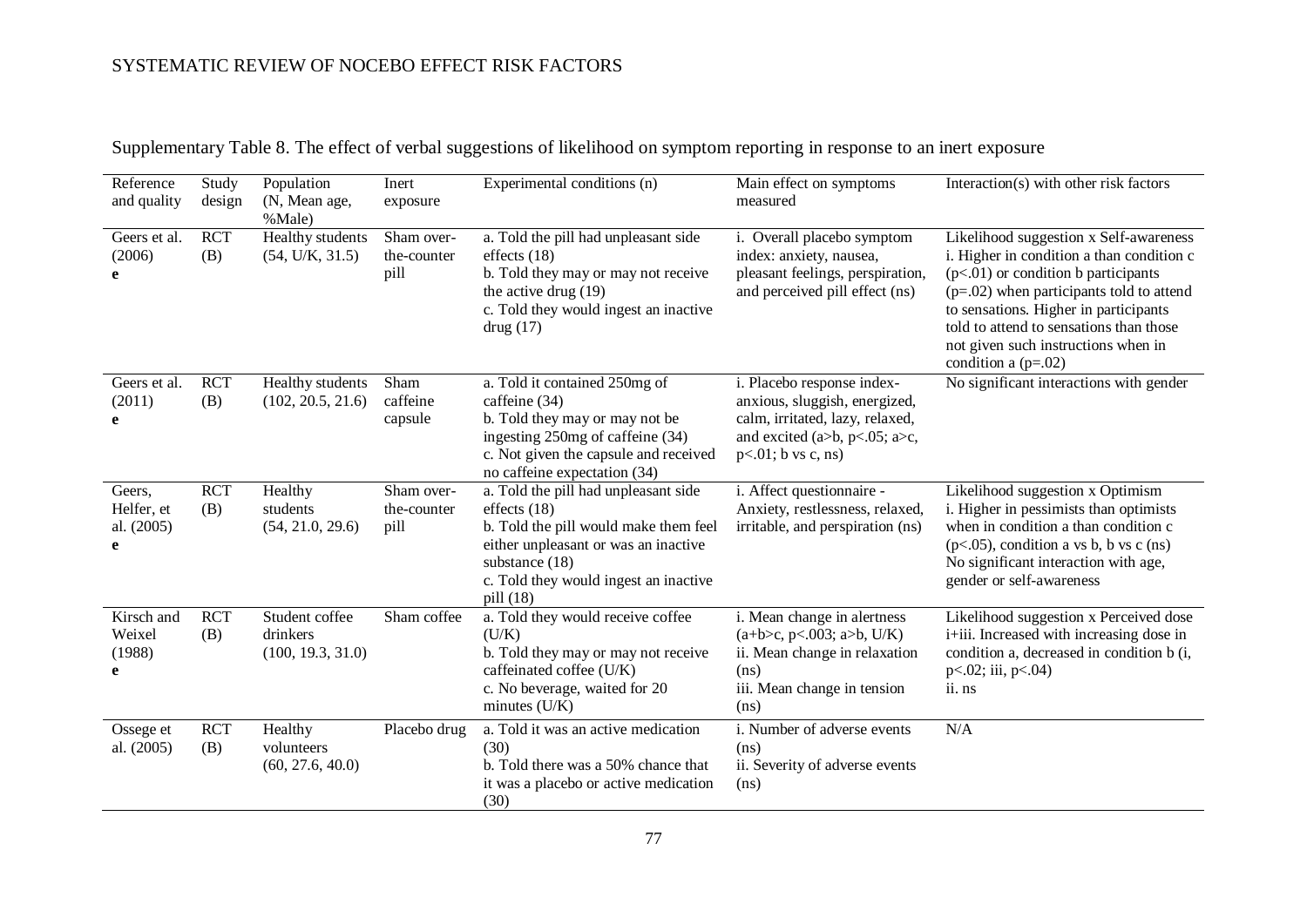Supplementary Table 8. The effect of verbal suggestions of likelihood on symptom reporting in response to an inert exposure

| Reference and quality | Study design | Population (N, Mean age, %Male) | Inert exposure | Experimental conditions (n) | Main effect on symptoms measured | Interaction(s) with other risk factors |
|---|---|---|---|---|---|---|
| Geers et al. (2006) **e** | RCT (B) | Healthy students (54, U/K, 31.5) | Sham over-the-counter pill | a. Told the pill had unpleasant side effects (18)<br>b. Told they may or may not receive the active drug (19)<br>c. Told they would ingest an inactive drug (17) | i. Overall placebo symptom index: anxiety, nausea, pleasant feelings, perspiration, and perceived pill effect (ns) | Likelihood suggestion x Self-awareness<br>i. Higher in condition a than condition c ($p<.01$) or condition b participants ($p=.02$) when participants told to attend to sensations. Higher in participants told to attend to sensations than those not given such instructions when in condition a ($p=.02$) |
| Geers et al. (2011) **e** | RCT (B) | Healthy students (102, 20.5, 21.6) | Sham caffeine capsule | a. Told it contained 250mg of caffeine (34)<br>b. Told they may or may not be ingesting 250mg of caffeine (34)<br>c. Not given the capsule and received no caffeine expectation (34) | i. Placebo response index- anxious, sluggish, energized, calm, irritated, lazy, relaxed, and excited (a>b, $p<.05$; a>c, $p<.01$; b vs c, ns) | No significant interactions with gender |
| Geers, Helfer, et al. (2005) **e** | RCT (B) | Healthy students (54, 21.0, 29.6) | Sham over-the-counter pill | a. Told the pill had unpleasant side effects (18)<br>b. Told the pill would make them feel either unpleasant or was an inactive substance (18)<br>c. Told they would ingest an inactive pill (18) | i. Affect questionnaire - Anxiety, restlessness, relaxed, irritable, and perspiration (ns) | Likelihood suggestion x Optimism<br>i. Higher in pessimists than optimists when in condition a than condition c ($p<.05$), condition a vs b, b vs c (ns)<br>No significant interaction with age, gender or self-awareness |
| Kirsch and Weixel (1988) **e** | RCT (B) | Student coffee drinkers (100, 19.3, 31.0) | Sham coffee | a. Told they would receive coffee (U/K)<br>b. Told they may or may not receive caffeinated coffee (U/K)<br>c. No beverage, waited for 20 minutes (U/K) | i. Mean change in alertness (a+b>c, $p<.003$; a>b, U/K)<br>ii. Mean change in relaxation (ns)<br>iii. Mean change in tension (ns) | Likelihood suggestion x Perceived dose<br>i+iii. Increased with increasing dose in condition a, decreased in condition b (i, $p<.02$; iii, $p<.04$)<br>ii. ns |
| Ossege et al. (2005) | RCT (B) | Healthy volunteers (60, 27.6, 40.0) | Placebo drug | a. Told it was an active medication (30)<br>b. Told there was a 50% chance that it was a placebo or active medication (30) | i. Number of adverse events (ns)<br>ii. Severity of adverse events (ns) | N/A |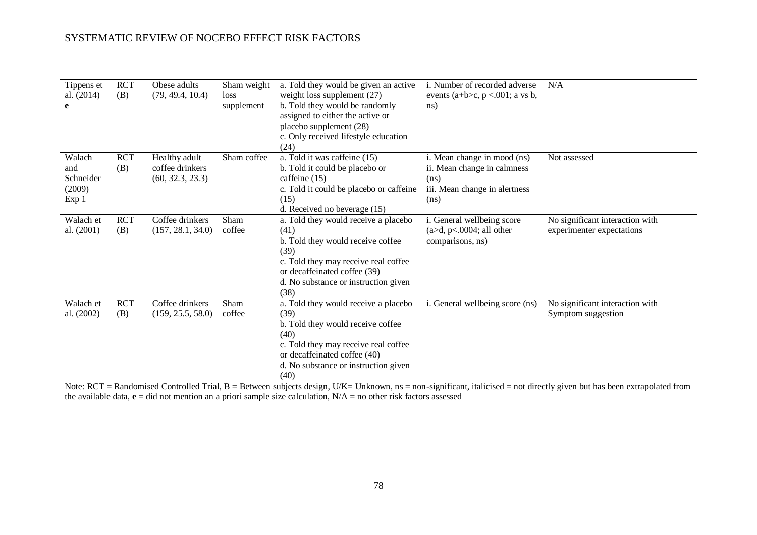| | | | | | | |
|---|---|---|---|---|---|---|
| Tippens et al. (2014) **e** | RCT (B) | Obese adults (79, 49.4, 10.4) | Sham weight loss supplement | a. Told they would be given an active weight loss supplement (27)<br>b. Told they would be randomly assigned to either the active or placebo supplement (28)<br>c. Only received lifestyle education (24) | i. Number of recorded adverse events (a+b>c, p <.001; a vs b, ns) | N/A |
| Walach and Schneider (2009) Exp 1 | RCT (B) | Healthy adult coffee drinkers (60, 32.3, 23.3) | Sham coffee | a. Told it was caffeine (15)<br>b. Told it could be placebo or caffeine (15)<br>c. Told it could be placebo or caffeine (15)<br>d. Received no beverage (15) | i. Mean change in mood (ns)<br>ii. Mean change in calmness (ns)<br>iii. Mean change in alertness (ns) | Not assessed |
| Walach et al. (2001) | RCT (B) | Coffee drinkers (157, 28.1, 34.0) | Sham coffee | a. Told they would receive a placebo (41)<br>b. Told they would receive coffee (39)<br>c. Told they may receive real coffee or decaffeinated coffee (39)<br>d. No substance or instruction given (38) | i. General wellbeing score (a>d, p<.0004; all other comparisons, ns) | No significant interaction with experimenter expectations |
| Walach et al. (2002) | RCT (B) | Coffee drinkers (159, 25.5, 58.0) | Sham coffee | a. Told they would receive a placebo (39)<br>b. Told they would receive coffee (40)<br>c. Told they may receive real coffee or decaffeinated coffee (40)<br>d. No substance or instruction given (40) | i. General wellbeing score (ns) | No significant interaction with Symptom suggestion |

Note: RCT = Randomised Controlled Trial, B = Between subjects design, U/K= Unknown, ns = non-significant, italicised = not directly given but has been extrapolated from the available data, **e** = did not mention an a priori sample size calculation, N/A = no other risk factors assessed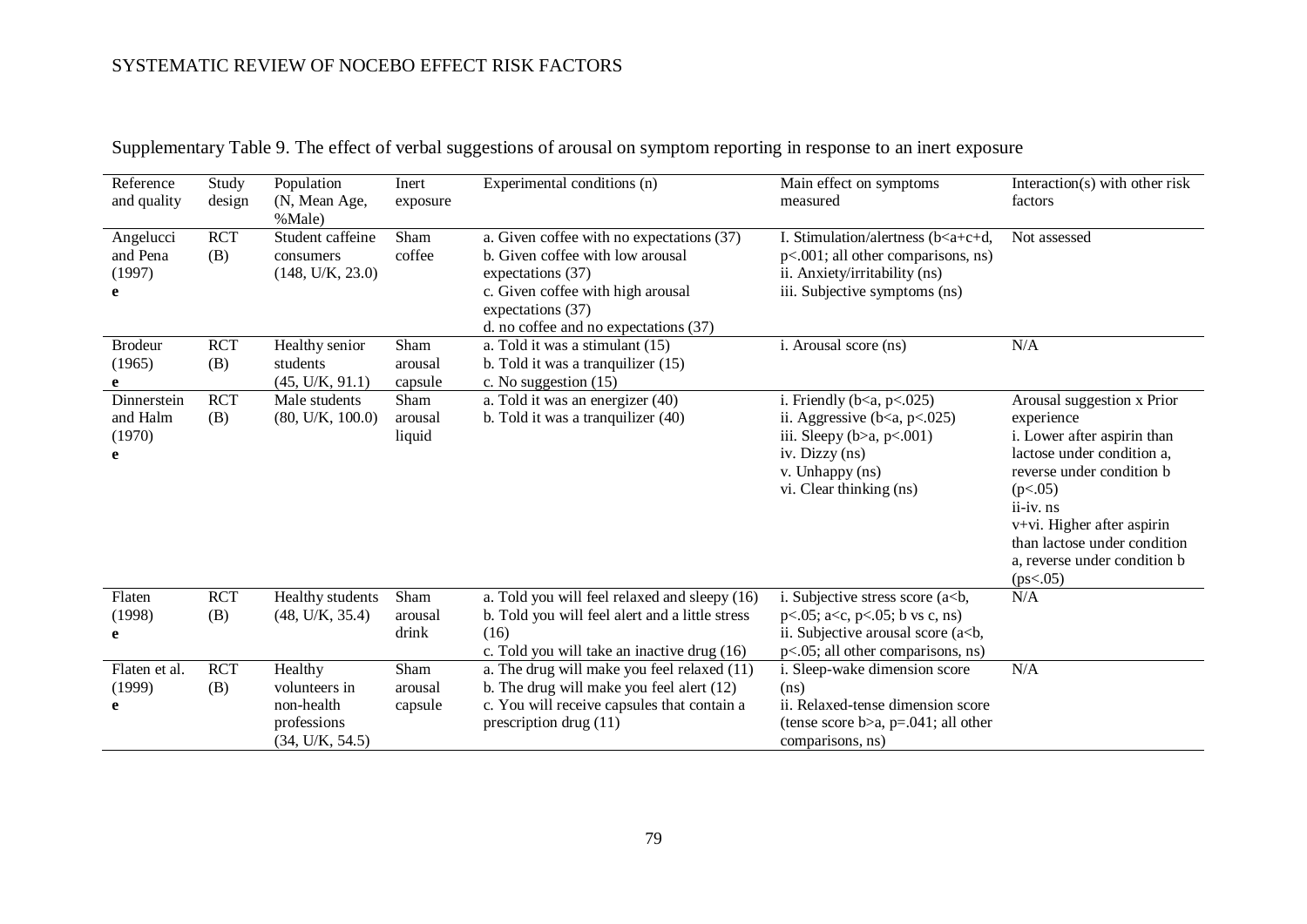Supplementary Table 9. The effect of verbal suggestions of arousal on symptom reporting in response to an inert exposure

| Reference and quality | Study design | Population (N, Mean Age, %Male) | Inert exposure | Experimental conditions (n) | Main effect on symptoms measured | Interaction(s) with other risk factors |
|---|---|---|---|---|---|---|
| Angelucci and Pena (1997) **e** | RCT (B) | Student caffeine consumers (148, U/K, 23.0) | Sham coffee | a. Given coffee with no expectations (37)<br>b. Given coffee with low arousal expectations (37)<br>c. Given coffee with high arousal expectations (37)<br>d. no coffee and no expectations (37) | I. Stimulation/alertness (b<a+c+d, p<.001; all other comparisons, ns)<br>ii. Anxiety/irritability (ns)<br>iii. Subjective symptoms (ns) | Not assessed |
| Brodeur (1965) **e** | RCT (B) | Healthy senior students (45, U/K, 91.1) | Sham arousal capsule | a. Told it was a stimulant (15)<br>b. Told it was a tranquilizer (15)<br>c. No suggestion (15) | i. Arousal score (ns) | N/A |
| Dinnerstein and Halm (1970) **e** | RCT (B) | Male students (80, U/K, 100.0) | Sham arousal liquid | a. Told it was an energizer (40)<br>b. Told it was a tranquilizer (40) | i. Friendly (b<a, p<.025)<br>ii. Aggressive (b<a, p<.025)<br>iii. Sleepy (b>a, p<.001)<br>iv. Dizzy (ns)<br>v. Unhappy (ns)<br>vi. Clear thinking (ns) | Arousal suggestion x Prior experience<br>i. Lower after aspirin than lactose under condition a, reverse under condition b (p<.05)<br>ii-iv. ns<br>v+vi. Higher after aspirin than lactose under condition a, reverse under condition b (ps<.05) |
| Flaten (1998) **e** | RCT (B) | Healthy students (48, U/K, 35.4) | Sham arousal drink | a. Told you will feel relaxed and sleepy (16)<br>b. Told you will feel alert and a little stress (16)<br>c. Told you will take an inactive drug (16) | i. Subjective stress score (a<b, p<.05; a<c, p<.05; b vs c, ns)<br>ii. Subjective arousal score (a<b, p<.05; all other comparisons, ns) | N/A |
| Flaten et al. (1999) **e** | RCT (B) | Healthy volunteers in non-health professions (34, U/K, 54.5) | Sham arousal capsule | a. The drug will make you feel relaxed (11)<br>b. The drug will make you feel alert (12)<br>c. You will receive capsules that contain a prescription drug (11) | i. Sleep-wake dimension score (ns)<br>ii. Relaxed-tense dimension score (tense score b>a, p=.041; all other comparisons, ns) | N/A |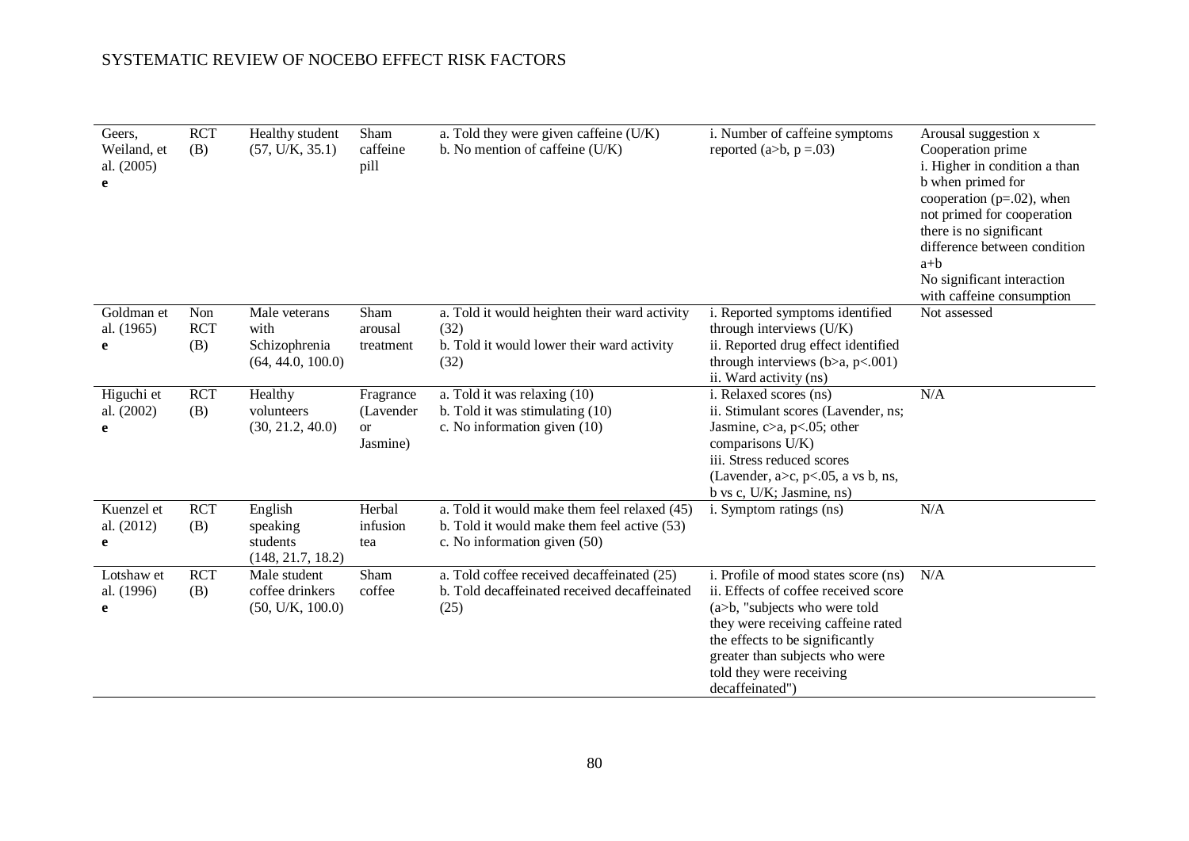| | | | | | | |
|---|---|---|---|---|---|---|
| Geers, Weiland, et al. (2005) **e** | RCT (B) | Healthy student (57, U/K, 35.1) | Sham caffeine pill | a. Told they were given caffeine (U/K)<br>b. No mention of caffeine (U/K) | i. Number of caffeine symptoms reported (a>b, p =.03) | Arousal suggestion x Cooperation prime<br>i. Higher in condition a than b when primed for cooperation (p=.02), when not primed for cooperation there is no significant difference between condition a+b<br>No significant interaction with caffeine consumption |
| Goldman et al. (1965) **e** | Non RCT (B) | Male veterans with Schizophrenia (64, 44.0, 100.0) | Sham arousal treatment | a. Told it would heighten their ward activity (32)<br>b. Told it would lower their ward activity (32) | i. Reported symptoms identified through interviews (U/K)<br>ii. Reported drug effect identified through interviews (b>a, p<.001)<br>ii. Ward activity (ns) | Not assessed |
| Higuchi et al. (2002) **e** | RCT (B) | Healthy volunteers (30, 21.2, 40.0) | Fragrance (Lavender or Jasmine) | a. Told it was relaxing (10)<br>b. Told it was stimulating (10)<br>c. No information given (10) | i. Relaxed scores (ns)<br>ii. Stimulant scores (Lavender, ns; Jasmine, c>a, p<.05; other comparisons U/K)<br>iii. Stress reduced scores (Lavender, a>c, p<.05, a vs b, ns, b vs c, U/K; Jasmine, ns) | N/A |
| Kuenzel et al. (2012) **e** | RCT (B) | English speaking students (148, 21.7, 18.2) | Herbal infusion tea | a. Told it would make them feel relaxed (45)<br>b. Told it would make them feel active (53)<br>c. No information given (50) | i. Symptom ratings (ns) | N/A |
| Lotshaw et al. (1996) **e** | RCT (B) | Male student coffee drinkers (50, U/K, 100.0) | Sham coffee | a. Told coffee received decaffeinated (25)<br>b. Told decaffeinated received decaffeinated (25) | i. Profile of mood states score (ns)<br>ii. Effects of coffee received score (a>b, "subjects who were told they were receiving caffeine rated the effects to be significantly greater than subjects who were told they were receiving decaffeinated") | N/A |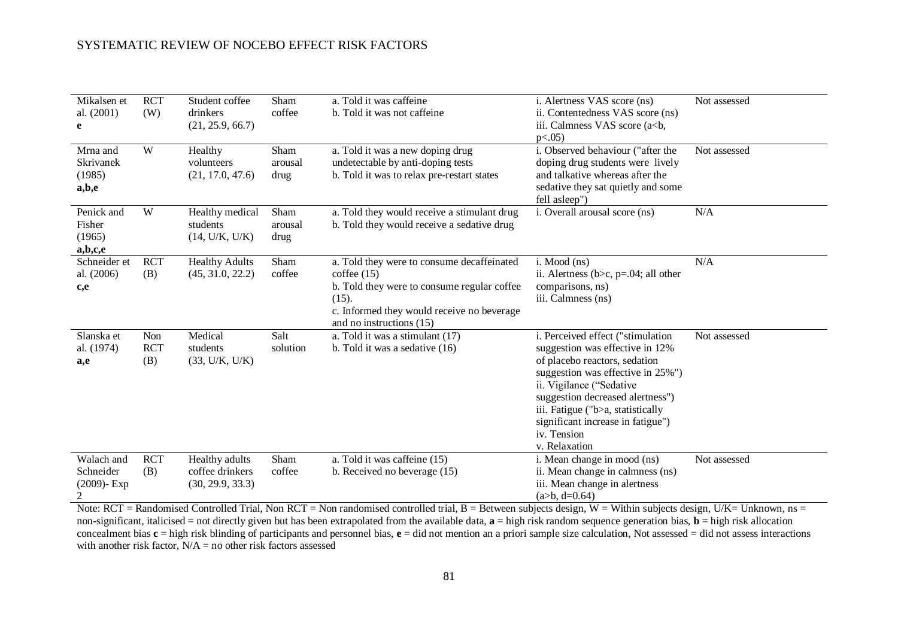| | | | | | | |
|---|---|---|---|---|---|---|
| Mikalsen et al. (2001) **e** | RCT (W) | Student coffee drinkers (21, 25.9, 66.7) | Sham coffee | a. Told it was caffeine<br>b. Told it was not caffeine | i. Alertness VAS score (ns)<br>ii. Contentedness VAS score (ns)<br>iii. Calmness VAS score (a<b, p<.05) | Not assessed |
| Mrna and Skrivanek (1985) **a,b,e** | W | Healthy volunteers (21, 17.0, 47.6) | Sham arousal drug | a. Told it was a new doping drug undetectable by anti-doping tests<br>b. Told it was to relax pre-restart states | i. Observed behaviour ("after the doping drug students were lively and talkative whereas after the sedative they sat quietly and some fell asleep") | Not assessed |
| Penick and Fisher (1965) **a,b,c,e** | W | Healthy medical students (14, U/K, U/K) | Sham arousal drug | a. Told they would receive a stimulant drug<br>b. Told they would receive a sedative drug | i. Overall arousal score (ns) | N/A |
| Schneider et al. (2006) **c,e** | RCT (B) | Healthy Adults (45, 31.0, 22.2) | Sham coffee | a. Told they were to consume decaffeinated coffee (15)<br>b. Told they were to consume regular coffee (15).<br>c. Informed they would receive no beverage and no instructions (15) | i. Mood (ns)<br>ii. Alertness (b>c, p=.04; all other comparisons, ns)<br>iii. Calmness (ns) | N/A |
| Slanska et al. (1974) **a,e** | Non RCT (B) | Medical students (33, U/K, U/K) | Salt solution | a. Told it was a stimulant (17)<br>b. Told it was a sedative (16) | i. Perceived effect ("stimulation suggestion was effective in 12% of placebo reactors, sedation suggestion was effective in 25%")<br>ii. Vigilance ("Sedative suggestion decreased alertness")<br>iii. Fatigue ("b>a, statistically significant increase in fatigue")<br>iv. Tension<br>v. Relaxation | Not assessed |
| Walach and Schneider (2009)- Exp 2 | RCT (B) | Healthy adults coffee drinkers (30, 29.9, 33.3) | Sham coffee | a. Told it was caffeine (15)<br>b. Received no beverage (15) | i. Mean change in mood (ns)<br>ii. Mean change in calmness (ns)<br>iii. Mean change in alertness (a>b, d=0.64) | Not assessed |

Note: RCT = Randomised Controlled Trial, Non RCT = Non randomised controlled trial, B = Between subjects design, W = Within subjects design, U/K= Unknown, ns = non-significant, italicised = not directly given but has been extrapolated from the available data, **a** = high risk random sequence generation bias, **b** = high risk allocation concealment bias **c** = high risk blinding of participants and personnel bias, **e** = did not mention an a priori sample size calculation, Not assessed = did not assess interactions with another risk factor, N/A = no other risk factors assessed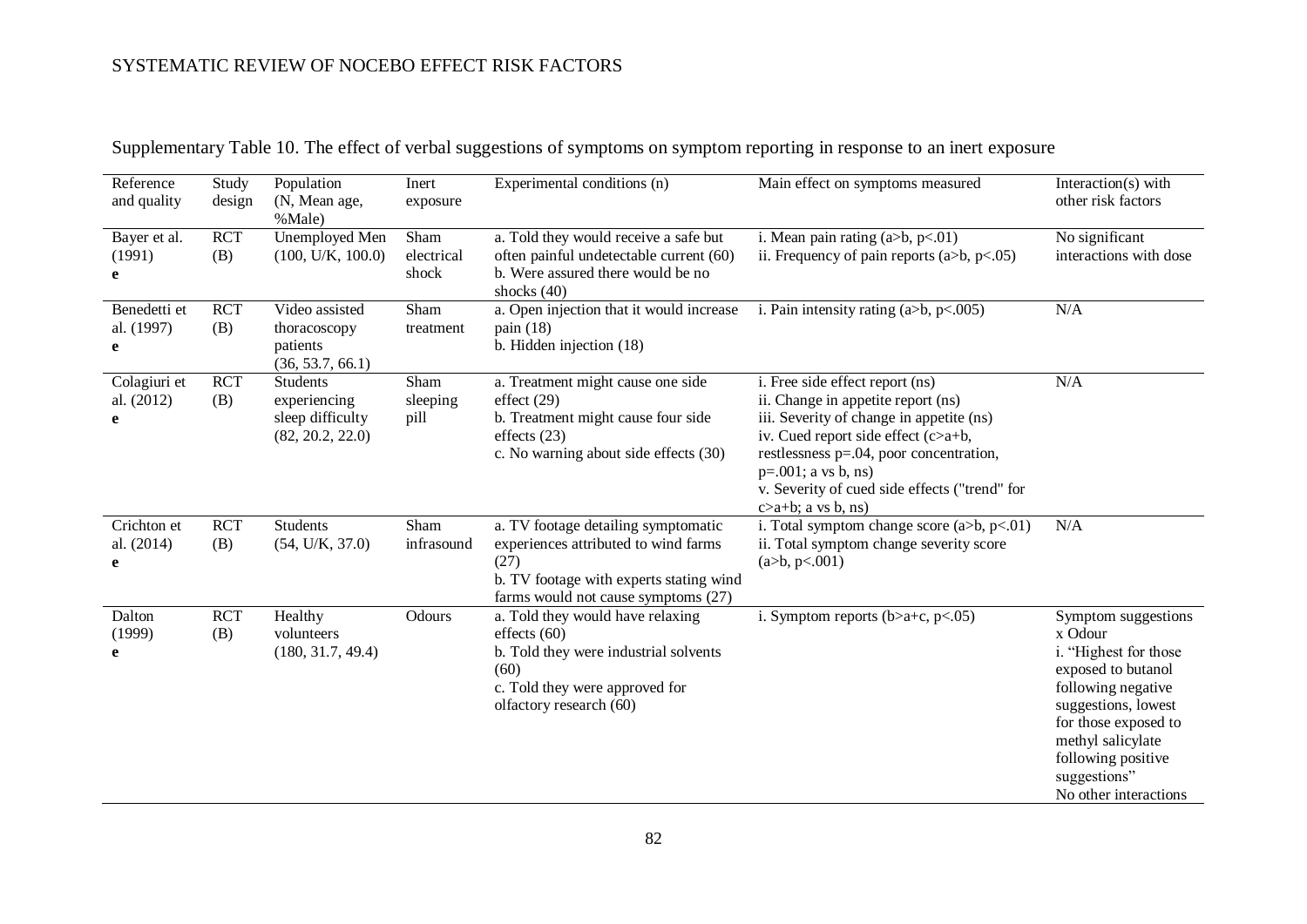Supplementary Table 10. The effect of verbal suggestions of symptoms on symptom reporting in response to an inert exposure

| Reference and quality | Study design | Population (N, Mean age, %Male) | Inert exposure | Experimental conditions (n) | Main effect on symptoms measured | Interaction(s) with other risk factors |
|---|---|---|---|---|---|---|
| Bayer et al. (1991) **e** | RCT (B) | Unemployed Men (100, U/K, 100.0) | Sham electrical shock | a. Told they would receive a safe but often painful undetectable current (60)<br>b. Were assured there would be no shocks (40) | i. Mean pain rating (a>b, $p<.01$)<br>ii. Frequency of pain reports (a>b, $p<.05$) | No significant interactions with dose |
| Benedetti et al. (1997) **e** | RCT (B) | Video assisted thoracoscopy patients (36, 53.7, 66.1) | Sham treatment | a. Open injection that it would increase pain (18)<br>b. Hidden injection (18) | i. Pain intensity rating (a>b, $p<.005$) | N/A |
| Colagiuri et al. (2012) **e** | RCT (B) | Students experiencing sleep difficulty (82, 20.2, 22.0) | Sham sleeping pill | a. Treatment might cause one side effect (29)<br>b. Treatment might cause four side effects (23)<br>c. No warning about side effects (30) | i. Free side effect report (ns)<br>ii. Change in appetite report (ns)<br>iii. Severity of change in appetite (ns)<br>iv. Cued report side effect (c>a+b, restlessness $p=.04$, poor concentration, $p=.001$; a vs b, ns)<br>v. Severity of cued side effects ("trend" for c>a+b; a vs b, ns) | N/A |
| Crichton et al. (2014) **e** | RCT (B) | Students (54, U/K, 37.0) | Sham infrasound | a. TV footage detailing symptomatic experiences attributed to wind farms (27)<br>b. TV footage with experts stating wind farms would not cause symptoms (27) | i. Total symptom change score (a>b, $p<.01$)<br>ii. Total symptom change severity score (a>b, $p<.001$) | N/A |
| Dalton (1999) **e** | RCT (B) | Healthy volunteers (180, 31.7, 49.4) | Odours | a. Told they would have relaxing effects (60)<br>b. Told they were industrial solvents (60)<br>c. Told they were approved for olfactory research (60) | i. Symptom reports (b>a+c, $p<.05$) | Symptom suggestions x Odour<br>i. "Highest for those exposed to butanol following negative suggestions, lowest for those exposed to methyl salicylate following positive suggestions"<br>No other interactions |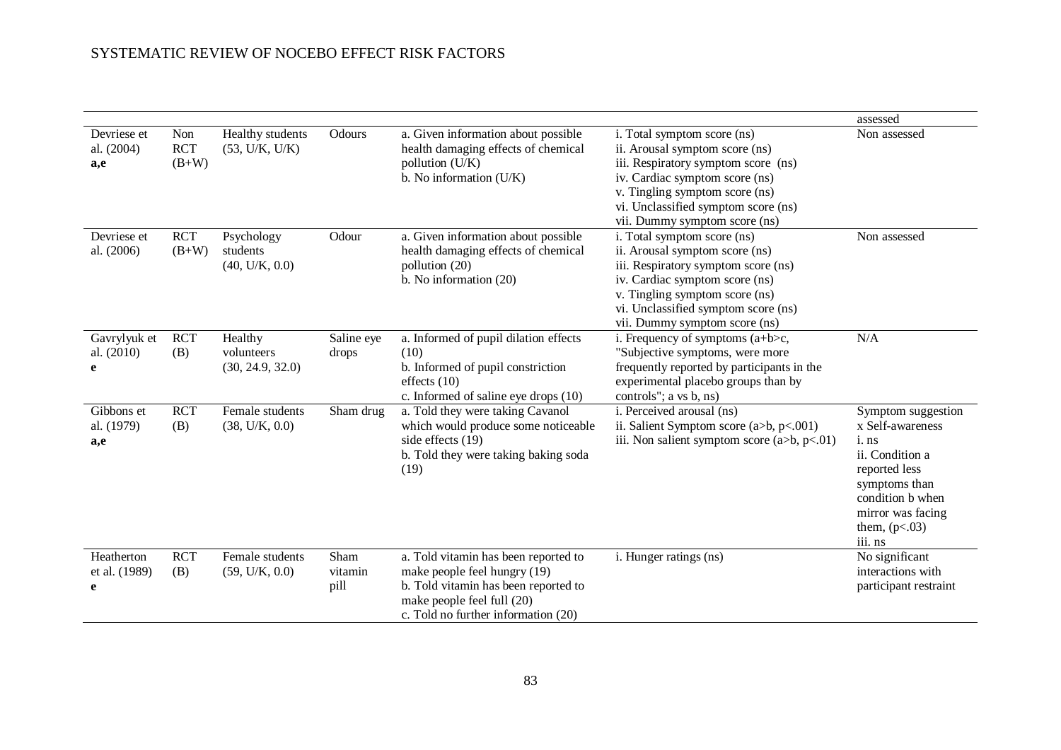| | | | | | | assessed |
|---|---|---|---|---|---|---|
| Devriese et al. (2004) **a,e** | Non RCT (B+W) | Healthy students (53, U/K, U/K) | Odours | a. Given information about possible health damaging effects of chemical pollution (U/K)<br>b. No information (U/K) | i. Total symptom score (ns)<br>ii. Arousal symptom score (ns)<br>iii. Respiratory symptom score (ns)<br>iv. Cardiac symptom score (ns)<br>v. Tingling symptom score (ns)<br>vi. Unclassified symptom score (ns)<br>vii. Dummy symptom score (ns) | Non assessed |
| Devriese et al. (2006) | RCT (B+W) | Psychology students (40, U/K, 0.0) | Odour | a. Given information about possible health damaging effects of chemical pollution (20)<br>b. No information (20) | i. Total symptom score (ns)<br>ii. Arousal symptom score (ns)<br>iii. Respiratory symptom score (ns)<br>iv. Cardiac symptom score (ns)<br>v. Tingling symptom score (ns)<br>vi. Unclassified symptom score (ns)<br>vii. Dummy symptom score (ns) | Non assessed |
| Gavrylyuk et al. (2010) **e** | RCT (B) | Healthy volunteers (30, 24.9, 32.0) | Saline eye drops | a. Informed of pupil dilation effects (10)<br>b. Informed of pupil constriction effects (10)<br>c. Informed of saline eye drops (10) | i. Frequency of symptoms (a+b>c, "Subjective symptoms, were more frequently reported by participants in the experimental placebo groups than by controls"; a vs b, ns) | N/A |
| Gibbons et al. (1979) **a,e** | RCT (B) | Female students (38, U/K, 0.0) | Sham drug | a. Told they were taking Cavanol which would produce some noticeable side effects (19)<br>b. Told they were taking baking soda (19) | i. Perceived arousal (ns)<br>ii. Salient Symptom score (a>b, $p<.001$)<br>iii. Non salient symptom score (a>b, $p<.01$) | Symptom suggestion x Self-awareness<br>i. ns<br>ii. Condition a reported less symptoms than condition b when mirror was facing them, ($p<.03$)<br>iii. ns |
| Heatherton et al. (1989) **e** | RCT (B) | Female students (59, U/K, 0.0) | Sham vitamin pill | a. Told vitamin has been reported to make people feel hungry (19)<br>b. Told vitamin has been reported to make people feel full (20)<br>c. Told no further information (20) | i. Hunger ratings (ns) | No significant interactions with participant restraint |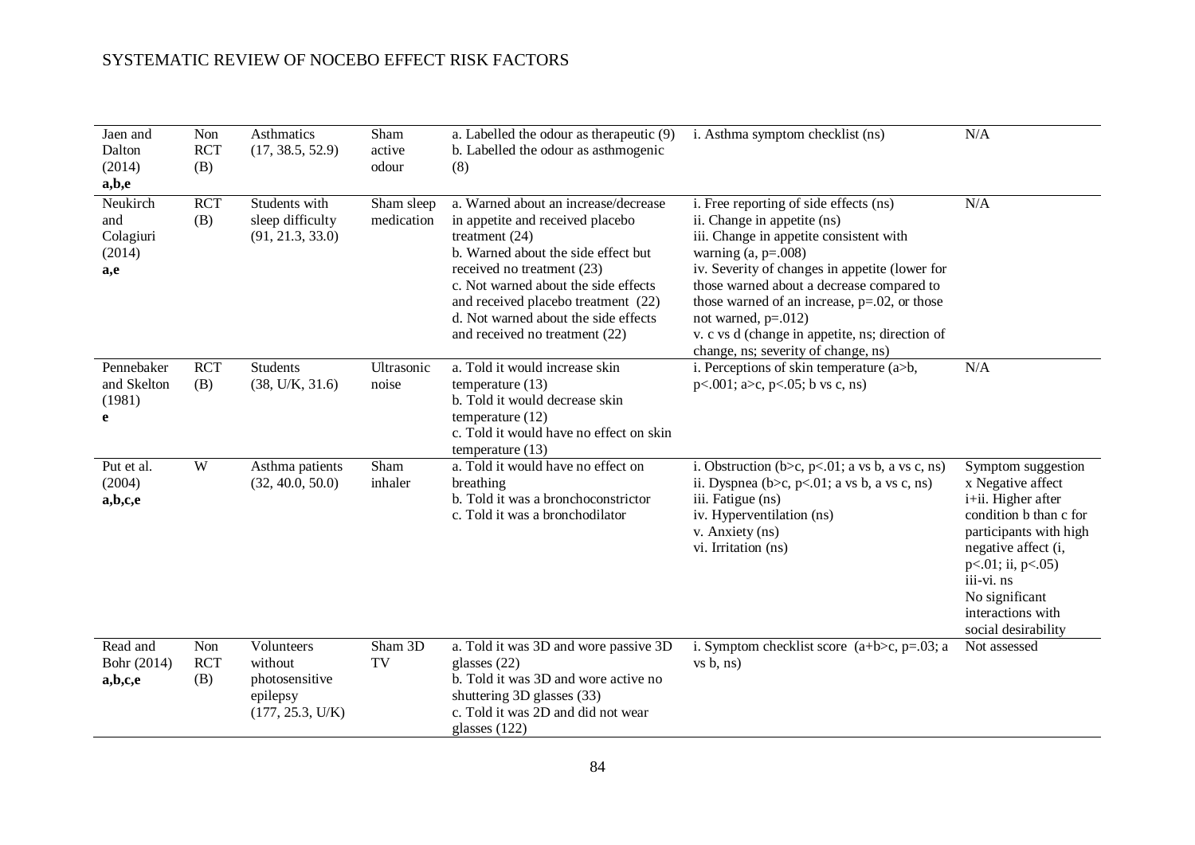| | | | | | | |
|---|---|---|---|---|---|---|
| Jaen and Dalton (2014) **a,b,e** | Non RCT (B) | Asthmatics (17, 38.5, 52.9) | Sham active odour | a. Labelled the odour as therapeutic (9)<br>b. Labelled the odour as asthmogenic (8) | i. Asthma symptom checklist (ns) | N/A |
| Neukirch and Colagiuri (2014) **a,e** | RCT (B) | Students with sleep difficulty (91, 21.3, 33.0) | Sham sleep medication | a. Warned about an increase/decrease in appetite and received placebo treatment (24)<br>b. Warned about the side effect but received no treatment (23)<br>c. Not warned about the side effects and received placebo treatment (22)<br>d. Not warned about the side effects and received no treatment (22) | i. Free reporting of side effects (ns)<br>ii. Change in appetite (ns)<br>iii. Change in appetite consistent with warning (a, p=.008)<br>iv. Severity of changes in appetite (lower for those warned about a decrease compared to those warned of an increase, p=.02, or those not warned, p=.012)<br>v. c vs d (change in appetite, ns; direction of change, ns; severity of change, ns) | N/A |
| Pennebaker and Skelton (1981) **e** | RCT (B) | Students (38, U/K, 31.6) | Ultrasonic noise | a. Told it would increase skin temperature (13)<br>b. Told it would decrease skin temperature (12)<br>c. Told it would have no effect on skin temperature (13) | i. Perceptions of skin temperature (a>b, p<.001; a>c, p<.05; b vs c, ns) | N/A |
| Put et al. (2004) **a,b,c,e** | W | Asthma patients (32, 40.0, 50.0) | Sham inhaler | a. Told it would have no effect on breathing<br>b. Told it was a bronchoconstrictor<br>c. Told it was a bronchodilator | i. Obstruction (b>c, p<.01; a vs b, a vs c, ns)<br>ii. Dyspnea (b>c, p<.01; a vs b, a vs c, ns)<br>iii. Fatigue (ns)<br>iv. Hyperventilation (ns)<br>v. Anxiety (ns)<br>vi. Irritation (ns) | Symptom suggestion x Negative affect<br>i+ii. Higher after condition b than c for participants with high negative affect (i, p<.01; ii, p<.05)<br>iii-vi. ns<br>No significant interactions with social desirability |
| Read and Bohr (2014) **a,b,c,e** | Non RCT (B) | Volunteers without photosensitive epilepsy (177, 25.3, U/K) | Sham 3D TV | a. Told it was 3D and wore passive 3D glasses (22)<br>b. Told it was 3D and wore active no shuttering 3D glasses (33)<br>c. Told it was 2D and did not wear glasses (122) | i. Symptom checklist score (a+b>c, p=.03; a vs b, ns) | Not assessed |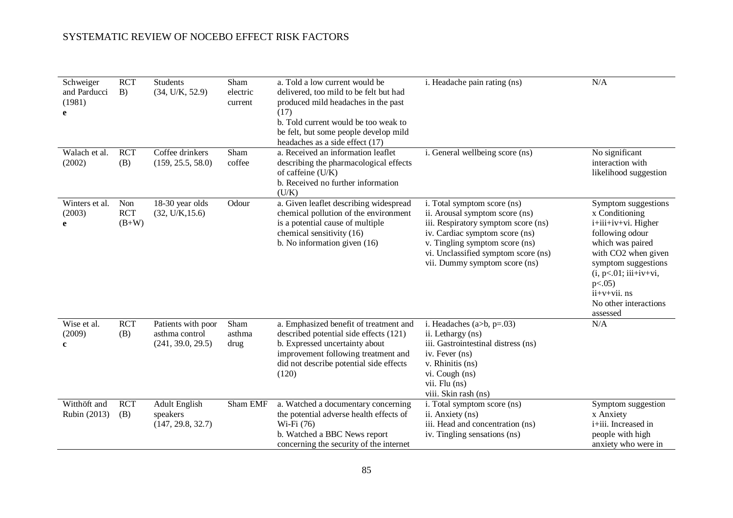| | | | | | | |
|---|---|---|---|---|---|---|
| Schweiger and Parducci (1981) **e** | RCT B) | Students (34, U/K, 52.9) | Sham electric current | a. Told a low current would be delivered, too mild to be felt but had produced mild headaches in the past (17)<br>b. Told current would be too weak to be felt, but some people develop mild headaches as a side effect (17) | i. Headache pain rating (ns) | N/A |
| Walach et al. (2002) | RCT (B) | Coffee drinkers (159, 25.5, 58.0) | Sham coffee | a. Received an information leaflet describing the pharmacological effects of caffeine (U/K)<br>b. Received no further information (U/K) | i. General wellbeing score (ns) | No significant interaction with likelihood suggestion |
| Winters et al. (2003) **e** | Non RCT (B+W) | 18-30 year olds (32, U/K,15.6) | Odour | a. Given leaflet describing widespread chemical pollution of the environment is a potential cause of multiple chemical sensitivity (16)<br>b. No information given (16) | i. Total symptom score (ns)<br>ii. Arousal symptom score (ns)<br>iii. Respiratory symptom score (ns)<br>iv. Cardiac symptom score (ns)<br>v. Tingling symptom score (ns)<br>vi. Unclassified symptom score (ns)<br>vii. Dummy symptom score (ns) | Symptom suggestions x Conditioning i+iii+iv+vi. Higher following odour which was paired with $CO_2$ when given symptom suggestions (i, $p<.01$; iii+iv+vi, $p<.05$)<br>ii+v+vii. ns<br>No other interactions assessed |
| Wise et al. (2009) **c** | RCT (B) | Patients with poor asthma control (241, 39.0, 29.5) | Sham asthma drug | a. Emphasized benefit of treatment and described potential side effects (121)<br>b. Expressed uncertainty about improvement following treatment and did not describe potential side effects (120) | i. Headaches (a>b, $p=.03$)<br>ii. Lethargy (ns)<br>iii. Gastrointestinal distress (ns)<br>iv. Fever (ns)<br>v. Rhinitis (ns)<br>vi. Cough (ns)<br>vii. Flu (ns)<br>viii. Skin rash (ns) | N/A |
| Witthöft and Rubin (2013) | RCT (B) | Adult English speakers (147, 29.8, 32.7) | Sham EMF | a. Watched a documentary concerning the potential adverse health effects of Wi-Fi (76)<br>b. Watched a BBC News report concerning the security of the internet | i. Total symptom score (ns)<br>ii. Anxiety (ns)<br>iii. Head and concentration (ns)<br>iv. Tingling sensations (ns) | Symptom suggestion x Anxiety<br>i+iii. Increased in people with high anxiety who were in |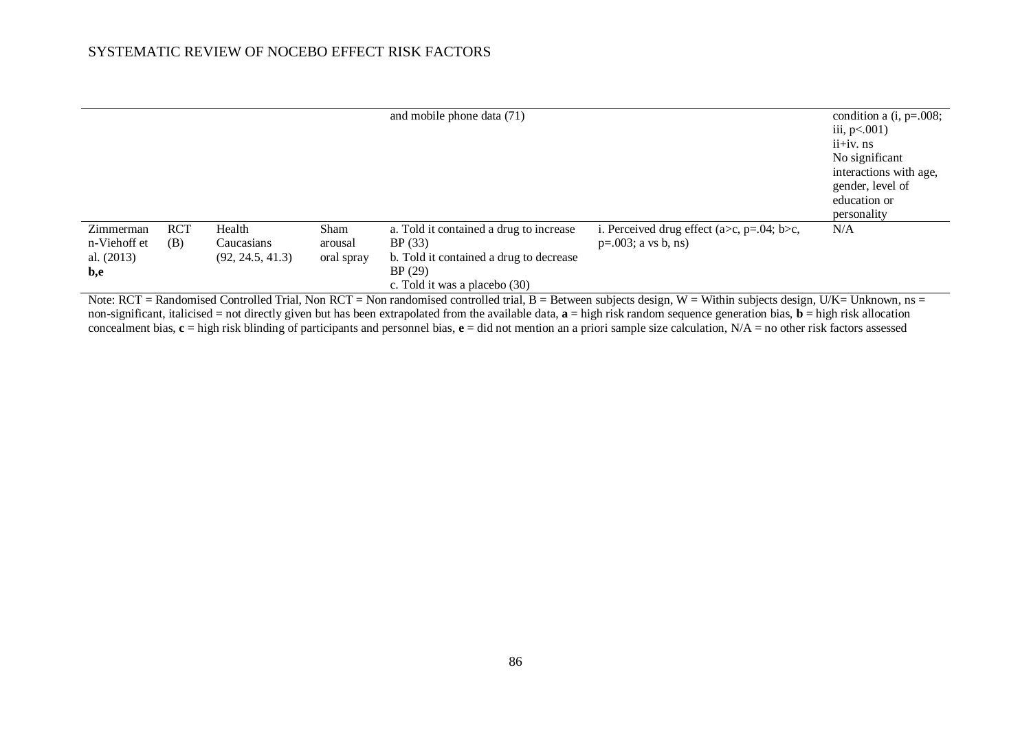| | | | | | | |
|---|---|---|---|---|---|---|
| | | | | and mobile phone data (71) | | condition a (i, p=.008; iii, p<.001) ii+iv. ns No significant interactions with age, gender, level of education or personality |
| Zimmermann-Viehoff et al. (2013) **b,e** | RCT (B) | Health Caucasians (92, 24.5, 41.3) | Sham arousal oral spray | a. Told it contained a drug to increase BP (33) b. Told it contained a drug to decrease BP (29) c. Told it was a placebo (30) | i. Perceived drug effect (a>c, p=.04; b>c, p=.003; a vs b, ns) | N/A |

Note: RCT = Randomised Controlled Trial, Non RCT = Non randomised controlled trial, B = Between subjects design, W = Within subjects design, U/K= Unknown, ns = non-significant, italicised = not directly given but has been extrapolated from the available data, **a** = high risk random sequence generation bias, **b** = high risk allocation concealment bias, **c** = high risk blinding of participants and personnel bias, **e** = did not mention an a priori sample size calculation, N/A = no other risk factors assessed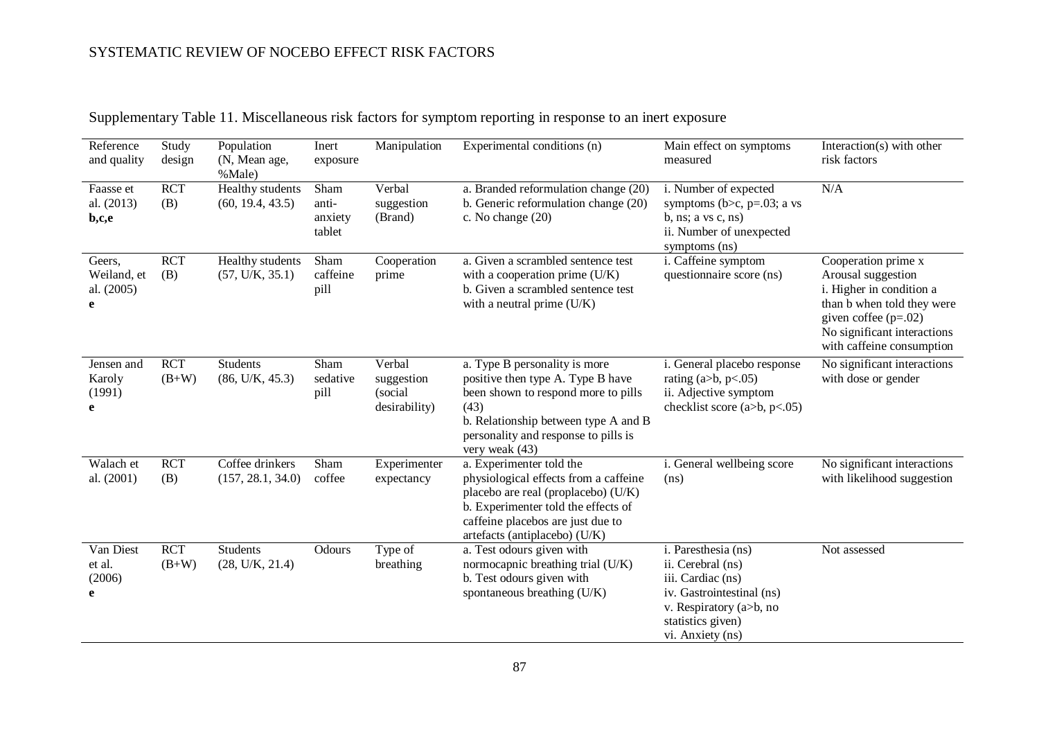Supplementary Table 11. Miscellaneous risk factors for symptom reporting in response to an inert exposure

| Reference and quality | Study design | Population (N, Mean age, %Male) | Inert exposure | Manipulation | Experimental conditions (n) | Main effect on symptoms measured | Interaction(s) with other risk factors |
|---|---|---|---|---|---|---|---|
| Faasse et al. (2013) **b,c,e** | RCT (B) | Healthy students (60, 19.4, 43.5) | Sham anti-anxiety tablet | Verbal suggestion (Brand) | a. Branded reformulation change (20)<br>b. Generic reformulation change (20)<br>c. No change (20) | i. Number of expected symptoms (b>c, p=.03; a vs b, ns; a vs c, ns)<br>ii. Number of unexpected symptoms (ns) | N/A |
| Geers, Weiland, et al. (2005) **e** | RCT (B) | Healthy students (57, U/K, 35.1) | Sham caffeine pill | Cooperation prime | a. Given a scrambled sentence test with a cooperation prime (U/K)<br>b. Given a scrambled sentence test with a neutral prime (U/K) | i. Caffeine symptom questionnaire score (ns) | Cooperation prime x Arousal suggestion<br>i. Higher in condition a than b when told they were given coffee (p=.02)<br>No significant interactions with caffeine consumption |
| Jensen and Karoly (1991) **e** | RCT (B+W) | Students (86, U/K, 45.3) | Sham sedative pill | Verbal suggestion (social desirability) | a. Type B personality is more positive then type A. Type B have been shown to respond more to pills (43)<br>b. Relationship between type A and B personality and response to pills is very weak (43) | i. General placebo response rating (a>b, p<.05)<br>ii. Adjective symptom checklist score (a>b, p<.05) | No significant interactions with dose or gender |
| Walach et al. (2001) | RCT (B) | Coffee drinkers (157, 28.1, 34.0) | Sham coffee | Experimenter expectancy | a. Experimenter told the physiological effects from a caffeine placebo are real (proplacebo) (U/K)<br>b. Experimenter told the effects of caffeine placebos are just due to artefacts (antiplacebo) (U/K) | i. General wellbeing score (ns) | No significant interactions with likelihood suggestion |
| Van Diest et al. (2006) **e** | RCT (B+W) | Students (28, U/K, 21.4) | Odours | Type of breathing | a. Test odours given with normocapnic breathing trial (U/K)<br>b. Test odours given with spontaneous breathing (U/K) | i. Paresthesia (ns)<br>ii. Cerebral (ns)<br>iii. Cardiac (ns)<br>iv. Gastrointestinal (ns)<br>v. Respiratory (a>b, no statistics given)<br>vi. Anxiety (ns) | Not assessed |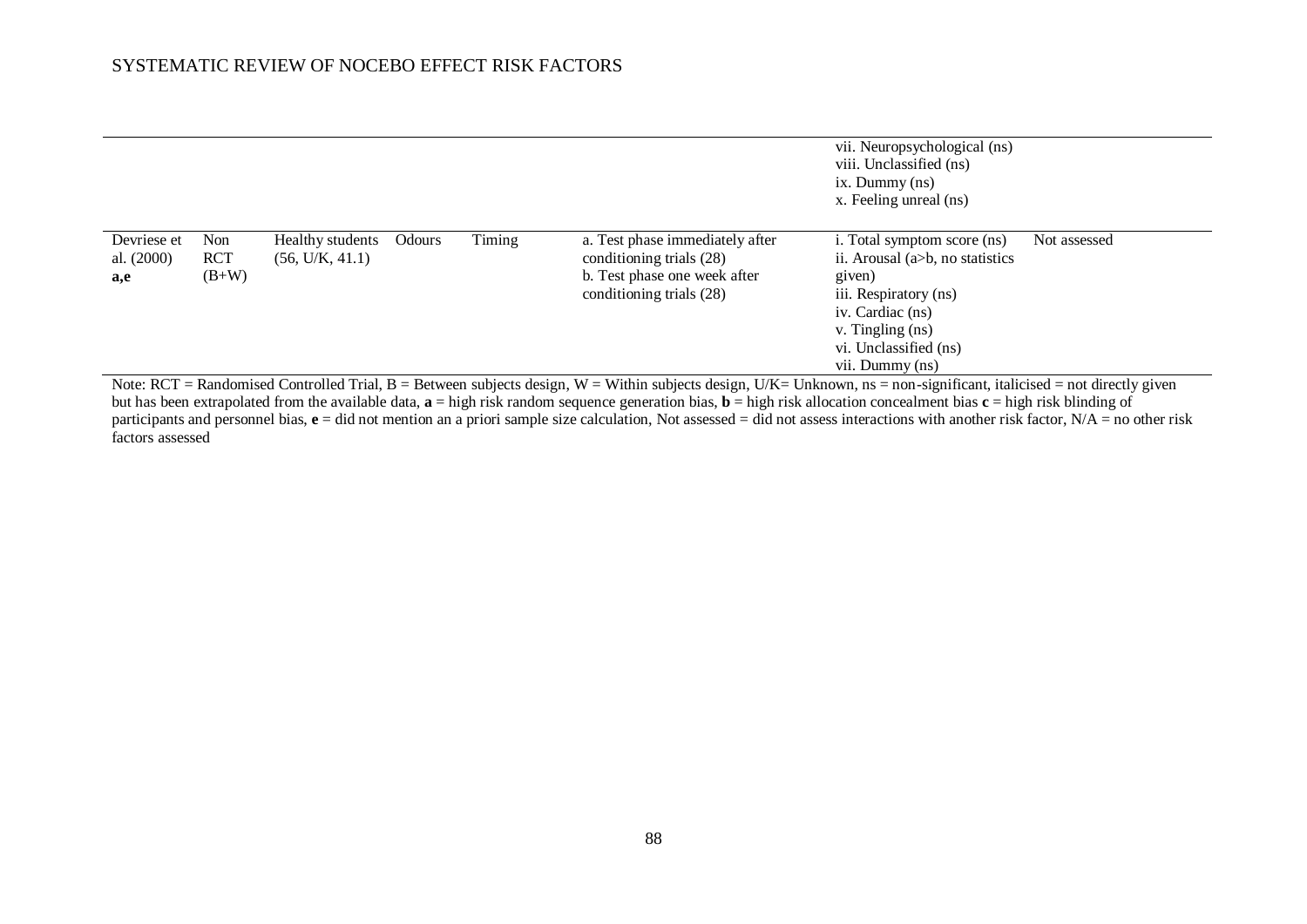| | | | | | | | |
|---|---|---|---|---|---|---|---|
| | | | | | | vii. Neuropsychological (ns)<br>viii. Unclassified (ns)<br>ix. Dummy (ns)<br>x. Feeling unreal (ns) | |
| Devriese et al. (2000) **a,e** | Non RCT (B+W) | Healthy students (56, U/K, 41.1) | Odours | Timing | a. Test phase immediately after conditioning trials (28)<br>b. Test phase one week after conditioning trials (28) | i. Total symptom score (ns)<br>ii. Arousal (a>b, no statistics given)<br>iii. Respiratory (ns)<br>iv. Cardiac (ns)<br>v. Tingling (ns)<br>vi. Unclassified (ns)<br>vii. Dummy (ns) | Not assessed |

Note: RCT = Randomised Controlled Trial, B = Between subjects design, W = Within subjects design, U/K= Unknown, ns = non-significant, italicised = not directly given but has been extrapolated from the available data, **a** = high risk random sequence generation bias, **b** = high risk allocation concealment bias **c** = high risk blinding of participants and personnel bias, **e** = did not mention an a priori sample size calculation, Not assessed = did not assess interactions with another risk factor, N/A = no other risk factors assessed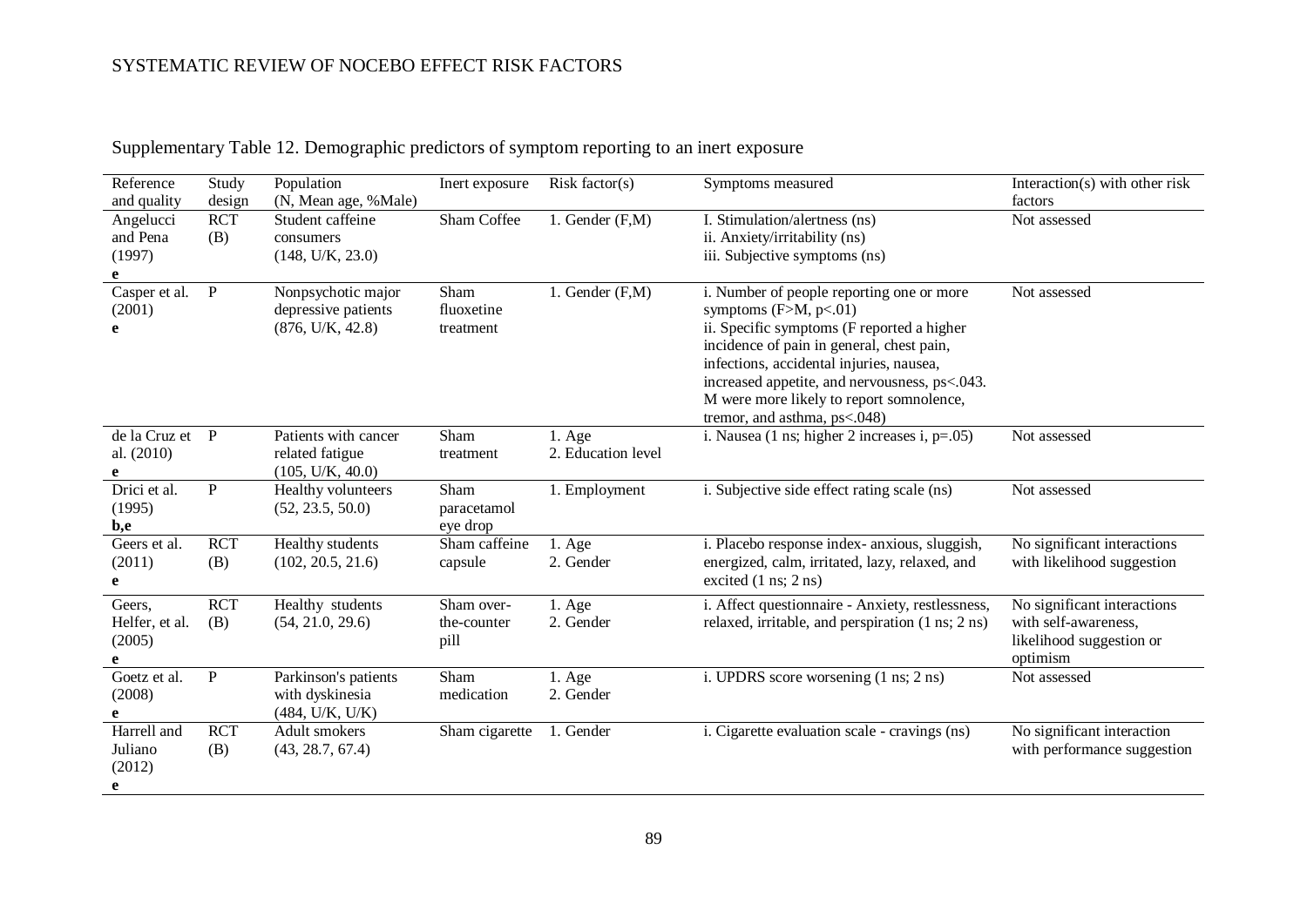Supplementary Table 12. Demographic predictors of symptom reporting to an inert exposure

| Reference and quality | Study design | Population (N, Mean age, %Male) | Inert exposure | Risk factor(s) | Symptoms measured | Interaction(s) with other risk factors |
|---|---|---|---|---|---|---|
| Angelucci and Pena (1997) **e** | RCT (B) | Student caffeine consumers (148, U/K, 23.0) | Sham Coffee | 1. Gender (F,M) | I. Stimulation/alertness (ns)<br>ii. Anxiety/irritability (ns)<br>iii. Subjective symptoms (ns) | Not assessed |
| Casper et al. (2001) **e** | P | Nonpsychotic major depressive patients (876, U/K, 42.8) | Sham fluoxetine treatment | 1. Gender (F,M) | i. Number of people reporting one or more symptoms (F>M, p<.01)<br>ii. Specific symptoms (F reported a higher incidence of pain in general, chest pain, infections, accidental injuries, nausea, increased appetite, and nervousness, ps<.043. M were more likely to report somnolence, tremor, and asthma, ps<.048) | Not assessed |
| de la Cruz et al. (2010) **e** | P | Patients with cancer related fatigue (105, U/K, 40.0) | Sham treatment | 1. Age<br>2. Education level | i. Nausea (1 ns; higher 2 increases i, p=.05) | Not assessed |
| Drici et al. (1995) **b,e** | P | Healthy volunteers (52, 23.5, 50.0) | Sham paracetamol eye drop | 1. Employment | i. Subjective side effect rating scale (ns) | Not assessed |
| Geers et al. (2011) **e** | RCT (B) | Healthy students (102, 20.5, 21.6) | Sham caffeine capsule | 1. Age<br>2. Gender | i. Placebo response index- anxious, sluggish, energized, calm, irritated, lazy, relaxed, and excited (1 ns; 2 ns) | No significant interactions with likelihood suggestion |
| Geers, Helfer, et al. (2005) **e** | RCT (B) | Healthy students (54, 21.0, 29.6) | Sham over-the-counter pill | 1. Age<br>2. Gender | i. Affect questionnaire - Anxiety, restlessness, relaxed, irritable, and perspiration (1 ns; 2 ns) | No significant interactions with self-awareness, likelihood suggestion or optimism |
| Goetz et al. (2008) **e** | P | Parkinson's patients with dyskinesia (484, U/K, U/K) | Sham medication | 1. Age<br>2. Gender | i. UPDRS score worsening (1 ns; 2 ns) | Not assessed |
| Harrell and Juliano (2012) **e** | RCT (B) | Adult smokers (43, 28.7, 67.4) | Sham cigarette | 1. Gender | i. Cigarette evaluation scale - cravings (ns) | No significant interaction with performance suggestion |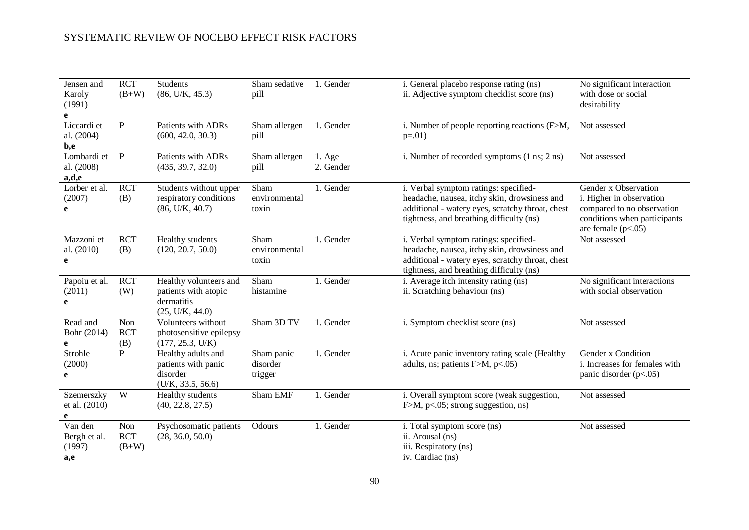| | | | | | | |
|---|---|---|---|---|---|---|
| Jensen and Karoly (1991) **e** | RCT (B+W) | Students (86, U/K, 45.3) | Sham sedative pill | 1. Gender | i. General placebo response rating (ns)<br>ii. Adjective symptom checklist score (ns) | No significant interaction with dose or social desirability |
| Liccardi et al. (2004) **b,e** | P | Patients with ADRs (600, 42.0, 30.3) | Sham allergen pill | 1. Gender | i. Number of people reporting reactions (F>M, p=.01) | Not assessed |
| Lombardi et al. (2008) **a,d,e** | P | Patients with ADRs (435, 39.7, 32.0) | Sham allergen pill | 1. Age<br>2. Gender | i. Number of recorded symptoms (1 ns; 2 ns) | Not assessed |
| Lorber et al. (2007) **e** | RCT (B) | Students without upper respiratory conditions (86, U/K, 40.7) | Sham environmental toxin | 1. Gender | i. Verbal symptom ratings: specified- headache, nausea, itchy skin, drowsiness and additional - watery eyes, scratchy throat, chest tightness, and breathing difficulty (ns) | Gender x Observation<br>i. Higher in observation compared to no observation conditions when participants are female (p<.05) |
| Mazzoni et al. (2010) **e** | RCT (B) | Healthy students (120, 20.7, 50.0) | Sham environmental toxin | 1. Gender | i. Verbal symptom ratings: specified- headache, nausea, itchy skin, drowsiness and additional - watery eyes, scratchy throat, chest tightness, and breathing difficulty (ns) | Not assessed |
| Papoiu et al. (2011) **e** | RCT (W) | Healthy volunteers and patients with atopic dermatitis (25, U/K, 44.0) | Sham histamine | 1. Gender | i. Average itch intensity rating (ns)<br>ii. Scratching behaviour (ns) | No significant interactions with social observation |
| Read and Bohr (2014) **e** | Non RCT (B) | Volunteers without photosensitive epilepsy (177, 25.3, U/K) | Sham 3D TV | 1. Gender | i. Symptom checklist score (ns) | Not assessed |
| Strohle (2000) **e** | P | Healthy adults and patients with panic disorder (U/K, 33.5, 56.6) | Sham panic disorder trigger | 1. Gender | i. Acute panic inventory rating scale (Healthy adults, ns; patients F>M, p<.05) | Gender x Condition<br>i. Increases for females with panic disorder (p<.05) |
| Szemerszky et al. (2010) **e** | W | Healthy students (40, 22.8, 27.5) | Sham EMF | 1. Gender | i. Overall symptom score (weak suggestion, F>M, p<.05; strong suggestion, ns) | Not assessed |
| Van den Bergh et al. (1997) **a,e** | Non RCT (B+W) | Psychosomatic patients (28, 36.0, 50.0) | Odours | 1. Gender | i. Total symptom score (ns)<br>ii. Arousal (ns)<br>iii. Respiratory (ns)<br>iv. Cardiac (ns) | Not assessed |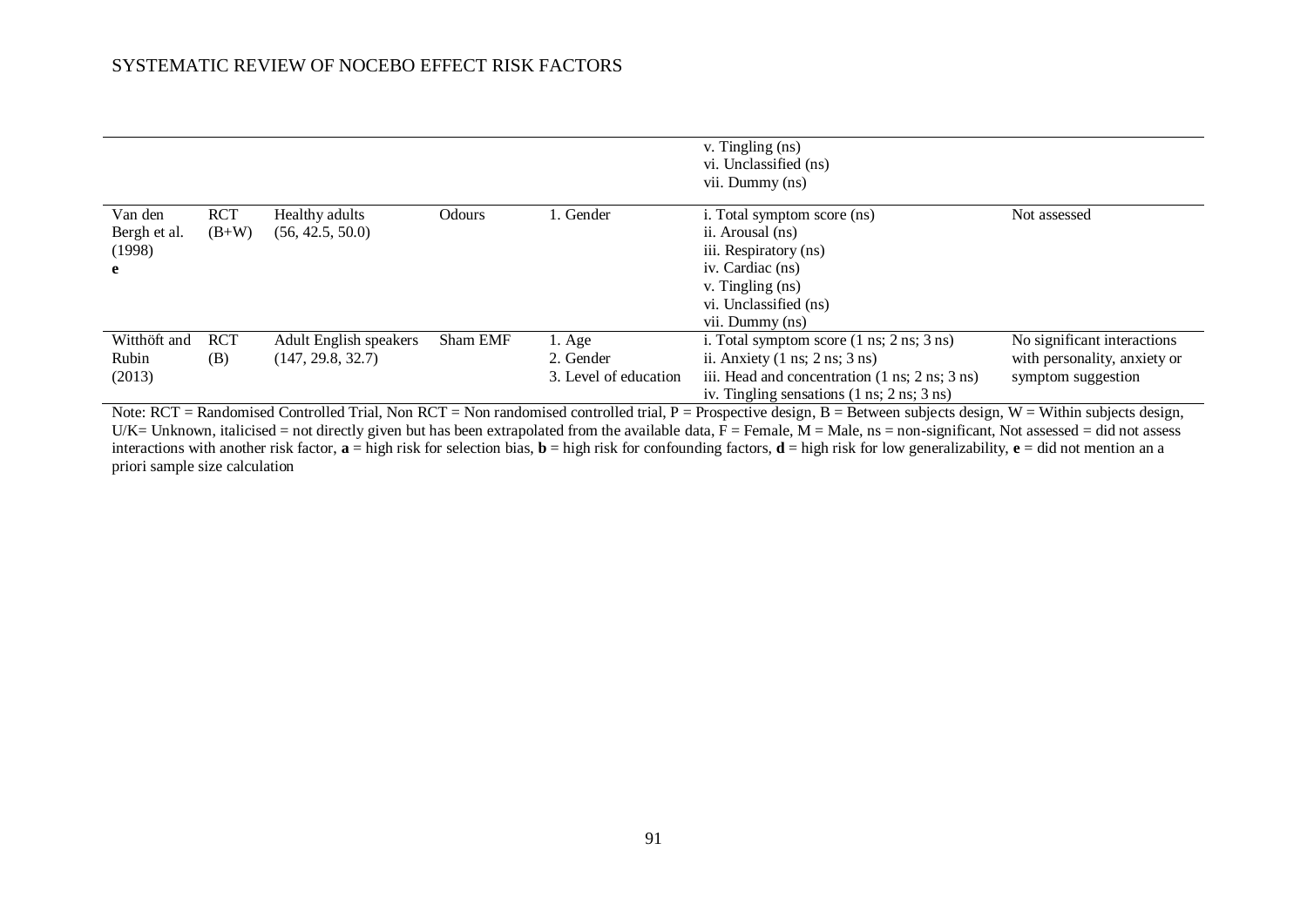|  |  |  |  |  |  |  |
|---|---|---|---|---|---|---|
|  |  |  |  |  | v. Tingling (ns)<br>vi. Unclassified (ns)<br>vii. Dummy (ns) |  |
| Van den Bergh et al. (1998)<br>**e** | RCT (B+W) | Healthy adults (56, 42.5, 50.0) | Odours | 1. Gender | i. Total symptom score (ns)<br>ii. Arousal (ns)<br>iii. Respiratory (ns)<br>iv. Cardiac (ns)<br>v. Tingling (ns)<br>vi. Unclassified (ns)<br>vii. Dummy (ns) | Not assessed |
| Witthöft and Rubin (2013) | RCT (B) | Adult English speakers (147, 29.8, 32.7) | Sham EMF | 1. Age<br>2. Gender<br>3. Level of education | i. Total symptom score (1 ns; 2 ns; 3 ns)<br>ii. Anxiety (1 ns; 2 ns; 3 ns)<br>iii. Head and concentration (1 ns; 2 ns; 3 ns)<br>iv. Tingling sensations (1 ns; 2 ns; 3 ns) | No significant interactions with personality, anxiety or symptom suggestion |

Note: RCT = Randomised Controlled Trial, Non RCT = Non randomised controlled trial, P = Prospective design, B = Between subjects design, W = Within subjects design, U/K= Unknown, italicised = not directly given but has been extrapolated from the available data, F = Female, M = Male, ns = non-significant, Not assessed = did not assess interactions with another risk factor, **a** = high risk for selection bias, **b** = high risk for confounding factors, **d** = high risk for low generalizability, **e** = did not mention an a priori sample size calculation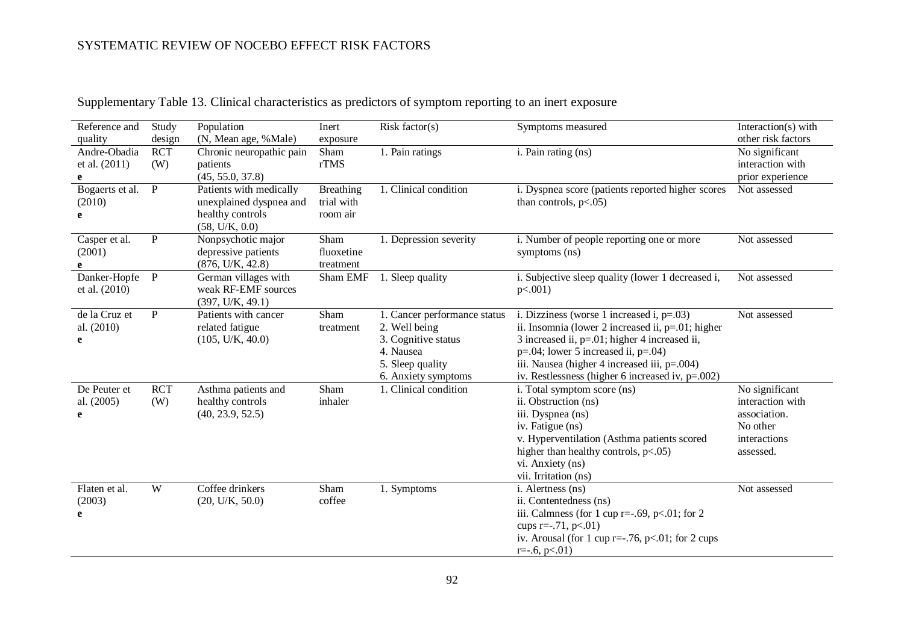Supplementary Table 13. Clinical characteristics as predictors of symptom reporting to an inert exposure

| Reference and quality | Study design | Population (N, Mean age, %Male) | Inert exposure | Risk factor(s) | Symptoms measured | Interaction(s) with other risk factors |
|---|---|---|---|---|---|---|
| Andre-Obadia et al. (2011) **e** | RCT (W) | Chronic neuropathic pain patients (45, 55.0, 37.8) | Sham rTMS | 1. Pain ratings | i. Pain rating (ns) | No significant interaction with prior experience |
| Bogaerts et al. (2010) **e** | P | Patients with medically unexplained dyspnea and healthy controls (58, U/K, 0.0) | Breathing trial with room air | 1. Clinical condition | i. Dyspnea score (patients reported higher scores than controls, $p<.05$) | Not assessed |
| Casper et al. (2001) **e** | P | Nonpsychotic major depressive patients (876, U/K, 42.8) | Sham fluoxetine treatment | 1. Depression severity | i. Number of people reporting one or more symptoms (ns) | Not assessed |
| Danker-Hopfe et al. (2010) | P | German villages with weak RF-EMF sources (397, U/K, 49.1) | Sham EMF | 1. Sleep quality | i. Subjective sleep quality (lower 1 decreased i, $p<.001$) | Not assessed |
| de la Cruz et al. (2010) **e** | P | Patients with cancer related fatigue (105, U/K, 40.0) | Sham treatment | 1. Cancer performance status<br>2. Well being<br>3. Cognitive status<br>4. Nausea<br>5. Sleep quality<br>6. Anxiety symptoms | i. Dizziness (worse 1 increased i, $p=.03$)<br>ii. Insomnia (lower 2 increased ii, $p=.01$; higher 3 increased ii, $p=.01$; higher 4 increased ii, $p=.04$; lower 5 increased ii, $p=.04$)<br>iii. Nausea (higher 4 increased iii, $p=.004$)<br>iv. Restlessness (higher 6 increased iv, $p=.002$) | Not assessed |
| De Peuter et al. (2005) **e** | RCT (W) | Asthma patients and healthy controls (40, 23.9, 52.5) | Sham inhaler | 1. Clinical condition | i. Total symptom score (ns)<br>ii. Obstruction (ns)<br>iii. Dyspnea (ns)<br>iv. Fatigue (ns)<br>v. Hyperventilation (Asthma patients scored higher than healthy controls, $p<.05$)<br>vi. Anxiety (ns)<br>vii. Irritation (ns) | No significant interaction with association. No other interactions assessed. |
| Flaten et al. (2003) **e** | W | Coffee drinkers (20, U/K, 50.0) | Sham coffee | 1. Symptoms | i. Alertness (ns)<br>ii. Contentedness (ns)<br>iii. Calmness (for 1 cup $r=-.69$, $p<.01$; for 2 cups $r=-.71$, $p<.01$)<br>iv. Arousal (for 1 cup $r=-.76$, $p<.01$; for 2 cups $r=-.6$, $p<.01$) | Not assessed |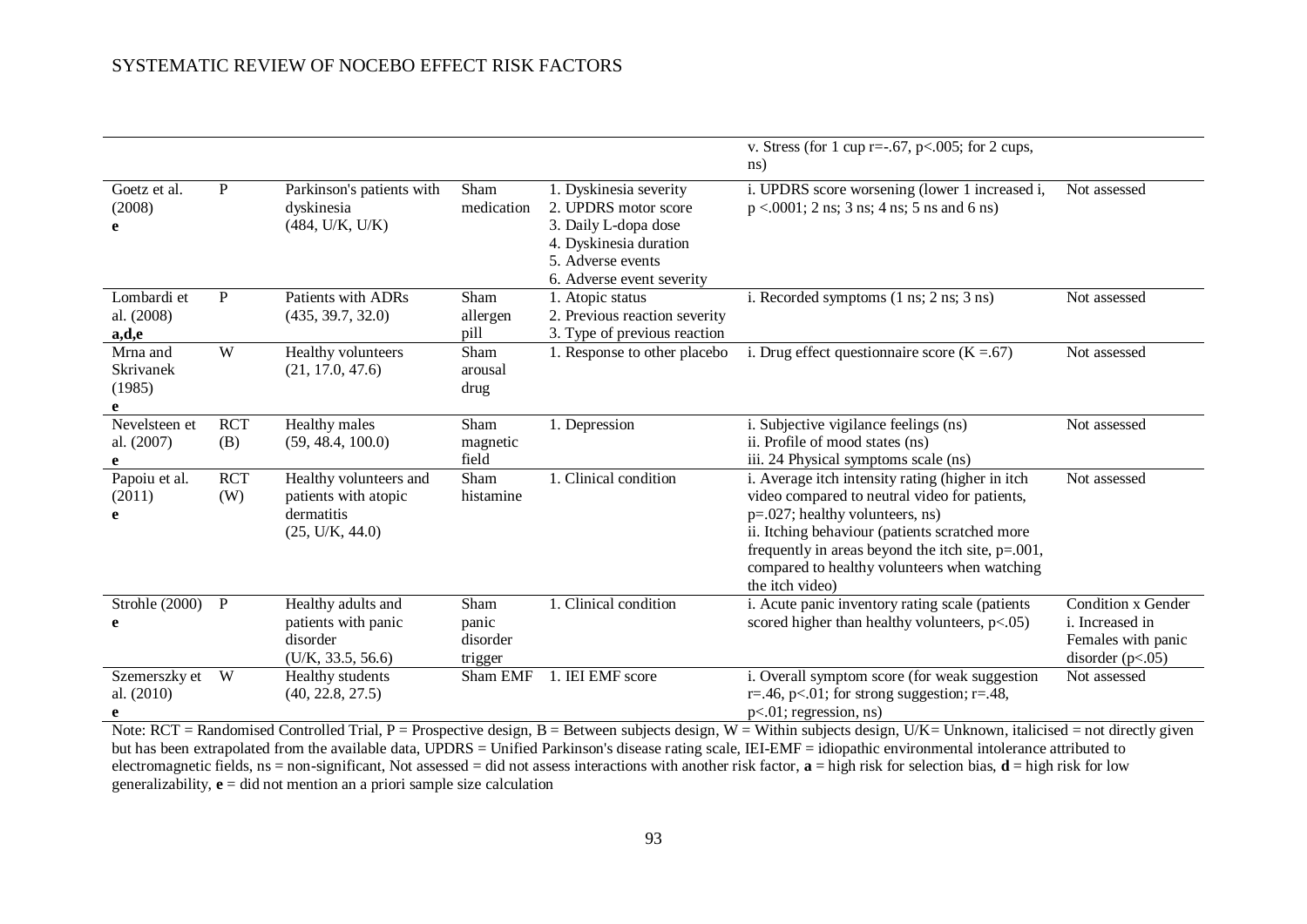| | | | | | | |
|---|---|---|---|---|---|---|
| | | | | | v. Stress (for 1 cup r=-.67, p<.005; for 2 cups, ns) | |
| Goetz et al. (2008) **e** | P | Parkinson's patients with dyskinesia (484, U/K, U/K) | Sham medication | 1. Dyskinesia severity<br>2. UPDRS motor score<br>3. Daily L-dopa dose<br>4. Dyskinesia duration<br>5. Adverse events<br>6. Adverse event severity | i. UPDRS score worsening (lower 1 increased i, p <.0001; 2 ns; 3 ns; 4 ns; 5 ns and 6 ns) | Not assessed |
| Lombardi et al. (2008) **a,d,e** | P | Patients with ADRs (435, 39.7, 32.0) | Sham allergen pill | 1. Atopic status<br>2. Previous reaction severity<br>3. Type of previous reaction | i. Recorded symptoms (1 ns; 2 ns; 3 ns) | Not assessed |
| Mrna and Skrivanek (1985) **e** | W | Healthy volunteers (21, 17.0, 47.6) | Sham arousal drug | 1. Response to other placebo | i. Drug effect questionnaire score (K =.67) | Not assessed |
| Nevelsteen et al. (2007) **e** | RCT (B) | Healthy males (59, 48.4, 100.0) | Sham magnetic field | 1. Depression | i. Subjective vigilance feelings (ns)<br>ii. Profile of mood states (ns)<br>iii. 24 Physical symptoms scale (ns) | Not assessed |
| Papoiu et al. (2011) **e** | RCT (W) | Healthy volunteers and patients with atopic dermatitis (25, U/K, 44.0) | Sham histamine | 1. Clinical condition | i. Average itch intensity rating (higher in itch video compared to neutral video for patients, p=.027; healthy volunteers, ns)<br>ii. Itching behaviour (patients scratched more frequently in areas beyond the itch site, p=.001, compared to healthy volunteers when watching the itch video) | Not assessed |
| Strohle (2000) **e** | P | Healthy adults and patients with panic disorder (U/K, 33.5, 56.6) | Sham panic disorder trigger | 1. Clinical condition | i. Acute panic inventory rating scale (patients scored higher than healthy volunteers, p<.05) | Condition x Gender<br>i. Increased in Females with panic disorder (p<.05) |
| Szemerszky et al. (2010) **e** | W | Healthy students (40, 22.8, 27.5) | Sham EMF | 1. IEI EMF score | i. Overall symptom score (for weak suggestion r=.46, p<.01; for strong suggestion; r=.48, p<.01; regression, ns) | Not assessed |

Note: RCT = Randomised Controlled Trial, P = Prospective design, B = Between subjects design, W = Within subjects design, U/K= Unknown, italicised = not directly given but has been extrapolated from the available data, UPDRS = Unified Parkinson's disease rating scale, IEI-EMF = idiopathic environmental intolerance attributed to electromagnetic fields, ns = non-significant, Not assessed = did not assess interactions with another risk factor, **a** = high risk for selection bias, **d** = high risk for low generalizability, **e** = did not mention an a priori sample size calculation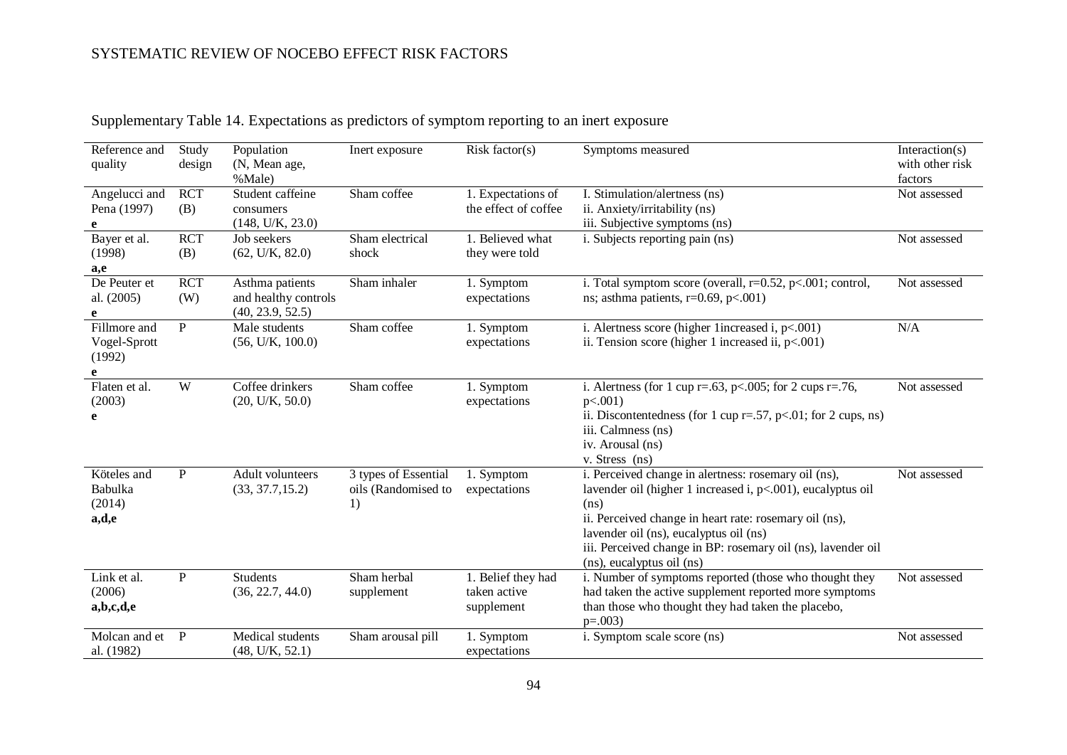Supplementary Table 14. Expectations as predictors of symptom reporting to an inert exposure

| Reference and quality | Study design | Population (N, Mean age, %Male) | Inert exposure | Risk factor(s) | Symptoms measured | Interaction(s) with other risk factors |
|---|---|---|---|---|---|---|
| Angelucci and Pena (1997) **e** | RCT (B) | Student caffeine consumers (148, U/K, 23.0) | Sham coffee | 1. Expectations of the effect of coffee | I. Stimulation/alertness (ns) ii. Anxiety/irritability (ns) iii. Subjective symptoms (ns) | Not assessed |
| Bayer et al. (1998) **a,e** | RCT (B) | Job seekers (62, U/K, 82.0) | Sham electrical shock | 1. Believed what they were told | i. Subjects reporting pain (ns) | Not assessed |
| De Peuter et al. (2005) **e** | RCT (W) | Asthma patients and healthy controls (40, 23.9, 52.5) | Sham inhaler | 1. Symptom expectations | i. Total symptom score (overall, r=0.52, p<.001; control, ns; asthma patients, r=0.69, p<.001) | Not assessed |
| Fillmore and Vogel-Sprott (1992) **e** | P | Male students (56, U/K, 100.0) | Sham coffee | 1. Symptom expectations | i. Alertness score (higher 1increased i, p<.001) ii. Tension score (higher 1 increased ii, p<.001) | N/A |
| Flaten et al. (2003) **e** | W | Coffee drinkers (20, U/K, 50.0) | Sham coffee | 1. Symptom expectations | i. Alertness (for 1 cup r=.63, p<.005; for 2 cups r=.76, p<.001) ii. Discontentedness (for 1 cup r=.57, p<.01; for 2 cups, ns) iii. Calmness (ns) iv. Arousal (ns) v. Stress (ns) | Not assessed |
| Köteles and Babulka (2014) **a,d,e** | P | Adult volunteers (33, 37.7,15.2) | 3 types of Essential oils (Randomised to 1) | 1. Symptom expectations | i. Perceived change in alertness: rosemary oil (ns), lavender oil (higher 1 increased i, p<.001), eucalyptus oil (ns) ii. Perceived change in heart rate: rosemary oil (ns), lavender oil (ns), eucalyptus oil (ns) iii. Perceived change in BP: rosemary oil (ns), lavender oil (ns), eucalyptus oil (ns) | Not assessed |
| Link et al. (2006) **a,b,c,d,e** | P | Students (36, 22.7, 44.0) | Sham herbal supplement | 1. Belief they had taken active supplement | i. Number of symptoms reported (those who thought they had taken the active supplement reported more symptoms than those who thought they had taken the placebo, p=.003) | Not assessed |
| Molcan and et al. (1982) | P | Medical students (48, U/K, 52.1) | Sham arousal pill | 1. Symptom expectations | i. Symptom scale score (ns) | Not assessed |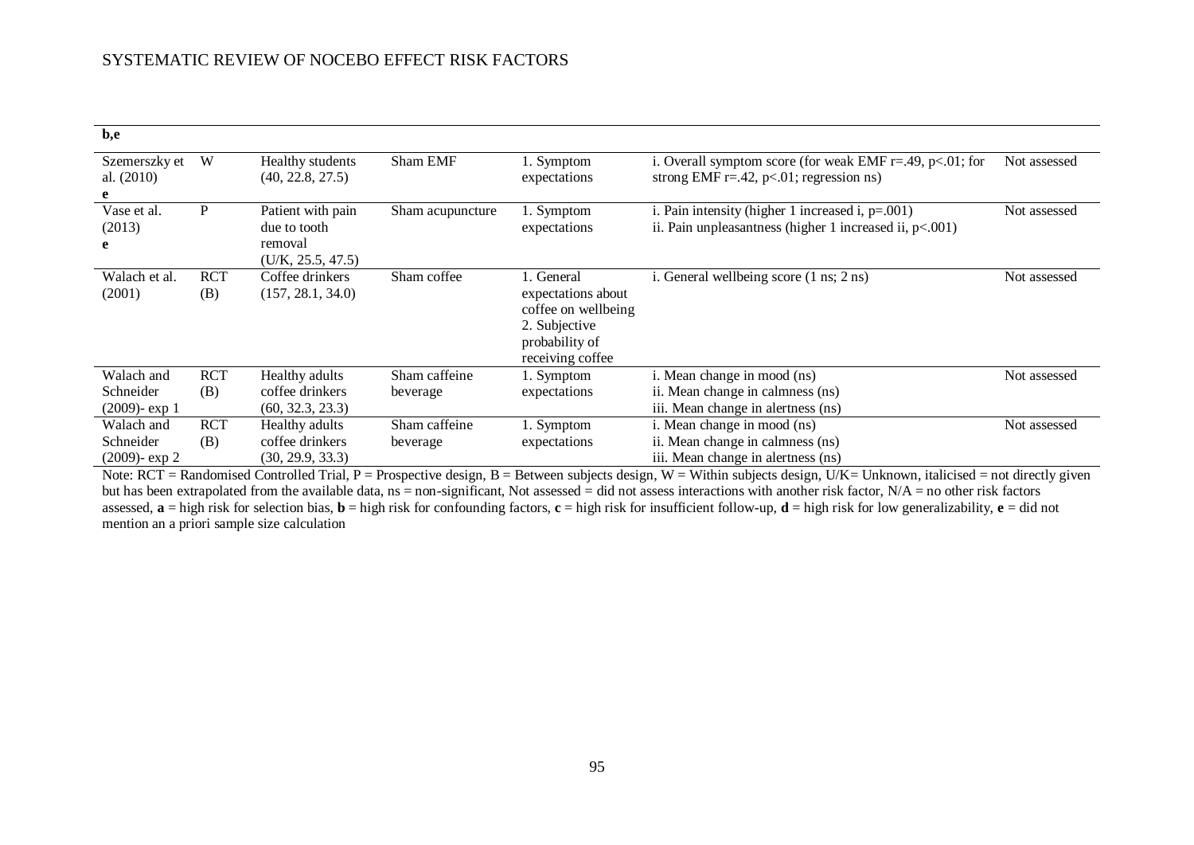| | | | | | | |
|---|---|---|---|---|---|---|
| **b,e** | | | | | | |
| Szemerszky et al. (2010) **e** | W | Healthy students (40, 22.8, 27.5) | Sham EMF | 1. Symptom expectations | i. Overall symptom score (for weak EMF r=.49, p<.01; for strong EMF r=.42, p<.01; regression ns) | Not assessed |
| Vase et al. (2013) **e** | P | Patient with pain due to tooth removal (U/K, 25.5, 47.5) | Sham acupuncture | 1. Symptom expectations | i. Pain intensity (higher 1 increased i, p=.001)<br>ii. Pain unpleasantness (higher 1 increased ii, p<.001) | Not assessed |
| Walach et al. (2001) | RCT (B) | Coffee drinkers (157, 28.1, 34.0) | Sham coffee | 1. General expectations about coffee on wellbeing<br>2. Subjective probability of receiving coffee | i. General wellbeing score (1 ns; 2 ns) | Not assessed |
| Walach and Schneider (2009)- exp 1 | RCT (B) | Healthy adults coffee drinkers (60, 32.3, 23.3) | Sham caffeine beverage | 1. Symptom expectations | i. Mean change in mood (ns)<br>ii. Mean change in calmness (ns)<br>iii. Mean change in alertness (ns) | Not assessed |
| Walach and Schneider (2009)- exp 2 | RCT (B) | Healthy adults coffee drinkers (30, 29.9, 33.3) | Sham caffeine beverage | 1. Symptom expectations | i. Mean change in mood (ns)<br>ii. Mean change in calmness (ns)<br>iii. Mean change in alertness (ns) | Not assessed |

Note: RCT = Randomised Controlled Trial, P = Prospective design, B = Between subjects design, W = Within subjects design, U/K= Unknown, italicised = not directly given but has been extrapolated from the available data, ns = non-significant, Not assessed = did not assess interactions with another risk factor, N/A = no other risk factors assessed, **a** = high risk for selection bias, **b** = high risk for confounding factors, **c** = high risk for insufficient follow-up, **d** = high risk for low generalizability, **e** = did not mention an a priori sample size calculation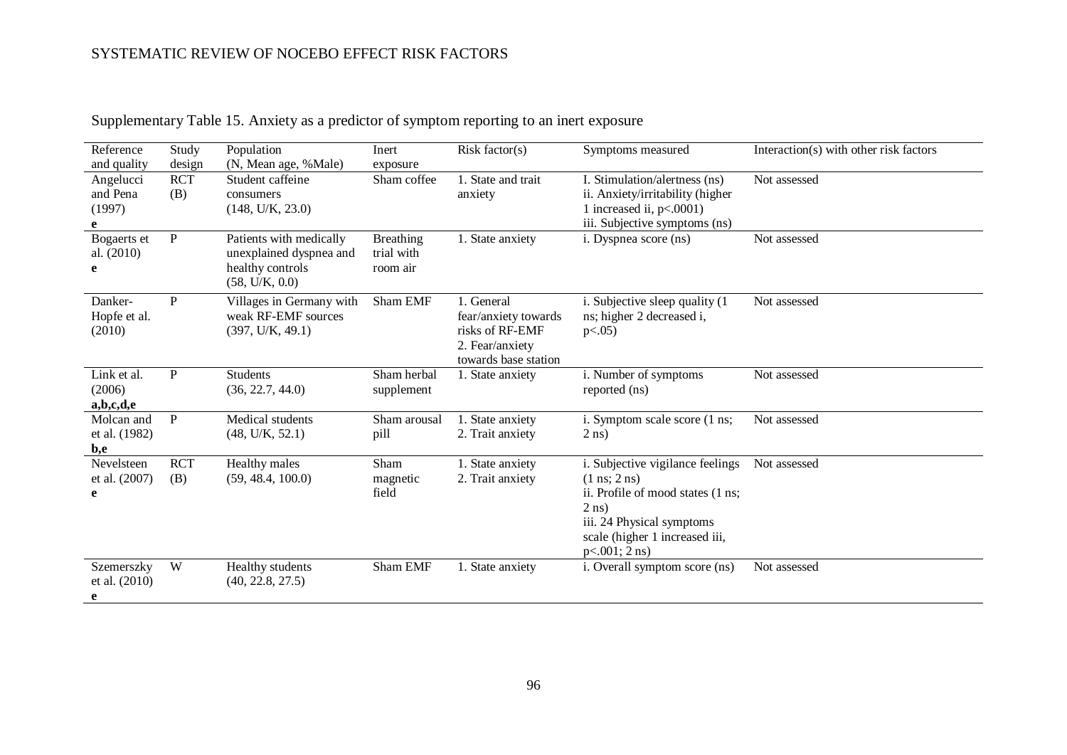Supplementary Table 15. Anxiety as a predictor of symptom reporting to an inert exposure

| Reference and quality | Study design | Population (N, Mean age, %Male) | Inert exposure | Risk factor(s) | Symptoms measured | Interaction(s) with other risk factors |
|---|---|---|---|---|---|---|
| Angelucci and Pena (1997) **e** | RCT (B) | Student caffeine consumers (148, U/K, 23.0) | Sham coffee | 1. State and trait anxiety | I. Stimulation/alertness (ns) ii. Anxiety/irritability (higher 1 increased ii, $p<.0001$) iii. Subjective symptoms (ns) | Not assessed |
| Bogaerts et al. (2010) **e** | P | Patients with medically unexplained dyspnea and healthy controls (58, U/K, 0.0) | Breathing trial with room air | 1. State anxiety | i. Dyspnea score (ns) | Not assessed |
| Danker-Hopfe et al. (2010) | P | Villages in Germany with weak RF-EMF sources (397, U/K, 49.1) | Sham EMF | 1. General fear/anxiety towards risks of RF-EMF 2. Fear/anxiety towards base station | i. Subjective sleep quality (1 ns; higher 2 decreased i, $p<.05$) | Not assessed |
| Link et al. (2006) **a,b,c,d,e** | P | Students (36, 22.7, 44.0) | Sham herbal supplement | 1. State anxiety | i. Number of symptoms reported (ns) | Not assessed |
| Molcan and et al. (1982) **b,e** | P | Medical students (48, U/K, 52.1) | Sham arousal pill | 1. State anxiety 2. Trait anxiety | i. Symptom scale score (1 ns; 2 ns) | Not assessed |
| Nevelsteen et al. (2007) **e** | RCT (B) | Healthy males (59, 48.4, 100.0) | Sham magnetic field | 1. State anxiety 2. Trait anxiety | i. Subjective vigilance feelings (1 ns; 2 ns) ii. Profile of mood states (1 ns; 2 ns) iii. 24 Physical symptoms scale (higher 1 increased iii, $p<.001$; 2 ns) | Not assessed |
| Szemerszky et al. (2010) **e** | W | Healthy students (40, 22.8, 27.5) | Sham EMF | 1. State anxiety | i. Overall symptom score (ns) | Not assessed |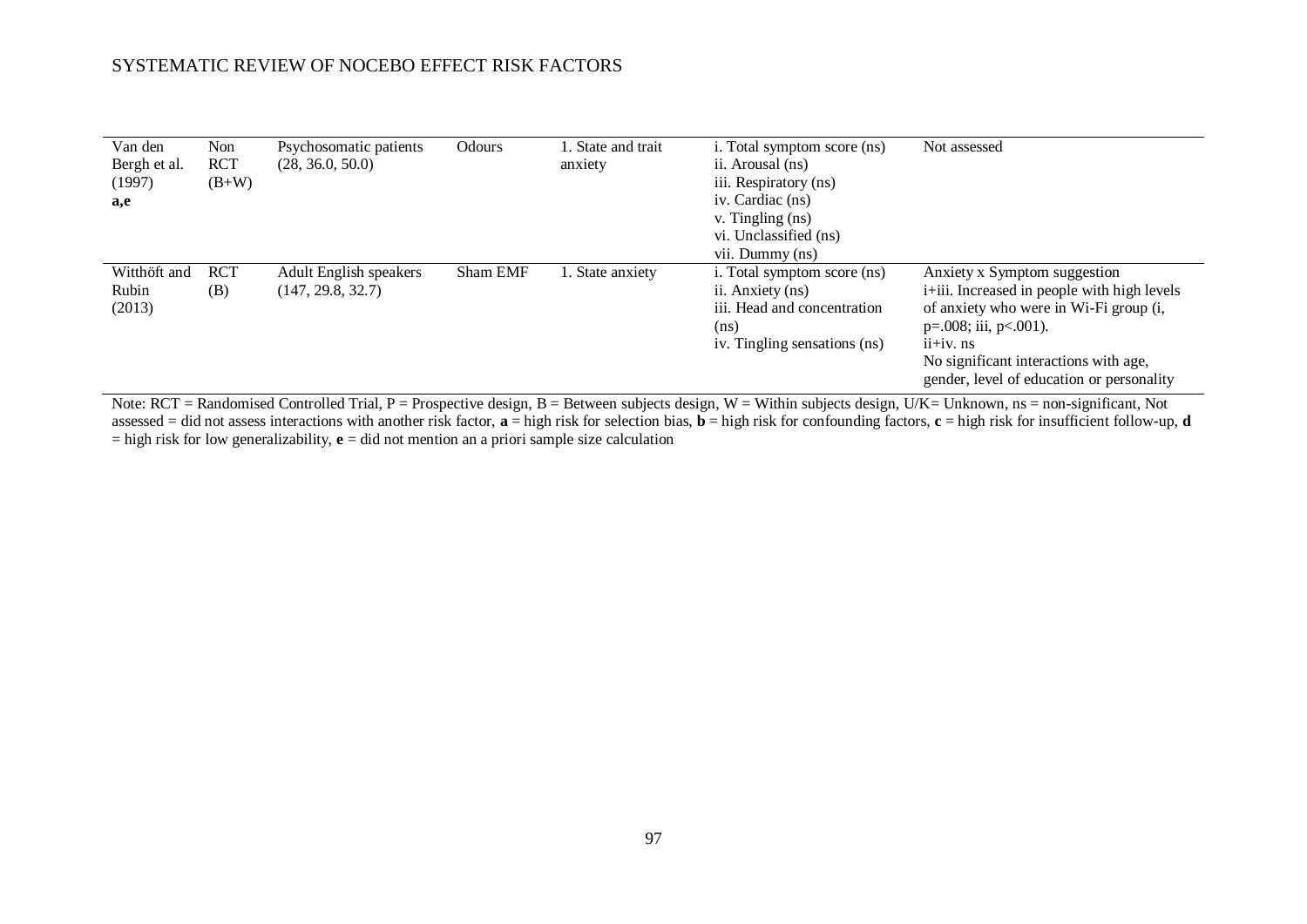| | | | | | | |
|---|---|---|---|---|---|---|
| Van den Bergh et al. (1997) **a,e** | Non RCT (B+W) | Psychosomatic patients (28, 36.0, 50.0) | Odours | 1. State and trait anxiety | i. Total symptom score (ns)<br>ii. Arousal (ns)<br>iii. Respiratory (ns)<br>iv. Cardiac (ns)<br>v. Tingling (ns)<br>vi. Unclassified (ns)<br>vii. Dummy (ns) | Not assessed |
| Witthöft and Rubin (2013) | RCT (B) | Adult English speakers (147, 29.8, 32.7) | Sham EMF | 1. State anxiety | i. Total symptom score (ns)<br>ii. Anxiety (ns)<br>iii. Head and concentration (ns)<br>iv. Tingling sensations (ns) | Anxiety x Symptom suggestion<br>i+iii. Increased in people with high levels of anxiety who were in Wi-Fi group (i, $p=.008$; iii, $p<.001$).<br>ii+iv. ns<br>No significant interactions with age, gender, level of education or personality |

Note: RCT = Randomised Controlled Trial, P = Prospective design, B = Between subjects design, W = Within subjects design, U/K= Unknown, ns = non-significant, Not assessed = did not assess interactions with another risk factor, **a** = high risk for selection bias, **b** = high risk for confounding factors, **c** = high risk for insufficient follow-up, **d** = high risk for low generalizability, **e** = did not mention an a priori sample size calculation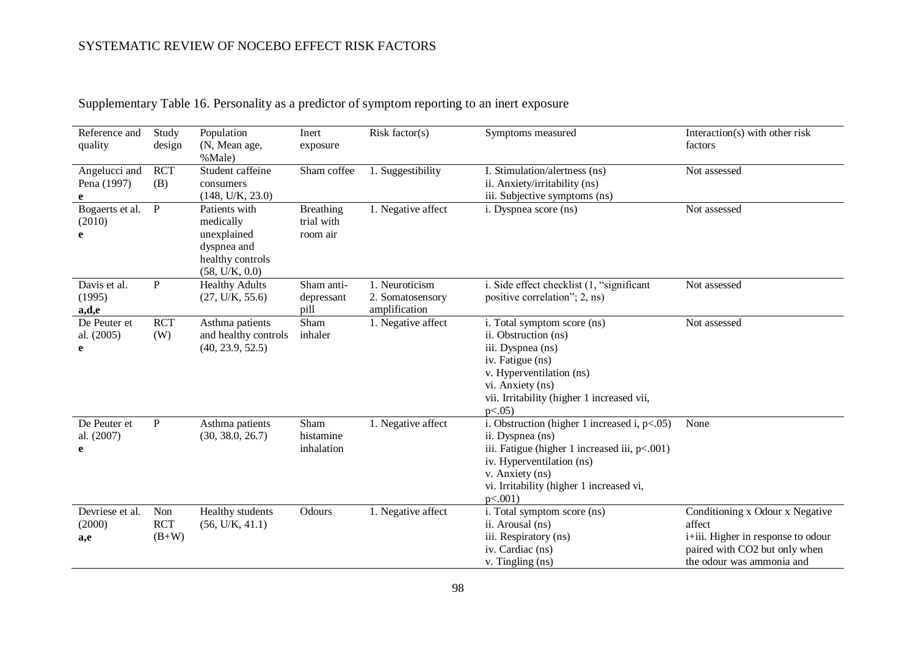Supplementary Table 16. Personality as a predictor of symptom reporting to an inert exposure

| Reference and quality | Study design | Population (N, Mean age, %Male) | Inert exposure | Risk factor(s) | Symptoms measured | Interaction(s) with other risk factors |
|---|---|---|---|---|---|---|
| Angelucci and Pena (1997) **e** | RCT (B) | Student caffeine consumers (148, U/K, 23.0) | Sham coffee | 1. Suggestibility | I. Stimulation/alertness (ns)<br>ii. Anxiety/irritability (ns)<br>iii. Subjective symptoms (ns) | Not assessed |
| Bogaerts et al. (2010) **e** | P | Patients with medically unexplained dyspnea and healthy controls (58, U/K, 0.0) | Breathing trial with room air | 1. Negative affect | i. Dyspnea score (ns) | Not assessed |
| Davis et al. (1995) **a,d,e** | P | Healthy Adults (27, U/K, 55.6) | Sham anti-depressant pill | 1. Neuroticism<br>2. Somatosensory amplification | i. Side effect checklist (1, "significant positive correlation"; 2, ns) | Not assessed |
| De Peuter et al. (2005) **e** | RCT (W) | Asthma patients and healthy controls (40, 23.9, 52.5) | Sham inhaler | 1. Negative affect | i. Total symptom score (ns)<br>ii. Obstruction (ns)<br>iii. Dyspnea (ns)<br>iv. Fatigue (ns)<br>v. Hyperventilation (ns)<br>vi. Anxiety (ns)<br>vii. Irritability (higher 1 increased vii, $p<.05$) | Not assessed |
| De Peuter et al. (2007) **e** | P | Asthma patients (30, 38.0, 26.7) | Sham histamine inhalation | 1. Negative affect | i. Obstruction (higher 1 increased i, $p<.05$)<br>ii. Dyspnea (ns)<br>iii. Fatigue (higher 1 increased iii, $p<.001$)<br>iv. Hyperventilation (ns)<br>v. Anxiety (ns)<br>vi. Irritability (higher 1 increased vi, $p<.001$) | None |
| Devriese et al. (2000) **a,e** | Non RCT (B+W) | Healthy students (56, U/K, 41.1) | Odours | 1. Negative affect | i. Total symptom score (ns)<br>ii. Arousal (ns)<br>iii. Respiratory (ns)<br>iv. Cardiac (ns)<br>v. Tingling (ns) | Conditioning x Odour x Negative affect<br>i+iii. Higher in response to odour paired with $CO_2$ but only when the odour was ammonia and |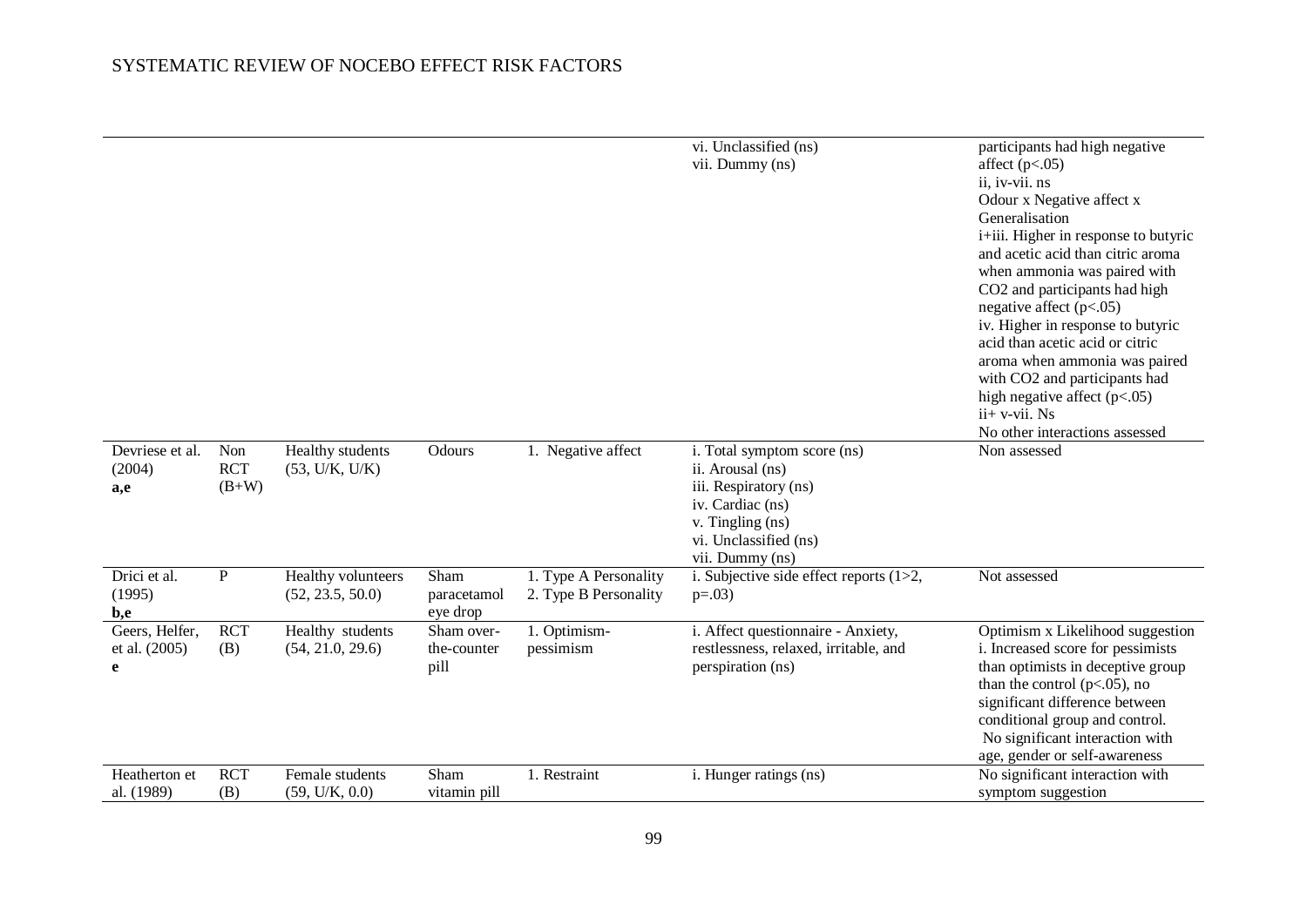|  |  |  |  |  |  |  |
|---|---|---|---|---|---|---|
|  |  |  |  |  | vi. Unclassified (ns)<br>vii. Dummy (ns) | participants had high negative affect ($p<.05$)<br>ii, iv-vii. ns<br>Odour x Negative affect x Generalisation<br>i+iii. Higher in response to butyric and acetic acid than citric aroma when ammonia was paired with $CO_2$ and participants had high negative affect ($p<.05$)<br>iv. Higher in response to butyric acid than acetic acid or citric aroma when ammonia was paired with $CO_2$ and participants had high negative affect ($p<.05$)<br>ii+ v-vii. Ns<br>No other interactions assessed |
| Devriese et al. (2004)<br>**a,e** | Non RCT (B+W) | Healthy students (53, U/K, U/K) | Odours | 1. Negative affect | i. Total symptom score (ns)<br>ii. Arousal (ns)<br>iii. Respiratory (ns)<br>iv. Cardiac (ns)<br>v. Tingling (ns)<br>vi. Unclassified (ns)<br>vii. Dummy (ns) | Non assessed |
| Drici et al. (1995)<br>**b,e** | P | Healthy volunteers (52, 23.5, 50.0) | Sham paracetamol eye drop | 1. Type A Personality<br>2. Type B Personality | i. Subjective side effect reports (1>2, $p=.03$) | Not assessed |
| Geers, Helfer, et al. (2005)<br>**e** | RCT (B) | Healthy students (54, 21.0, 29.6) | Sham over-the-counter pill | 1. Optimism-pessimism | i. Affect questionnaire - Anxiety, restlessness, relaxed, irritable, and perspiration (ns) | Optimism x Likelihood suggestion<br>i. Increased score for pessimists than optimists in deceptive group than the control ($p<.05$), no significant difference between conditional group and control.<br>No significant interaction with age, gender or self-awareness |
| Heatherton et al. (1989) | RCT (B) | Female students (59, U/K, 0.0) | Sham vitamin pill | 1. Restraint | i. Hunger ratings (ns) | No significant interaction with symptom suggestion |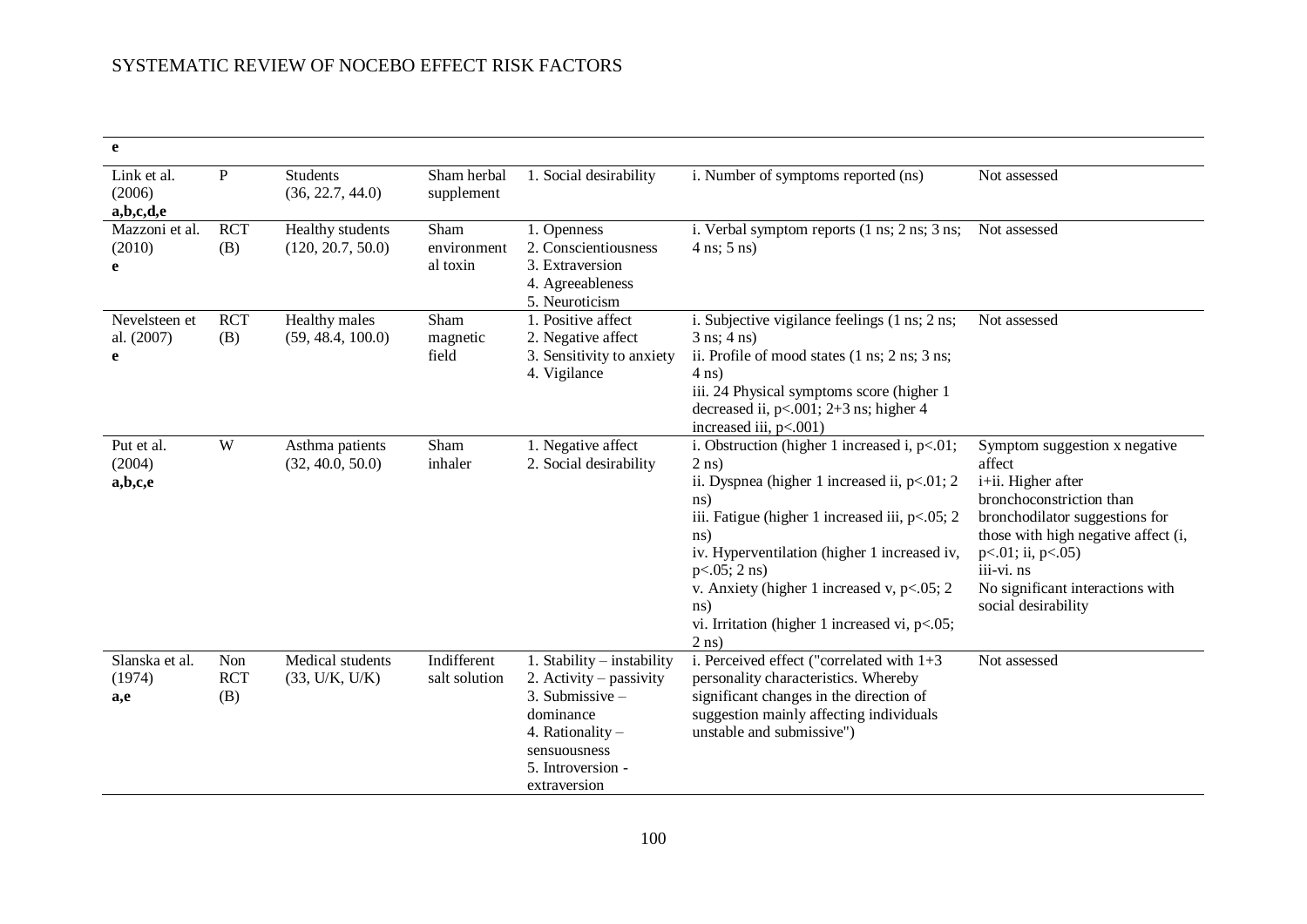| | | | | | | |
|---|---|---|---|---|---|---|
| e | | | | | | |
| Link et al. (2006) **a,b,c,d,e** | P | Students (36, 22.7, 44.0) | Sham herbal supplement | 1. Social desirability | i. Number of symptoms reported (ns) | Not assessed |
| Mazzoni et al. (2010) **e** | RCT (B) | Healthy students (120, 20.7, 50.0) | Sham environmental toxin | 1. Openness<br>2. Conscientiousness<br>3. Extraversion<br>4. Agreeableness<br>5. Neuroticism | i. Verbal symptom reports (1 ns; 2 ns; 3 ns; 4 ns; 5 ns) | Not assessed |
| Nevelsteen et al. (2007) **e** | RCT (B) | Healthy males (59, 48.4, 100.0) | Sham magnetic field | 1. Positive affect<br>2. Negative affect<br>3. Sensitivity to anxiety<br>4. Vigilance | i. Subjective vigilance feelings (1 ns; 2 ns; 3 ns; 4 ns)<br>ii. Profile of mood states (1 ns; 2 ns; 3 ns; 4 ns)<br>iii. 24 Physical symptoms score (higher 1 decreased ii, $p<.001$; 2+3 ns; higher 4 increased iii, $p<.001$) | Not assessed |
| Put et al. (2004) **a,b,c,e** | W | Asthma patients (32, 40.0, 50.0) | Sham inhaler | 1. Negative affect<br>2. Social desirability | i. Obstruction (higher 1 increased i, $p<.01$; 2 ns)<br>ii. Dyspnea (higher 1 increased ii, $p<.01$; 2 ns)<br>iii. Fatigue (higher 1 increased iii, $p<.05$; 2 ns)<br>iv. Hyperventilation (higher 1 increased iv, $p<.05$; 2 ns)<br>v. Anxiety (higher 1 increased v, $p<.05$; 2 ns)<br>vi. Irritation (higher 1 increased vi, $p<.05$; 2 ns) | Symptom suggestion x negative affect<br>i+ii. Higher after bronchoconstriction than bronchodilator suggestions for those with high negative affect (i, $p<.01$; ii, $p<.05$)<br>iii-vi. ns<br>No significant interactions with social desirability |
| Slanska et al. (1974) **a,e** | Non RCT (B) | Medical students (33, U/K, U/K) | Indifferent salt solution | 1. Stability – instability<br>2. Activity – passivity<br>3. Submissive – dominance<br>4. Rationality – sensuousness<br>5. Introversion - extraversion | i. Perceived effect ("correlated with 1+3 personality characteristics. Whereby significant changes in the direction of suggestion mainly affecting individuals unstable and submissive") | Not assessed |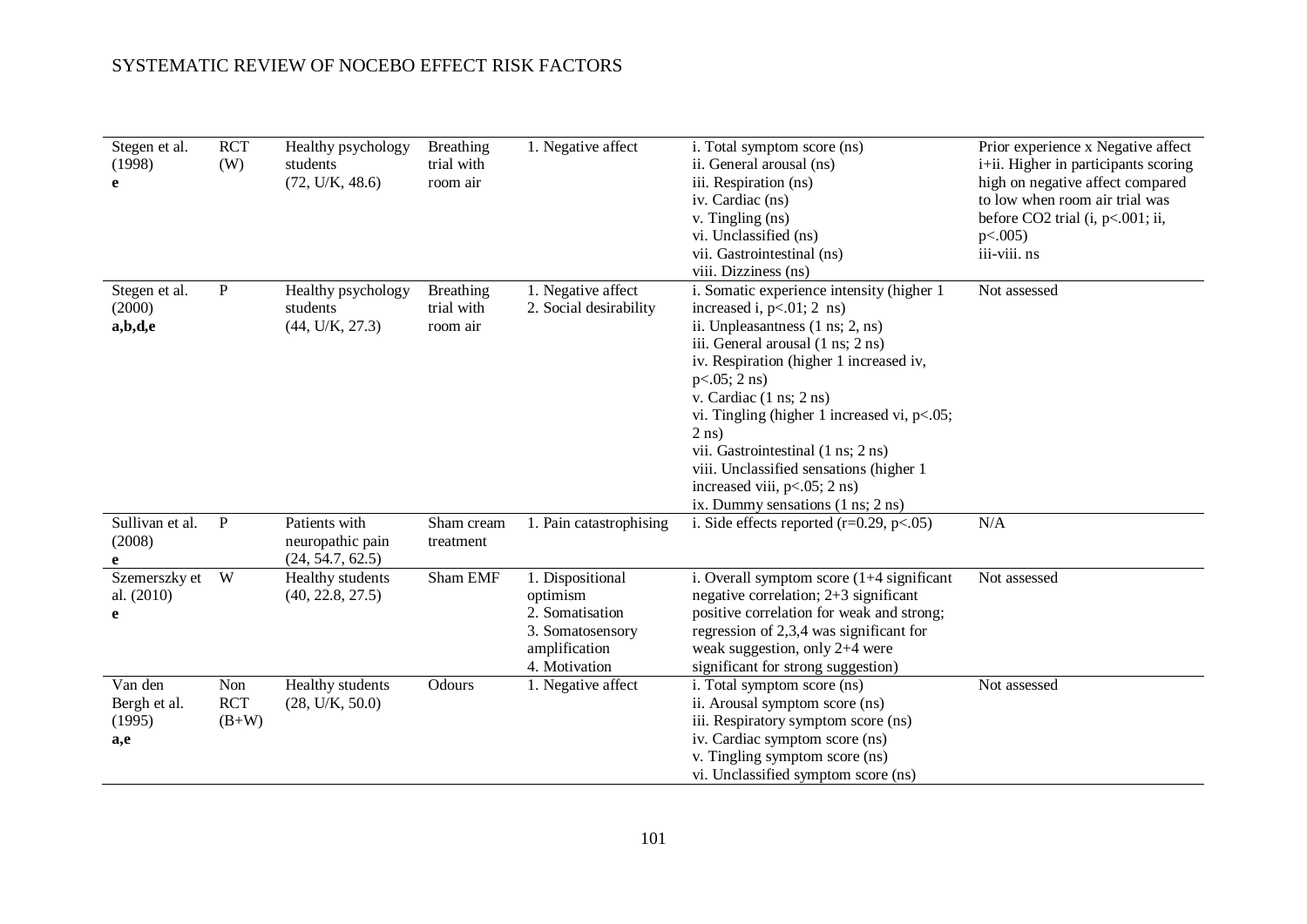| | | | | | | |
|---|---|---|---|---|---|---|
| Stegen et al. (1998) **e** | RCT (W) | Healthy psychology students (72, U/K, 48.6) | Breathing trial with room air | 1. Negative affect | i. Total symptom score (ns)<br>ii. General arousal (ns)<br>iii. Respiration (ns)<br>iv. Cardiac (ns)<br>v. Tingling (ns)<br>vi. Unclassified (ns)<br>vii. Gastrointestinal (ns)<br>viii. Dizziness (ns) | Prior experience x Negative affect<br>i+ii. Higher in participants scoring high on negative affect compared to low when room air trial was before $CO_2$ trial (i, $p<.001$; ii, $p<.005$)<br>iii-viii. ns |
| Stegen et al. (2000) **a,b,d,e** | P | Healthy psychology students (44, U/K, 27.3) | Breathing trial with room air | 1. Negative affect<br>2. Social desirability | i. Somatic experience intensity (higher 1 increased i, $p<.01$; 2 ns)<br>ii. Unpleasantness (1 ns; 2, ns)<br>iii. General arousal (1 ns; 2 ns)<br>iv. Respiration (higher 1 increased iv, $p<.05$; 2 ns)<br>v. Cardiac (1 ns; 2 ns)<br>vi. Tingling (higher 1 increased vi, $p<.05$; 2 ns)<br>vii. Gastrointestinal (1 ns; 2 ns)<br>viii. Unclassified sensations (higher 1 increased viii, $p<.05$; 2 ns)<br>ix. Dummy sensations (1 ns; 2 ns) | Not assessed |
| Sullivan et al. (2008) **e** | P | Patients with neuropathic pain (24, 54.7, 62.5) | Sham cream treatment | 1. Pain catastrophising | i. Side effects reported ($r=0.29$, $p<.05$) | N/A |
| Szemerszky et al. (2010) **e** | W | Healthy students (40, 22.8, 27.5) | Sham EMF | 1. Dispositional optimism<br>2. Somatisation<br>3. Somatosensory amplification<br>4. Motivation | i. Overall symptom score (1+4 significant negative correlation; 2+3 significant positive correlation for weak and strong; regression of 2,3,4 was significant for weak suggestion, only 2+4 were significant for strong suggestion) | Not assessed |
| Van den Bergh et al. (1995) **a,e** | Non RCT (B+W) | Healthy students (28, U/K, 50.0) | Odours | 1. Negative affect | i. Total symptom score (ns)<br>ii. Arousal symptom score (ns)<br>iii. Respiratory symptom score (ns)<br>iv. Cardiac symptom score (ns)<br>v. Tingling symptom score (ns)<br>vi. Unclassified symptom score (ns) | Not assessed |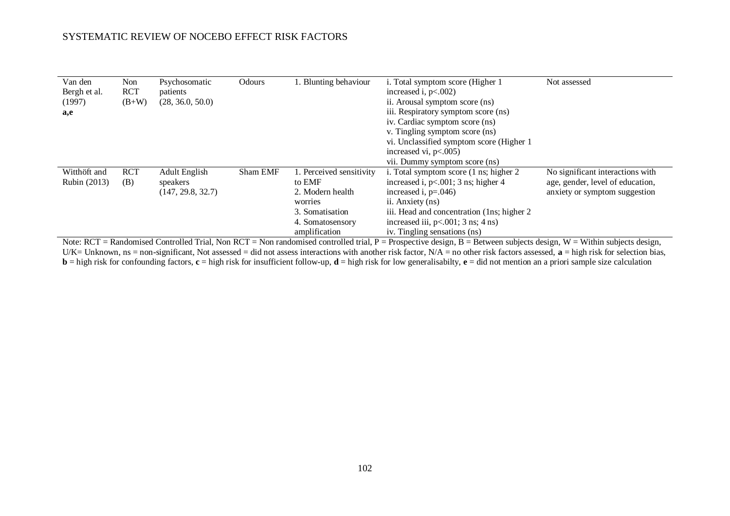| | | | | | | |
|---|---|---|---|---|---|---|
| Van den Bergh et al. (1997) **a,e** | Non RCT (B+W) | Psychosomatic patients (28, 36.0, 50.0) | Odours | 1. Blunting behaviour | i. Total symptom score (Higher 1 increased i, $p<.002$)<br>ii. Arousal symptom score (ns)<br>iii. Respiratory symptom score (ns)<br>iv. Cardiac symptom score (ns)<br>v. Tingling symptom score (ns)<br>vi. Unclassified symptom score (Higher 1 increased vi, $p<.005$)<br>vii. Dummy symptom score (ns) | Not assessed |
| Witthöft and Rubin (2013) | RCT (B) | Adult English speakers (147, 29.8, 32.7) | Sham EMF | 1. Perceived sensitivity to EMF<br>2. Modern health worries<br>3. Somatisation<br>4. Somatosensory amplification | i. Total symptom score (1 ns; higher 2 increased i, $p<.001$; 3 ns; higher 4 increased i, $p=.046$)<br>ii. Anxiety (ns)<br>iii. Head and concentration (1ns; higher 2 increased iii, $p<.001$; 3 ns; 4 ns)<br>iv. Tingling sensations (ns) | No significant interactions with age, gender, level of education, anxiety or symptom suggestion |

Note: RCT = Randomised Controlled Trial, Non RCT = Non randomised controlled trial, P = Prospective design, B = Between subjects design, W = Within subjects design, U/K= Unknown, ns = non-significant, Not assessed = did not assess interactions with another risk factor, N/A = no other risk factors assessed, **a** = high risk for selection bias, **b** = high risk for confounding factors, **c** = high risk for insufficient follow-up, **d** = high risk for low generalisabilty, **e** = did not mention an a priori sample size calculation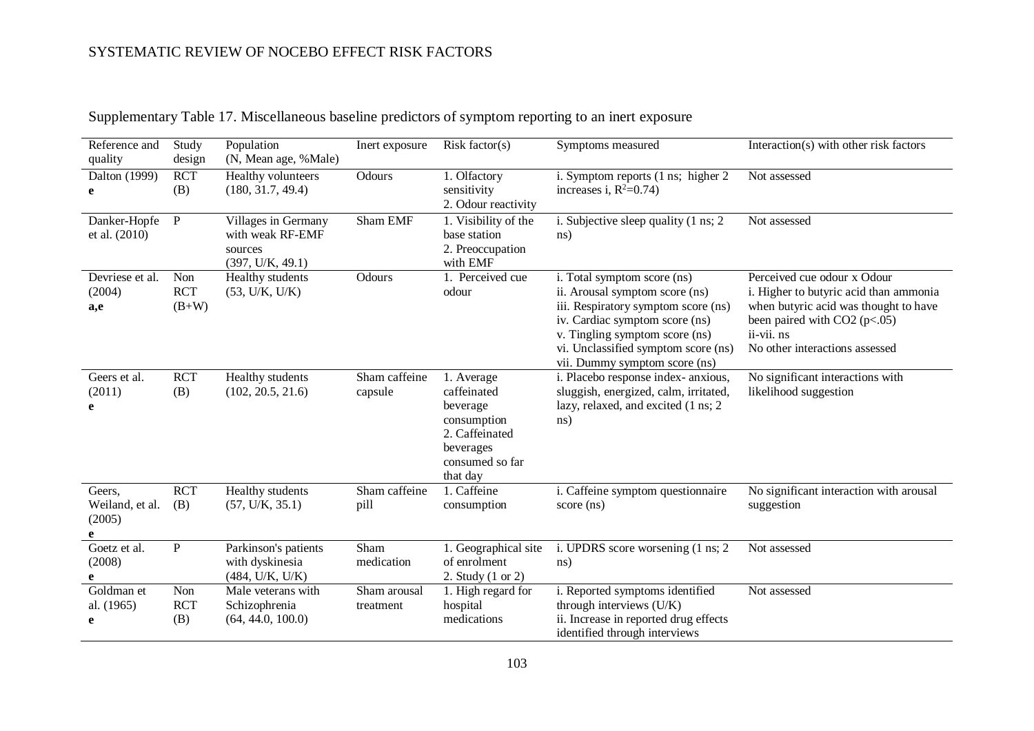Supplementary Table 17. Miscellaneous baseline predictors of symptom reporting to an inert exposure

| Reference and quality | Study design | Population (N, Mean age, %Male) | Inert exposure | Risk factor(s) | Symptoms measured | Interaction(s) with other risk factors |
|---|---|---|---|---|---|---|
| Dalton (1999) **e** | RCT (B) | Healthy volunteers (180, 31.7, 49.4) | Odours | 1. Olfactory sensitivity 2. Odour reactivity | i. Symptom reports (1 ns; higher 2 increases i, $R^2$=0.74) | Not assessed |
| Danker-Hopfe et al. (2010) | P | Villages in Germany with weak RF-EMF sources (397, U/K, 49.1) | Sham EMF | 1. Visibility of the base station 2. Preoccupation with EMF | i. Subjective sleep quality (1 ns; 2 ns) | Not assessed |
| Devriese et al. (2004) **a,e** | Non RCT (B+W) | Healthy students (53, U/K, U/K) | Odours | 1. Perceived cue odour | i. Total symptom score (ns) ii. Arousal symptom score (ns) iii. Respiratory symptom score (ns) iv. Cardiac symptom score (ns) v. Tingling symptom score (ns) vi. Unclassified symptom score (ns) vii. Dummy symptom score (ns) | Perceived cue odour x Odour i. Higher to butyric acid than ammonia when butyric acid was thought to have been paired with $CO_2$ ($p<.05$) ii-vii. ns No other interactions assessed |
| Geers et al. (2011) **e** | RCT (B) | Healthy students (102, 20.5, 21.6) | Sham caffeine capsule | 1. Average caffeinated beverage consumption 2. Caffeinated beverages consumed so far that day | i. Placebo response index- anxious, sluggish, energized, calm, irritated, lazy, relaxed, and excited (1 ns; 2 ns) | No significant interactions with likelihood suggestion |
| Geers, Weiland, et al. (2005) **e** | RCT (B) | Healthy students (57, U/K, 35.1) | Sham caffeine pill | 1. Caffeine consumption | i. Caffeine symptom questionnaire score (ns) | No significant interaction with arousal suggestion |
| Goetz et al. (2008) **e** | P | Parkinson's patients with dyskinesia (484, U/K, U/K) | Sham medication | 1. Geographical site of enrolment 2. Study (1 or 2) | i. UPDRS score worsening (1 ns; 2 ns) | Not assessed |
| Goldman et al. (1965) **e** | Non RCT (B) | Male veterans with Schizophrenia (64, 44.0, 100.0) | Sham arousal treatment | 1. High regard for hospital medications | i. Reported symptoms identified through interviews (U/K) ii. Increase in reported drug effects identified through interviews | Not assessed |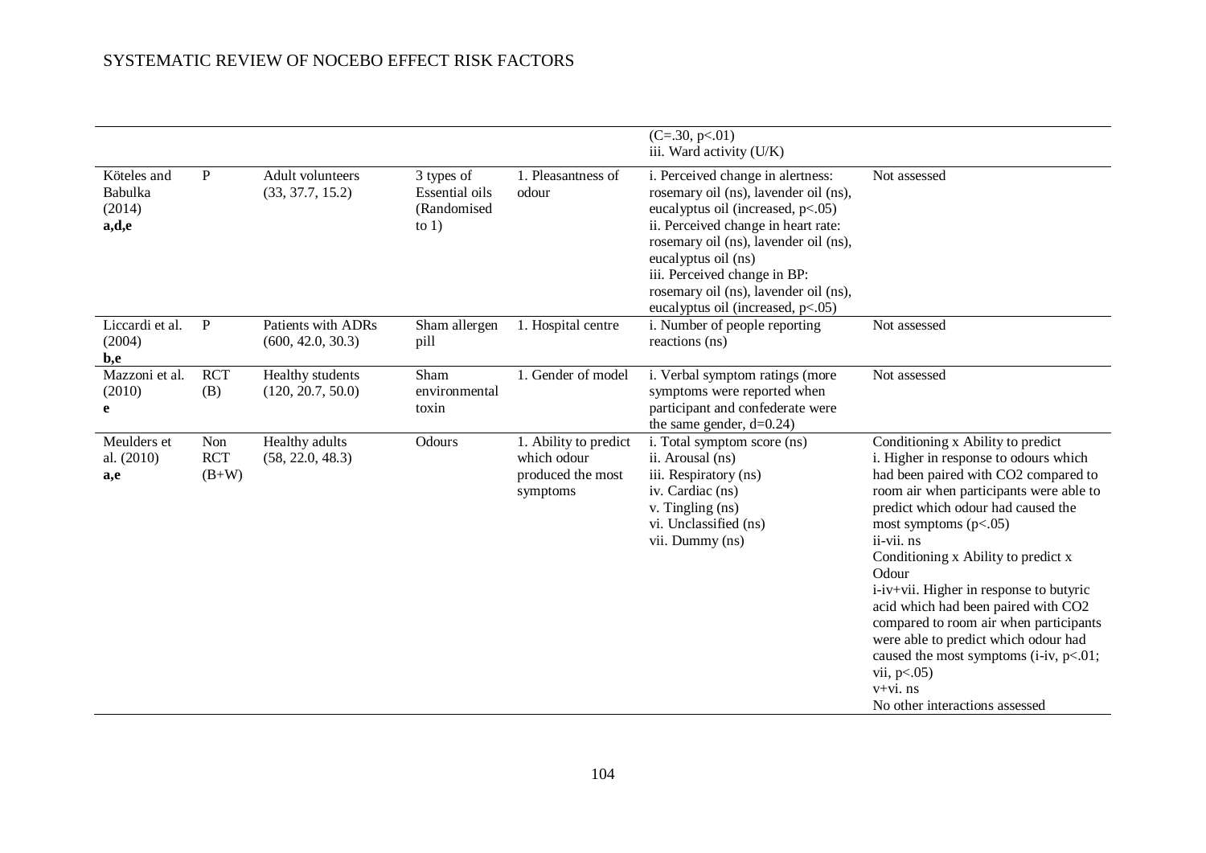| | | | | | | |
|---|---|---|---|---|---|---|
| | | | | | ($C=.30$, $p<.01$)<br>iii. Ward activity (U/K) | |
| Köteles and Babulka (2014)<br>**a,d,e** | P | Adult volunteers (33, 37.7, 15.2) | 3 types of Essential oils (Randomised to 1) | 1. Pleasantness of odour | i. Perceived change in alertness: rosemary oil (ns), lavender oil (ns), eucalyptus oil (increased, $p<.05$)<br>ii. Perceived change in heart rate: rosemary oil (ns), lavender oil (ns), eucalyptus oil (ns)<br>iii. Perceived change in BP: rosemary oil (ns), lavender oil (ns), eucalyptus oil (increased, $p<.05$) | Not assessed |
| Liccardi et al. (2004)<br>**b,e** | P | Patients with ADRs (600, 42.0, 30.3) | Sham allergen pill | 1. Hospital centre | i. Number of people reporting reactions (ns) | Not assessed |
| Mazzoni et al. (2010)<br>**e** | RCT (B) | Healthy students (120, 20.7, 50.0) | Sham environmental toxin | 1. Gender of model | i. Verbal symptom ratings (more symptoms were reported when participant and confederate were the same gender, $d=0.24$) | Not assessed |
| Meulders et al. (2010)<br>**a,e** | Non RCT (B+W) | Healthy adults (58, 22.0, 48.3) | Odours | 1. Ability to predict which odour produced the most symptoms | i. Total symptom score (ns)<br>ii. Arousal (ns)<br>iii. Respiratory (ns)<br>iv. Cardiac (ns)<br>v. Tingling (ns)<br>vi. Unclassified (ns)<br>vii. Dummy (ns) | Conditioning x Ability to predict<br>i. Higher in response to odours which had been paired with $CO_2$ compared to room air when participants were able to predict which odour had caused the most symptoms ($p<.05$)<br>ii-vii. ns<br>Conditioning x Ability to predict x Odour<br>i-iv+vii. Higher in response to butyric acid which had been paired with $CO_2$ compared to room air when participants were able to predict which odour had caused the most symptoms (i-iv, $p<.01$; vii, $p<.05$)<br>v+vi. ns<br>No other interactions assessed |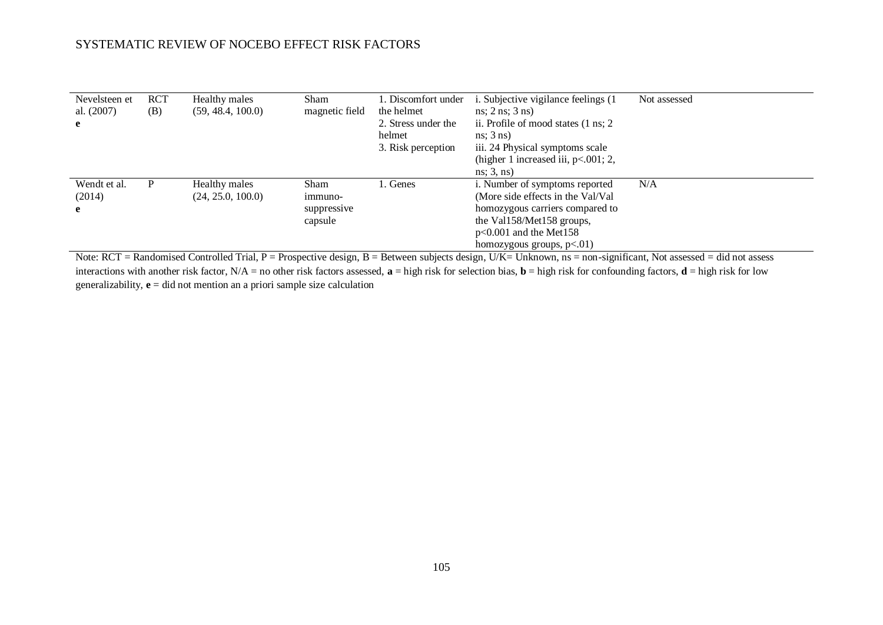| | | | | | | |
|---|---|---|---|---|---|---|
| Nevelsteen et al. (2007) **e** | RCT (B) | Healthy males (59, 48.4, 100.0) | Sham magnetic field | 1. Discomfort under the helmet 2. Stress under the helmet 3. Risk perception | i. Subjective vigilance feelings (1 ns; 2 ns; 3 ns) ii. Profile of mood states (1 ns; 2 ns; 3 ns) iii. 24 Physical symptoms scale (higher 1 increased iii, $p<.001$; 2, ns; 3, ns) | Not assessed |
| Wendt et al. (2014) **e** | P | Healthy males (24, 25.0, 100.0) | Sham immuno-suppressive capsule | 1. Genes | i. Number of symptoms reported (More side effects in the Val/Val homozygous carriers compared to the Val158/Met158 groups, $p<0.001$ and the Met158 homozygous groups, $p<.01$) | N/A |

Note: RCT = Randomised Controlled Trial, P = Prospective design, B = Between subjects design, U/K= Unknown, ns = non-significant, Not assessed = did not assess interactions with another risk factor, N/A = no other risk factors assessed, **a** = high risk for selection bias, **b** = high risk for confounding factors, **d** = high risk for low generalizability, **e** = did not mention an a priori sample size calculation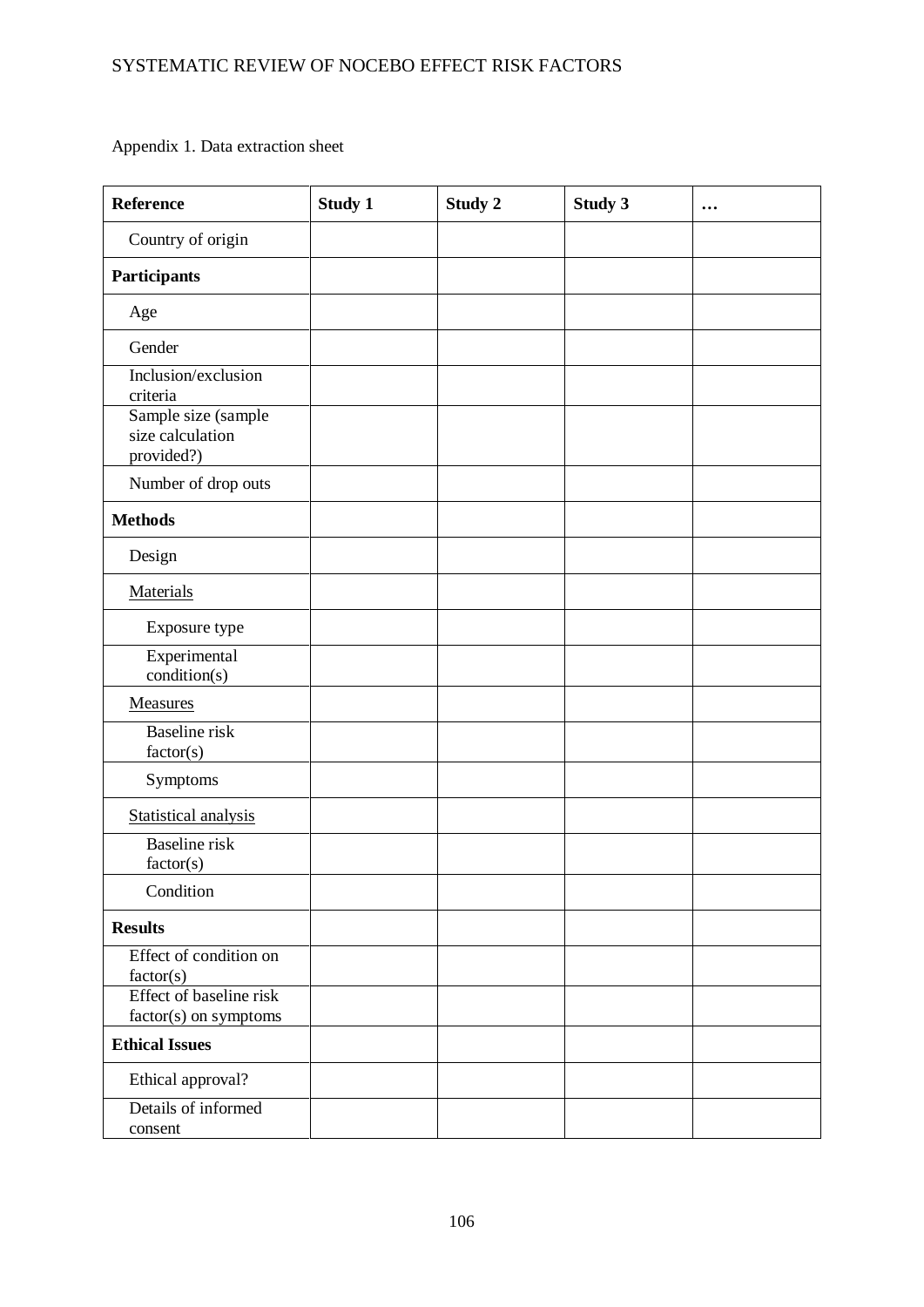Appendix 1. Data extraction sheet

| **Reference** | **Study 1** | **Study 2** | **Study 3** | **…** |
|---|---|---|---|---|
| Country of origin | | | | |
| **Participants** | | | | |
| Age | | | | |
| Gender | | | | |
| Inclusion/exclusion criteria | | | | |
| Sample size (sample size calculation provided?) | | | | |
| Number of drop outs | | | | |
| **Methods** | | | | |
| Design | | | | |
| Materials | | | | |
| Exposure type | | | | |
| Experimental condition(s) | | | | |
| Measures | | | | |
| Baseline risk factor(s) | | | | |
| Symptoms | | | | |
| Statistical analysis | | | | |
| Baseline risk factor(s) | | | | |
| Condition | | | | |
| **Results** | | | | |
| Effect of condition on factor(s) | | | | |
| Effect of baseline risk factor(s) on symptoms | | | | |
| **Ethical Issues** | | | | |
| Ethical approval? | | | | |
| Details of informed consent | | | | |